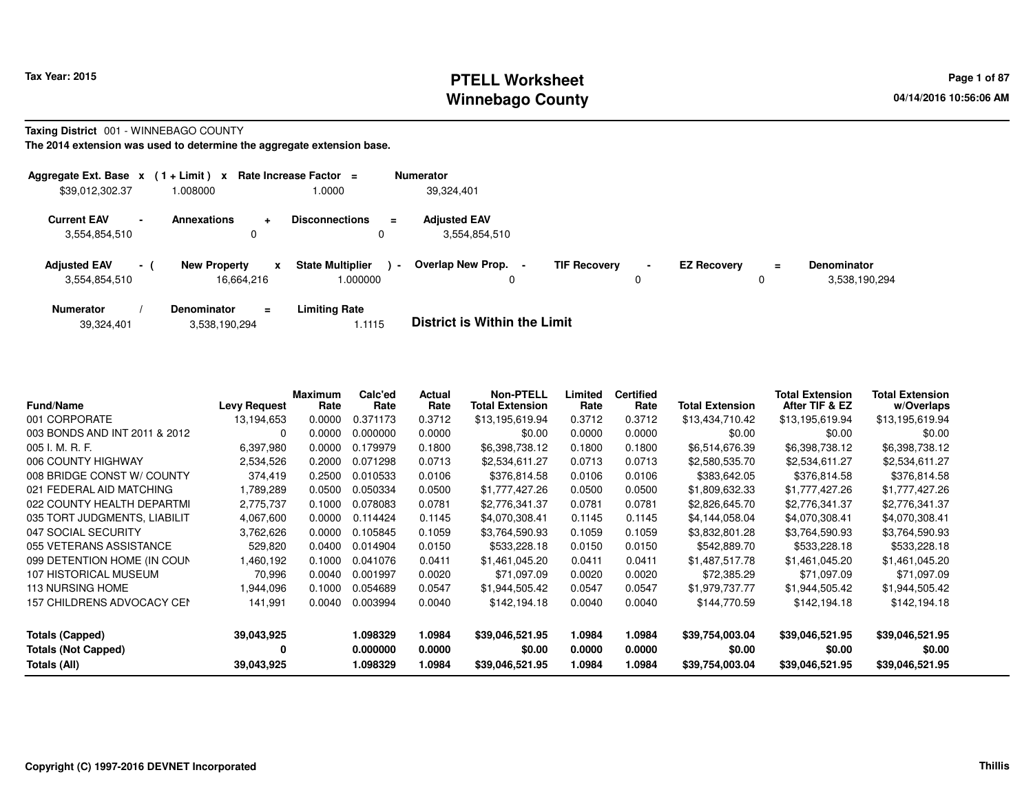# PTELL Worksheet
# Winnebago County

Tax Year: 2015

04/14/2016 10:56:06 AM

**Taxing District** 001 - WINNEBAGO COUNTY

**The 2014 extension was used to determine the aggregate extension base.**

| Aggregate Ext. Base x | (1 + Limit) x | Rate Increase Factor = | Numerator |
|---|---|---|---|
| $39,012,302.37 | 1.008000 | 1.0000 | 39,324,401 |

| Current EAV - | Annexations + | Disconnections = | Adjusted EAV |
|---|---|---|---|
| 3,554,854,510 | 0 | 0 | 3,554,854,510 |

| Adjusted EAV - ( | New Property x | State Multiplier ) - | Overlap New Prop. - | TIF Recovery - | EZ Recovery = | Denominator |
|---|---|---|---|---|---|---|
| 3,554,854,510 | 16,664,216 | 1.000000 | 0 | 0 | 0 | 3,538,190,294 |

| Numerator / | Denominator = | Limiting Rate |
|---|---|---|
| 39,324,401 | 3,538,190,294 | 1.1115 |

**District is Within the Limit**

| Fund/Name | Levy Request | Maximum Rate | Calc'ed Rate | Actual Rate | Non-PTELL Total Extension | Limited Rate | Certified Rate | Total Extension | Total Extension After TIF & EZ | Total Extension w/Overlaps |
|---|---|---|---|---|---|---|---|---|---|---|
| 001 CORPORATE | 13,194,653 | 0.0000 | 0.371173 | 0.3712 | $13,195,619.94 | 0.3712 | 0.3712 | $13,434,710.42 | $13,195,619.94 | $13,195,619.94 |
| 003 BONDS AND INT 2011 & 2012 | 0 | 0.0000 | 0.000000 | 0.0000 | $0.00 | 0.0000 | 0.0000 | $0.00 | $0.00 | $0.00 |
| 005 I. M. R. F. | 6,397,980 | 0.0000 | 0.179979 | 0.1800 | $6,398,738.12 | 0.1800 | 0.1800 | $6,514,676.39 | $6,398,738.12 | $6,398,738.12 |
| 006 COUNTY HIGHWAY | 2,534,526 | 0.2000 | 0.071298 | 0.0713 | $2,534,611.27 | 0.0713 | 0.0713 | $2,580,535.70 | $2,534,611.27 | $2,534,611.27 |
| 008 BRIDGE CONST W/ COUNTY | 374,419 | 0.2500 | 0.010533 | 0.0106 | $376,814.58 | 0.0106 | 0.0106 | $383,642.05 | $376,814.58 | $376,814.58 |
| 021 FEDERAL AID MATCHING | 1,789,289 | 0.0500 | 0.050334 | 0.0500 | $1,777,427.26 | 0.0500 | 0.0500 | $1,809,632.33 | $1,777,427.26 | $1,777,427.26 |
| 022 COUNTY HEALTH DEPARTMI | 2,775,737 | 0.1000 | 0.078083 | 0.0781 | $2,776,341.37 | 0.0781 | 0.0781 | $2,826,645.70 | $2,776,341.37 | $2,776,341.37 |
| 035 TORT JUDGMENTS, LIABILIT | 4,067,600 | 0.0000 | 0.114424 | 0.1145 | $4,070,308.41 | 0.1145 | 0.1145 | $4,144,058.04 | $4,070,308.41 | $4,070,308.41 |
| 047 SOCIAL SECURITY | 3,762,626 | 0.0000 | 0.105845 | 0.1059 | $3,764,590.93 | 0.1059 | 0.1059 | $3,832,801.28 | $3,764,590.93 | $3,764,590.93 |
| 055 VETERANS ASSISTANCE | 529,820 | 0.0400 | 0.014904 | 0.0150 | $533,228.18 | 0.0150 | 0.0150 | $542,889.70 | $533,228.18 | $533,228.18 |
| 099 DETENTION HOME (IN COUN | 1,460,192 | 0.1000 | 0.041076 | 0.0411 | $1,461,045.20 | 0.0411 | 0.0411 | $1,487,517.78 | $1,461,045.20 | $1,461,045.20 |
| 107 HISTORICAL MUSEUM | 70,996 | 0.0040 | 0.001997 | 0.0020 | $71,097.09 | 0.0020 | 0.0020 | $72,385.29 | $71,097.09 | $71,097.09 |
| 113 NURSING HOME | 1,944,096 | 0.1000 | 0.054689 | 0.0547 | $1,944,505.42 | 0.0547 | 0.0547 | $1,979,737.77 | $1,944,505.42 | $1,944,505.42 |
| 157 CHILDRENS ADVOCACY CEI | 141,991 | 0.0040 | 0.003994 | 0.0040 | $142,194.18 | 0.0040 | 0.0040 | $144,770.59 | $142,194.18 | $142,194.18 |
| **Totals (Capped)** | **39,043,925** | | **1.098329** | **1.0984** | **$39,046,521.95** | **1.0984** | **1.0984** | **$39,754,003.04** | **$39,046,521.95** | **$39,046,521.95** |
| **Totals (Not Capped)** | **0** | | **0.000000** | **0.0000** | **$0.00** | **0.0000** | **0.0000** | **$0.00** | **$0.00** | **$0.00** |
| **Totals (All)** | **39,043,925** | | **1.098329** | **1.0984** | **$39,046,521.95** | **1.0984** | **1.0984** | **$39,754,003.04** | **$39,046,521.95** | **$39,046,521.95** |

Copyright (C) 1997-2016 DEVNET Incorporated

Thillis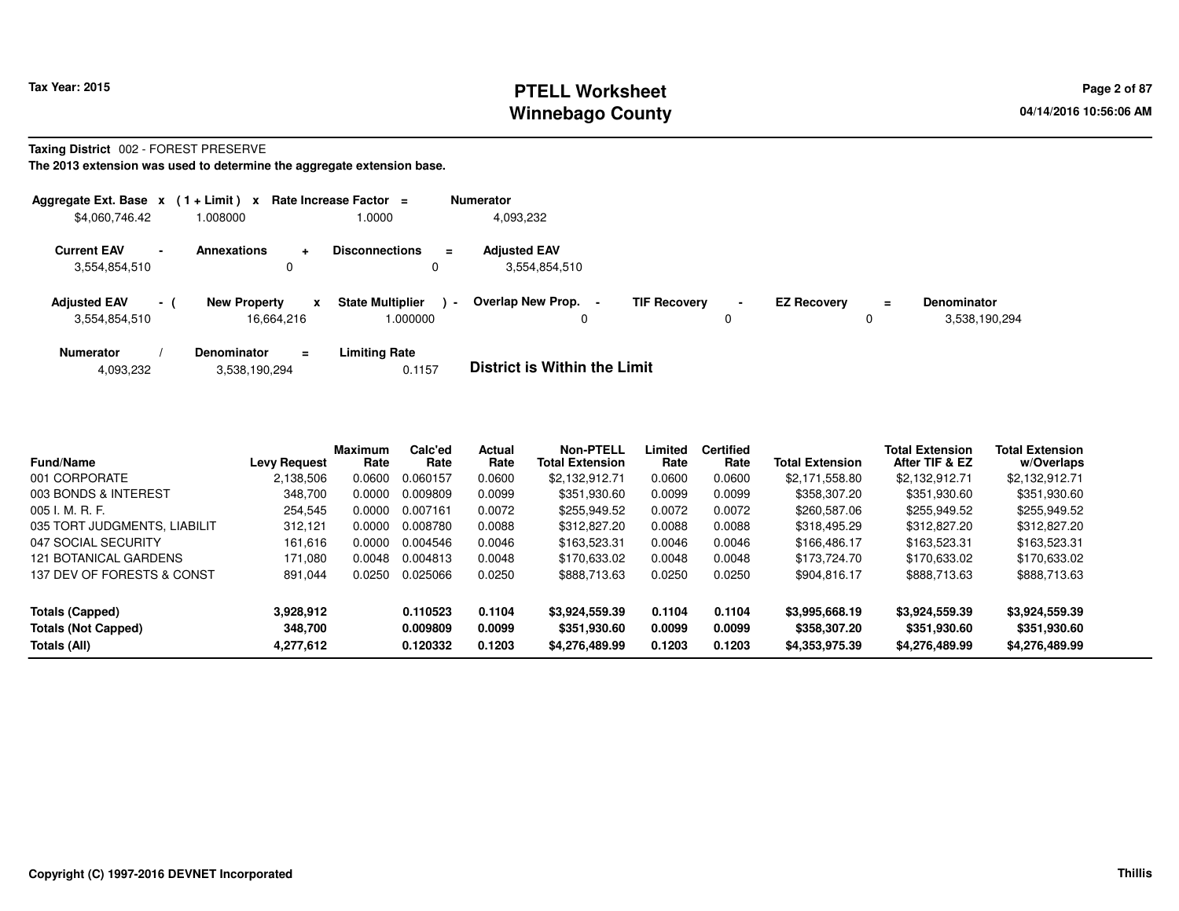# PTELL Worksheet
# Winnebago County

Tax Year: 2015

04/14/2016 10:56:06 AM

**Taxing District** 002 - FOREST PRESERVE

**The 2013 extension was used to determine the aggregate extension base.**

| Aggregate Ext. Base | x | (1 + Limit) | x | Rate Increase Factor | = | Numerator |
|---|---|---|---|---|---|---|
| $4,060,746.42 | | 1.008000 | | 1.0000 | | 4,093,232 |

| Current EAV | - | Annexations | + | Disconnections | = | Adjusted EAV |
|---|---|---|---|---|---|---|
| 3,554,854,510 | | 0 | | 0 | | 3,554,854,510 |

| Adjusted EAV | - ( | New Property | x | State Multiplier | ) - | Overlap New Prop. | - | TIF Recovery | - | EZ Recovery | = | Denominator |
|---|---|---|---|---|---|---|---|---|---|---|---|---|
| 3,554,854,510 | | 16,664,216 | | 1.000000 | | 0 | | 0 | | 0 | | 3,538,190,294 |

| Numerator | / | Denominator | = | Limiting Rate |
|---|---|---|---|---|
| 4,093,232 | | 3,538,190,294 | | 0.1157 |

**District is Within the Limit**

| Fund/Name | Levy Request | Maximum Rate | Calc'ed Rate | Actual Rate | Non-PTELL Total Extension | Limited Rate | Certified Rate | Total Extension | Total Extension After TIF & EZ | Total Extension w/Overlaps |
|---|---|---|---|---|---|---|---|---|---|---|
| 001 CORPORATE | 2,138,506 | 0.0600 | 0.060157 | 0.0600 | $2,132,912.71 | 0.0600 | 0.0600 | $2,171,558.80 | $2,132,912.71 | $2,132,912.71 |
| 003 BONDS & INTEREST | 348,700 | 0.0000 | 0.009809 | 0.0099 | $351,930.60 | 0.0099 | 0.0099 | $358,307.20 | $351,930.60 | $351,930.60 |
| 005 I. M. R. F. | 254,545 | 0.0000 | 0.007161 | 0.0072 | $255,949.52 | 0.0072 | 0.0072 | $260,587.06 | $255,949.52 | $255,949.52 |
| 035 TORT JUDGMENTS, LIABILIT | 312,121 | 0.0000 | 0.008780 | 0.0088 | $312,827.20 | 0.0088 | 0.0088 | $318,495.29 | $312,827.20 | $312,827.20 |
| 047 SOCIAL SECURITY | 161,616 | 0.0000 | 0.004546 | 0.0046 | $163,523.31 | 0.0046 | 0.0046 | $166,486.17 | $163,523.31 | $163,523.31 |
| 121 BOTANICAL GARDENS | 171,080 | 0.0048 | 0.004813 | 0.0048 | $170,633.02 | 0.0048 | 0.0048 | $173,724.70 | $170,633.02 | $170,633.02 |
| 137 DEV OF FORESTS & CONST | 891,044 | 0.0250 | 0.025066 | 0.0250 | $888,713.63 | 0.0250 | 0.0250 | $904,816.17 | $888,713.63 | $888,713.63 |
| **Totals (Capped)** | **3,928,912** | | **0.110523** | **0.1104** | **$3,924,559.39** | **0.1104** | **0.1104** | **$3,995,668.19** | **$3,924,559.39** | **$3,924,559.39** |
| **Totals (Not Capped)** | **348,700** | | **0.009809** | **0.0099** | **$351,930.60** | **0.0099** | **0.0099** | **$358,307.20** | **$351,930.60** | **$351,930.60** |
| **Totals (All)** | **4,277,612** | | **0.120332** | **0.1203** | **$4,276,489.99** | **0.1203** | **0.1203** | **$4,353,975.39** | **$4,276,489.99** | **$4,276,489.99** |

Copyright (C) 1997-2016 DEVNET Incorporated

Thillis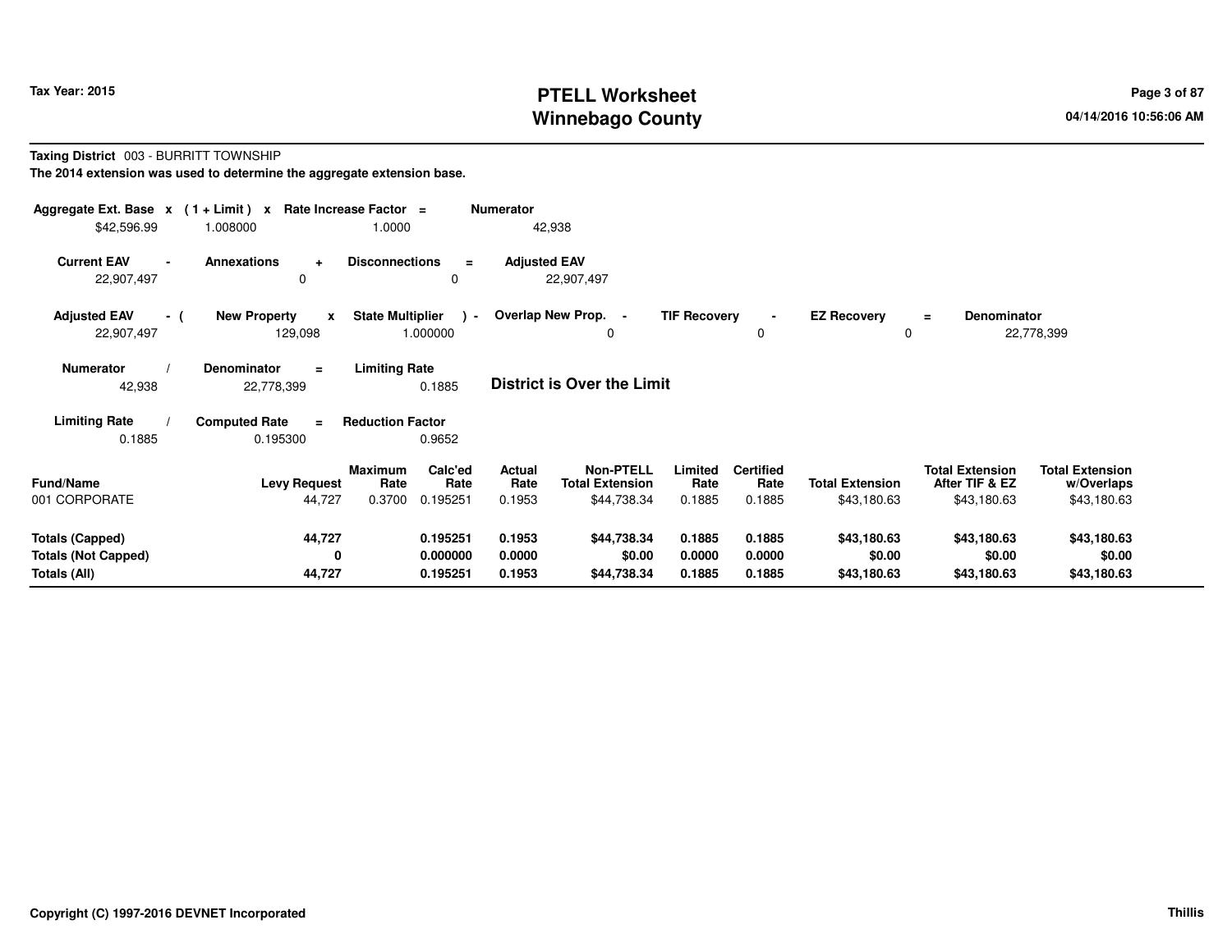# PTELL Worksheet
# Winnebago County

Tax Year: 2015

04/14/2016 10:56:06 AM

**Taxing District** 003 - BURRITT TOWNSHIP

**The 2014 extension was used to determine the aggregate extension base.**

| Aggregate Ext. Base | x | (1 + Limit) | x | Rate Increase Factor | = | Numerator |
|---|---|---|---|---|---|---|
| $42,596.99 | | 1.008000 | | 1.0000 | | 42,938 |

| Current EAV | - | Annexations | + | Disconnections | = | Adjusted EAV |
|---|---|---|---|---|---|---|
| 22,907,497 | | 0 | | 0 | | 22,907,497 |

| Adjusted EAV | - ( | New Property | x | State Multiplier | ) - | Overlap New Prop. | - | TIF Recovery | - | EZ Recovery | = | Denominator |
|---|---|---|---|---|---|---|---|---|---|---|---|---|
| 22,907,497 | | 129,098 | | 1.000000 | | 0 | | 0 | | 0 | | 22,778,399 |

| Numerator | / | Denominator | = | Limiting Rate |
|---|---|---|---|---|
| 42,938 | | 22,778,399 | | 0.1885 |

**District is Over the Limit**

| Limiting Rate | / | Computed Rate | = | Reduction Factor |
|---|---|---|---|---|
| 0.1885 | | 0.195300 | | 0.9652 |

| Fund/Name | Levy Request | Maximum Rate | Calc'ed Rate | Actual Rate | Non-PTELL Total Extension | Limited Rate | Certified Rate | Total Extension | Total Extension After TIF & EZ | Total Extension w/Overlaps |
|---|---|---|---|---|---|---|---|---|---|---|
| 001 CORPORATE | 44,727 | 0.3700 | 0.195251 | 0.1953 | $44,738.34 | 0.1885 | 0.1885 | $43,180.63 | $43,180.63 | $43,180.63 |
| **Totals (Capped)** | **44,727** | | **0.195251** | **0.1953** | **$44,738.34** | **0.1885** | **0.1885** | **$43,180.63** | **$43,180.63** | **$43,180.63** |
| **Totals (Not Capped)** | **0** | | **0.000000** | **0.0000** | **$0.00** | **0.0000** | **0.0000** | **$0.00** | **$0.00** | **$0.00** |
| **Totals (All)** | **44,727** | | **0.195251** | **0.1953** | **$44,738.34** | **0.1885** | **0.1885** | **$43,180.63** | **$43,180.63** | **$43,180.63** |

Copyright (C) 1997-2016 DEVNET Incorporated

Thillis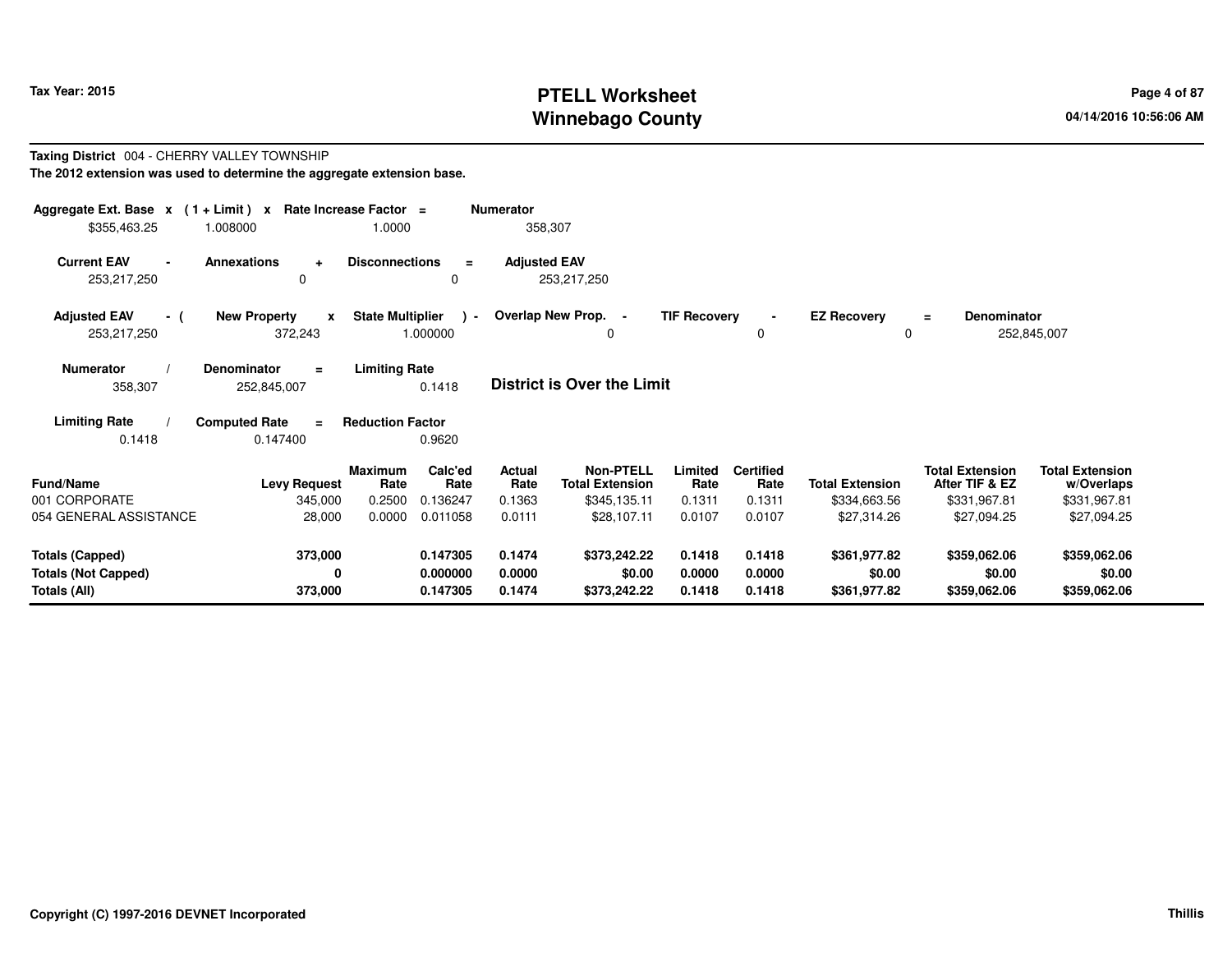**Taxing District** 004 - CHERRY VALLEY TOWNSHIP

**The 2012 extension was used to determine the aggregate extension base.**

| Aggregate Ext. Base | x | (1 + Limit) | x | Rate Increase Factor | = | Numerator |
|---|---|---|---|---|---|---|
| $355,463.25 | | 1.008000 | | 1.0000 | | 358,307 |

| Current EAV | - | Annexations | + | Disconnections | = | Adjusted EAV |
|---|---|---|---|---|---|---|
| 253,217,250 | | 0 | | 0 | | 253,217,250 |

| Adjusted EAV | - ( | New Property | x | State Multiplier | ) - | Overlap New Prop. | - | TIF Recovery | - | EZ Recovery | = | Denominator |
|---|---|---|---|---|---|---|---|---|---|---|---|---|
| 253,217,250 | | 372,243 | | 1.000000 | | 0 | | 0 | | 0 | | 252,845,007 |

| Numerator | / | Denominator | = | Limiting Rate |
|---|---|---|---|---|
| 358,307 | | 252,845,007 | | 0.1418 |

**District is Over the Limit**

| Limiting Rate | / | Computed Rate | = | Reduction Factor |
|---|---|---|---|---|
| 0.1418 | | 0.147400 | | 0.9620 |

| Fund/Name | Levy Request | Maximum Rate | Calc'ed Rate | Actual Rate | Non-PTELL Total Extension | Limited Rate | Certified Rate | Total Extension | Total Extension After TIF & EZ | Total Extension w/Overlaps |
|---|---|---|---|---|---|---|---|---|---|---|
| 001 CORPORATE | 345,000 | 0.2500 | 0.136247 | 0.1363 | $345,135.11 | 0.1311 | 0.1311 | $334,663.56 | $331,967.81 | $331,967.81 |
| 054 GENERAL ASSISTANCE | 28,000 | 0.0000 | 0.011058 | 0.0111 | $28,107.11 | 0.0107 | 0.0107 | $27,314.26 | $27,094.25 | $27,094.25 |
| **Totals (Capped)** | **373,000** | | **0.147305** | **0.1474** | **$373,242.22** | **0.1418** | **0.1418** | **$361,977.82** | **$359,062.06** | **$359,062.06** |
| **Totals (Not Capped)** | **0** | | **0.000000** | **0.0000** | **$0.00** | **0.0000** | **0.0000** | **$0.00** | **$0.00** | **$0.00** |
| **Totals (All)** | **373,000** | | **0.147305** | **0.1474** | **$373,242.22** | **0.1418** | **0.1418** | **$361,977.82** | **$359,062.06** | **$359,062.06** |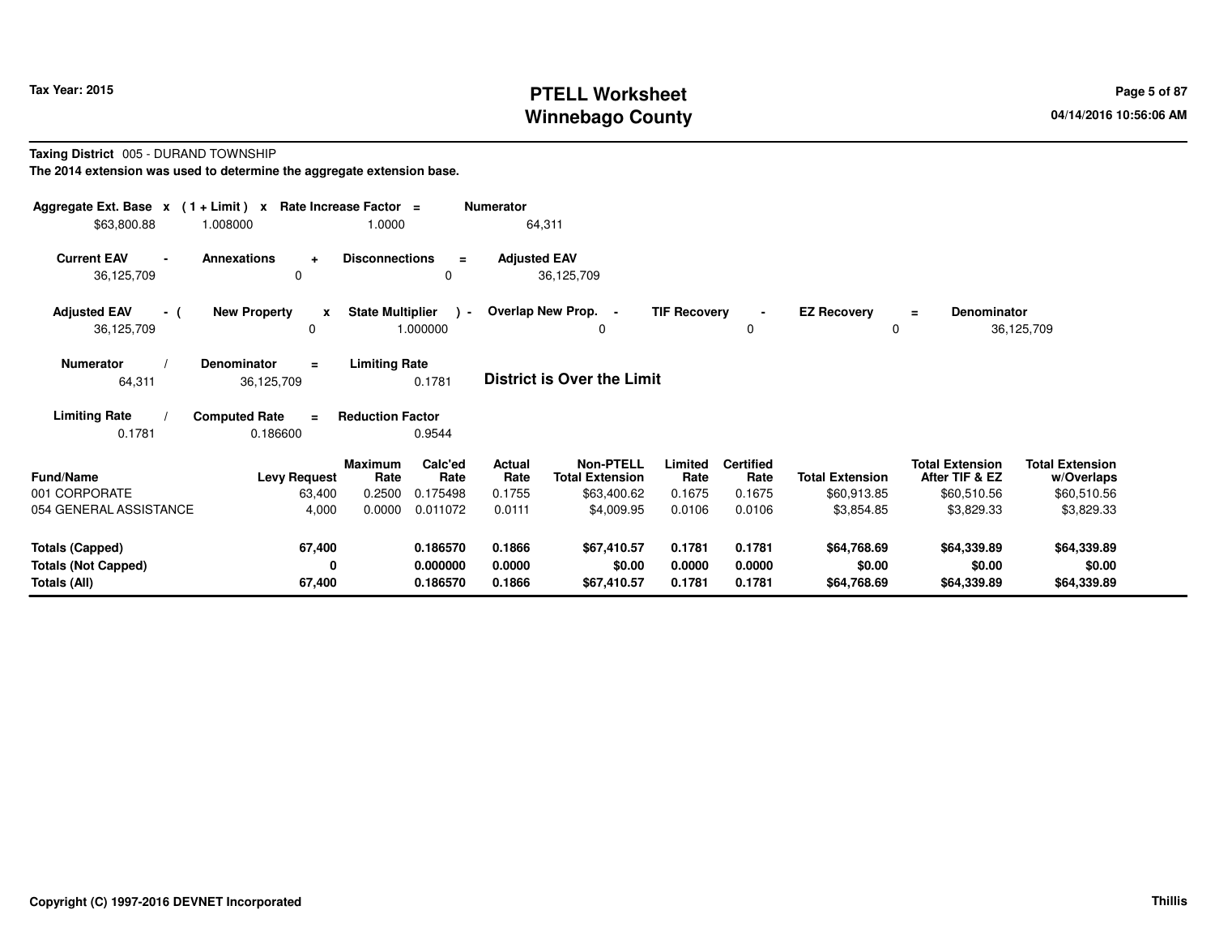# PTELL Worksheet
# Winnebago County

Tax Year: 2015

04/14/2016 10:56:06 AM

**Taxing District** 005 - DURAND TOWNSHIP

**The 2014 extension was used to determine the aggregate extension base.**

| Aggregate Ext. Base | x | (1 + Limit) | x | Rate Increase Factor | = | Numerator |
|---|---|---|---|---|---|---|
| $63,800.88 | | 1.008000 | | 1.0000 | | 64,311 |

| Current EAV | - | Annexations | + | Disconnections | = | Adjusted EAV |
|---|---|---|---|---|---|---|
| 36,125,709 | | 0 | | 0 | | 36,125,709 |

| Adjusted EAV | - ( | New Property | x | State Multiplier | ) - | Overlap New Prop. | - | TIF Recovery | - | EZ Recovery | = | Denominator |
|---|---|---|---|---|---|---|---|---|---|---|---|---|
| 36,125,709 | | 0 | | 1.000000 | | 0 | | 0 | | 0 | | 36,125,709 |

| Numerator | / | Denominator | = | Limiting Rate |
|---|---|---|---|---|
| 64,311 | | 36,125,709 | | 0.1781 |

**District is Over the Limit**

| Limiting Rate | / | Computed Rate | = | Reduction Factor |
|---|---|---|---|---|
| 0.1781 | | 0.186600 | | 0.9544 |

| Fund/Name | Levy Request | Maximum Rate | Calc'ed Rate | Actual Rate | Non-PTELL Total Extension | Limited Rate | Certified Rate | Total Extension | Total Extension After TIF & EZ | Total Extension w/Overlaps |
|---|---|---|---|---|---|---|---|---|---|---|
| 001 CORPORATE | 63,400 | 0.2500 | 0.175498 | 0.1755 | $63,400.62 | 0.1675 | 0.1675 | $60,913.85 | $60,510.56 | $60,510.56 |
| 054 GENERAL ASSISTANCE | 4,000 | 0.0000 | 0.011072 | 0.0111 | $4,009.95 | 0.0106 | 0.0106 | $3,854.85 | $3,829.33 | $3,829.33 |
| **Totals (Capped)** | **67,400** | | **0.186570** | **0.1866** | **$67,410.57** | **0.1781** | **0.1781** | **$64,768.69** | **$64,339.89** | **$64,339.89** |
| **Totals (Not Capped)** | **0** | | **0.000000** | **0.0000** | **$0.00** | **0.0000** | **0.0000** | **$0.00** | **$0.00** | **$0.00** |
| **Totals (All)** | **67,400** | | **0.186570** | **0.1866** | **$67,410.57** | **0.1781** | **0.1781** | **$64,768.69** | **$64,339.89** | **$64,339.89** |

Copyright (C) 1997-2016 DEVNET Incorporated

Thillis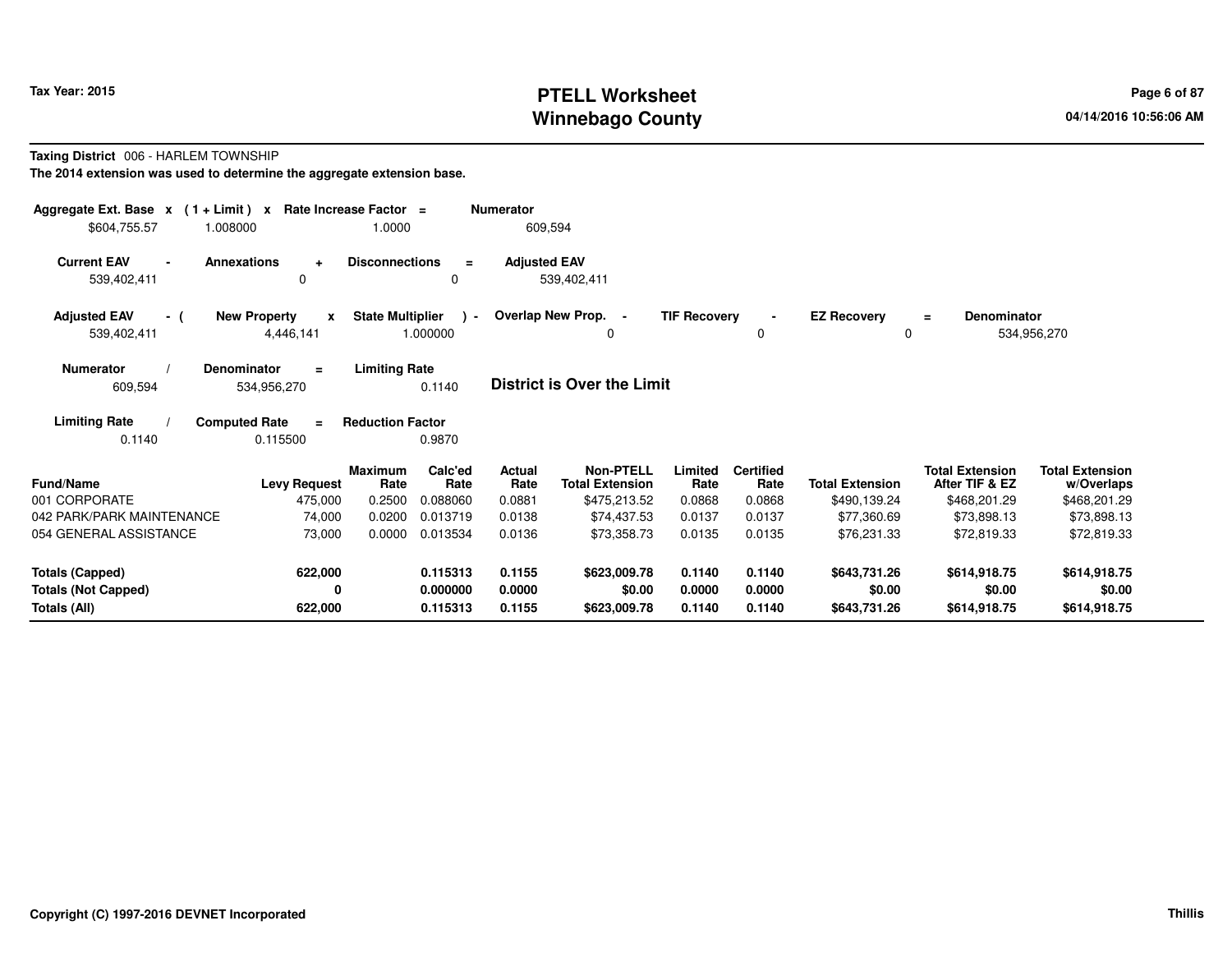**Tax Year: 2015**

# PTELL Worksheet
# Winnebago County

04/14/2016 10:56:06 AM

**Taxing District** 006 - HARLEM TOWNSHIP

**The 2014 extension was used to determine the aggregate extension base.**

| Aggregate Ext. Base | x | ( 1 + Limit ) | x | Rate Increase Factor | = | Numerator |
|---|---|---|---|---|---|---|
| $604,755.57 | | 1.008000 | | 1.0000 | | 609,594 |

| Current EAV | - | Annexations | + | Disconnections | = | Adjusted EAV |
|---|---|---|---|---|---|---|
| 539,402,411 | | 0 | | 0 | | 539,402,411 |

| Adjusted EAV | - ( | New Property | x | State Multiplier | ) - | Overlap New Prop. | - | TIF Recovery | - | EZ Recovery | = | Denominator |
|---|---|---|---|---|---|---|---|---|---|---|---|---|
| 539,402,411 | | 4,446,141 | | 1.000000 | | 0 | | 0 | | 0 | | 534,956,270 |

| Numerator | / | Denominator | = | Limiting Rate |
|---|---|---|---|---|
| 609,594 | | 534,956,270 | | 0.1140 |

**District is Over the Limit**

| Limiting Rate | / | Computed Rate | = | Reduction Factor |
|---|---|---|---|---|
| 0.1140 | | 0.115500 | | 0.9870 |

| Fund/Name | Levy Request | Maximum Rate | Calc'ed Rate | Actual Rate | Non-PTELL Total Extension | Limited Rate | Certified Rate | Total Extension | Total Extension After TIF & EZ | Total Extension w/Overlaps |
|---|---|---|---|---|---|---|---|---|---|---|
| 001 CORPORATE | 475,000 | 0.2500 | 0.088060 | 0.0881 | $475,213.52 | 0.0868 | 0.0868 | $490,139.24 | $468,201.29 | $468,201.29 |
| 042 PARK/PARK MAINTENANCE | 74,000 | 0.0200 | 0.013719 | 0.0138 | $74,437.53 | 0.0137 | 0.0137 | $77,360.69 | $73,898.13 | $73,898.13 |
| 054 GENERAL ASSISTANCE | 73,000 | 0.0000 | 0.013534 | 0.0136 | $73,358.73 | 0.0135 | 0.0135 | $76,231.33 | $72,819.33 | $72,819.33 |
| **Totals (Capped)** | **622,000** | | **0.115313** | **0.1155** | **$623,009.78** | **0.1140** | **0.1140** | **$643,731.26** | **$614,918.75** | **$614,918.75** |
| **Totals (Not Capped)** | **0** | | **0.000000** | **0.0000** | **$0.00** | **0.0000** | **0.0000** | **$0.00** | **$0.00** | **$0.00** |
| **Totals (All)** | **622,000** | | **0.115313** | **0.1155** | **$623,009.78** | **0.1140** | **0.1140** | **$643,731.26** | **$614,918.75** | **$614,918.75** |

**Copyright (C) 1997-2016 DEVNET Incorporated** **Thillis**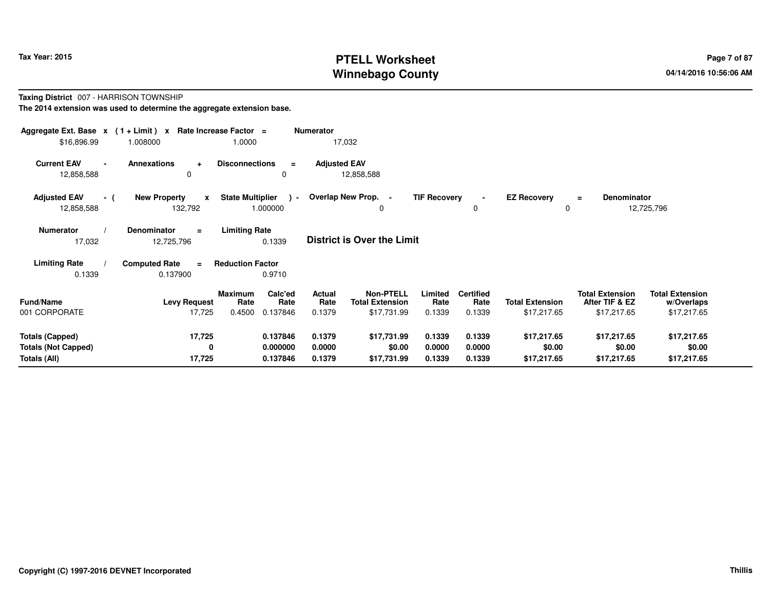Tax Year: 2015

# PTELL Worksheet
# Winnebago County

04/14/2016 10:56:06 AM

**Taxing District** 007 - HARRISON TOWNSHIP

**The 2014 extension was used to determine the aggregate extension base.**

| Aggregate Ext. Base | x | ( 1 + Limit ) | x | Rate Increase Factor | = | Numerator |
|---|---|---|---|---|---|---|
| $16,896.99 | | 1.008000 | | 1.0000 | | 17,032 |

| Current EAV | - | Annexations | + | Disconnections | = | Adjusted EAV |
|---|---|---|---|---|---|---|
| 12,858,588 | | 0 | | 0 | | 12,858,588 |

| Adjusted EAV | - ( | New Property | x | State Multiplier | ) - | Overlap New Prop. | - | TIF Recovery | - | EZ Recovery | = | Denominator |
|---|---|---|---|---|---|---|---|---|---|---|---|---|
| 12,858,588 | | 132,792 | | 1.000000 | | 0 | | 0 | | 0 | | 12,725,796 |

| Numerator | / | Denominator | = | Limiting Rate |
|---|---|---|---|---|
| 17,032 | | 12,725,796 | | 0.1339 |

**District is Over the Limit**

| Limiting Rate | / | Computed Rate | = | Reduction Factor |
|---|---|---|---|---|
| 0.1339 | | 0.137900 | | 0.9710 |

| Fund/Name | Levy Request | Maximum Rate | Calc'ed Rate | Actual Rate | Non-PTELL Total Extension | Limited Rate | Certified Rate | Total Extension | Total Extension After TIF & EZ | Total Extension w/Overlaps |
|---|---|---|---|---|---|---|---|---|---|---|
| 001 CORPORATE | 17,725 | 0.4500 | 0.137846 | 0.1379 | $17,731.99 | 0.1339 | 0.1339 | $17,217.65 | $17,217.65 | $17,217.65 |
| **Totals (Capped)** | **17,725** | | **0.137846** | **0.1379** | **$17,731.99** | **0.1339** | **0.1339** | **$17,217.65** | **$17,217.65** | **$17,217.65** |
| **Totals (Not Capped)** | **0** | | **0.000000** | **0.0000** | **$0.00** | **0.0000** | **0.0000** | **$0.00** | **$0.00** | **$0.00** |
| **Totals (All)** | **17,725** | | **0.137846** | **0.1379** | **$17,731.99** | **0.1339** | **0.1339** | **$17,217.65** | **$17,217.65** | **$17,217.65** |

Copyright (C) 1997-2016 DEVNET Incorporated

Thillis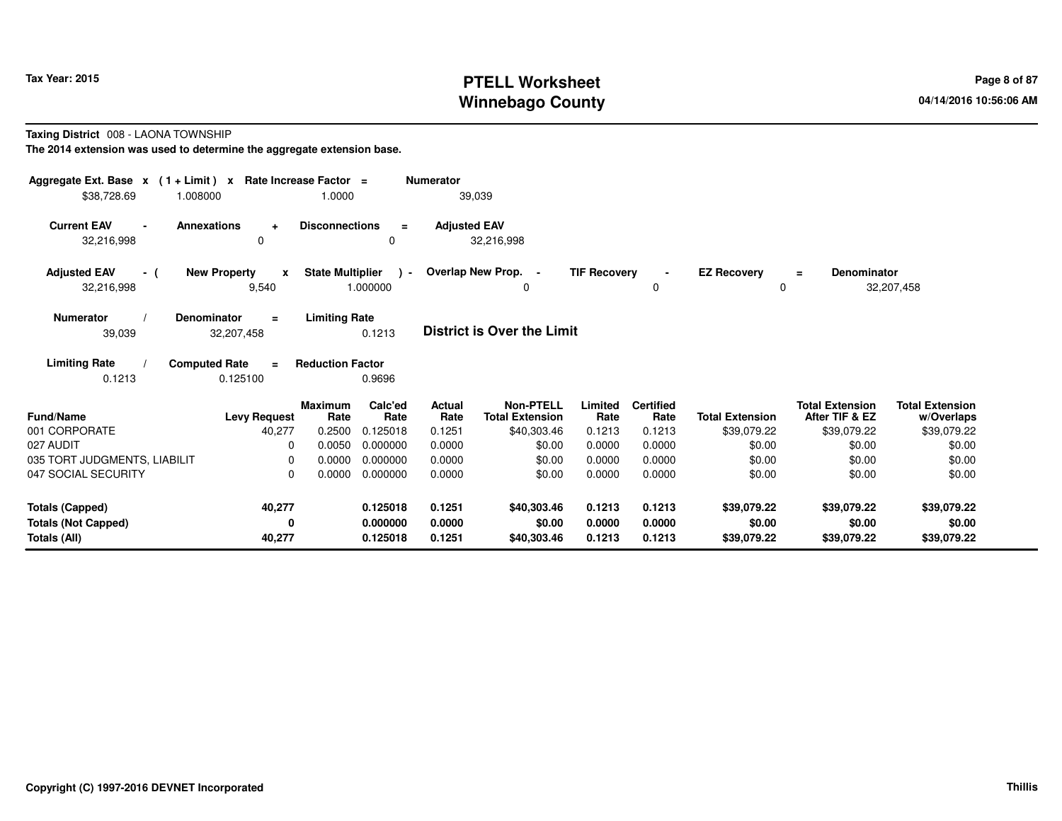# PTELL Worksheet
# Winnebago County

Tax Year: 2015

04/14/2016 10:56:06 AM

**Taxing District** 008 - LAONA TOWNSHIP

**The 2014 extension was used to determine the aggregate extension base.**

| Aggregate Ext. Base | x | (1 + Limit) | x | Rate Increase Factor | = | Numerator |
|---|---|---|---|---|---|---|
| $38,728.69 | | 1.008000 | | 1.0000 | | 39,039 |

| Current EAV | - | Annexations | + | Disconnections | = | Adjusted EAV |
|---|---|---|---|---|---|---|
| 32,216,998 | | 0 | | 0 | | 32,216,998 |

| Adjusted EAV | - ( | New Property | x | State Multiplier | ) - | Overlap New Prop. | - | TIF Recovery | - | EZ Recovery | = | Denominator |
|---|---|---|---|---|---|---|---|---|---|---|---|---|
| 32,216,998 | | 9,540 | | 1.000000 | | 0 | | 0 | | 0 | | 32,207,458 |

| Numerator | / | Denominator | = | Limiting Rate |
|---|---|---|---|---|
| 39,039 | | 32,207,458 | | 0.1213 |

**District is Over the Limit**

| Limiting Rate | / | Computed Rate | = | Reduction Factor |
|---|---|---|---|---|
| 0.1213 | | 0.125100 | | 0.9696 |

| Fund/Name | Levy Request | Maximum Rate | Calc'ed Rate | Actual Rate | Non-PTELL Total Extension | Limited Rate | Certified Rate | Total Extension | Total Extension After TIF & EZ | Total Extension w/Overlaps |
|---|---|---|---|---|---|---|---|---|---|---|
| 001 CORPORATE | 40,277 | 0.2500 | 0.125018 | 0.1251 | $40,303.46 | 0.1213 | 0.1213 | $39,079.22 | $39,079.22 | $39,079.22 |
| 027 AUDIT | 0 | 0.0050 | 0.000000 | 0.0000 | $0.00 | 0.0000 | 0.0000 | $0.00 | $0.00 | $0.00 |
| 035 TORT JUDGMENTS, LIABILIT | 0 | 0.0000 | 0.000000 | 0.0000 | $0.00 | 0.0000 | 0.0000 | $0.00 | $0.00 | $0.00 |
| 047 SOCIAL SECURITY | 0 | 0.0000 | 0.000000 | 0.0000 | $0.00 | 0.0000 | 0.0000 | $0.00 | $0.00 | $0.00 |
| **Totals (Capped)** | **40,277** | | **0.125018** | **0.1251** | **$40,303.46** | **0.1213** | **0.1213** | **$39,079.22** | **$39,079.22** | **$39,079.22** |
| **Totals (Not Capped)** | **0** | | **0.000000** | **0.0000** | **$0.00** | **0.0000** | **0.0000** | **$0.00** | **$0.00** | **$0.00** |
| **Totals (All)** | **40,277** | | **0.125018** | **0.1251** | **$40,303.46** | **0.1213** | **0.1213** | **$39,079.22** | **$39,079.22** | **$39,079.22** |

Copyright (C) 1997-2016 DEVNET Incorporated

Thillis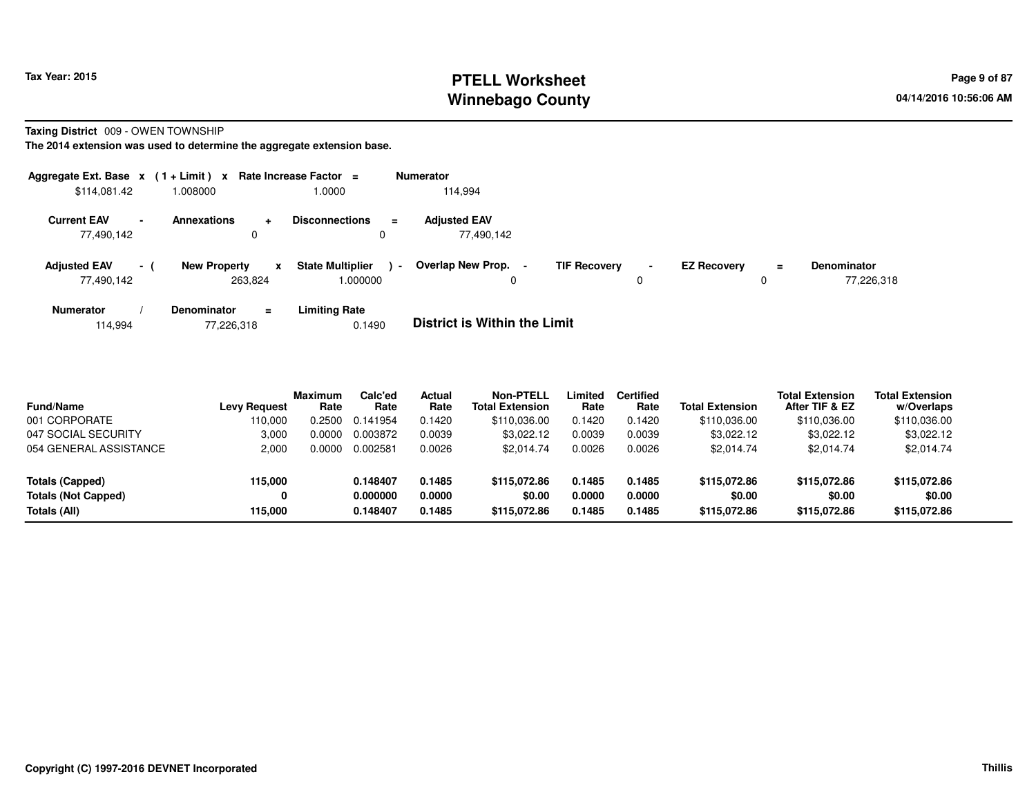# PTELL Worksheet
# Winnebago County

Tax Year: 2015

04/14/2016 10:56:06 AM

**Taxing District** 009 - OWEN TOWNSHIP

**The 2014 extension was used to determine the aggregate extension base.**

| Aggregate Ext. Base | x | ( 1 + Limit ) | x | Rate Increase Factor | = | Numerator |
|---|---|---|---|---|---|---|
| $114,081.42 | | 1.008000 | | 1.0000 | | 114,994 |

| Current EAV | - | Annexations | + | Disconnections | = | Adjusted EAV |
|---|---|---|---|---|---|---|
| 77,490,142 | | 0 | | 0 | | 77,490,142 |

| Adjusted EAV | - ( | New Property | x | State Multiplier | ) - | Overlap New Prop. | - | TIF Recovery | - | EZ Recovery | = | Denominator |
|---|---|---|---|---|---|---|---|---|---|---|---|---|
| 77,490,142 | | 263,824 | | 1.000000 | | 0 | | 0 | | 0 | | 77,226,318 |

| Numerator | / | Denominator | = | Limiting Rate |
|---|---|---|---|---|
| 114,994 | | 77,226,318 | | 0.1490 |

**District is Within the Limit**

| Fund/Name | Levy Request | Maximum Rate | Calc'ed Rate | Actual Rate | Non-PTELL Total Extension | Limited Rate | Certified Rate | Total Extension | Total Extension After TIF & EZ | Total Extension w/Overlaps |
|---|---|---|---|---|---|---|---|---|---|---|
| 001 CORPORATE | 110,000 | 0.2500 | 0.141954 | 0.1420 | $110,036.00 | 0.1420 | 0.1420 | $110,036.00 | $110,036.00 | $110,036.00 |
| 047 SOCIAL SECURITY | 3,000 | 0.0000 | 0.003872 | 0.0039 | $3,022.12 | 0.0039 | 0.0039 | $3,022.12 | $3,022.12 | $3,022.12 |
| 054 GENERAL ASSISTANCE | 2,000 | 0.0000 | 0.002581 | 0.0026 | $2,014.74 | 0.0026 | 0.0026 | $2,014.74 | $2,014.74 | $2,014.74 |
| **Totals (Capped)** | **115,000** | | **0.148407** | **0.1485** | **$115,072.86** | **0.1485** | **0.1485** | **$115,072.86** | **$115,072.86** | **$115,072.86** |
| **Totals (Not Capped)** | **0** | | **0.000000** | **0.0000** | **$0.00** | **0.0000** | **0.0000** | **$0.00** | **$0.00** | **$0.00** |
| **Totals (All)** | **115,000** | | **0.148407** | **0.1485** | **$115,072.86** | **0.1485** | **0.1485** | **$115,072.86** | **$115,072.86** | **$115,072.86** |

**Copyright (C) 1997-2016 DEVNET Incorporated** **Thillis**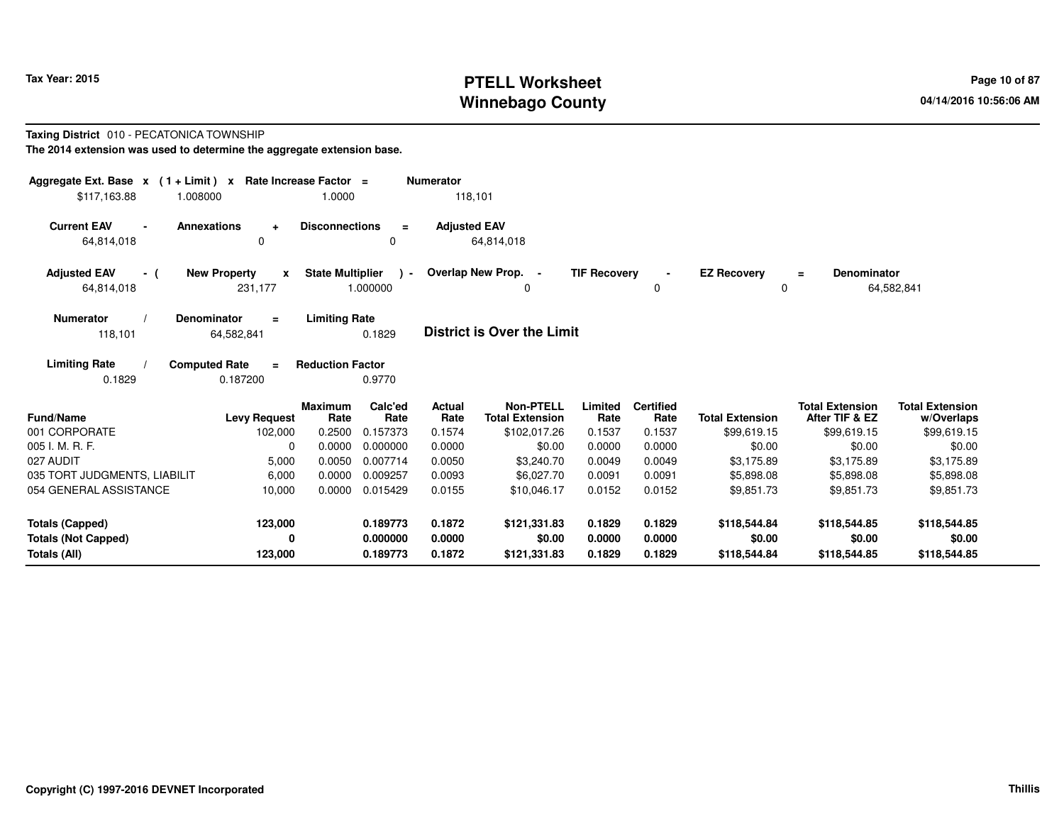# PTELL Worksheet
# Winnebago County

Tax Year: 2015

04/14/2016 10:56:06 AM

**Taxing District** 010 - PECATONICA TOWNSHIP

**The 2014 extension was used to determine the aggregate extension base.**

| Aggregate Ext. Base | x | (1 + Limit) | x | Rate Increase Factor | = | Numerator |
|---|---|---|---|---|---|---|
| $117,163.88 | | 1.008000 | | 1.0000 | | 118,101 |

| Current EAV | - | Annexations | + | Disconnections | = | Adjusted EAV |
|---|---|---|---|---|---|---|
| 64,814,018 | | 0 | | 0 | | 64,814,018 |

| Adjusted EAV | - ( | New Property | x | State Multiplier | ) - | Overlap New Prop. | - | TIF Recovery | - | EZ Recovery | = | Denominator |
|---|---|---|---|---|---|---|---|---|---|---|---|---|
| 64,814,018 | | 231,177 | | 1.000000 | | 0 | | 0 | | 0 | | 64,582,841 |

| Numerator | / | Denominator | = | Limiting Rate |
|---|---|---|---|---|
| 118,101 | | 64,582,841 | | 0.1829 |

**District is Over the Limit**

| Limiting Rate | / | Computed Rate | = | Reduction Factor |
|---|---|---|---|---|
| 0.1829 | | 0.187200 | | 0.9770 |

| Fund/Name | Levy Request | Maximum Rate | Calc'ed Rate | Actual Rate | Non-PTELL Total Extension | Limited Rate | Certified Rate | Total Extension | Total Extension After TIF & EZ | Total Extension w/Overlaps |
|---|---|---|---|---|---|---|---|---|---|---|
| 001 CORPORATE | 102,000 | 0.2500 | 0.157373 | 0.1574 | $102,017.26 | 0.1537 | 0.1537 | $99,619.15 | $99,619.15 | $99,619.15 |
| 005 I. M. R. F. | 0 | 0.0000 | 0.000000 | 0.0000 | $0.00 | 0.0000 | 0.0000 | $0.00 | $0.00 | $0.00 |
| 027 AUDIT | 5,000 | 0.0050 | 0.007714 | 0.0050 | $3,240.70 | 0.0049 | 0.0049 | $3,175.89 | $3,175.89 | $3,175.89 |
| 035 TORT JUDGMENTS, LIABILIT | 6,000 | 0.0000 | 0.009257 | 0.0093 | $6,027.70 | 0.0091 | 0.0091 | $5,898.08 | $5,898.08 | $5,898.08 |
| 054 GENERAL ASSISTANCE | 10,000 | 0.0000 | 0.015429 | 0.0155 | $10,046.17 | 0.0152 | 0.0152 | $9,851.73 | $9,851.73 | $9,851.73 |
| **Totals (Capped)** | **123,000** | | **0.189773** | **0.1872** | **$121,331.83** | **0.1829** | **0.1829** | **$118,544.84** | **$118,544.85** | **$118,544.85** |
| **Totals (Not Capped)** | **0** | | **0.000000** | **0.0000** | **$0.00** | **0.0000** | **0.0000** | **$0.00** | **$0.00** | **$0.00** |
| **Totals (All)** | **123,000** | | **0.189773** | **0.1872** | **$121,331.83** | **0.1829** | **0.1829** | **$118,544.84** | **$118,544.85** | **$118,544.85** |

Copyright (C) 1997-2016 DEVNET Incorporated

Thillis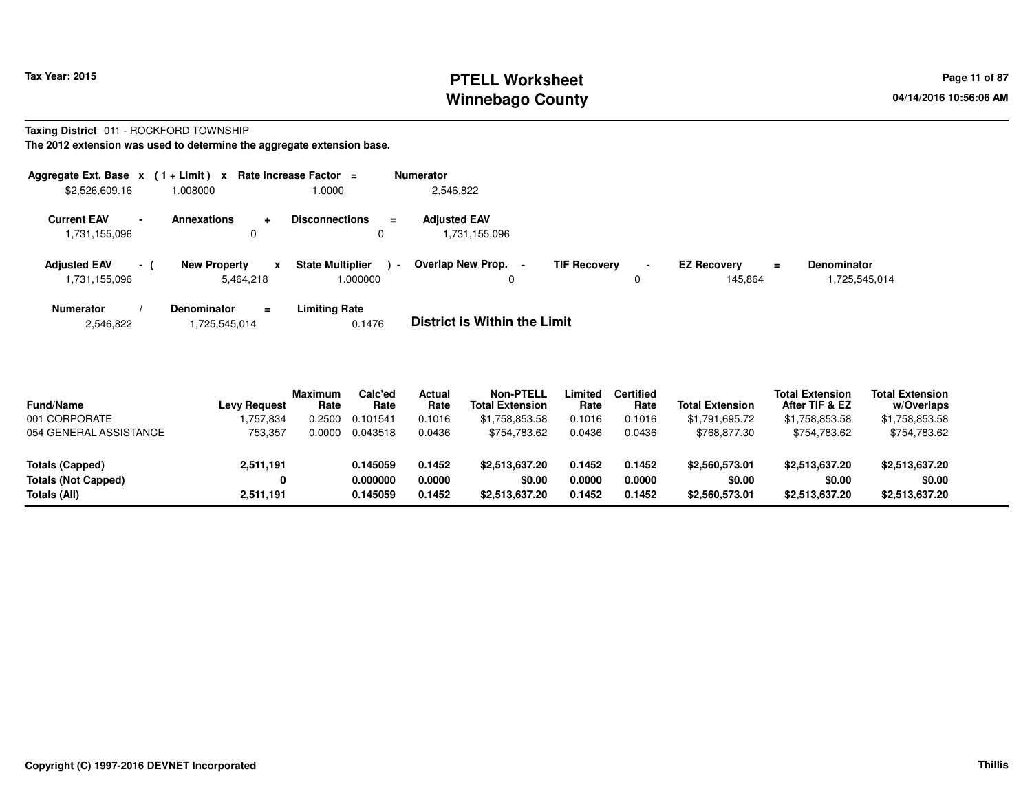**Tax Year: 2015**

# PTELL Worksheet
# Winnebago County

**Taxing District** 011 - ROCKFORD TOWNSHIP

**The 2012 extension was used to determine the aggregate extension base.**

| Aggregate Ext. Base | x | (1 + Limit) | x | Rate Increase Factor | = | Numerator |
|---|---|---|---|---|---|---|
| $2,526,609.16 | | 1.008000 | | 1.0000 | | 2,546,822 |

| Current EAV | - | Annexations | + | Disconnections | = | Adjusted EAV |
|---|---|---|---|---|---|---|
| 1,731,155,096 | | 0 | | 0 | | 1,731,155,096 |

| Adjusted EAV | - ( | New Property | x | State Multiplier | ) - | Overlap New Prop. | - | TIF Recovery | - | EZ Recovery | = | Denominator |
|---|---|---|---|---|---|---|---|---|---|---|---|---|
| 1,731,155,096 | | 5,464,218 | | 1.000000 | | 0 | | 0 | | 145,864 | | 1,725,545,014 |

| Numerator | / | Denominator | = | Limiting Rate |
|---|---|---|---|---|
| 2,546,822 | | 1,725,545,014 | | 0.1476 |

**District is Within the Limit**

| Fund/Name | Levy Request | Maximum Rate | Calc'ed Rate | Actual Rate | Non-PTELL Total Extension | Limited Rate | Certified Rate | Total Extension | Total Extension After TIF & EZ | Total Extension w/Overlaps |
|---|---|---|---|---|---|---|---|---|---|---|
| 001 CORPORATE | 1,757,834 | 0.2500 | 0.101541 | 0.1016 | $1,758,853.58 | 0.1016 | 0.1016 | $1,791,695.72 | $1,758,853.58 | $1,758,853.58 |
| 054 GENERAL ASSISTANCE | 753,357 | 0.0000 | 0.043518 | 0.0436 | $754,783.62 | 0.0436 | 0.0436 | $768,877.30 | $754,783.62 | $754,783.62 |
| **Totals (Capped)** | **2,511,191** | | **0.145059** | **0.1452** | **$2,513,637.20** | **0.1452** | **0.1452** | **$2,560,573.01** | **$2,513,637.20** | **$2,513,637.20** |
| **Totals (Not Capped)** | **0** | | **0.000000** | **0.0000** | **$0.00** | **0.0000** | **0.0000** | **$0.00** | **$0.00** | **$0.00** |
| **Totals (All)** | **2,511,191** | | **0.145059** | **0.1452** | **$2,513,637.20** | **0.1452** | **0.1452** | **$2,560,573.01** | **$2,513,637.20** | **$2,513,637.20** |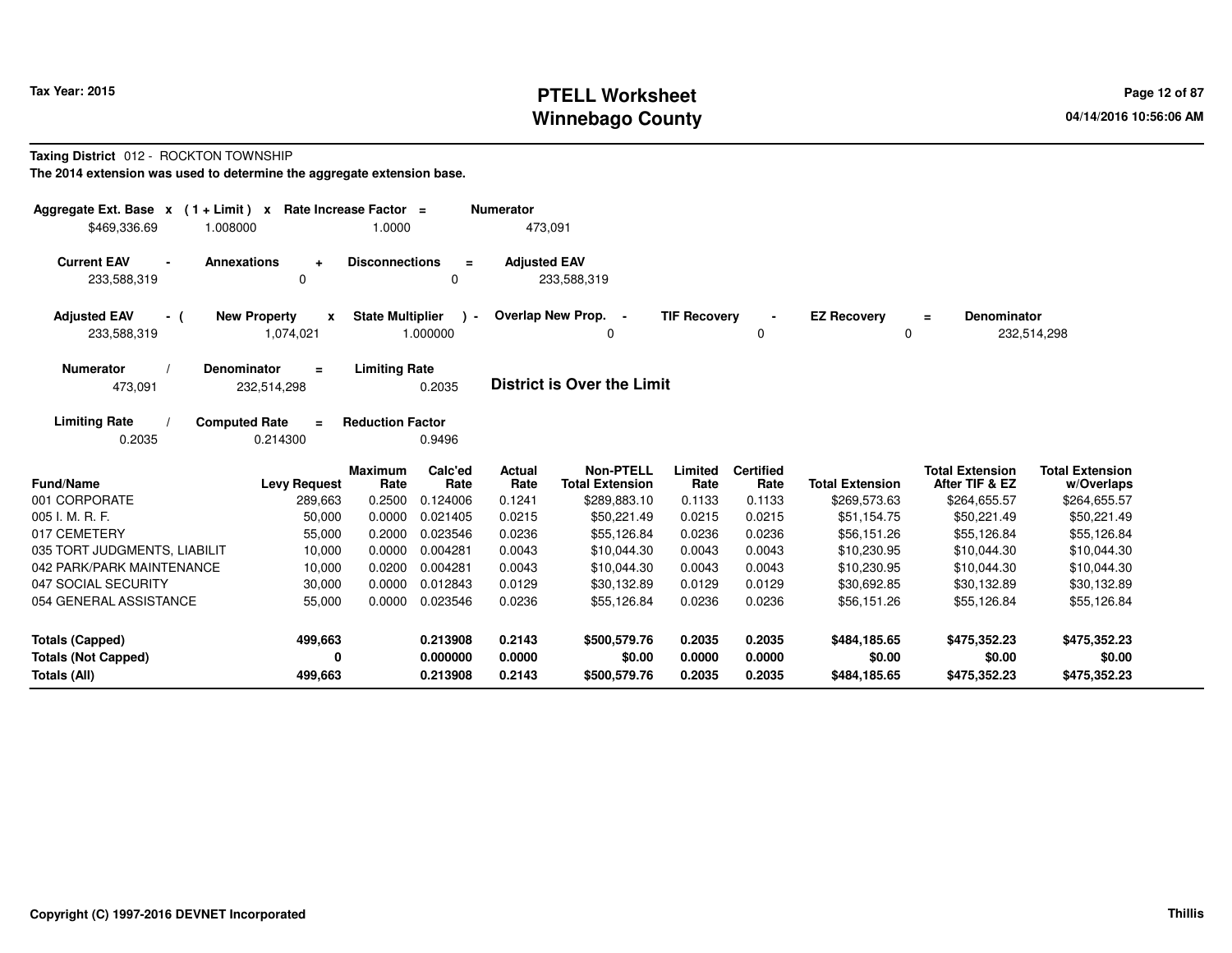Tax Year: 2015

# PTELL Worksheet
# Winnebago County

04/14/2016 10:56:06 AM

**Taxing District** 012 - ROCKTON TOWNSHIP

**The 2014 extension was used to determine the aggregate extension base.**

| Aggregate Ext. Base x | ( 1 + Limit ) x | Rate Increase Factor = | Numerator |
|---|---|---|---|
| $469,336.69 | 1.008000 | 1.0000 | 473,091 |

| Current EAV - | Annexations + | Disconnections = | Adjusted EAV |
|---|---|---|---|
| 233,588,319 | 0 | 0 | 233,588,319 |

| Adjusted EAV - ( | New Property x | State Multiplier ) - | Overlap New Prop. - | TIF Recovery - | EZ Recovery = | Denominator |
|---|---|---|---|---|---|---|
| 233,588,319 | 1,074,021 | 1.000000 | 0 | 0 | 0 | 232,514,298 |

| Numerator / | Denominator = | Limiting Rate |
|---|---|---|
| 473,091 | 232,514,298 | 0.2035 |

**District is Over the Limit**

| Limiting Rate / | Computed Rate = | Reduction Factor |
|---|---|---|
| 0.2035 | 0.214300 | 0.9496 |

| Fund/Name | Levy Request | Maximum Rate | Calc'ed Rate | Actual Rate | Non-PTELL Total Extension | Limited Rate | Certified Rate | Total Extension | Total Extension After TIF & EZ | Total Extension w/Overlaps |
|---|---|---|---|---|---|---|---|---|---|---|
| 001 CORPORATE | 289,663 | 0.2500 | 0.124006 | 0.1241 | $289,883.10 | 0.1133 | 0.1133 | $269,573.63 | $264,655.57 | $264,655.57 |
| 005 I. M. R. F. | 50,000 | 0.0000 | 0.021405 | 0.0215 | $50,221.49 | 0.0215 | 0.0215 | $51,154.75 | $50,221.49 | $50,221.49 |
| 017 CEMETERY | 55,000 | 0.2000 | 0.023546 | 0.0236 | $55,126.84 | 0.0236 | 0.0236 | $56,151.26 | $55,126.84 | $55,126.84 |
| 035 TORT JUDGMENTS, LIABILIT | 10,000 | 0.0000 | 0.004281 | 0.0043 | $10,044.30 | 0.0043 | 0.0043 | $10,230.95 | $10,044.30 | $10,044.30 |
| 042 PARK/PARK MAINTENANCE | 10,000 | 0.0200 | 0.004281 | 0.0043 | $10,044.30 | 0.0043 | 0.0043 | $10,230.95 | $10,044.30 | $10,044.30 |
| 047 SOCIAL SECURITY | 30,000 | 0.0000 | 0.012843 | 0.0129 | $30,132.89 | 0.0129 | 0.0129 | $30,692.85 | $30,132.89 | $30,132.89 |
| 054 GENERAL ASSISTANCE | 55,000 | 0.0000 | 0.023546 | 0.0236 | $55,126.84 | 0.0236 | 0.0236 | $56,151.26 | $55,126.84 | $55,126.84 |
| **Totals (Capped)** | **499,663** | | **0.213908** | **0.2143** | **$500,579.76** | **0.2035** | **0.2035** | **$484,185.65** | **$475,352.23** | **$475,352.23** |
| **Totals (Not Capped)** | **0** | | **0.000000** | **0.0000** | **$0.00** | **0.0000** | **0.0000** | **$0.00** | **$0.00** | **$0.00** |
| **Totals (All)** | **499,663** | | **0.213908** | **0.2143** | **$500,579.76** | **0.2035** | **0.2035** | **$484,185.65** | **$475,352.23** | **$475,352.23** |

**Copyright (C) 1997-2016 DEVNET Incorporated** **Thillis**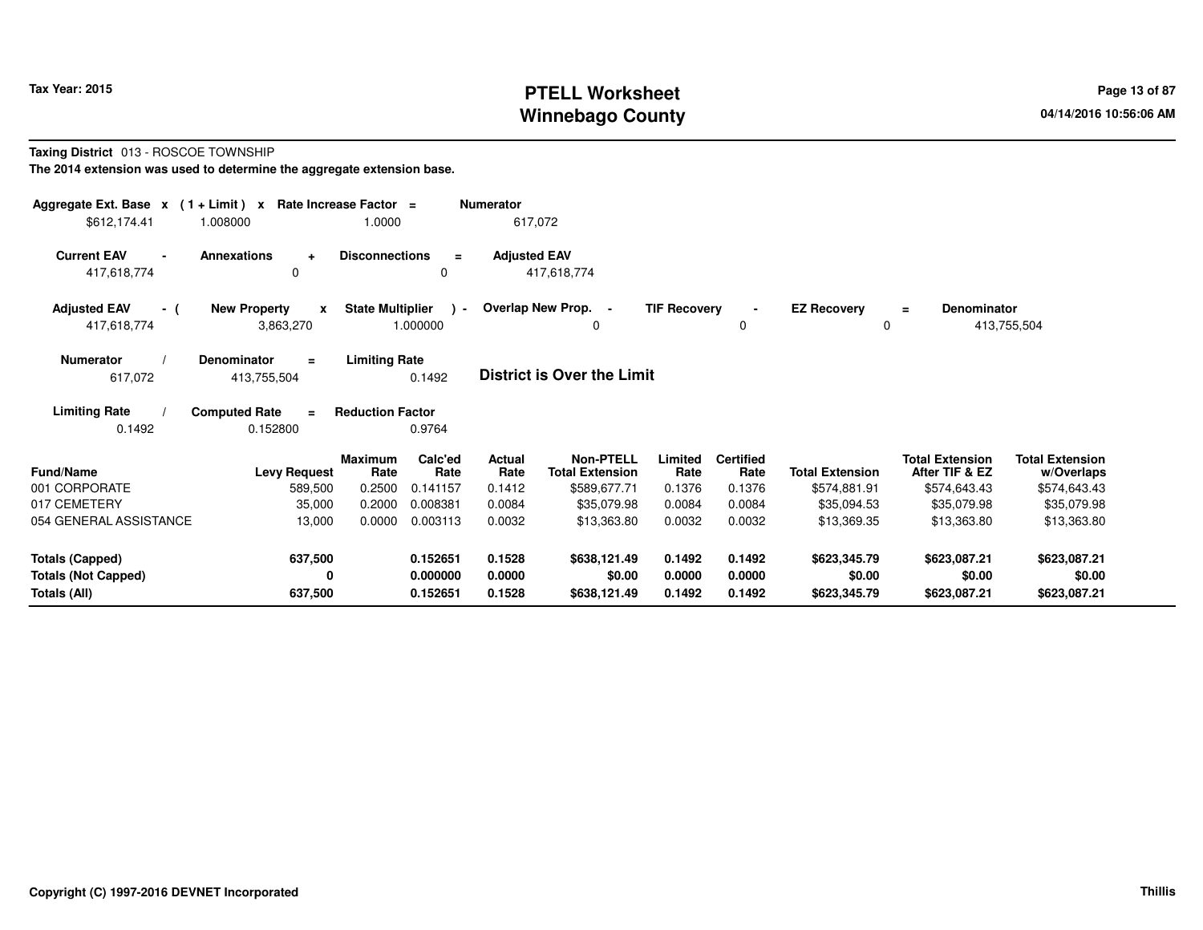# PTELL Worksheet
# Winnebago County

Tax Year: 2015

04/14/2016 10:56:06 AM

**Taxing District** 013 - ROSCOE TOWNSHIP

**The 2014 extension was used to determine the aggregate extension base.**

| Aggregate Ext. Base x | (1 + Limit) x | Rate Increase Factor = | Numerator |
|---|---|---|---|
| $612,174.41 | 1.008000 | 1.0000 | 617,072 |

| Current EAV - | Annexations + | Disconnections = | Adjusted EAV |
|---|---|---|---|
| 417,618,774 | 0 | 0 | 417,618,774 |

| Adjusted EAV - ( | New Property x | State Multiplier ) - | Overlap New Prop. - | TIF Recovery - | EZ Recovery = | Denominator |
|---|---|---|---|---|---|---|
| 417,618,774 | 3,863,270 | 1.000000 | 0 | 0 | 0 | 413,755,504 |

| Numerator / | Denominator = | Limiting Rate |
|---|---|---|
| 617,072 | 413,755,504 | 0.1492 |

**District is Over the Limit**

| Limiting Rate / | Computed Rate = | Reduction Factor |
|---|---|---|
| 0.1492 | 0.152800 | 0.9764 |

| Fund/Name | Levy Request | Maximum Rate | Calc'ed Rate | Actual Rate | Non-PTELL Total Extension | Limited Rate | Certified Rate | Total Extension | Total Extension After TIF & EZ | Total Extension w/Overlaps |
|---|---|---|---|---|---|---|---|---|---|---|
| 001 CORPORATE | 589,500 | 0.2500 | 0.141157 | 0.1412 | $589,677.71 | 0.1376 | 0.1376 | $574,881.91 | $574,643.43 | $574,643.43 |
| 017 CEMETERY | 35,000 | 0.2000 | 0.008381 | 0.0084 | $35,079.98 | 0.0084 | 0.0084 | $35,094.53 | $35,079.98 | $35,079.98 |
| 054 GENERAL ASSISTANCE | 13,000 | 0.0000 | 0.003113 | 0.0032 | $13,363.80 | 0.0032 | 0.0032 | $13,369.35 | $13,363.80 | $13,363.80 |
| **Totals (Capped)** | **637,500** | | **0.152651** | **0.1528** | **$638,121.49** | **0.1492** | **0.1492** | **$623,345.79** | **$623,087.21** | **$623,087.21** |
| **Totals (Not Capped)** | **0** | | **0.000000** | **0.0000** | **$0.00** | **0.0000** | **0.0000** | **$0.00** | **$0.00** | **$0.00** |
| **Totals (All)** | **637,500** | | **0.152651** | **0.1528** | **$638,121.49** | **0.1492** | **0.1492** | **$623,345.79** | **$623,087.21** | **$623,087.21** |

**Copyright (C) 1997-2016 DEVNET Incorporated** **Thillis**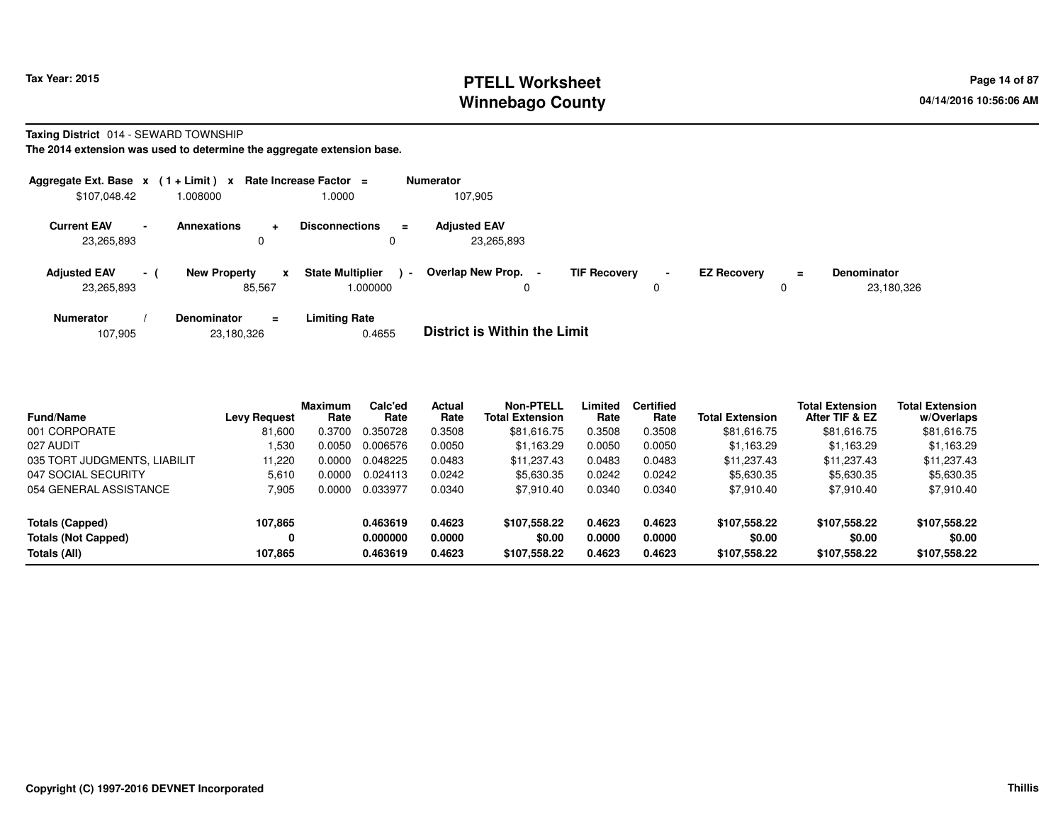Tax Year: 2015

# PTELL Worksheet
# Winnebago County

04/14/2016 10:56:06 AM

**Taxing District** 014 - SEWARD TOWNSHIP

**The 2014 extension was used to determine the aggregate extension base.**

| Aggregate Ext. Base | x | (1 + Limit) | x | Rate Increase Factor | = | Numerator |
|---|---|---|---|---|---|---|
| $107,048.42 | | 1.008000 | | 1.0000 | | 107,905 |

| Current EAV | - | Annexations | + | Disconnections | = | Adjusted EAV |
|---|---|---|---|---|---|---|
| 23,265,893 | | 0 | | 0 | | 23,265,893 |

| Adjusted EAV | - ( | New Property | x | State Multiplier | ) - | Overlap New Prop. | - | TIF Recovery | - | EZ Recovery | = | Denominator |
|---|---|---|---|---|---|---|---|---|---|---|---|---|
| 23,265,893 | | 85,567 | | 1.000000 | | 0 | | 0 | | 0 | | 23,180,326 |

| Numerator | / | Denominator | = | Limiting Rate |
|---|---|---|---|---|
| 107,905 | | 23,180,326 | | 0.4655 |

**District is Within the Limit**

| Fund/Name | Levy Request | Maximum Rate | Calc'ed Rate | Actual Rate | Non-PTELL Total Extension | Limited Rate | Certified Rate | Total Extension | Total Extension After TIF & EZ | Total Extension w/Overlaps |
|---|---|---|---|---|---|---|---|---|---|---|
| 001 CORPORATE | 81,600 | 0.3700 | 0.350728 | 0.3508 | $81,616.75 | 0.3508 | 0.3508 | $81,616.75 | $81,616.75 | $81,616.75 |
| 027 AUDIT | 1,530 | 0.0050 | 0.006576 | 0.0050 | $1,163.29 | 0.0050 | 0.0050 | $1,163.29 | $1,163.29 | $1,163.29 |
| 035 TORT JUDGMENTS, LIABILIT | 11,220 | 0.0000 | 0.048225 | 0.0483 | $11,237.43 | 0.0483 | 0.0483 | $11,237.43 | $11,237.43 | $11,237.43 |
| 047 SOCIAL SECURITY | 5,610 | 0.0000 | 0.024113 | 0.0242 | $5,630.35 | 0.0242 | 0.0242 | $5,630.35 | $5,630.35 | $5,630.35 |
| 054 GENERAL ASSISTANCE | 7,905 | 0.0000 | 0.033977 | 0.0340 | $7,910.40 | 0.0340 | 0.0340 | $7,910.40 | $7,910.40 | $7,910.40 |
| **Totals (Capped)** | **107,865** | | **0.463619** | **0.4623** | **$107,558.22** | **0.4623** | **0.4623** | **$107,558.22** | **$107,558.22** | **$107,558.22** |
| **Totals (Not Capped)** | **0** | | **0.000000** | **0.0000** | **$0.00** | **0.0000** | **0.0000** | **$0.00** | **$0.00** | **$0.00** |
| **Totals (All)** | **107,865** | | **0.463619** | **0.4623** | **$107,558.22** | **0.4623** | **0.4623** | **$107,558.22** | **$107,558.22** | **$107,558.22** |

**Copyright (C) 1997-2016 DEVNET Incorporated** **Thillis**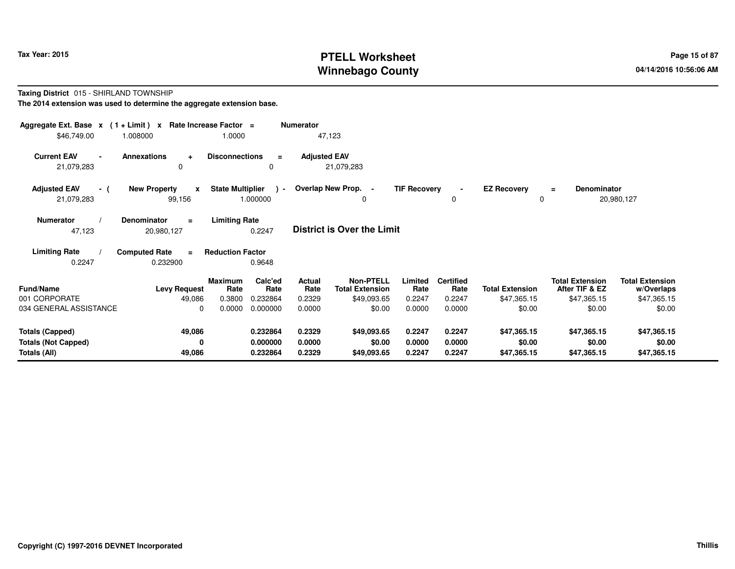# PTELL Worksheet
# Winnebago County

Tax Year: 2015

04/14/2016 10:56:06 AM

**Taxing District** 015 - SHIRLAND TOWNSHIP

**The 2014 extension was used to determine the aggregate extension base.**

| Aggregate Ext. Base | x | (1 + Limit) | x | Rate Increase Factor | = | Numerator |
|---|---|---|---|---|---|---|
| $46,749.00 | | 1.008000 | | 1.0000 | | 47,123 |

| Current EAV | - | Annexations | + | Disconnections | = | Adjusted EAV |
|---|---|---|---|---|---|---|
| 21,079,283 | | 0 | | 0 | | 21,079,283 |

| Adjusted EAV | - ( | New Property | x | State Multiplier | ) - | Overlap New Prop. | - | TIF Recovery | - | EZ Recovery | = | Denominator |
|---|---|---|---|---|---|---|---|---|---|---|---|---|
| 21,079,283 | | 99,156 | | 1.000000 | | 0 | | 0 | | 0 | | 20,980,127 |

| Numerator | / | Denominator | = | Limiting Rate |
|---|---|---|---|---|
| 47,123 | | 20,980,127 | | 0.2247 |

**District is Over the Limit**

| Limiting Rate | / | Computed Rate | = | Reduction Factor |
|---|---|---|---|---|
| 0.2247 | | 0.232900 | | 0.9648 |

| Fund/Name | Levy Request | Maximum Rate | Calc'ed Rate | Actual Rate | Non-PTELL Total Extension | Limited Rate | Certified Rate | Total Extension | Total Extension After TIF & EZ | Total Extension w/Overlaps |
|---|---|---|---|---|---|---|---|---|---|---|
| 001 CORPORATE | 49,086 | 0.3800 | 0.232864 | 0.2329 | $49,093.65 | 0.2247 | 0.2247 | $47,365.15 | $47,365.15 | $47,365.15 |
| 034 GENERAL ASSISTANCE | 0 | 0.0000 | 0.000000 | 0.0000 | $0.00 | 0.0000 | 0.0000 | $0.00 | $0.00 | $0.00 |
| **Totals (Capped)** | **49,086** | | **0.232864** | **0.2329** | **$49,093.65** | **0.2247** | **0.2247** | **$47,365.15** | **$47,365.15** | **$47,365.15** |
| **Totals (Not Capped)** | **0** | | **0.000000** | **0.0000** | **$0.00** | **0.0000** | **0.0000** | **$0.00** | **$0.00** | **$0.00** |
| **Totals (All)** | **49,086** | | **0.232864** | **0.2329** | **$49,093.65** | **0.2247** | **0.2247** | **$47,365.15** | **$47,365.15** | **$47,365.15** |

Copyright (C) 1997-2016 DEVNET Incorporated

Thillis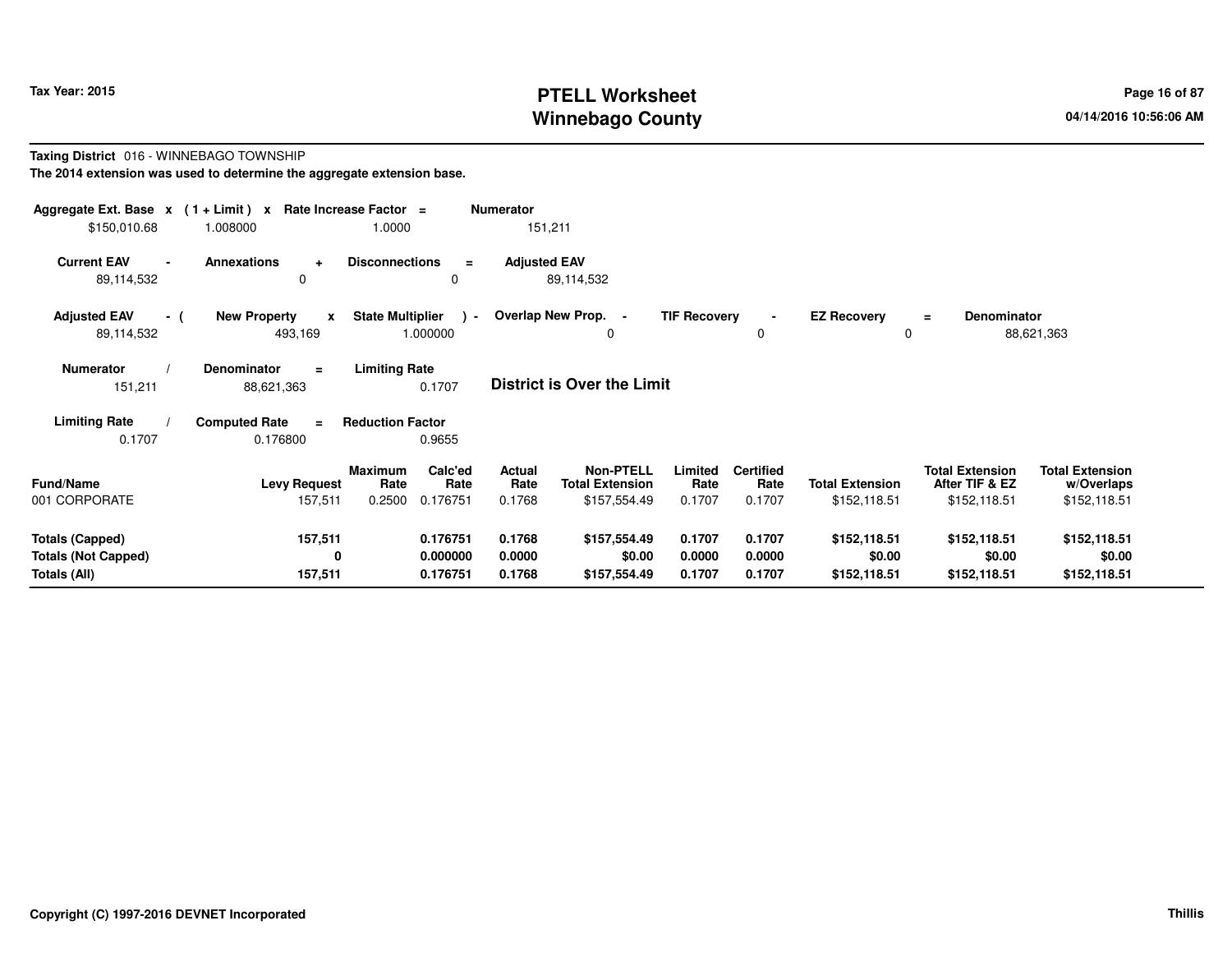# PTELL Worksheet
# Winnebago County

Tax Year: 2015

04/14/2016 10:56:06 AM

**Taxing District** 016 - WINNEBAGO TOWNSHIP

**The 2014 extension was used to determine the aggregate extension base.**

| Aggregate Ext. Base | x | (1 + Limit) | x | Rate Increase Factor | = | Numerator |
|---|---|---|---|---|---|---|
| $150,010.68 | | 1.008000 | | 1.0000 | | 151,211 |

| Current EAV | - | Annexations | + | Disconnections | = | Adjusted EAV |
|---|---|---|---|---|---|---|
| 89,114,532 | | 0 | | 0 | | 89,114,532 |

| Adjusted EAV | - ( | New Property | x | State Multiplier | ) - | Overlap New Prop. | - | TIF Recovery | - | EZ Recovery | = | Denominator |
|---|---|---|---|---|---|---|---|---|---|---|---|---|
| 89,114,532 | | 493,169 | | 1.000000 | | 0 | | 0 | | 0 | | 88,621,363 |

| Numerator | / | Denominator | = | Limiting Rate |
|---|---|---|---|---|
| 151,211 | | 88,621,363 | | 0.1707 |

**District is Over the Limit**

| Limiting Rate | / | Computed Rate | = | Reduction Factor |
|---|---|---|---|---|
| 0.1707 | | 0.176800 | | 0.9655 |

| Fund/Name | Levy Request | Maximum Rate | Calc'ed Rate | Actual Rate | Non-PTELL Total Extension | Limited Rate | Certified Rate | Total Extension | Total Extension After TIF & EZ | Total Extension w/Overlaps |
|---|---|---|---|---|---|---|---|---|---|---|
| 001 CORPORATE | 157,511 | 0.2500 | 0.176751 | 0.1768 | $157,554.49 | 0.1707 | 0.1707 | $152,118.51 | $152,118.51 | $152,118.51 |
| **Totals (Capped)** | **157,511** | | **0.176751** | **0.1768** | **$157,554.49** | **0.1707** | **0.1707** | **$152,118.51** | **$152,118.51** | **$152,118.51** |
| **Totals (Not Capped)** | **0** | | **0.000000** | **0.0000** | **$0.00** | **0.0000** | **0.0000** | **$0.00** | **$0.00** | **$0.00** |
| **Totals (All)** | **157,511** | | **0.176751** | **0.1768** | **$157,554.49** | **0.1707** | **0.1707** | **$152,118.51** | **$152,118.51** | **$152,118.51** |

Copyright (C) 1997-2016 DEVNET Incorporated

Thillis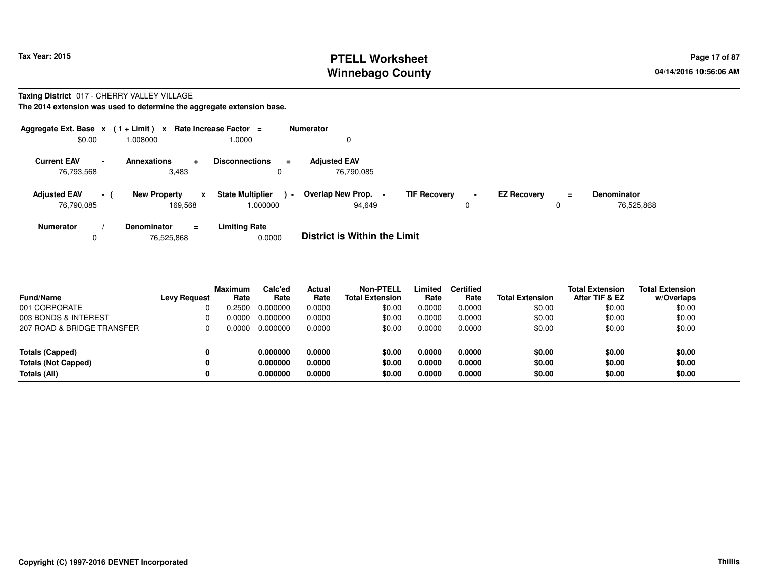Tax Year: 2015

# PTELL Worksheet
# Winnebago County

**Taxing District** 017 - CHERRY VALLEY VILLAGE

**The 2014 extension was used to determine the aggregate extension base.**

| Aggregate Ext. Base | x | (1 + Limit) | x | Rate Increase Factor | = | Numerator |
|---|---|---|---|---|---|---|
| $0.00 | | 1.008000 | | 1.0000 | | 0 |

| Current EAV | - | Annexations | + | Disconnections | = | Adjusted EAV |
|---|---|---|---|---|---|---|
| 76,793,568 | | 3,483 | | 0 | | 76,790,085 |

| Adjusted EAV | - ( | New Property | x | State Multiplier | ) - | Overlap New Prop. | - | TIF Recovery | - | EZ Recovery | = | Denominator |
|---|---|---|---|---|---|---|---|---|---|---|---|---|
| 76,790,085 | | 169,568 | | 1.000000 | | 94,649 | | 0 | | 0 | | 76,525,868 |

| Numerator | / | Denominator | = | Limiting Rate |
|---|---|---|---|---|
| 0 | | 76,525,868 | | 0.0000 |

**District is Within the Limit**

| Fund/Name | Levy Request | Maximum Rate | Calc'ed Rate | Actual Rate | Non-PTELL Total Extension | Limited Rate | Certified Rate | Total Extension | Total Extension After TIF & EZ | Total Extension w/Overlaps |
|---|---|---|---|---|---|---|---|---|---|---|
| 001 CORPORATE | 0 | 0.2500 | 0.000000 | 0.0000 | $0.00 | 0.0000 | 0.0000 | $0.00 | $0.00 | $0.00 |
| 003 BONDS & INTEREST | 0 | 0.0000 | 0.000000 | 0.0000 | $0.00 | 0.0000 | 0.0000 | $0.00 | $0.00 | $0.00 |
| 207 ROAD & BRIDGE TRANSFER | 0 | 0.0000 | 0.000000 | 0.0000 | $0.00 | 0.0000 | 0.0000 | $0.00 | $0.00 | $0.00 |
| **Totals (Capped)** | **0** | | **0.000000** | **0.0000** | **$0.00** | **0.0000** | **0.0000** | **$0.00** | **$0.00** | **$0.00** |
| **Totals (Not Capped)** | **0** | | **0.000000** | **0.0000** | **$0.00** | **0.0000** | **0.0000** | **$0.00** | **$0.00** | **$0.00** |
| **Totals (All)** | **0** | | **0.000000** | **0.0000** | **$0.00** | **0.0000** | **0.0000** | **$0.00** | **$0.00** | **$0.00** |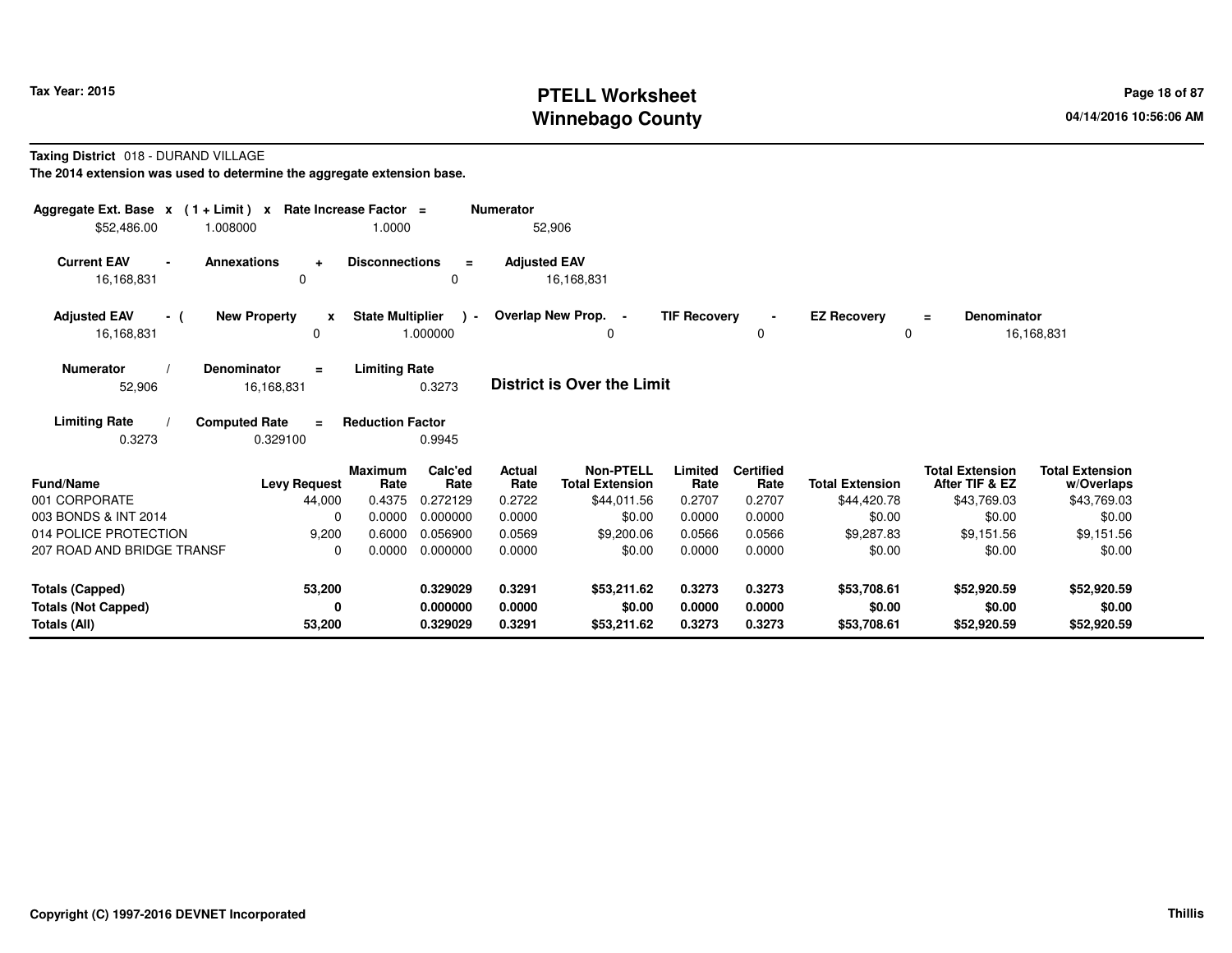**Taxing District** 018 - DURAND VILLAGE

**The 2014 extension was used to determine the aggregate extension base.**

| Aggregate Ext. Base | x | (1 + Limit) | x | Rate Increase Factor | = | Numerator |
|---|---|---|---|---|---|---|
| $52,486.00 | | 1.008000 | | 1.0000 | | 52,906 |

| Current EAV | - | Annexations | + | Disconnections | = | Adjusted EAV |
|---|---|---|---|---|---|---|
| 16,168,831 | | 0 | | 0 | | 16,168,831 |

| Adjusted EAV | - ( | New Property | x | State Multiplier | ) - | Overlap New Prop. | - | TIF Recovery | - | EZ Recovery | = | Denominator |
|---|---|---|---|---|---|---|---|---|---|---|---|---|
| 16,168,831 | | 0 | | 1.000000 | | 0 | | 0 | | 0 | | 16,168,831 |

| Numerator | / | Denominator | = | Limiting Rate |
|---|---|---|---|---|
| 52,906 | | 16,168,831 | | 0.3273 |

**District is Over the Limit**

| Limiting Rate | / | Computed Rate | = | Reduction Factor |
|---|---|---|---|---|
| 0.3273 | | 0.329100 | | 0.9945 |

| Fund/Name | Levy Request | Maximum Rate | Calc'ed Rate | Actual Rate | Non-PTELL Total Extension | Limited Rate | Certified Rate | Total Extension | Total Extension After TIF & EZ | Total Extension w/Overlaps |
|---|---|---|---|---|---|---|---|---|---|---|
| 001 CORPORATE | 44,000 | 0.4375 | 0.272129 | 0.2722 | $44,011.56 | 0.2707 | 0.2707 | $44,420.78 | $43,769.03 | $43,769.03 |
| 003 BONDS & INT 2014 | 0 | 0.0000 | 0.000000 | 0.0000 | $0.00 | 0.0000 | 0.0000 | $0.00 | $0.00 | $0.00 |
| 014 POLICE PROTECTION | 9,200 | 0.6000 | 0.056900 | 0.0569 | $9,200.06 | 0.0566 | 0.0566 | $9,287.83 | $9,151.56 | $9,151.56 |
| 207 ROAD AND BRIDGE TRANSF | 0 | 0.0000 | 0.000000 | 0.0000 | $0.00 | 0.0000 | 0.0000 | $0.00 | $0.00 | $0.00 |
| **Totals (Capped)** | **53,200** | | **0.329029** | **0.3291** | **$53,211.62** | **0.3273** | **0.3273** | **$53,708.61** | **$52,920.59** | **$52,920.59** |
| **Totals (Not Capped)** | **0** | | **0.000000** | **0.0000** | **$0.00** | **0.0000** | **0.0000** | **$0.00** | **$0.00** | **$0.00** |
| **Totals (All)** | **53,200** | | **0.329029** | **0.3291** | **$53,211.62** | **0.3273** | **0.3273** | **$53,708.61** | **$52,920.59** | **$52,920.59** |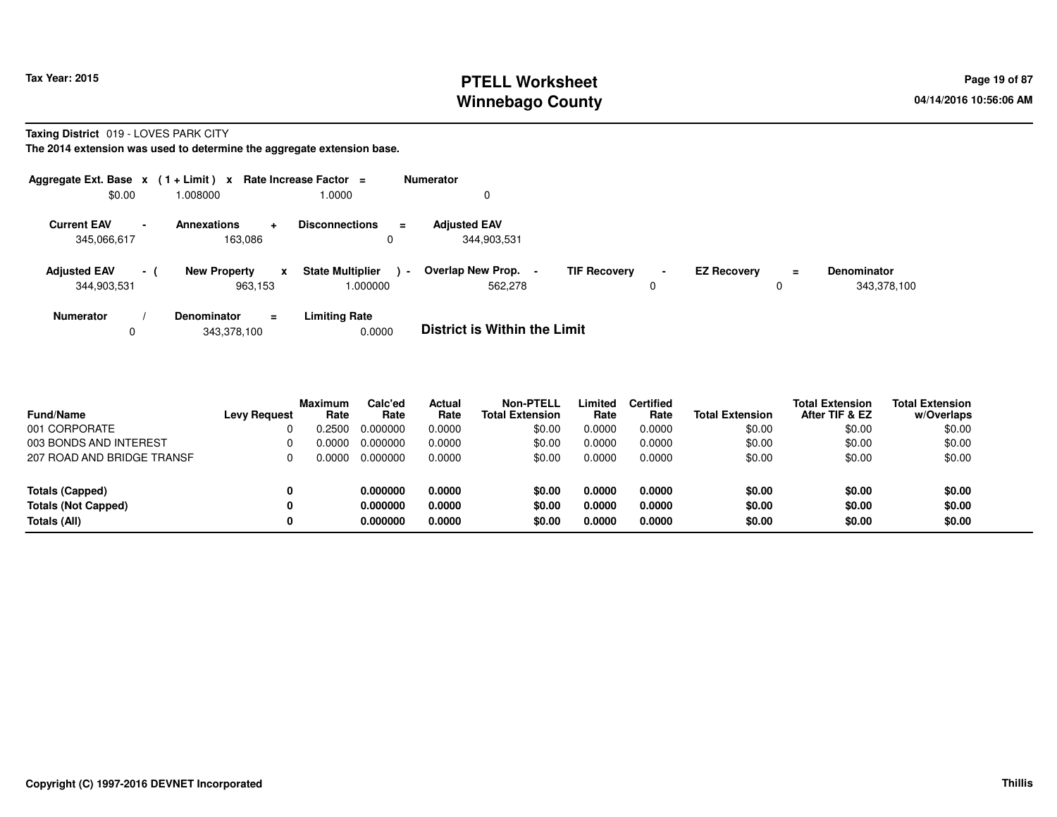**Taxing District** 019 - LOVES PARK CITY

**The 2014 extension was used to determine the aggregate extension base.**

| Aggregate Ext. Base | x | ( 1 + Limit ) | x | Rate Increase Factor | = | Numerator |
|---|---|---|---|---|---|---|
| $0.00 | | 1.008000 | | 1.0000 | | 0 |

| Current EAV | - | Annexations | + | Disconnections | = | Adjusted EAV |
|---|---|---|---|---|---|---|
| 345,066,617 | | 163,086 | | 0 | | 344,903,531 |

| Adjusted EAV | - ( | New Property | x | State Multiplier | ) - | Overlap New Prop. | - | TIF Recovery | - | EZ Recovery | = | Denominator |
|---|---|---|---|---|---|---|---|---|---|---|---|---|
| 344,903,531 | | 963,153 | | 1.000000 | | 562,278 | | 0 | | 0 | | 343,378,100 |

| Numerator | / | Denominator | = | Limiting Rate |
|---|---|---|---|---|
| 0 | | 343,378,100 | | 0.0000 |

**District is Within the Limit**

| Fund/Name | Levy Request | Maximum Rate | Calc'ed Rate | Actual Rate | Non-PTELL Total Extension | Limited Rate | Certified Rate | Total Extension | Total Extension After TIF & EZ | Total Extension w/Overlaps |
|---|---|---|---|---|---|---|---|---|---|---|
| 001 CORPORATE | 0 | 0.2500 | 0.000000 | 0.0000 | $0.00 | 0.0000 | 0.0000 | $0.00 | $0.00 | $0.00 |
| 003 BONDS AND INTEREST | 0 | 0.0000 | 0.000000 | 0.0000 | $0.00 | 0.0000 | 0.0000 | $0.00 | $0.00 | $0.00 |
| 207 ROAD AND BRIDGE TRANSF | 0 | 0.0000 | 0.000000 | 0.0000 | $0.00 | 0.0000 | 0.0000 | $0.00 | $0.00 | $0.00 |
| **Totals (Capped)** | **0** | | **0.000000** | **0.0000** | **$0.00** | **0.0000** | **0.0000** | **$0.00** | **$0.00** | **$0.00** |
| **Totals (Not Capped)** | **0** | | **0.000000** | **0.0000** | **$0.00** | **0.0000** | **0.0000** | **$0.00** | **$0.00** | **$0.00** |
| **Totals (All)** | **0** | | **0.000000** | **0.0000** | **$0.00** | **0.0000** | **0.0000** | **$0.00** | **$0.00** | **$0.00** |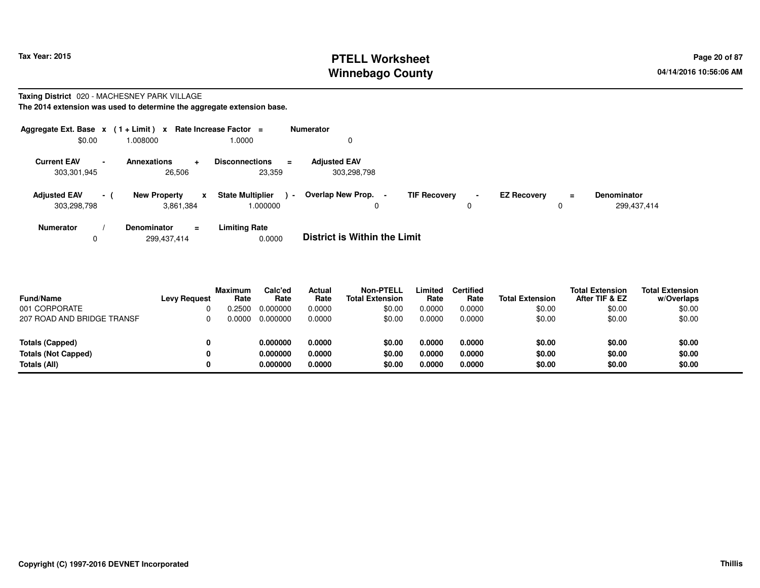**Taxing District** 020 - MACHESNEY PARK VILLAGE

**The 2014 extension was used to determine the aggregate extension base.**

| Aggregate Ext. Base | x | (1 + Limit) | x | Rate Increase Factor | = | Numerator |
|---|---|---|---|---|---|---|
| $0.00 | | 1.008000 | | 1.0000 | | 0 |

| Current EAV | - | Annexations | + | Disconnections | = | Adjusted EAV |
|---|---|---|---|---|---|---|
| 303,301,945 | | 26,506 | | 23,359 | | 303,298,798 |

| Adjusted EAV | - ( | New Property | x | State Multiplier | ) - | Overlap New Prop. | - | TIF Recovery | - | EZ Recovery | = | Denominator |
|---|---|---|---|---|---|---|---|---|---|---|---|---|
| 303,298,798 | | 3,861,384 | | 1.000000 | | 0 | | 0 | | 0 | | 299,437,414 |

| Numerator | / | Denominator | = | Limiting Rate |
|---|---|---|---|---|
| 0 | | 299,437,414 | | 0.0000 |

**District is Within the Limit**

| Fund/Name | Levy Request | Maximum Rate | Calc'ed Rate | Actual Rate | Non-PTELL Total Extension | Limited Rate | Certified Rate | Total Extension | Total Extension After TIF & EZ | Total Extension w/Overlaps |
|---|---|---|---|---|---|---|---|---|---|---|
| 001 CORPORATE | 0 | 0.2500 | 0.000000 | 0.0000 | $0.00 | 0.0000 | 0.0000 | $0.00 | $0.00 | $0.00 |
| 207 ROAD AND BRIDGE TRANSF | 0 | 0.0000 | 0.000000 | 0.0000 | $0.00 | 0.0000 | 0.0000 | $0.00 | $0.00 | $0.00 |
| **Totals (Capped)** | **0** | | **0.000000** | **0.0000** | **$0.00** | **0.0000** | **0.0000** | **$0.00** | **$0.00** | **$0.00** |
| **Totals (Not Capped)** | **0** | | **0.000000** | **0.0000** | **$0.00** | **0.0000** | **0.0000** | **$0.00** | **$0.00** | **$0.00** |
| **Totals (All)** | **0** | | **0.000000** | **0.0000** | **$0.00** | **0.0000** | **0.0000** | **$0.00** | **$0.00** | **$0.00** |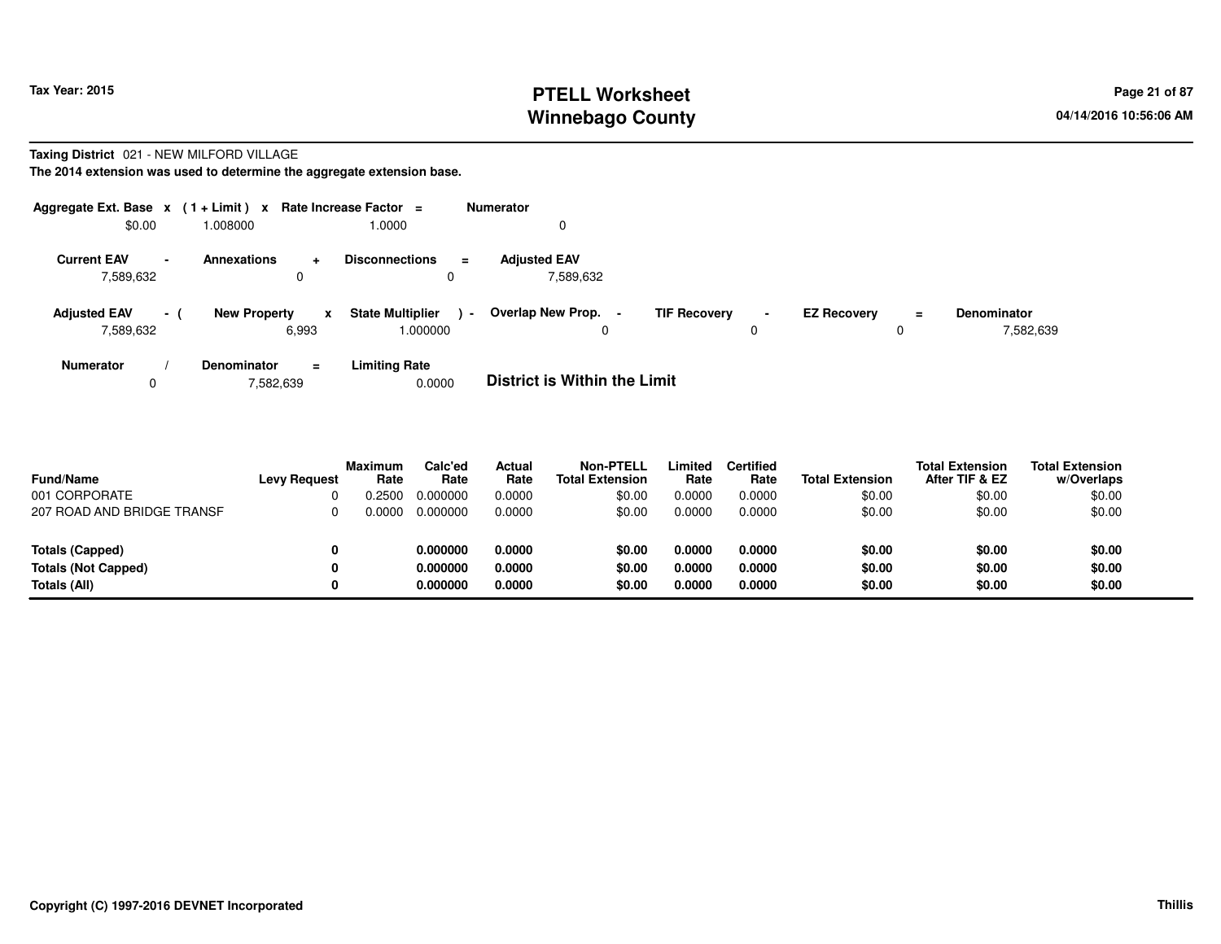# PTELL Worksheet
# Winnebago County

Tax Year: 2015

04/14/2016 10:56:06 AM

**Taxing District** 021 - NEW MILFORD VILLAGE

**The 2014 extension was used to determine the aggregate extension base.**

| Aggregate Ext. Base | x | (1 + Limit) | x | Rate Increase Factor | = | Numerator |
|---|---|---|---|---|---|---|
| $0.00 | | 1.008000 | | 1.0000 | | 0 |

| Current EAV | - | Annexations | + | Disconnections | = | Adjusted EAV |
|---|---|---|---|---|---|---|
| 7,589,632 | | 0 | | 0 | | 7,589,632 |

| Adjusted EAV | - ( | New Property | x | State Multiplier | ) - | Overlap New Prop. | - | TIF Recovery | - | EZ Recovery | = | Denominator |
|---|---|---|---|---|---|---|---|---|---|---|---|---|
| 7,589,632 | | 6,993 | | 1.000000 | | 0 | | 0 | | 0 | | 7,582,639 |

| Numerator | / | Denominator | = | Limiting Rate |
|---|---|---|---|---|
| 0 | | 7,582,639 | | 0.0000 |

**District is Within the Limit**

| Fund/Name | Levy Request | Maximum Rate | Calc'ed Rate | Actual Rate | Non-PTELL Total Extension | Limited Rate | Certified Rate | Total Extension | Total Extension After TIF & EZ | Total Extension w/Overlaps |
|---|---|---|---|---|---|---|---|---|---|---|
| 001 CORPORATE | 0 | 0.2500 | 0.000000 | 0.0000 | $0.00 | 0.0000 | 0.0000 | $0.00 | $0.00 | $0.00 |
| 207 ROAD AND BRIDGE TRANSF | 0 | 0.0000 | 0.000000 | 0.0000 | $0.00 | 0.0000 | 0.0000 | $0.00 | $0.00 | $0.00 |
| **Totals (Capped)** | **0** | | **0.000000** | **0.0000** | **$0.00** | **0.0000** | **0.0000** | **$0.00** | **$0.00** | **$0.00** |
| **Totals (Not Capped)** | **0** | | **0.000000** | **0.0000** | **$0.00** | **0.0000** | **0.0000** | **$0.00** | **$0.00** | **$0.00** |
| **Totals (All)** | **0** | | **0.000000** | **0.0000** | **$0.00** | **0.0000** | **0.0000** | **$0.00** | **$0.00** | **$0.00** |

**Copyright (C) 1997-2016 DEVNET Incorporated**

**Thillis**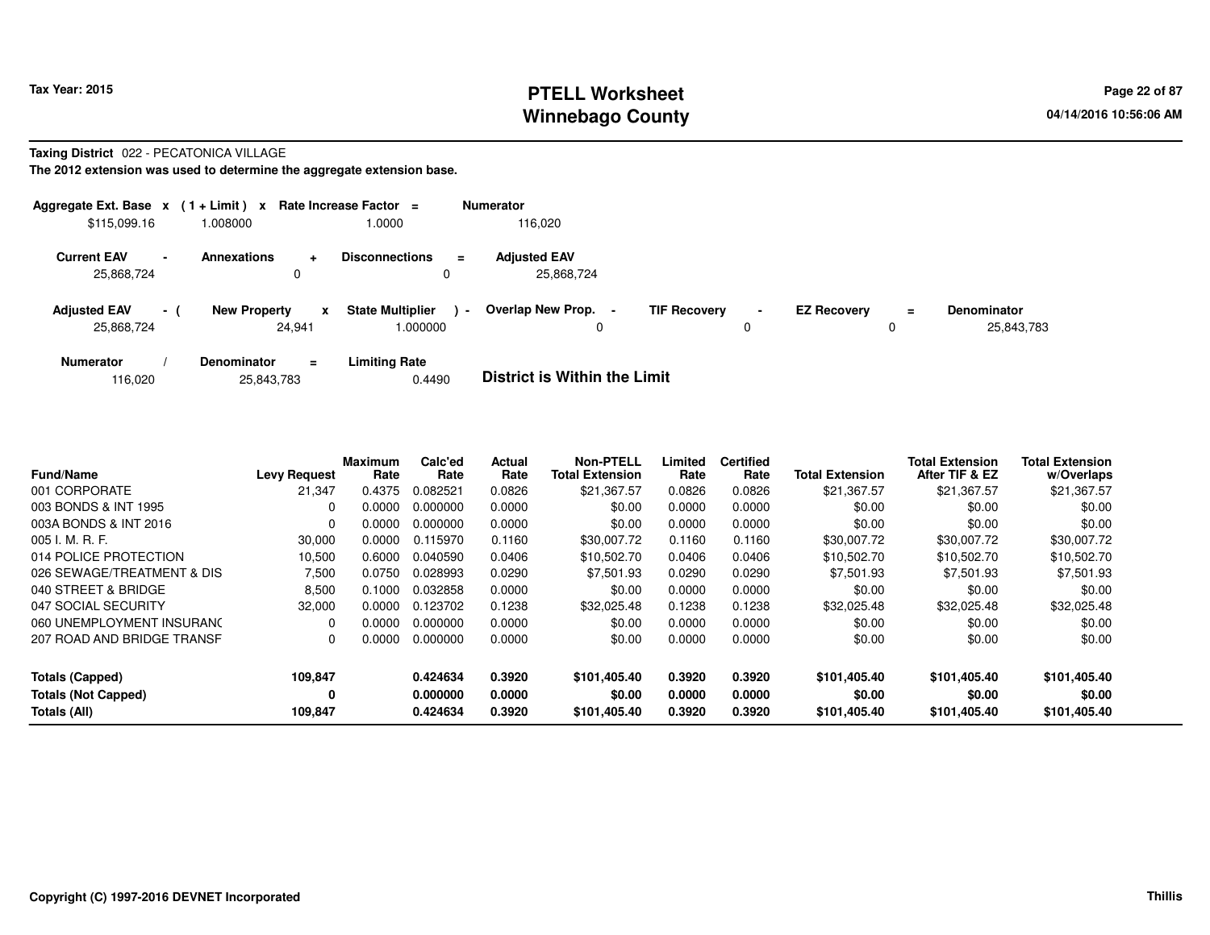# PTELL Worksheet
# Winnebago County

Tax Year: 2015

04/14/2016 10:56:06 AM

**Taxing District** 022 - PECATONICA VILLAGE

**The 2012 extension was used to determine the aggregate extension base.**

| Aggregate Ext. Base | x | (1 + Limit) | x | Rate Increase Factor | = | Numerator |
|---|---|---|---|---|---|---|
| $115,099.16 | | 1.008000 | | 1.0000 | | 116,020 |

| Current EAV | - | Annexations | + | Disconnections | = | Adjusted EAV |
|---|---|---|---|---|---|---|
| 25,868,724 | | 0 | | 0 | | 25,868,724 |

| Adjusted EAV | - ( | New Property | x | State Multiplier | ) - | Overlap New Prop. | - | TIF Recovery | - | EZ Recovery | = | Denominator |
|---|---|---|---|---|---|---|---|---|---|---|---|---|
| 25,868,724 | | 24,941 | | 1.000000 | | 0 | | 0 | | 0 | | 25,843,783 |

| Numerator | / | Denominator | = | Limiting Rate |
|---|---|---|---|---|
| 116,020 | | 25,843,783 | | 0.4490 |

**District is Within the Limit**

| Fund/Name | Levy Request | Maximum Rate | Calc'ed Rate | Actual Rate | Non-PTELL Total Extension | Limited Rate | Certified Rate | Total Extension | Total Extension After TIF & EZ | Total Extension w/Overlaps |
|---|---|---|---|---|---|---|---|---|---|---|
| 001 CORPORATE | 21,347 | 0.4375 | 0.082521 | 0.0826 | $21,367.57 | 0.0826 | 0.0826 | $21,367.57 | $21,367.57 | $21,367.57 |
| 003 BONDS & INT 1995 | 0 | 0.0000 | 0.000000 | 0.0000 | $0.00 | 0.0000 | 0.0000 | $0.00 | $0.00 | $0.00 |
| 003A BONDS & INT 2016 | 0 | 0.0000 | 0.000000 | 0.0000 | $0.00 | 0.0000 | 0.0000 | $0.00 | $0.00 | $0.00 |
| 005 I. M. R. F. | 30,000 | 0.0000 | 0.115970 | 0.1160 | $30,007.72 | 0.1160 | 0.1160 | $30,007.72 | $30,007.72 | $30,007.72 |
| 014 POLICE PROTECTION | 10,500 | 0.6000 | 0.040590 | 0.0406 | $10,502.70 | 0.0406 | 0.0406 | $10,502.70 | $10,502.70 | $10,502.70 |
| 026 SEWAGE/TREATMENT & DIS | 7,500 | 0.0750 | 0.028993 | 0.0290 | $7,501.93 | 0.0290 | 0.0290 | $7,501.93 | $7,501.93 | $7,501.93 |
| 040 STREET & BRIDGE | 8,500 | 0.1000 | 0.032858 | 0.0000 | $0.00 | 0.0000 | 0.0000 | $0.00 | $0.00 | $0.00 |
| 047 SOCIAL SECURITY | 32,000 | 0.0000 | 0.123702 | 0.1238 | $32,025.48 | 0.1238 | 0.1238 | $32,025.48 | $32,025.48 | $32,025.48 |
| 060 UNEMPLOYMENT INSURANC | 0 | 0.0000 | 0.000000 | 0.0000 | $0.00 | 0.0000 | 0.0000 | $0.00 | $0.00 | $0.00 |
| 207 ROAD AND BRIDGE TRANSF | 0 | 0.0000 | 0.000000 | 0.0000 | $0.00 | 0.0000 | 0.0000 | $0.00 | $0.00 | $0.00 |
| **Totals (Capped)** | **109,847** | | **0.424634** | **0.3920** | **$101,405.40** | **0.3920** | **0.3920** | **$101,405.40** | **$101,405.40** | **$101,405.40** |
| **Totals (Not Capped)** | **0** | | **0.000000** | **0.0000** | **$0.00** | **0.0000** | **0.0000** | **$0.00** | **$0.00** | **$0.00** |
| **Totals (All)** | **109,847** | | **0.424634** | **0.3920** | **$101,405.40** | **0.3920** | **0.3920** | **$101,405.40** | **$101,405.40** | **$101,405.40** |

**Copyright (C) 1997-2016 DEVNET Incorporated** — **Thillis**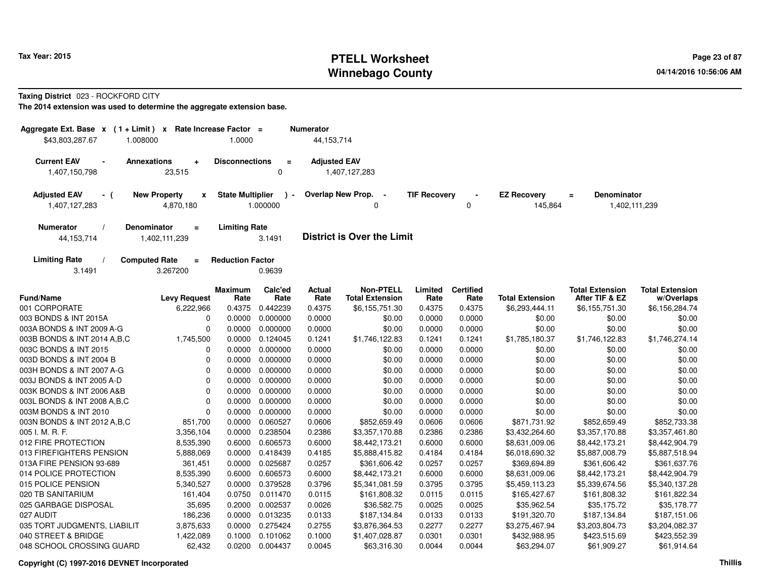**Taxing District** 023 - ROCKFORD CITY

**The 2014 extension was used to determine the aggregate extension base.**

| Aggregate Ext. Base | x | (1 + Limit) | x | Rate Increase Factor | = | Numerator |
|---|---|---|---|---|---|---|
| $43,803,287.67 | | 1.008000 | | 1.0000 | | 44,153,714 |

| Current EAV | - | Annexations | + | Disconnections | = | Adjusted EAV |
|---|---|---|---|---|---|---|
| 1,407,150,798 | | 23,515 | | 0 | | 1,407,127,283 |

| Adjusted EAV | - ( | New Property | x | State Multiplier | ) - | Overlap New Prop. | - | TIF Recovery | - | EZ Recovery | = | Denominator |
|---|---|---|---|---|---|---|---|---|---|---|---|---|
| 1,407,127,283 | | 4,870,180 | | 1.000000 | | 0 | | 0 | | 145,864 | | 1,402,111,239 |

| Numerator | / | Denominator | = | Limiting Rate |
|---|---|---|---|---|
| 44,153,714 | | 1,402,111,239 | | 3.1491 |

**District is Over the Limit**

| Limiting Rate | / | Computed Rate | = | Reduction Factor |
|---|---|---|---|---|
| 3.1491 | | 3.267200 | | 0.9639 |

| Fund/Name | Levy Request | Maximum Rate | Calc'ed Rate | Actual Rate | Non-PTELL Total Extension | Limited Rate | Certified Rate | Total Extension | Total Extension After TIF & EZ | Total Extension w/Overlaps |
|---|---|---|---|---|---|---|---|---|---|---|
| 001 CORPORATE | 6,222,966 | 0.4375 | 0.442239 | 0.4375 | $6,155,751.30 | 0.4375 | 0.4375 | $6,293,444.11 | $6,155,751.30 | $6,156,284.74 |
| 003 BONDS & INT 2015A | 0 | 0.0000 | 0.000000 | 0.0000 | $0.00 | 0.0000 | 0.0000 | $0.00 | $0.00 | $0.00 |
| 003A BONDS & INT 2009 A-G | 0 | 0.0000 | 0.000000 | 0.0000 | $0.00 | 0.0000 | 0.0000 | $0.00 | $0.00 | $0.00 |
| 003B BONDS & INT 2014 A,B,C | 1,745,500 | 0.0000 | 0.124045 | 0.1241 | $1,746,122.83 | 0.1241 | 0.1241 | $1,785,180.37 | $1,746,122.83 | $1,746,274.14 |
| 003C BONDS & INT 2015 | 0 | 0.0000 | 0.000000 | 0.0000 | $0.00 | 0.0000 | 0.0000 | $0.00 | $0.00 | $0.00 |
| 003D BONDS & INT 2004 B | 0 | 0.0000 | 0.000000 | 0.0000 | $0.00 | 0.0000 | 0.0000 | $0.00 | $0.00 | $0.00 |
| 003H BONDS & INT 2007 A-G | 0 | 0.0000 | 0.000000 | 0.0000 | $0.00 | 0.0000 | 0.0000 | $0.00 | $0.00 | $0.00 |
| 003J BONDS & INT 2005 A-D | 0 | 0.0000 | 0.000000 | 0.0000 | $0.00 | 0.0000 | 0.0000 | $0.00 | $0.00 | $0.00 |
| 003K BONDS & INT 2006 A&B | 0 | 0.0000 | 0.000000 | 0.0000 | $0.00 | 0.0000 | 0.0000 | $0.00 | $0.00 | $0.00 |
| 003L BONDS & INT 2008 A,B,C | 0 | 0.0000 | 0.000000 | 0.0000 | $0.00 | 0.0000 | 0.0000 | $0.00 | $0.00 | $0.00 |
| 003M BONDS & INT 2010 | 0 | 0.0000 | 0.000000 | 0.0000 | $0.00 | 0.0000 | 0.0000 | $0.00 | $0.00 | $0.00 |
| 003N BONDS & INT 2012 A,B,C | 851,700 | 0.0000 | 0.060527 | 0.0606 | $852,659.49 | 0.0606 | 0.0606 | $871,731.92 | $852,659.49 | $852,733.38 |
| 005 I. M. R. F. | 3,356,104 | 0.0000 | 0.238504 | 0.2386 | $3,357,170.88 | 0.2386 | 0.2386 | $3,432,264.60 | $3,357,170.88 | $3,357,461.80 |
| 012 FIRE PROTECTION | 8,535,390 | 0.6000 | 0.606573 | 0.6000 | $8,442,173.21 | 0.6000 | 0.6000 | $8,631,009.06 | $8,442,173.21 | $8,442,904.79 |
| 013 FIREFIGHTERS PENSION | 5,888,069 | 0.0000 | 0.418439 | 0.4185 | $5,888,415.82 | 0.4184 | 0.4184 | $6,018,690.32 | $5,887,008.79 | $5,887,518.94 |
| 013A FIRE PENSION 93-689 | 361,451 | 0.0000 | 0.025687 | 0.0257 | $361,606.42 | 0.0257 | 0.0257 | $369,694.89 | $361,606.42 | $361,637.76 |
| 014 POLICE PROTECTION | 8,535,390 | 0.6000 | 0.606573 | 0.6000 | $8,442,173.21 | 0.6000 | 0.6000 | $8,631,009.06 | $8,442,173.21 | $8,442,904.79 |
| 015 POLICE PENSION | 5,340,527 | 0.0000 | 0.379528 | 0.3796 | $5,341,081.59 | 0.3795 | 0.3795 | $5,459,113.23 | $5,339,674.56 | $5,340,137.28 |
| 020 TB SANITARIUM | 161,404 | 0.0750 | 0.011470 | 0.0115 | $161,808.32 | 0.0115 | 0.0115 | $165,427.67 | $161,808.32 | $161,822.34 |
| 025 GARBAGE DISPOSAL | 35,695 | 0.2000 | 0.002537 | 0.0026 | $36,582.75 | 0.0025 | 0.0025 | $35,962.54 | $35,175.72 | $35,178.77 |
| 027 AUDIT | 186,236 | 0.0000 | 0.013235 | 0.0133 | $187,134.84 | 0.0133 | 0.0133 | $191,320.70 | $187,134.84 | $187,151.06 |
| 035 TORT JUDGMENTS, LIABILIT | 3,875,633 | 0.0000 | 0.275424 | 0.2755 | $3,876,364.53 | 0.2277 | 0.2277 | $3,275,467.94 | $3,203,804.73 | $3,204,082.37 |
| 040 STREET & BRIDGE | 1,422,089 | 0.1000 | 0.101062 | 0.1000 | $1,407,028.87 | 0.0301 | 0.0301 | $432,988.95 | $423,515.69 | $423,552.39 |
| 048 SCHOOL CROSSING GUARD | 62,432 | 0.0200 | 0.004437 | 0.0045 | $63,316.30 | 0.0044 | 0.0044 | $63,294.07 | $61,909.27 | $61,914.64 |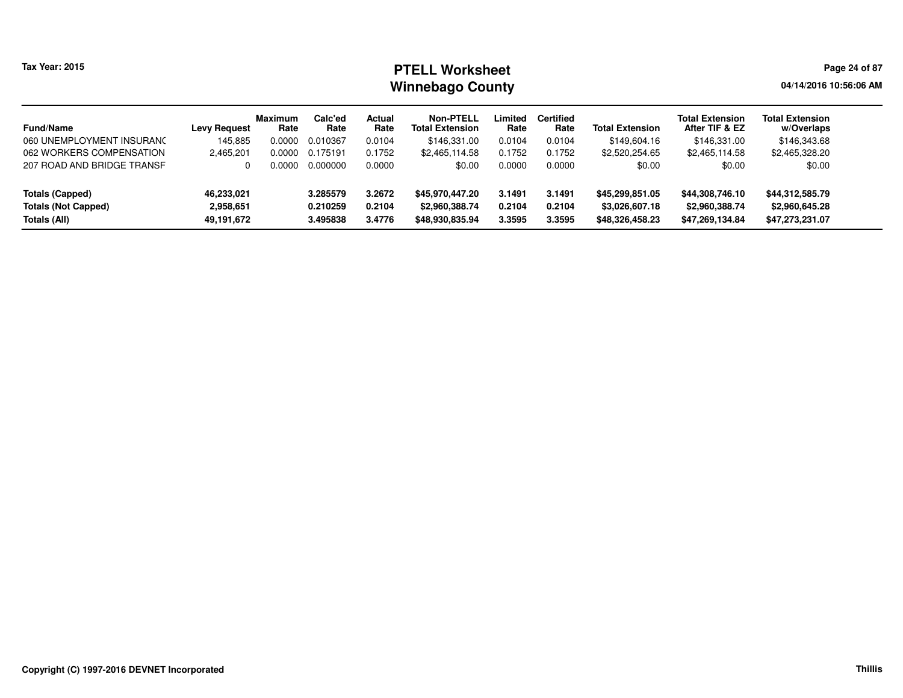# PTELL Worksheet
## Winnebago County

Tax Year: 2015

04/14/2016 10:56:06 AM

| Fund/Name | Levy Request | Maximum Rate | Calc'ed Rate | Actual Rate | Non-PTELL Total Extension | Limited Rate | Certified Rate | Total Extension | Total Extension After TIF & EZ | Total Extension w/Overlaps |
|---|---|---|---|---|---|---|---|---|---|---|
| 060 UNEMPLOYMENT INSURANC | 145,885 | 0.0000 | 0.010367 | 0.0104 | $146,331.00 | 0.0104 | 0.0104 | $149,604.16 | $146,331.00 | $146,343.68 |
| 062 WORKERS COMPENSATION | 2,465,201 | 0.0000 | 0.175191 | 0.1752 | $2,465,114.58 | 0.1752 | 0.1752 | $2,520,254.65 | $2,465,114.58 | $2,465,328.20 |
| 207 ROAD AND BRIDGE TRANSF | 0 | 0.0000 | 0.000000 | 0.0000 | $0.00 | 0.0000 | 0.0000 | $0.00 | $0.00 | $0.00 |
| **Totals (Capped)** | **46,233,021** | | **3.285579** | **3.2672** | **$45,970,447.20** | **3.1491** | **3.1491** | **$45,299,851.05** | **$44,308,746.10** | **$44,312,585.79** |
| **Totals (Not Capped)** | **2,958,651** | | **0.210259** | **0.2104** | **$2,960,388.74** | **0.2104** | **0.2104** | **$3,026,607.18** | **$2,960,388.74** | **$2,960,645.28** |
| **Totals (All)** | **49,191,672** | | **3.495838** | **3.4776** | **$48,930,835.94** | **3.3595** | **3.3595** | **$48,326,458.23** | **$47,269,134.84** | **$47,273,231.07** |

Copyright (C) 1997-2016 DEVNET Incorporated

Thillis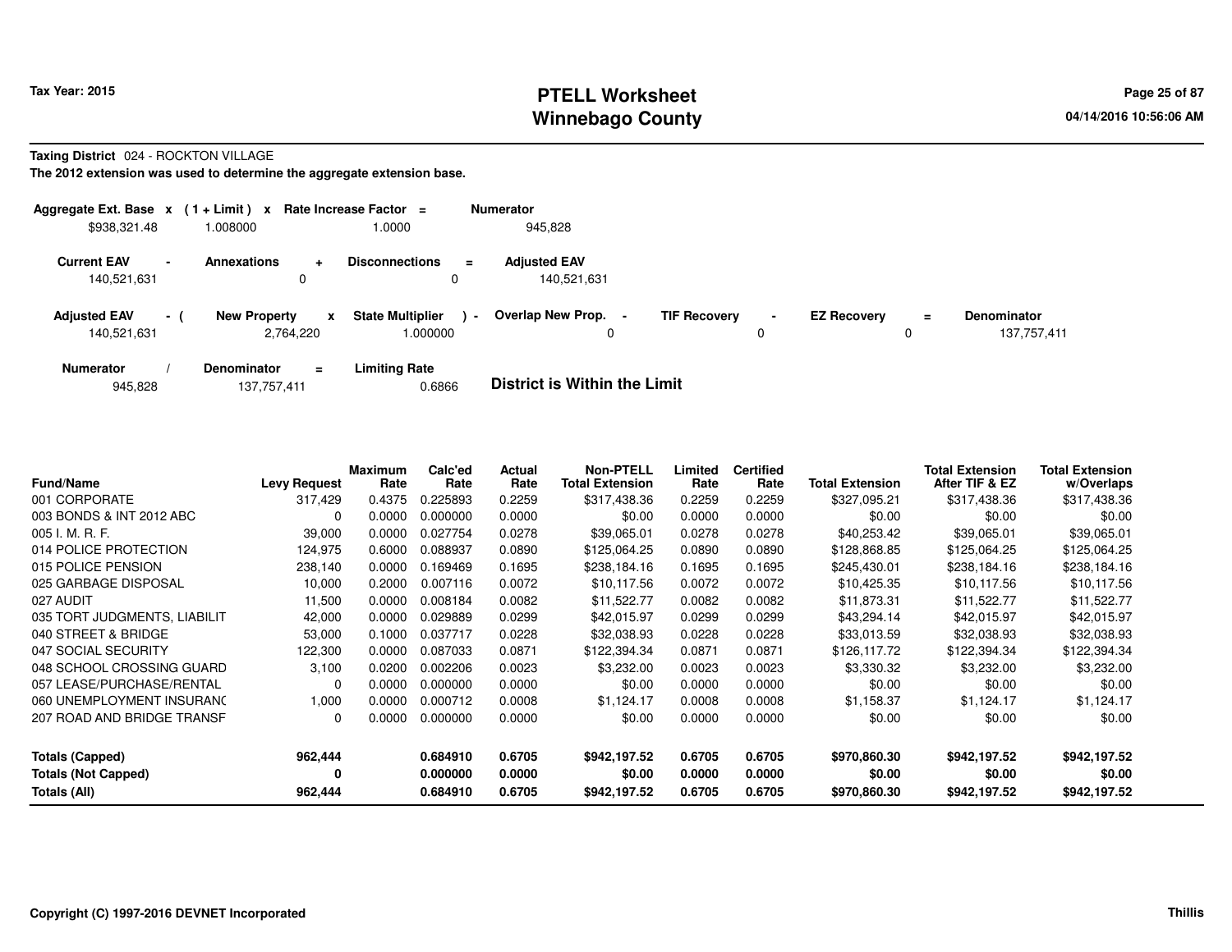# PTELL Worksheet
# Winnebago County

Tax Year: 2015

04/14/2016 10:56:06 AM

**Taxing District** 024 - ROCKTON VILLAGE

**The 2012 extension was used to determine the aggregate extension base.**

| Aggregate Ext. Base | x | ( 1 + Limit ) | x | Rate Increase Factor | = | Numerator |
|---|---|---|---|---|---|---|
| $938,321.48 | | 1.008000 | | 1.0000 | | 945,828 |

| Current EAV | - | Annexations | + | Disconnections | = | Adjusted EAV |
|---|---|---|---|---|---|---|
| 140,521,631 | | 0 | | 0 | | 140,521,631 |

| Adjusted EAV | - ( | New Property | x | State Multiplier | ) - | Overlap New Prop. | - | TIF Recovery | - | EZ Recovery | = | Denominator |
|---|---|---|---|---|---|---|---|---|---|---|---|---|
| 140,521,631 | | 2,764,220 | | 1.000000 | | 0 | | 0 | | 0 | | 137,757,411 |

| Numerator | / | Denominator | = | Limiting Rate |
|---|---|---|---|---|
| 945,828 | | 137,757,411 | | 0.6866 |

**District is Within the Limit**

| Fund/Name | Levy Request | Maximum Rate | Calc'ed Rate | Actual Rate | Non-PTELL Total Extension | Limited Rate | Certified Rate | Total Extension | Total Extension After TIF & EZ | Total Extension w/Overlaps |
|---|---|---|---|---|---|---|---|---|---|---|
| 001 CORPORATE | 317,429 | 0.4375 | 0.225893 | 0.2259 | $317,438.36 | 0.2259 | 0.2259 | $327,095.21 | $317,438.36 | $317,438.36 |
| 003 BONDS & INT 2012 ABC | 0 | 0.0000 | 0.000000 | 0.0000 | $0.00 | 0.0000 | 0.0000 | $0.00 | $0.00 | $0.00 |
| 005 I. M. R. F. | 39,000 | 0.0000 | 0.027754 | 0.0278 | $39,065.01 | 0.0278 | 0.0278 | $40,253.42 | $39,065.01 | $39,065.01 |
| 014 POLICE PROTECTION | 124,975 | 0.6000 | 0.088937 | 0.0890 | $125,064.25 | 0.0890 | 0.0890 | $128,868.85 | $125,064.25 | $125,064.25 |
| 015 POLICE PENSION | 238,140 | 0.0000 | 0.169469 | 0.1695 | $238,184.16 | 0.1695 | 0.1695 | $245,430.01 | $238,184.16 | $238,184.16 |
| 025 GARBAGE DISPOSAL | 10,000 | 0.2000 | 0.007116 | 0.0072 | $10,117.56 | 0.0072 | 0.0072 | $10,425.35 | $10,117.56 | $10,117.56 |
| 027 AUDIT | 11,500 | 0.0000 | 0.008184 | 0.0082 | $11,522.77 | 0.0082 | 0.0082 | $11,873.31 | $11,522.77 | $11,522.77 |
| 035 TORT JUDGMENTS, LIABILIT | 42,000 | 0.0000 | 0.029889 | 0.0299 | $42,015.97 | 0.0299 | 0.0299 | $43,294.14 | $42,015.97 | $42,015.97 |
| 040 STREET & BRIDGE | 53,000 | 0.1000 | 0.037717 | 0.0228 | $32,038.93 | 0.0228 | 0.0228 | $33,013.59 | $32,038.93 | $32,038.93 |
| 047 SOCIAL SECURITY | 122,300 | 0.0000 | 0.087033 | 0.0871 | $122,394.34 | 0.0871 | 0.0871 | $126,117.72 | $122,394.34 | $122,394.34 |
| 048 SCHOOL CROSSING GUARD | 3,100 | 0.0200 | 0.002206 | 0.0023 | $3,232.00 | 0.0023 | 0.0023 | $3,330.32 | $3,232.00 | $3,232.00 |
| 057 LEASE/PURCHASE/RENTAL | 0 | 0.0000 | 0.000000 | 0.0000 | $0.00 | 0.0000 | 0.0000 | $0.00 | $0.00 | $0.00 |
| 060 UNEMPLOYMENT INSURANC | 1,000 | 0.0000 | 0.000712 | 0.0008 | $1,124.17 | 0.0008 | 0.0008 | $1,158.37 | $1,124.17 | $1,124.17 |
| 207 ROAD AND BRIDGE TRANSF | 0 | 0.0000 | 0.000000 | 0.0000 | $0.00 | 0.0000 | 0.0000 | $0.00 | $0.00 | $0.00 |
| **Totals (Capped)** | **962,444** | | **0.684910** | **0.6705** | **$942,197.52** | **0.6705** | **0.6705** | **$970,860.30** | **$942,197.52** | **$942,197.52** |
| **Totals (Not Capped)** | **0** | | **0.000000** | **0.0000** | **$0.00** | **0.0000** | **0.0000** | **$0.00** | **$0.00** | **$0.00** |
| **Totals (All)** | **962,444** | | **0.684910** | **0.6705** | **$942,197.52** | **0.6705** | **0.6705** | **$970,860.30** | **$942,197.52** | **$942,197.52** |

Copyright (C) 1997-2016 DEVNET Incorporated

Thillis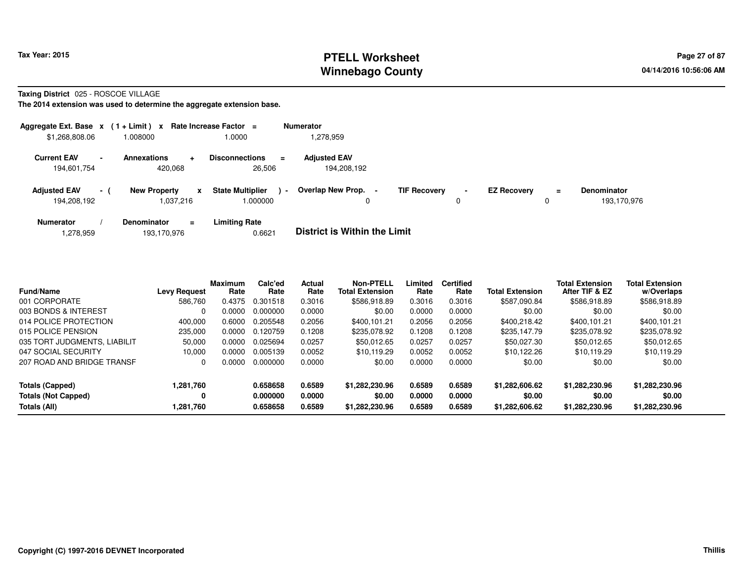**Taxing District** 025 - ROSCOE VILLAGE

**The 2014 extension was used to determine the aggregate extension base.**

| Aggregate Ext. Base | x | (1 + Limit) | x | Rate Increase Factor | = | Numerator |
|---|---|---|---|---|---|---|
| $1,268,808.06 | | 1.008000 | | 1.0000 | | 1,278,959 |

| Current EAV | - | Annexations | + | Disconnections | = | Adjusted EAV |
|---|---|---|---|---|---|---|
| 194,601,754 | | 420,068 | | 26,506 | | 194,208,192 |

| Adjusted EAV | - ( | New Property | x | State Multiplier | ) - | Overlap New Prop. | - | TIF Recovery | - | EZ Recovery | = | Denominator |
|---|---|---|---|---|---|---|---|---|---|---|---|---|
| 194,208,192 | | 1,037,216 | | 1.000000 | | 0 | | 0 | | 0 | | 193,170,976 |

| Numerator | / | Denominator | = | Limiting Rate |
|---|---|---|---|---|
| 1,278,959 | | 193,170,976 | | 0.6621 |

**District is Within the Limit**

| Fund/Name | Levy Request | Maximum Rate | Calc'ed Rate | Actual Rate | Non-PTELL Total Extension | Limited Rate | Certified Rate | Total Extension | Total Extension After TIF & EZ | Total Extension w/Overlaps |
|---|---|---|---|---|---|---|---|---|---|---|
| 001 CORPORATE | 586,760 | 0.4375 | 0.301518 | 0.3016 | $586,918.89 | 0.3016 | 0.3016 | $587,090.84 | $586,918.89 | $586,918.89 |
| 003 BONDS & INTEREST | 0 | 0.0000 | 0.000000 | 0.0000 | $0.00 | 0.0000 | 0.0000 | $0.00 | $0.00 | $0.00 |
| 014 POLICE PROTECTION | 400,000 | 0.6000 | 0.205548 | 0.2056 | $400,101.21 | 0.2056 | 0.2056 | $400,218.42 | $400,101.21 | $400,101.21 |
| 015 POLICE PENSION | 235,000 | 0.0000 | 0.120759 | 0.1208 | $235,078.92 | 0.1208 | 0.1208 | $235,147.79 | $235,078.92 | $235,078.92 |
| 035 TORT JUDGMENTS, LIABILIT | 50,000 | 0.0000 | 0.025694 | 0.0257 | $50,012.65 | 0.0257 | 0.0257 | $50,027.30 | $50,012.65 | $50,012.65 |
| 047 SOCIAL SECURITY | 10,000 | 0.0000 | 0.005139 | 0.0052 | $10,119.29 | 0.0052 | 0.0052 | $10,122.26 | $10,119.29 | $10,119.29 |
| 207 ROAD AND BRIDGE TRANSF | 0 | 0.0000 | 0.000000 | 0.0000 | $0.00 | 0.0000 | 0.0000 | $0.00 | $0.00 | $0.00 |
| **Totals (Capped)** | **1,281,760** | | **0.658658** | **0.6589** | **$1,282,230.96** | **0.6589** | **0.6589** | **$1,282,606.62** | **$1,282,230.96** | **$1,282,230.96** |
| **Totals (Not Capped)** | **0** | | **0.000000** | **0.0000** | **$0.00** | **0.0000** | **0.0000** | **$0.00** | **$0.00** | **$0.00** |
| **Totals (All)** | **1,281,760** | | **0.658658** | **0.6589** | **$1,282,230.96** | **0.6589** | **0.6589** | **$1,282,606.62** | **$1,282,230.96** | **$1,282,230.96** |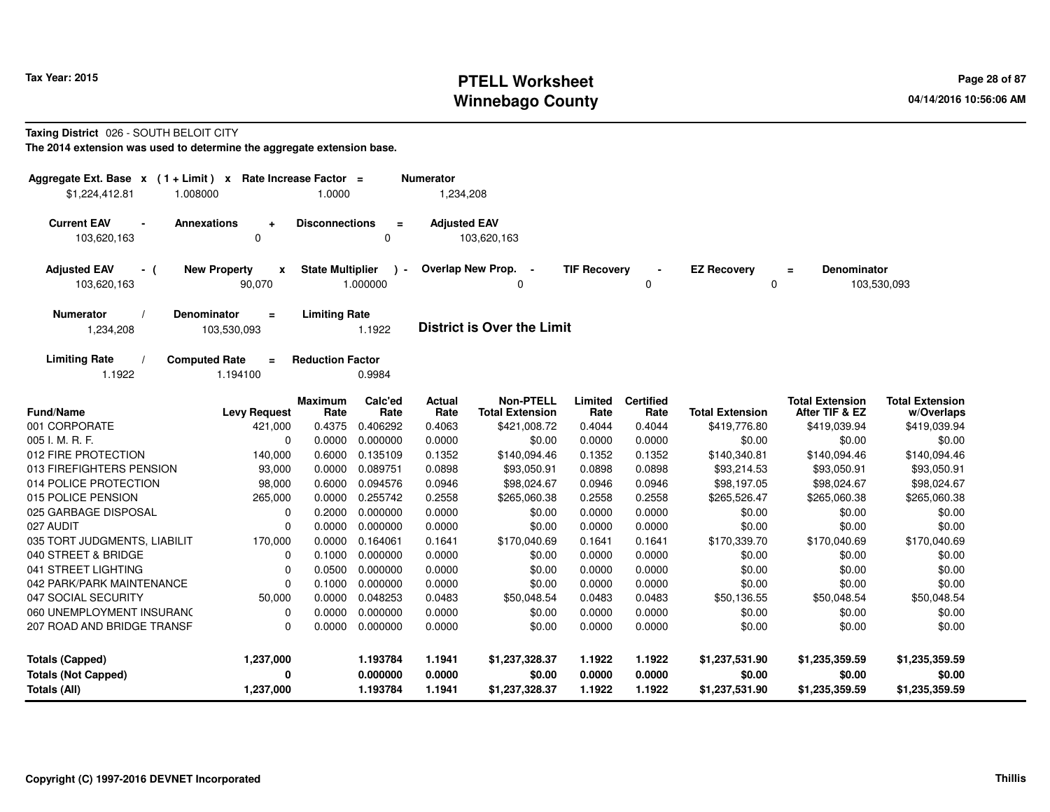**Taxing District** 026 - SOUTH BELOIT CITY

**The 2014 extension was used to determine the aggregate extension base.**

| Aggregate Ext. Base | x | (1 + Limit) | x | Rate Increase Factor | = | Numerator |
|---|---|---|---|---|---|---|
| $1,224,412.81 | | 1.008000 | | 1.0000 | | 1,234,208 |

| Current EAV | - | Annexations | + | Disconnections | = | Adjusted EAV |
|---|---|---|---|---|---|---|
| 103,620,163 | | 0 | | 0 | | 103,620,163 |

| Adjusted EAV | - ( | New Property | x | State Multiplier | ) - | Overlap New Prop. | - | TIF Recovery | - | EZ Recovery | = | Denominator |
|---|---|---|---|---|---|---|---|---|---|---|---|---|
| 103,620,163 | | 90,070 | | 1.000000 | | 0 | | 0 | | 0 | | 103,530,093 |

| Numerator | / | Denominator | = | Limiting Rate |
|---|---|---|---|---|
| 1,234,208 | | 103,530,093 | | 1.1922 |

**District is Over the Limit**

| Limiting Rate | / | Computed Rate | = | Reduction Factor |
|---|---|---|---|---|
| 1.1922 | | 1.194100 | | 0.9984 |

| Fund/Name | Levy Request | Maximum Rate | Calc'ed Rate | Actual Rate | Non-PTELL Total Extension | Limited Rate | Certified Rate | Total Extension | Total Extension After TIF & EZ | Total Extension w/Overlaps |
|---|---|---|---|---|---|---|---|---|---|---|
| 001 CORPORATE | 421,000 | 0.4375 | 0.406292 | 0.4063 | $421,008.72 | 0.4044 | 0.4044 | $419,776.80 | $419,039.94 | $419,039.94 |
| 005 I. M. R. F. | 0 | 0.0000 | 0.000000 | 0.0000 | $0.00 | 0.0000 | 0.0000 | $0.00 | $0.00 | $0.00 |
| 012 FIRE PROTECTION | 140,000 | 0.6000 | 0.135109 | 0.1352 | $140,094.46 | 0.1352 | 0.1352 | $140,340.81 | $140,094.46 | $140,094.46 |
| 013 FIREFIGHTERS PENSION | 93,000 | 0.0000 | 0.089751 | 0.0898 | $93,050.91 | 0.0898 | 0.0898 | $93,214.53 | $93,050.91 | $93,050.91 |
| 014 POLICE PROTECTION | 98,000 | 0.6000 | 0.094576 | 0.0946 | $98,024.67 | 0.0946 | 0.0946 | $98,197.05 | $98,024.67 | $98,024.67 |
| 015 POLICE PENSION | 265,000 | 0.0000 | 0.255742 | 0.2558 | $265,060.38 | 0.2558 | 0.2558 | $265,526.47 | $265,060.38 | $265,060.38 |
| 025 GARBAGE DISPOSAL | 0 | 0.2000 | 0.000000 | 0.0000 | $0.00 | 0.0000 | 0.0000 | $0.00 | $0.00 | $0.00 |
| 027 AUDIT | 0 | 0.0000 | 0.000000 | 0.0000 | $0.00 | 0.0000 | 0.0000 | $0.00 | $0.00 | $0.00 |
| 035 TORT JUDGMENTS, LIABILIT | 170,000 | 0.0000 | 0.164061 | 0.1641 | $170,040.69 | 0.1641 | 0.1641 | $170,339.70 | $170,040.69 | $170,040.69 |
| 040 STREET & BRIDGE | 0 | 0.1000 | 0.000000 | 0.0000 | $0.00 | 0.0000 | 0.0000 | $0.00 | $0.00 | $0.00 |
| 041 STREET LIGHTING | 0 | 0.0500 | 0.000000 | 0.0000 | $0.00 | 0.0000 | 0.0000 | $0.00 | $0.00 | $0.00 |
| 042 PARK/PARK MAINTENANCE | 0 | 0.1000 | 0.000000 | 0.0000 | $0.00 | 0.0000 | 0.0000 | $0.00 | $0.00 | $0.00 |
| 047 SOCIAL SECURITY | 50,000 | 0.0000 | 0.048253 | 0.0483 | $50,048.54 | 0.0483 | 0.0483 | $50,136.55 | $50,048.54 | $50,048.54 |
| 060 UNEMPLOYMENT INSURANC | 0 | 0.0000 | 0.000000 | 0.0000 | $0.00 | 0.0000 | 0.0000 | $0.00 | $0.00 | $0.00 |
| 207 ROAD AND BRIDGE TRANSF | 0 | 0.0000 | 0.000000 | 0.0000 | $0.00 | 0.0000 | 0.0000 | $0.00 | $0.00 | $0.00 |
| **Totals (Capped)** | **1,237,000** | | **1.193784** | **1.1941** | **$1,237,328.37** | **1.1922** | **1.1922** | **$1,237,531.90** | **$1,235,359.59** | **$1,235,359.59** |
| **Totals (Not Capped)** | **0** | | **0.000000** | **0.0000** | **$0.00** | **0.0000** | **0.0000** | **$0.00** | **$0.00** | **$0.00** |
| **Totals (All)** | **1,237,000** | | **1.193784** | **1.1941** | **$1,237,328.37** | **1.1922** | **1.1922** | **$1,237,531.90** | **$1,235,359.59** | **$1,235,359.59** |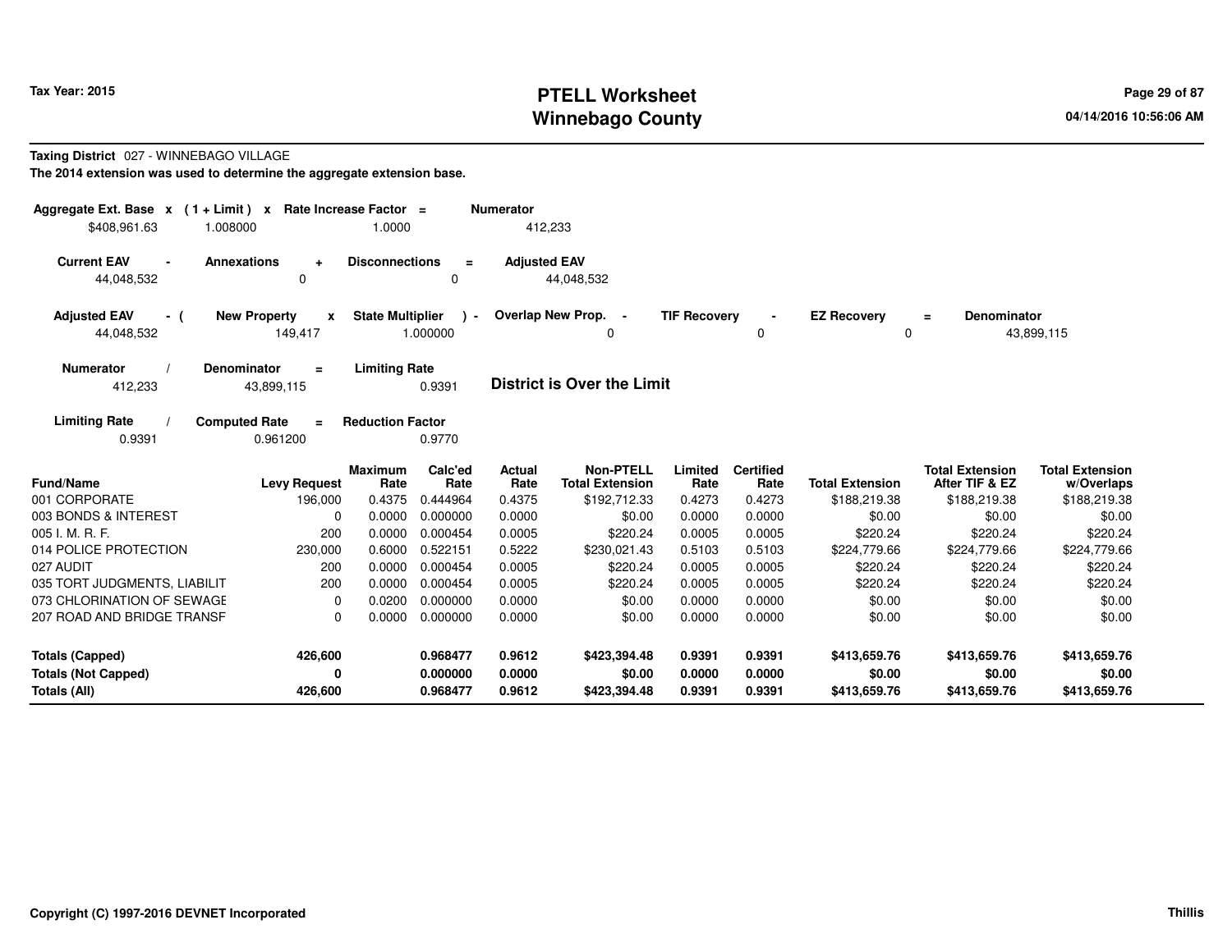**Taxing District** 027 - WINNEBAGO VILLAGE

**The 2014 extension was used to determine the aggregate extension base.**

| Aggregate Ext. Base x | ( 1 + Limit ) x | Rate Increase Factor = | Numerator |
|---|---|---|---|
| $408,961.63 | 1.008000 | 1.0000 | 412,233 |

| Current EAV - | Annexations + | Disconnections = | Adjusted EAV |
|---|---|---|---|
| 44,048,532 | 0 | 0 | 44,048,532 |

| Adjusted EAV - ( | New Property x | State Multiplier ) - | Overlap New Prop. - | TIF Recovery - | EZ Recovery = | Denominator |
|---|---|---|---|---|---|---|
| 44,048,532 | 149,417 | 1.000000 | 0 | 0 | 0 | 43,899,115 |

| Numerator / | Denominator = | Limiting Rate |
|---|---|---|
| 412,233 | 43,899,115 | 0.9391 |

**District is Over the Limit**

| Limiting Rate / | Computed Rate = | Reduction Factor |
|---|---|---|
| 0.9391 | 0.961200 | 0.9770 |

| Fund/Name | Levy Request | Maximum Rate | Calc'ed Rate | Actual Rate | Non-PTELL Total Extension | Limited Rate | Certified Rate | Total Extension | Total Extension After TIF & EZ | Total Extension w/Overlaps |
|---|---|---|---|---|---|---|---|---|---|---|
| 001 CORPORATE | 196,000 | 0.4375 | 0.444964 | 0.4375 | $192,712.33 | 0.4273 | 0.4273 | $188,219.38 | $188,219.38 | $188,219.38 |
| 003 BONDS & INTEREST | 0 | 0.0000 | 0.000000 | 0.0000 | $0.00 | 0.0000 | 0.0000 | $0.00 | $0.00 | $0.00 |
| 005 I. M. R. F. | 200 | 0.0000 | 0.000454 | 0.0005 | $220.24 | 0.0005 | 0.0005 | $220.24 | $220.24 | $220.24 |
| 014 POLICE PROTECTION | 230,000 | 0.6000 | 0.522151 | 0.5222 | $230,021.43 | 0.5103 | 0.5103 | $224,779.66 | $224,779.66 | $224,779.66 |
| 027 AUDIT | 200 | 0.0000 | 0.000454 | 0.0005 | $220.24 | 0.0005 | 0.0005 | $220.24 | $220.24 | $220.24 |
| 035 TORT JUDGMENTS, LIABILIT | 200 | 0.0000 | 0.000454 | 0.0005 | $220.24 | 0.0005 | 0.0005 | $220.24 | $220.24 | $220.24 |
| 073 CHLORINATION OF SEWAGE | 0 | 0.0200 | 0.000000 | 0.0000 | $0.00 | 0.0000 | 0.0000 | $0.00 | $0.00 | $0.00 |
| 207 ROAD AND BRIDGE TRANSF | 0 | 0.0000 | 0.000000 | 0.0000 | $0.00 | 0.0000 | 0.0000 | $0.00 | $0.00 | $0.00 |
| **Totals (Capped)** | **426,600** | | **0.968477** | **0.9612** | **$423,394.48** | **0.9391** | **0.9391** | **$413,659.76** | **$413,659.76** | **$413,659.76** |
| **Totals (Not Capped)** | **0** | | **0.000000** | **0.0000** | **$0.00** | **0.0000** | **0.0000** | **$0.00** | **$0.00** | **$0.00** |
| **Totals (All)** | **426,600** | | **0.968477** | **0.9612** | **$423,394.48** | **0.9391** | **0.9391** | **$413,659.76** | **$413,659.76** | **$413,659.76** |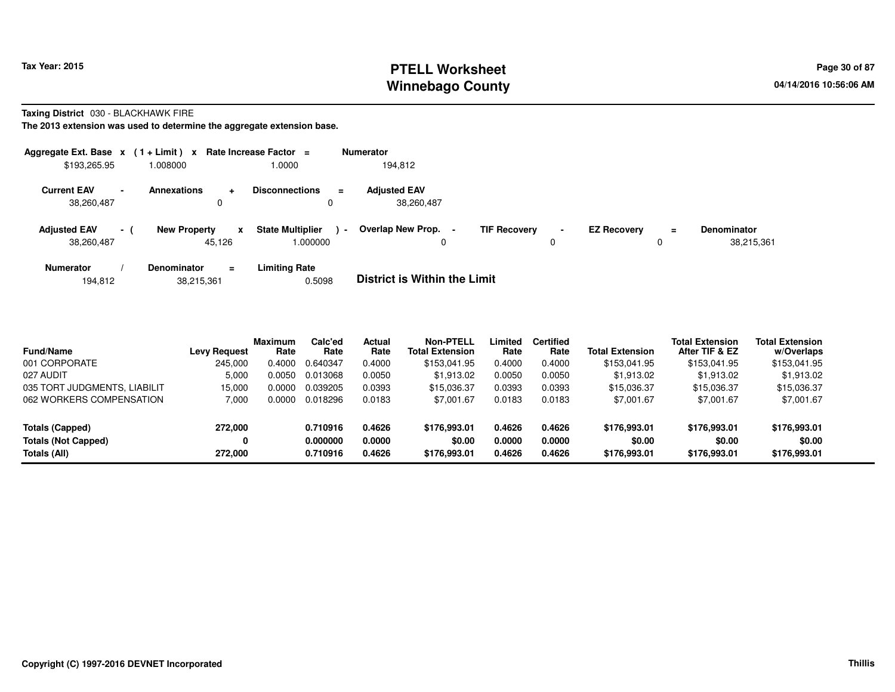**Tax Year: 2015**

# PTELL Worksheet
# Winnebago County

04/14/2016 10:56:06 AM

**Taxing District** 030 - BLACKHAWK FIRE

**The 2013 extension was used to determine the aggregate extension base.**

| Aggregate Ext. Base | x | (1 + Limit) | x | Rate Increase Factor | = | Numerator |
|---|---|---|---|---|---|---|
| $193,265.95 | | 1.008000 | | 1.0000 | | 194,812 |

| Current EAV | - | Annexations | + | Disconnections | = | Adjusted EAV |
|---|---|---|---|---|---|---|
| 38,260,487 | | 0 | | 0 | | 38,260,487 |

| Adjusted EAV | - ( | New Property | x | State Multiplier | ) - | Overlap New Prop. | - | TIF Recovery | - | EZ Recovery | = | Denominator |
|---|---|---|---|---|---|---|---|---|---|---|---|---|
| 38,260,487 | | 45,126 | | 1.000000 | | 0 | | 0 | | 0 | | 38,215,361 |

| Numerator | / | Denominator | = | Limiting Rate |
|---|---|---|---|---|
| 194,812 | | 38,215,361 | | 0.5098 |

**District is Within the Limit**

| Fund/Name | Levy Request | Maximum Rate | Calc'ed Rate | Actual Rate | Non-PTELL Total Extension | Limited Rate | Certified Rate | Total Extension | Total Extension After TIF & EZ | Total Extension w/Overlaps |
|---|---|---|---|---|---|---|---|---|---|---|
| 001 CORPORATE | 245,000 | 0.4000 | 0.640347 | 0.4000 | $153,041.95 | 0.4000 | 0.4000 | $153,041.95 | $153,041.95 | $153,041.95 |
| 027 AUDIT | 5,000 | 0.0050 | 0.013068 | 0.0050 | $1,913.02 | 0.0050 | 0.0050 | $1,913.02 | $1,913.02 | $1,913.02 |
| 035 TORT JUDGMENTS, LIABILIT | 15,000 | 0.0000 | 0.039205 | 0.0393 | $15,036.37 | 0.0393 | 0.0393 | $15,036.37 | $15,036.37 | $15,036.37 |
| 062 WORKERS COMPENSATION | 7,000 | 0.0000 | 0.018296 | 0.0183 | $7,001.67 | 0.0183 | 0.0183 | $7,001.67 | $7,001.67 | $7,001.67 |
| **Totals (Capped)** | **272,000** | | **0.710916** | **0.4626** | **$176,993.01** | **0.4626** | **0.4626** | **$176,993.01** | **$176,993.01** | **$176,993.01** |
| **Totals (Not Capped)** | **0** | | **0.000000** | **0.0000** | **$0.00** | **0.0000** | **0.0000** | **$0.00** | **$0.00** | **$0.00** |
| **Totals (All)** | **272,000** | | **0.710916** | **0.4626** | **$176,993.01** | **0.4626** | **0.4626** | **$176,993.01** | **$176,993.01** | **$176,993.01** |

**Copyright (C) 1997-2016 DEVNET Incorporated** **Thillis**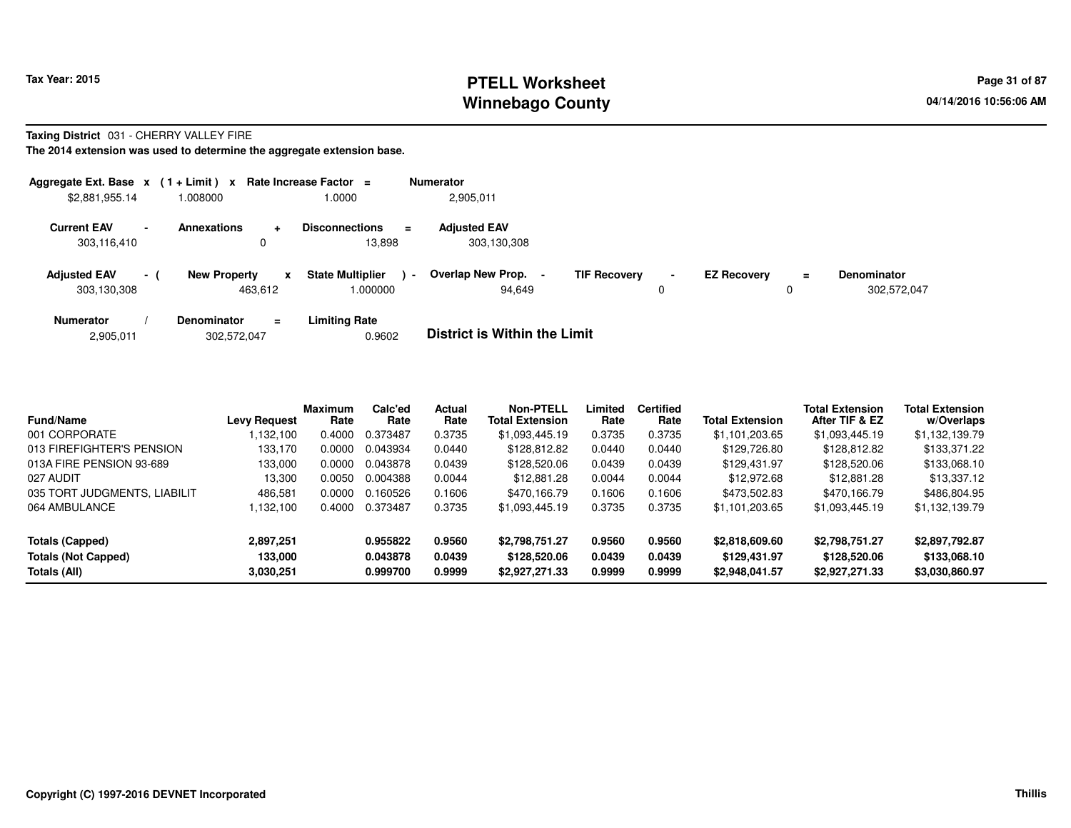# PTELL Worksheet
# Winnebago County

Tax Year: 2015

04/14/2016 10:56:06 AM

**Taxing District** 031 - CHERRY VALLEY FIRE

**The 2014 extension was used to determine the aggregate extension base.**

| Aggregate Ext. Base | x | (1 + Limit) | x | Rate Increase Factor | = | Numerator |
|---|---|---|---|---|---|---|
| $2,881,955.14 | | 1.008000 | | 1.0000 | | 2,905,011 |

| Current EAV | - | Annexations | + | Disconnections | = | Adjusted EAV |
|---|---|---|---|---|---|---|
| 303,116,410 | | 0 | | 13,898 | | 303,130,308 |

| Adjusted EAV | - ( | New Property | x | State Multiplier | ) - | Overlap New Prop. | - | TIF Recovery | - | EZ Recovery | = | Denominator |
|---|---|---|---|---|---|---|---|---|---|---|---|---|
| 303,130,308 | | 463,612 | | 1.000000 | | 94,649 | | 0 | | 0 | | 302,572,047 |

| Numerator | / | Denominator | = | Limiting Rate |
|---|---|---|---|---|
| 2,905,011 | | 302,572,047 | | 0.9602 |

**District is Within the Limit**

| Fund/Name | Levy Request | Maximum Rate | Calc'ed Rate | Actual Rate | Non-PTELL Total Extension | Limited Rate | Certified Rate | Total Extension | Total Extension After TIF & EZ | Total Extension w/Overlaps |
|---|---|---|---|---|---|---|---|---|---|---|
| 001 CORPORATE | 1,132,100 | 0.4000 | 0.373487 | 0.3735 | $1,093,445.19 | 0.3735 | 0.3735 | $1,101,203.65 | $1,093,445.19 | $1,132,139.79 |
| 013 FIREFIGHTER'S PENSION | 133,170 | 0.0000 | 0.043934 | 0.0440 | $128,812.82 | 0.0440 | 0.0440 | $129,726.80 | $128,812.82 | $133,371.22 |
| 013A FIRE PENSION 93-689 | 133,000 | 0.0000 | 0.043878 | 0.0439 | $128,520.06 | 0.0439 | 0.0439 | $129,431.97 | $128,520.06 | $133,068.10 |
| 027 AUDIT | 13,300 | 0.0050 | 0.004388 | 0.0044 | $12,881.28 | 0.0044 | 0.0044 | $12,972.68 | $12,881.28 | $13,337.12 |
| 035 TORT JUDGMENTS, LIABILIT | 486,581 | 0.0000 | 0.160526 | 0.1606 | $470,166.79 | 0.1606 | 0.1606 | $473,502.83 | $470,166.79 | $486,804.95 |
| 064 AMBULANCE | 1,132,100 | 0.4000 | 0.373487 | 0.3735 | $1,093,445.19 | 0.3735 | 0.3735 | $1,101,203.65 | $1,093,445.19 | $1,132,139.79 |
| **Totals (Capped)** | **2,897,251** | | **0.955822** | **0.9560** | **$2,798,751.27** | **0.9560** | **0.9560** | **$2,818,609.60** | **$2,798,751.27** | **$2,897,792.87** |
| **Totals (Not Capped)** | **133,000** | | **0.043878** | **0.0439** | **$128,520.06** | **0.0439** | **0.0439** | **$129,431.97** | **$128,520.06** | **$133,068.10** |
| **Totals (All)** | **3,030,251** | | **0.999700** | **0.9999** | **$2,927,271.33** | **0.9999** | **0.9999** | **$2,948,041.57** | **$2,927,271.33** | **$3,030,860.97** |

Copyright (C) 1997-2016 DEVNET Incorporated

Thillis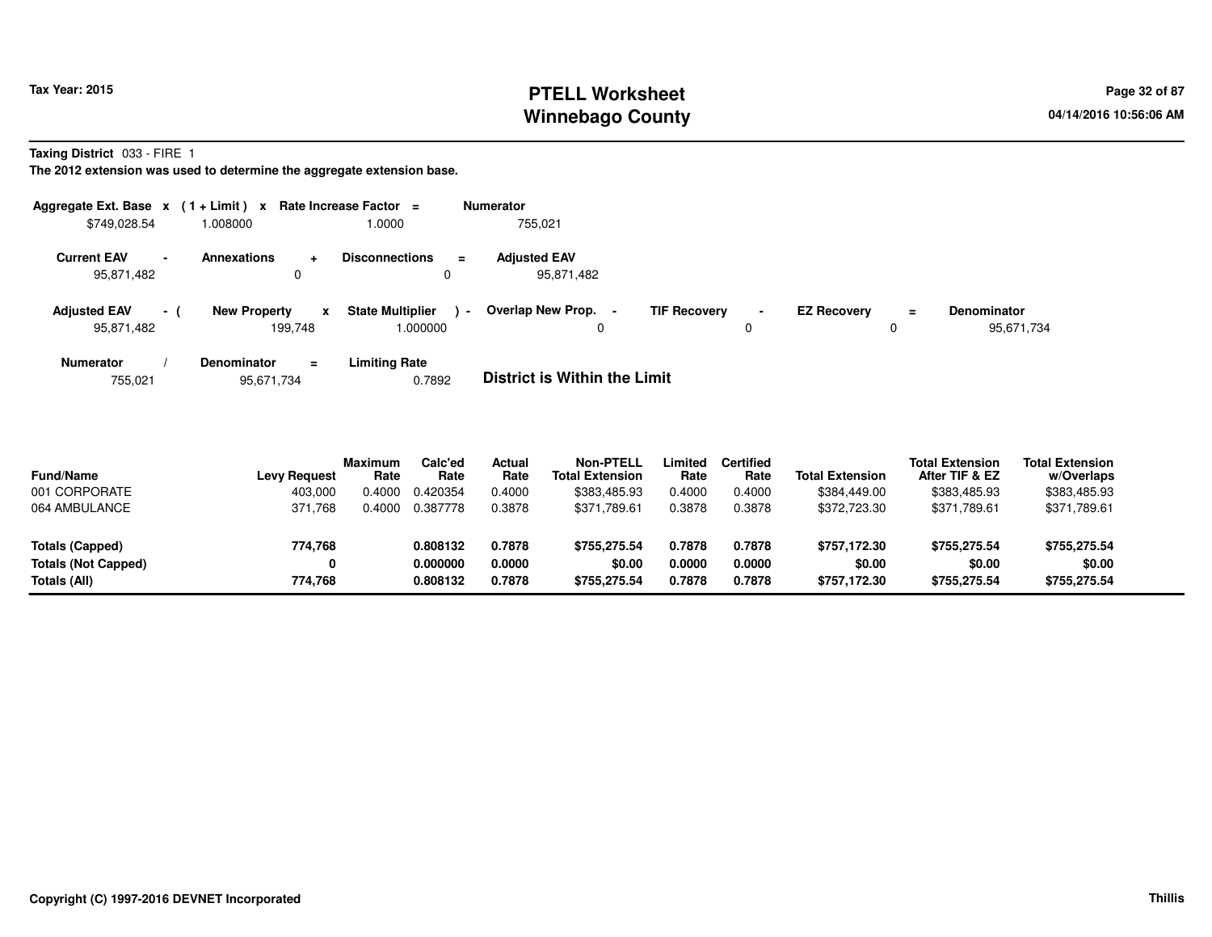**Tax Year: 2015**

# PTELL Worksheet
# Winnebago County

04/14/2016 10:56:06 AM

**Taxing District** 033 - FIRE 1

**The 2012 extension was used to determine the aggregate extension base.**

| Aggregate Ext. Base | x | (1 + Limit) | x | Rate Increase Factor | = | Numerator |
|---|---|---|---|---|---|---|
| $749,028.54 | | 1.008000 | | 1.0000 | | 755,021 |

| Current EAV | - | Annexations | + | Disconnections | = | Adjusted EAV |
|---|---|---|---|---|---|---|
| 95,871,482 | | 0 | | 0 | | 95,871,482 |

| Adjusted EAV | - ( | New Property | x | State Multiplier | ) - | Overlap New Prop. | - | TIF Recovery | - | EZ Recovery | = | Denominator |
|---|---|---|---|---|---|---|---|---|---|---|---|---|
| 95,871,482 | | 199,748 | | 1.000000 | | 0 | | 0 | | 0 | | 95,671,734 |

| Numerator | / | Denominator | = | Limiting Rate |
|---|---|---|---|---|
| 755,021 | | 95,671,734 | | 0.7892 |

**District is Within the Limit**

| Fund/Name | Levy Request | Maximum Rate | Calc'ed Rate | Actual Rate | Non-PTELL Total Extension | Limited Rate | Certified Rate | Total Extension | Total Extension After TIF & EZ | Total Extension w/Overlaps |
|---|---|---|---|---|---|---|---|---|---|---|
| 001 CORPORATE | 403,000 | 0.4000 | 0.420354 | 0.4000 | $383,485.93 | 0.4000 | 0.4000 | $384,449.00 | $383,485.93 | $383,485.93 |
| 064 AMBULANCE | 371,768 | 0.4000 | 0.387778 | 0.3878 | $371,789.61 | 0.3878 | 0.3878 | $372,723.30 | $371,789.61 | $371,789.61 |
| **Totals (Capped)** | **774,768** | | **0.808132** | **0.7878** | **$755,275.54** | **0.7878** | **0.7878** | **$757,172.30** | **$755,275.54** | **$755,275.54** |
| **Totals (Not Capped)** | **0** | | **0.000000** | **0.0000** | **$0.00** | **0.0000** | **0.0000** | **$0.00** | **$0.00** | **$0.00** |
| **Totals (All)** | **774,768** | | **0.808132** | **0.7878** | **$755,275.54** | **0.7878** | **0.7878** | **$757,172.30** | **$755,275.54** | **$755,275.54** |

**Copyright (C) 1997-2016 DEVNET Incorporated** **Thillis**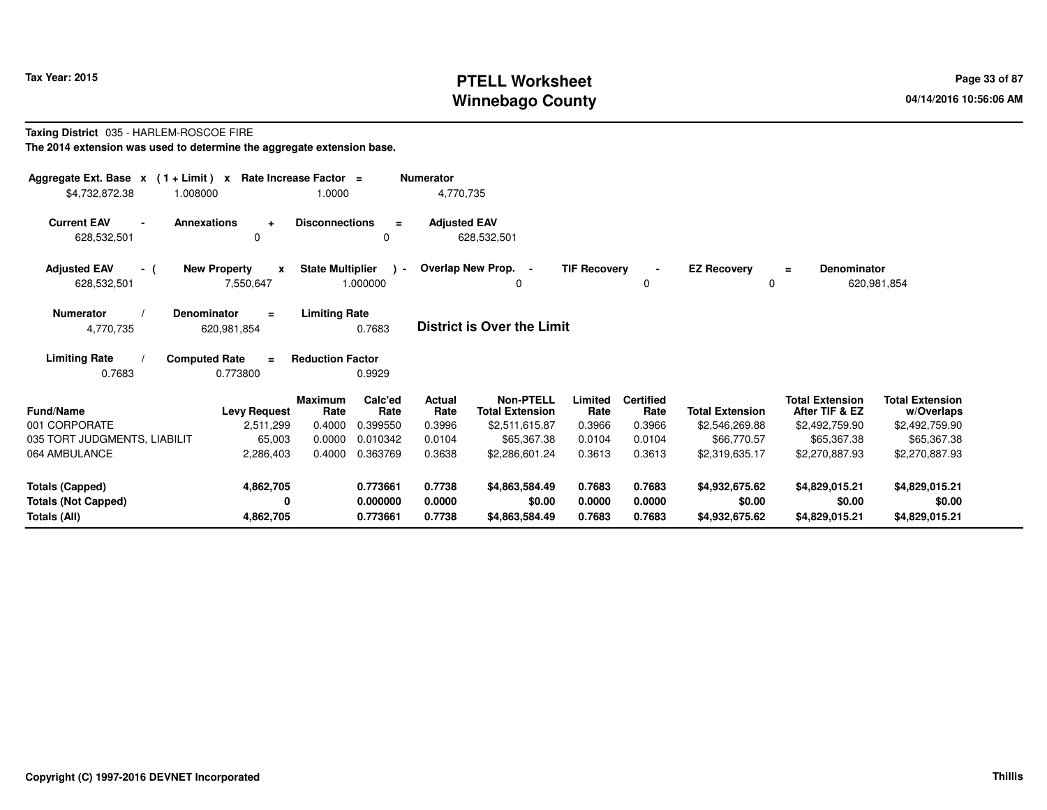**Tax Year: 2015**

# PTELL Worksheet
## Winnebago County

**Taxing District** 035 - HARLEM-ROSCOE FIRE

**The 2014 extension was used to determine the aggregate extension base.**

| Aggregate Ext. Base | x | ( 1 + Limit ) | x | Rate Increase Factor | = | Numerator |
|---|---|---|---|---|---|---|
| $4,732,872.38 | | 1.008000 | | 1.0000 | | 4,770,735 |

| Current EAV | - | Annexations | + | Disconnections | = | Adjusted EAV |
|---|---|---|---|---|---|---|
| 628,532,501 | | 0 | | 0 | | 628,532,501 |

| Adjusted EAV | - ( | New Property | x | State Multiplier | ) - | Overlap New Prop. | - | TIF Recovery | - | EZ Recovery | = | Denominator |
|---|---|---|---|---|---|---|---|---|---|---|---|---|
| 628,532,501 | | 7,550,647 | | 1.000000 | | 0 | | 0 | | 0 | | 620,981,854 |

| Numerator | / | Denominator | = | Limiting Rate |
|---|---|---|---|---|
| 4,770,735 | | 620,981,854 | | 0.7683 |

**District is Over the Limit**

| Limiting Rate | / | Computed Rate | = | Reduction Factor |
|---|---|---|---|---|
| 0.7683 | | 0.773800 | | 0.9929 |

| Fund/Name | Levy Request | Maximum Rate | Calc'ed Rate | Actual Rate | Non-PTELL Total Extension | Limited Rate | Certified Rate | Total Extension | Total Extension After TIF & EZ | Total Extension w/Overlaps |
|---|---|---|---|---|---|---|---|---|---|---|
| 001 CORPORATE | 2,511,299 | 0.4000 | 0.399550 | 0.3996 | $2,511,615.87 | 0.3966 | 0.3966 | $2,546,269.88 | $2,492,759.90 | $2,492,759.90 |
| 035 TORT JUDGMENTS, LIABILIT | 65,003 | 0.0000 | 0.010342 | 0.0104 | $65,367.38 | 0.0104 | 0.0104 | $66,770.57 | $65,367.38 | $65,367.38 |
| 064 AMBULANCE | 2,286,403 | 0.4000 | 0.363769 | 0.3638 | $2,286,601.24 | 0.3613 | 0.3613 | $2,319,635.17 | $2,270,887.93 | $2,270,887.93 |
| **Totals (Capped)** | **4,862,705** | | **0.773661** | **0.7738** | **$4,863,584.49** | **0.7683** | **0.7683** | **$4,932,675.62** | **$4,829,015.21** | **$4,829,015.21** |
| **Totals (Not Capped)** | **0** | | **0.000000** | **0.0000** | **$0.00** | **0.0000** | **0.0000** | **$0.00** | **$0.00** | **$0.00** |
| **Totals (All)** | **4,862,705** | | **0.773661** | **0.7738** | **$4,863,584.49** | **0.7683** | **0.7683** | **$4,932,675.62** | **$4,829,015.21** | **$4,829,015.21** |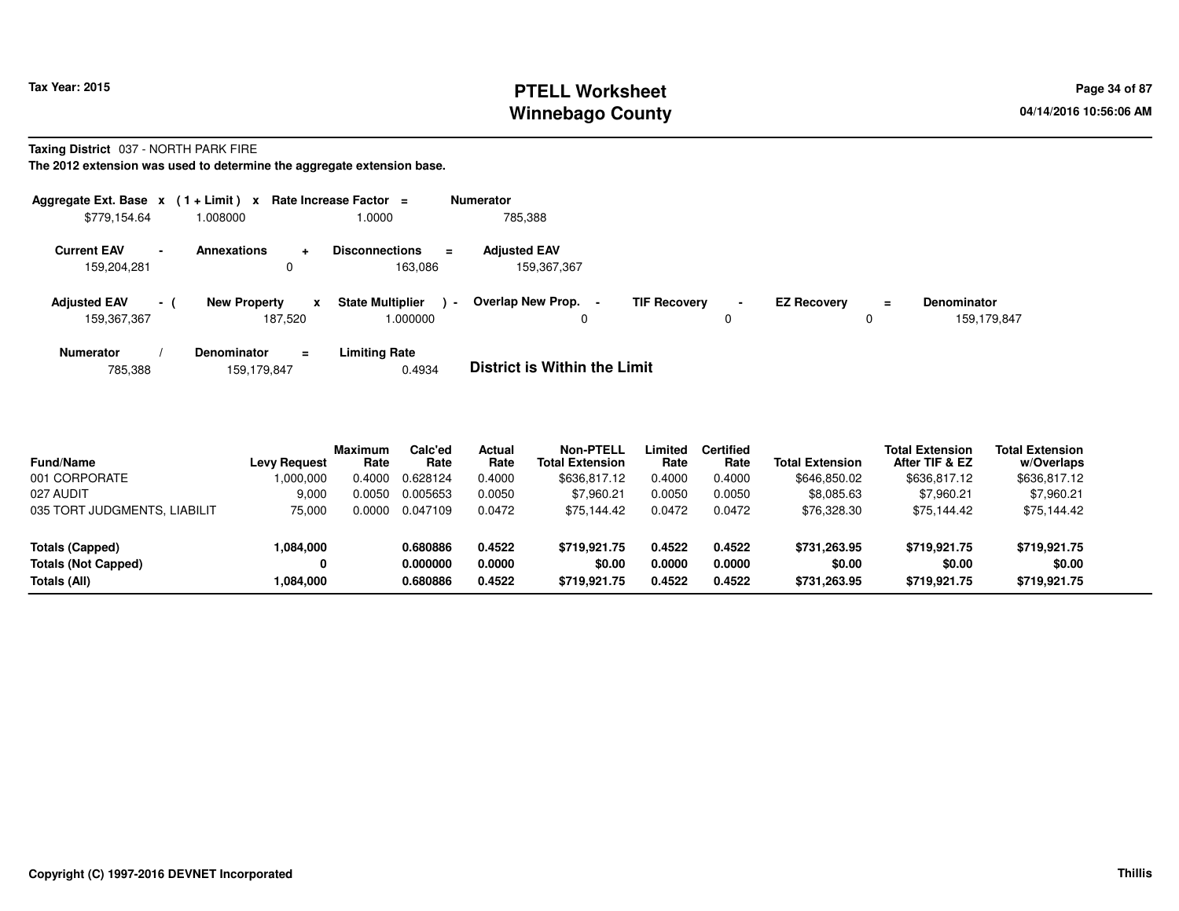**Taxing District** 037 - NORTH PARK FIRE

**The 2012 extension was used to determine the aggregate extension base.**

| Aggregate Ext. Base | x | (1 + Limit) | x | Rate Increase Factor | = | Numerator |
|---|---|---|---|---|---|---|
| $779,154.64 | | 1.008000 | | 1.0000 | | 785,388 |

| Current EAV | - | Annexations | + | Disconnections | = | Adjusted EAV |
|---|---|---|---|---|---|---|
| 159,204,281 | | 0 | | 163,086 | | 159,367,367 |

| Adjusted EAV | - ( | New Property | x | State Multiplier | ) - | Overlap New Prop. | - | TIF Recovery | - | EZ Recovery | = | Denominator |
|---|---|---|---|---|---|---|---|---|---|---|---|---|
| 159,367,367 | | 187,520 | | 1.000000 | | 0 | | 0 | | 0 | | 159,179,847 |

| Numerator | / | Denominator | = | Limiting Rate |
|---|---|---|---|---|
| 785,388 | | 159,179,847 | | 0.4934 |

**District is Within the Limit**

| Fund/Name | Levy Request | Maximum Rate | Calc'ed Rate | Actual Rate | Non-PTELL Total Extension | Limited Rate | Certified Rate | Total Extension | Total Extension After TIF & EZ | Total Extension w/Overlaps |
|---|---|---|---|---|---|---|---|---|---|---|
| 001 CORPORATE | 1,000,000 | 0.4000 | 0.628124 | 0.4000 | $636,817.12 | 0.4000 | 0.4000 | $646,850.02 | $636,817.12 | $636,817.12 |
| 027 AUDIT | 9,000 | 0.0050 | 0.005653 | 0.0050 | $7,960.21 | 0.0050 | 0.0050 | $8,085.63 | $7,960.21 | $7,960.21 |
| 035 TORT JUDGMENTS, LIABILIT | 75,000 | 0.0000 | 0.047109 | 0.0472 | $75,144.42 | 0.0472 | 0.0472 | $76,328.30 | $75,144.42 | $75,144.42 |
| **Totals (Capped)** | **1,084,000** | | **0.680886** | **0.4522** | **$719,921.75** | **0.4522** | **0.4522** | **$731,263.95** | **$719,921.75** | **$719,921.75** |
| **Totals (Not Capped)** | **0** | | **0.000000** | **0.0000** | **$0.00** | **0.0000** | **0.0000** | **$0.00** | **$0.00** | **$0.00** |
| **Totals (All)** | **1,084,000** | | **0.680886** | **0.4522** | **$719,921.75** | **0.4522** | **0.4522** | **$731,263.95** | **$719,921.75** | **$719,921.75** |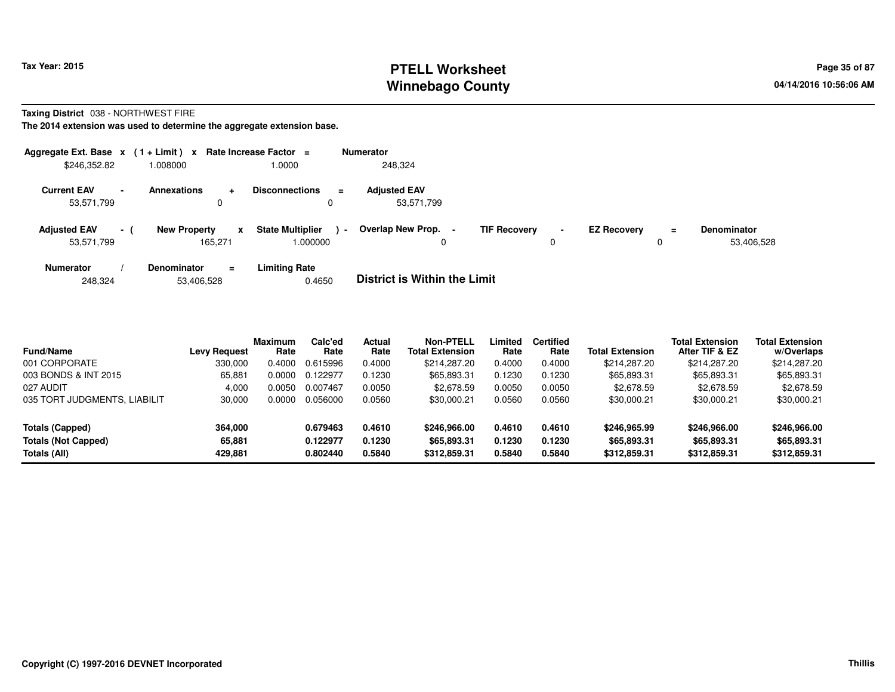**Tax Year: 2015**

# PTELL Worksheet
# Winnebago County

04/14/2016 10:56:06 AM

**Taxing District** 038 - NORTHWEST FIRE

**The 2014 extension was used to determine the aggregate extension base.**

| Aggregate Ext. Base | x | (1 + Limit) | x | Rate Increase Factor | = | Numerator |
|---|---|---|---|---|---|---|
| $246,352.82 | | 1.008000 | | 1.0000 | | 248,324 |

| Current EAV | - | Annexations | + | Disconnections | = | Adjusted EAV |
|---|---|---|---|---|---|---|
| 53,571,799 | | 0 | | 0 | | 53,571,799 |

| Adjusted EAV | - ( | New Property | x | State Multiplier | ) - | Overlap New Prop. | - | TIF Recovery | - | EZ Recovery | = | Denominator |
|---|---|---|---|---|---|---|---|---|---|---|---|---|
| 53,571,799 | | 165,271 | | 1.000000 | | 0 | | 0 | | 0 | | 53,406,528 |

| Numerator | / | Denominator | = | Limiting Rate |
|---|---|---|---|---|
| 248,324 | | 53,406,528 | | 0.4650 |

**District is Within the Limit**

| Fund/Name | Levy Request | Maximum Rate | Calc'ed Rate | Actual Rate | Non-PTELL Total Extension | Limited Rate | Certified Rate | Total Extension | Total Extension After TIF & EZ | Total Extension w/Overlaps |
|---|---|---|---|---|---|---|---|---|---|---|
| 001 CORPORATE | 330,000 | 0.4000 | 0.615996 | 0.4000 | $214,287.20 | 0.4000 | 0.4000 | $214,287.20 | $214,287.20 | $214,287.20 |
| 003 BONDS & INT 2015 | 65,881 | 0.0000 | 0.122977 | 0.1230 | $65,893.31 | 0.1230 | 0.1230 | $65,893.31 | $65,893.31 | $65,893.31 |
| 027 AUDIT | 4,000 | 0.0050 | 0.007467 | 0.0050 | $2,678.59 | 0.0050 | 0.0050 | $2,678.59 | $2,678.59 | $2,678.59 |
| 035 TORT JUDGMENTS, LIABILIT | 30,000 | 0.0000 | 0.056000 | 0.0560 | $30,000.21 | 0.0560 | 0.0560 | $30,000.21 | $30,000.21 | $30,000.21 |
| **Totals (Capped)** | **364,000** | | **0.679463** | **0.4610** | **$246,966.00** | **0.4610** | **0.4610** | **$246,965.99** | **$246,966.00** | **$246,966.00** |
| **Totals (Not Capped)** | **65,881** | | **0.122977** | **0.1230** | **$65,893.31** | **0.1230** | **0.1230** | **$65,893.31** | **$65,893.31** | **$65,893.31** |
| **Totals (All)** | **429,881** | | **0.802440** | **0.5840** | **$312,859.31** | **0.5840** | **0.5840** | **$312,859.31** | **$312,859.31** | **$312,859.31** |

**Copyright (C) 1997-2016 DEVNET Incorporated** — **Thillis**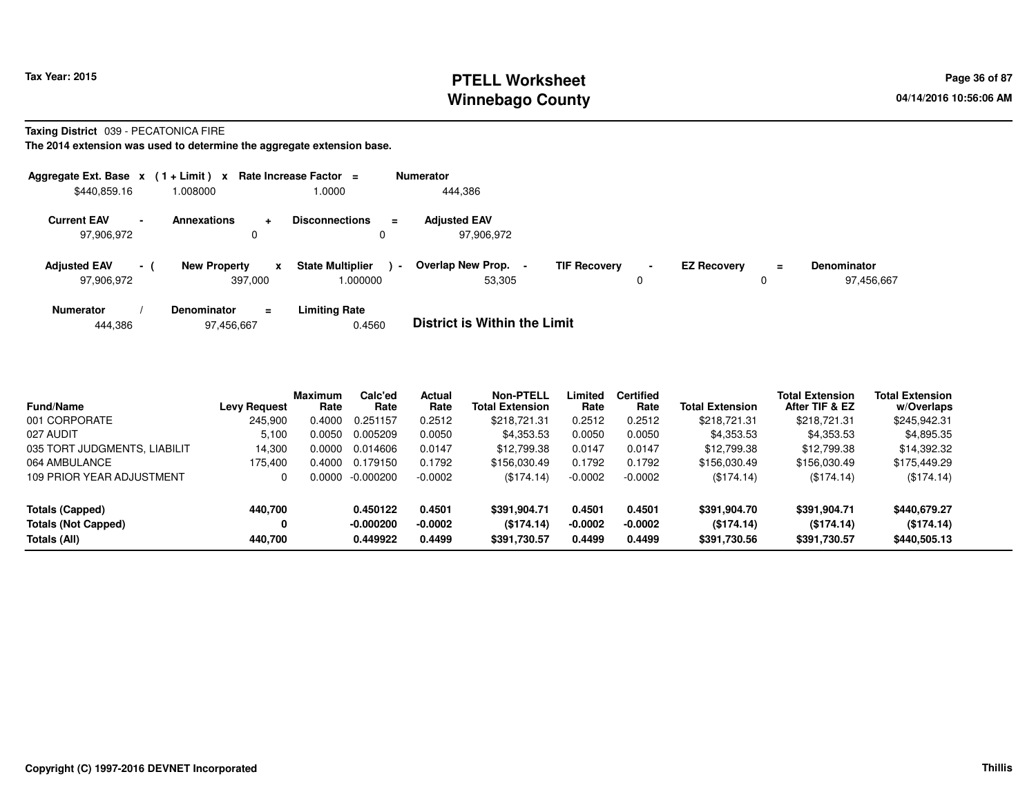**Tax Year: 2015**

# PTELL Worksheet
# Winnebago County

04/14/2016 10:56:06 AM

**Taxing District** 039 - PECATONICA FIRE

**The 2014 extension was used to determine the aggregate extension base.**

| Aggregate Ext. Base | x | (1 + Limit) | x | Rate Increase Factor | = | Numerator |
|---|---|---|---|---|---|---|
| $440,859.16 | | 1.008000 | | 1.0000 | | 444,386 |

| Current EAV | - | Annexations | + | Disconnections | = | Adjusted EAV |
|---|---|---|---|---|---|---|
| 97,906,972 | | 0 | | 0 | | 97,906,972 |

| Adjusted EAV | - ( | New Property | x | State Multiplier | ) - | Overlap New Prop. | - | TIF Recovery | - | EZ Recovery | = | Denominator |
|---|---|---|---|---|---|---|---|---|---|---|---|---|
| 97,906,972 | | 397,000 | | 1.000000 | | 53,305 | | 0 | | 0 | | 97,456,667 |

| Numerator | / | Denominator | = | Limiting Rate |
|---|---|---|---|---|
| 444,386 | | 97,456,667 | | 0.4560 |

**District is Within the Limit**

| Fund/Name | Levy Request | Maximum Rate | Calc'ed Rate | Actual Rate | Non-PTELL Total Extension | Limited Rate | Certified Rate | Total Extension | Total Extension After TIF & EZ | Total Extension w/Overlaps |
|---|---|---|---|---|---|---|---|---|---|---|
| 001 CORPORATE | 245,900 | 0.4000 | 0.251157 | 0.2512 | $218,721.31 | 0.2512 | 0.2512 | $218,721.31 | $218,721.31 | $245,942.31 |
| 027 AUDIT | 5,100 | 0.0050 | 0.005209 | 0.0050 | $4,353.53 | 0.0050 | 0.0050 | $4,353.53 | $4,353.53 | $4,895.35 |
| 035 TORT JUDGMENTS, LIABILIT | 14,300 | 0.0000 | 0.014606 | 0.0147 | $12,799.38 | 0.0147 | 0.0147 | $12,799.38 | $12,799.38 | $14,392.32 |
| 064 AMBULANCE | 175,400 | 0.4000 | 0.179150 | 0.1792 | $156,030.49 | 0.1792 | 0.1792 | $156,030.49 | $156,030.49 | $175,449.29 |
| 109 PRIOR YEAR ADJUSTMENT | 0 | 0.0000 | -0.000200 | -0.0002 | ($174.14) | -0.0002 | -0.0002 | ($174.14) | ($174.14) | ($174.14) |
| **Totals (Capped)** | **440,700** | | **0.450122** | **0.4501** | **$391,904.71** | **0.4501** | **0.4501** | **$391,904.70** | **$391,904.71** | **$440,679.27** |
| **Totals (Not Capped)** | **0** | | **-0.000200** | **-0.0002** | **($174.14)** | **-0.0002** | **-0.0002** | **($174.14)** | **($174.14)** | **($174.14)** |
| **Totals (All)** | **440,700** | | **0.449922** | **0.4499** | **$391,730.57** | **0.4499** | **0.4499** | **$391,730.56** | **$391,730.57** | **$440,505.13** |

**Copyright (C) 1997-2016 DEVNET Incorporated** **Thillis**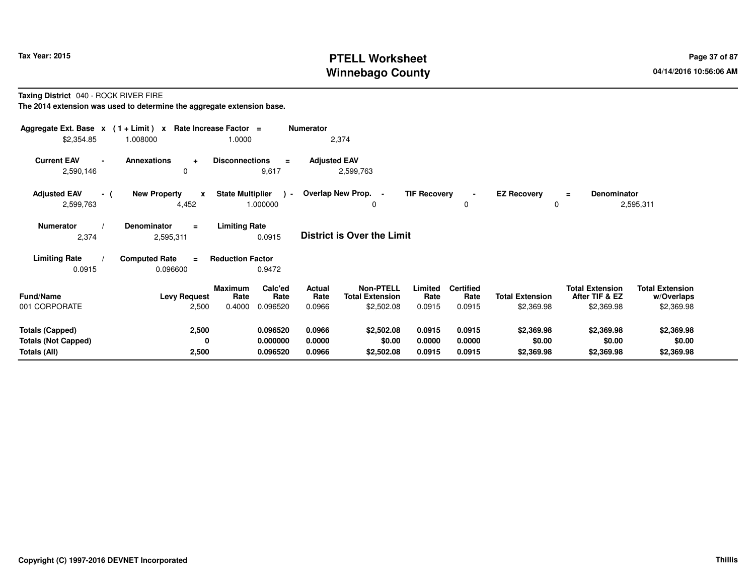**Taxing District** 040 - ROCK RIVER FIRE

**The 2014 extension was used to determine the aggregate extension base.**

| Aggregate Ext. Base | x | (1 + Limit) | x | Rate Increase Factor | = | Numerator |
|---|---|---|---|---|---|---|
| $2,354.85 | | 1.008000 | | 1.0000 | | 2,374 |

| Current EAV | - | Annexations | + | Disconnections | = | Adjusted EAV |
|---|---|---|---|---|---|---|
| 2,590,146 | | 0 | | 9,617 | | 2,599,763 |

| Adjusted EAV | - ( | New Property | x | State Multiplier | ) - | Overlap New Prop. | - | TIF Recovery | - | EZ Recovery | = | Denominator |
|---|---|---|---|---|---|---|---|---|---|---|---|---|
| 2,599,763 | | 4,452 | | 1.000000 | | 0 | | 0 | | 0 | | 2,595,311 |

| Numerator | / | Denominator | = | Limiting Rate |
|---|---|---|---|---|
| 2,374 | | 2,595,311 | | 0.0915 |

**District is Over the Limit**

| Limiting Rate | / | Computed Rate | = | Reduction Factor |
|---|---|---|---|---|
| 0.0915 | | 0.096600 | | 0.9472 |

| Fund/Name | Levy Request | Maximum Rate | Calc'ed Rate | Actual Rate | Non-PTELL Total Extension | Limited Rate | Certified Rate | Total Extension | Total Extension After TIF & EZ | Total Extension w/Overlaps |
|---|---|---|---|---|---|---|---|---|---|---|
| 001 CORPORATE | 2,500 | 0.4000 | 0.096520 | 0.0966 | $2,502.08 | 0.0915 | 0.0915 | $2,369.98 | $2,369.98 | $2,369.98 |
| **Totals (Capped)** | **2,500** | | **0.096520** | **0.0966** | **$2,502.08** | **0.0915** | **0.0915** | **$2,369.98** | **$2,369.98** | **$2,369.98** |
| **Totals (Not Capped)** | **0** | | **0.000000** | **0.0000** | **$0.00** | **0.0000** | **0.0000** | **$0.00** | **$0.00** | **$0.00** |
| **Totals (All)** | **2,500** | | **0.096520** | **0.0966** | **$2,502.08** | **0.0915** | **0.0915** | **$2,369.98** | **$2,369.98** | **$2,369.98** |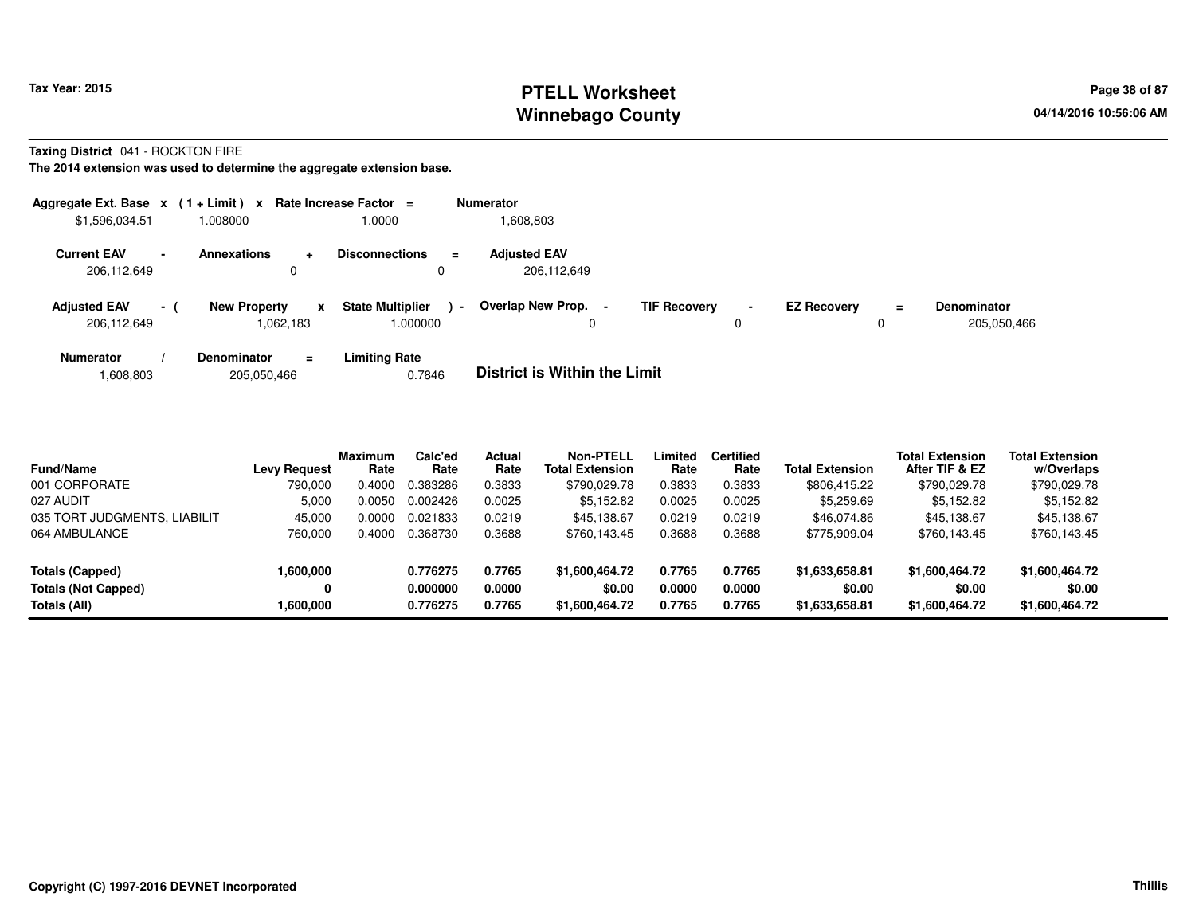**Tax Year: 2015**

# PTELL Worksheet
## Winnebago County

**Taxing District** 041 - ROCKTON FIRE

**The 2014 extension was used to determine the aggregate extension base.**

| Aggregate Ext. Base | x | (1 + Limit) | x | Rate Increase Factor | = | Numerator |
|---|---|---|---|---|---|---|
| $1,596,034.51 | | 1.008000 | | 1.0000 | | 1,608,803 |

| Current EAV | - | Annexations | + | Disconnections | = | Adjusted EAV |
|---|---|---|---|---|---|---|
| 206,112,649 | | 0 | | 0 | | 206,112,649 |

| Adjusted EAV | - ( | New Property | x | State Multiplier | ) - | Overlap New Prop. | - | TIF Recovery | - | EZ Recovery | = | Denominator |
|---|---|---|---|---|---|---|---|---|---|---|---|---|
| 206,112,649 | | 1,062,183 | | 1.000000 | | 0 | | 0 | | 0 | | 205,050,466 |

| Numerator | / | Denominator | = | Limiting Rate |
|---|---|---|---|---|
| 1,608,803 | | 205,050,466 | | 0.7846 |

**District is Within the Limit**

| Fund/Name | Levy Request | Maximum Rate | Calc'ed Rate | Actual Rate | Non-PTELL Total Extension | Limited Rate | Certified Rate | Total Extension | Total Extension After TIF & EZ | Total Extension w/Overlaps |
|---|---|---|---|---|---|---|---|---|---|---|
| 001 CORPORATE | 790,000 | 0.4000 | 0.383286 | 0.3833 | $790,029.78 | 0.3833 | 0.3833 | $806,415.22 | $790,029.78 | $790,029.78 |
| 027 AUDIT | 5,000 | 0.0050 | 0.002426 | 0.0025 | $5,152.82 | 0.0025 | 0.0025 | $5,259.69 | $5,152.82 | $5,152.82 |
| 035 TORT JUDGMENTS, LIABILIT | 45,000 | 0.0000 | 0.021833 | 0.0219 | $45,138.67 | 0.0219 | 0.0219 | $46,074.86 | $45,138.67 | $45,138.67 |
| 064 AMBULANCE | 760,000 | 0.4000 | 0.368730 | 0.3688 | $760,143.45 | 0.3688 | 0.3688 | $775,909.04 | $760,143.45 | $760,143.45 |
| **Totals (Capped)** | **1,600,000** | | **0.776275** | **0.7765** | **$1,600,464.72** | **0.7765** | **0.7765** | **$1,633,658.81** | **$1,600,464.72** | **$1,600,464.72** |
| **Totals (Not Capped)** | **0** | | **0.000000** | **0.0000** | **$0.00** | **0.0000** | **0.0000** | **$0.00** | **$0.00** | **$0.00** |
| **Totals (All)** | **1,600,000** | | **0.776275** | **0.7765** | **$1,600,464.72** | **0.7765** | **0.7765** | **$1,633,658.81** | **$1,600,464.72** | **$1,600,464.72** |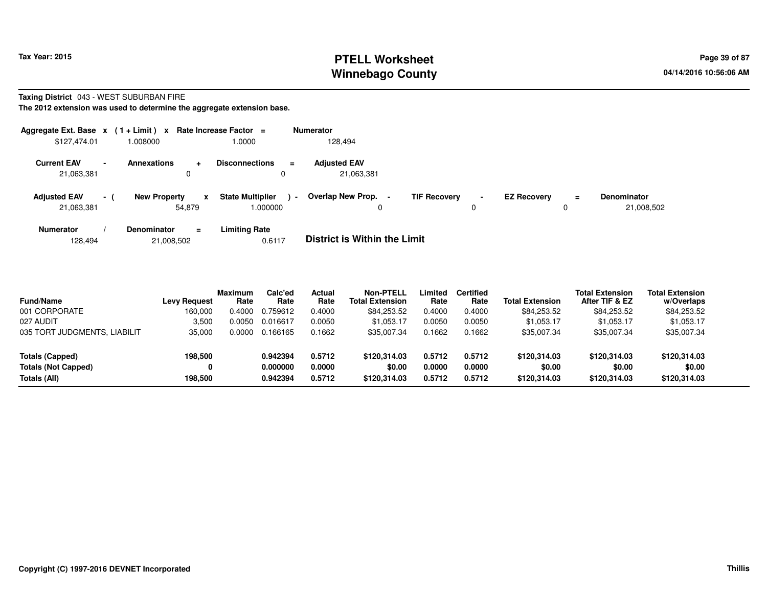# PTELL Worksheet
# Winnebago County

Tax Year: 2015

04/14/2016 10:56:06 AM

**Taxing District** 043 - WEST SUBURBAN FIRE

**The 2012 extension was used to determine the aggregate extension base.**

| Aggregate Ext. Base | x | (1 + Limit) | x | Rate Increase Factor | = | Numerator |
|---|---|---|---|---|---|---|
| $127,474.01 | | 1.008000 | | 1.0000 | | 128,494 |

| Current EAV | - | Annexations | + | Disconnections | = | Adjusted EAV |
|---|---|---|---|---|---|---|
| 21,063,381 | | 0 | | 0 | | 21,063,381 |

| Adjusted EAV | - ( | New Property | x | State Multiplier | ) - | Overlap New Prop. | - | TIF Recovery | - | EZ Recovery | = | Denominator |
|---|---|---|---|---|---|---|---|---|---|---|---|---|
| 21,063,381 | | 54,879 | | 1.000000 | | 0 | | 0 | | 0 | | 21,008,502 |

| Numerator | / | Denominator | = | Limiting Rate |
|---|---|---|---|---|
| 128,494 | | 21,008,502 | | 0.6117 |

**District is Within the Limit**

| Fund/Name | Levy Request | Maximum Rate | Calc'ed Rate | Actual Rate | Non-PTELL Total Extension | Limited Rate | Certified Rate | Total Extension | Total Extension After TIF & EZ | Total Extension w/Overlaps |
|---|---|---|---|---|---|---|---|---|---|---|
| 001 CORPORATE | 160,000 | 0.4000 | 0.759612 | 0.4000 | $84,253.52 | 0.4000 | 0.4000 | $84,253.52 | $84,253.52 | $84,253.52 |
| 027 AUDIT | 3,500 | 0.0050 | 0.016617 | 0.0050 | $1,053.17 | 0.0050 | 0.0050 | $1,053.17 | $1,053.17 | $1,053.17 |
| 035 TORT JUDGMENTS, LIABILIT | 35,000 | 0.0000 | 0.166165 | 0.1662 | $35,007.34 | 0.1662 | 0.1662 | $35,007.34 | $35,007.34 | $35,007.34 |
| **Totals (Capped)** | **198,500** | | **0.942394** | **0.5712** | **$120,314.03** | **0.5712** | **0.5712** | **$120,314.03** | **$120,314.03** | **$120,314.03** |
| **Totals (Not Capped)** | **0** | | **0.000000** | **0.0000** | **$0.00** | **0.0000** | **0.0000** | **$0.00** | **$0.00** | **$0.00** |
| **Totals (All)** | **198,500** | | **0.942394** | **0.5712** | **$120,314.03** | **0.5712** | **0.5712** | **$120,314.03** | **$120,314.03** | **$120,314.03** |

Copyright (C) 1997-2016 DEVNET Incorporated

Thillis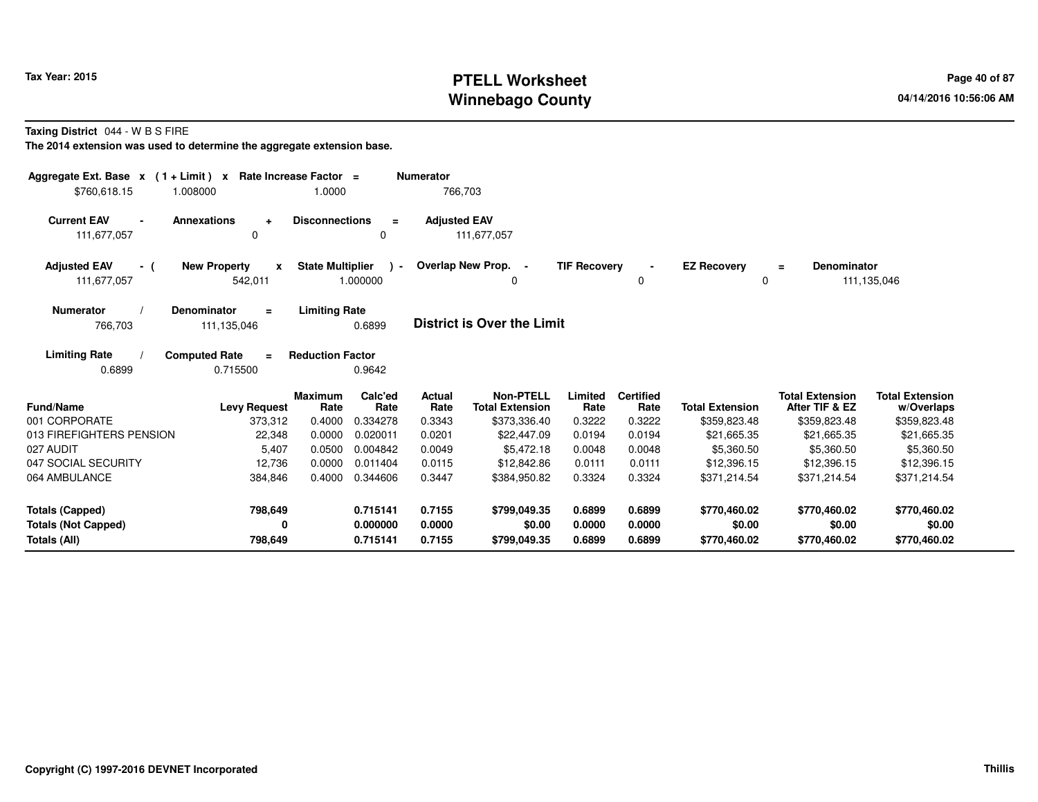# PTELL Worksheet
# Winnebago County

Tax Year: 2015

04/14/2016 10:56:06 AM

**Taxing District** 044 - W B S FIRE

**The 2014 extension was used to determine the aggregate extension base.**

| Aggregate Ext. Base | x | (1 + Limit) | x | Rate Increase Factor | = | Numerator |
|---|---|---|---|---|---|---|
| $760,618.15 | | 1.008000 | | 1.0000 | | 766,703 |

| Current EAV | - | Annexations | + | Disconnections | = | Adjusted EAV |
|---|---|---|---|---|---|---|
| 111,677,057 | | 0 | | 0 | | 111,677,057 |

| Adjusted EAV | - ( | New Property | x | State Multiplier | ) - | Overlap New Prop. | - | TIF Recovery | - | EZ Recovery | = | Denominator |
|---|---|---|---|---|---|---|---|---|---|---|---|---|
| 111,677,057 | | 542,011 | | 1.000000 | | 0 | | 0 | | 0 | | 111,135,046 |

| Numerator | / | Denominator | = | Limiting Rate |
|---|---|---|---|---|
| 766,703 | | 111,135,046 | | 0.6899 |

**District is Over the Limit**

| Limiting Rate | / | Computed Rate | = | Reduction Factor |
|---|---|---|---|---|
| 0.6899 | | 0.715500 | | 0.9642 |

| Fund/Name | Levy Request | Maximum Rate | Calc'ed Rate | Actual Rate | Non-PTELL Total Extension | Limited Rate | Certified Rate | Total Extension | Total Extension After TIF & EZ | Total Extension w/Overlaps |
|---|---|---|---|---|---|---|---|---|---|---|
| 001 CORPORATE | 373,312 | 0.4000 | 0.334278 | 0.3343 | $373,336.40 | 0.3222 | 0.3222 | $359,823.48 | $359,823.48 | $359,823.48 |
| 013 FIREFIGHTERS PENSION | 22,348 | 0.0000 | 0.020011 | 0.0201 | $22,447.09 | 0.0194 | 0.0194 | $21,665.35 | $21,665.35 | $21,665.35 |
| 027 AUDIT | 5,407 | 0.0500 | 0.004842 | 0.0049 | $5,472.18 | 0.0048 | 0.0048 | $5,360.50 | $5,360.50 | $5,360.50 |
| 047 SOCIAL SECURITY | 12,736 | 0.0000 | 0.011404 | 0.0115 | $12,842.86 | 0.0111 | 0.0111 | $12,396.15 | $12,396.15 | $12,396.15 |
| 064 AMBULANCE | 384,846 | 0.4000 | 0.344606 | 0.3447 | $384,950.82 | 0.3324 | 0.3324 | $371,214.54 | $371,214.54 | $371,214.54 |
| **Totals (Capped)** | **798,649** | | **0.715141** | **0.7155** | **$799,049.35** | **0.6899** | **0.6899** | **$770,460.02** | **$770,460.02** | **$770,460.02** |
| **Totals (Not Capped)** | **0** | | **0.000000** | **0.0000** | **$0.00** | **0.0000** | **0.0000** | **$0.00** | **$0.00** | **$0.00** |
| **Totals (All)** | **798,649** | | **0.715141** | **0.7155** | **$799,049.35** | **0.6899** | **0.6899** | **$770,460.02** | **$770,460.02** | **$770,460.02** |

Copyright (C) 1997-2016 DEVNET Incorporated

Thillis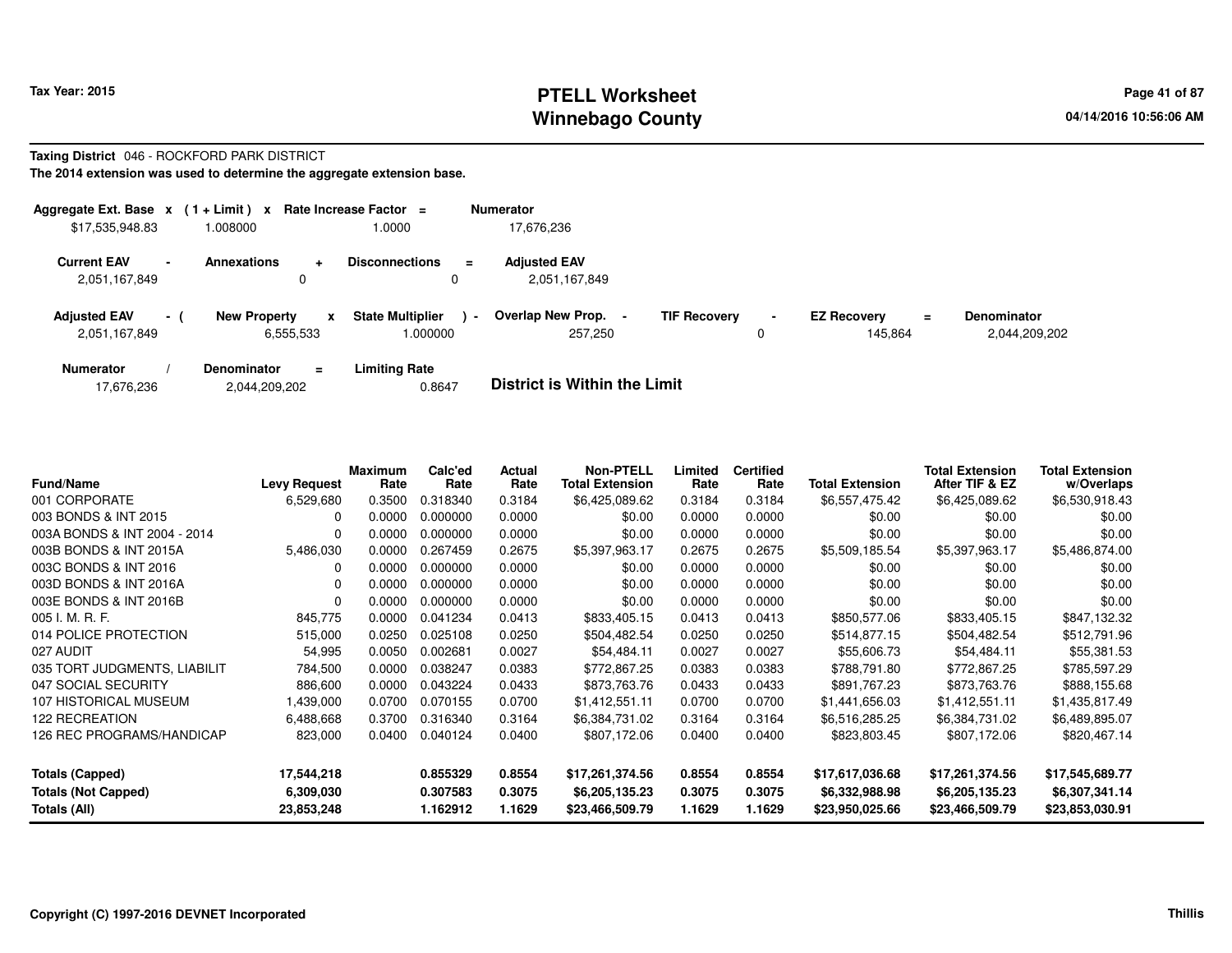**Tax Year: 2015**

# PTELL Worksheet
# Winnebago County

04/14/2016 10:56:06 AM

**Taxing District** 046 - ROCKFORD PARK DISTRICT

**The 2014 extension was used to determine the aggregate extension base.**

| Aggregate Ext. Base | x | (1 + Limit) | x | Rate Increase Factor | = | Numerator |
|---|---|---|---|---|---|---|
| $17,535,948.83 | | 1.008000 | | 1.0000 | | 17,676,236 |

| Current EAV | - | Annexations | + | Disconnections | = | Adjusted EAV |
|---|---|---|---|---|---|---|
| 2,051,167,849 | | 0 | | 0 | | 2,051,167,849 |

| Adjusted EAV | - ( | New Property | x | State Multiplier | ) - | Overlap New Prop. | - | TIF Recovery | - | EZ Recovery | = | Denominator |
|---|---|---|---|---|---|---|---|---|---|---|---|---|
| 2,051,167,849 | | 6,555,533 | | 1.000000 | | 257,250 | | 0 | | 145,864 | | 2,044,209,202 |

| Numerator | / | Denominator | = | Limiting Rate |
|---|---|---|---|---|
| 17,676,236 | | 2,044,209,202 | | 0.8647 |

**District is Within the Limit**

| Fund/Name | Levy Request | Maximum Rate | Calc'ed Rate | Actual Rate | Non-PTELL Total Extension | Limited Rate | Certified Rate | Total Extension | Total Extension After TIF & EZ | Total Extension w/Overlaps |
|---|---|---|---|---|---|---|---|---|---|---|
| 001 CORPORATE | 6,529,680 | 0.3500 | 0.318340 | 0.3184 | $6,425,089.62 | 0.3184 | 0.3184 | $6,557,475.42 | $6,425,089.62 | $6,530,918.43 |
| 003 BONDS & INT 2015 | 0 | 0.0000 | 0.000000 | 0.0000 | $0.00 | 0.0000 | 0.0000 | $0.00 | $0.00 | $0.00 |
| 003A BONDS & INT 2004 - 2014 | 0 | 0.0000 | 0.000000 | 0.0000 | $0.00 | 0.0000 | 0.0000 | $0.00 | $0.00 | $0.00 |
| 003B BONDS & INT 2015A | 5,486,030 | 0.0000 | 0.267459 | 0.2675 | $5,397,963.17 | 0.2675 | 0.2675 | $5,509,185.54 | $5,397,963.17 | $5,486,874.00 |
| 003C BONDS & INT 2016 | 0 | 0.0000 | 0.000000 | 0.0000 | $0.00 | 0.0000 | 0.0000 | $0.00 | $0.00 | $0.00 |
| 003D BONDS & INT 2016A | 0 | 0.0000 | 0.000000 | 0.0000 | $0.00 | 0.0000 | 0.0000 | $0.00 | $0.00 | $0.00 |
| 003E BONDS & INT 2016B | 0 | 0.0000 | 0.000000 | 0.0000 | $0.00 | 0.0000 | 0.0000 | $0.00 | $0.00 | $0.00 |
| 005 I. M. R. F. | 845,775 | 0.0000 | 0.041234 | 0.0413 | $833,405.15 | 0.0413 | 0.0413 | $850,577.06 | $833,405.15 | $847,132.32 |
| 014 POLICE PROTECTION | 515,000 | 0.0250 | 0.025108 | 0.0250 | $504,482.54 | 0.0250 | 0.0250 | $514,877.15 | $504,482.54 | $512,791.96 |
| 027 AUDIT | 54,995 | 0.0050 | 0.002681 | 0.0027 | $54,484.11 | 0.0027 | 0.0027 | $55,606.73 | $54,484.11 | $55,381.53 |
| 035 TORT JUDGMENTS, LIABILIT | 784,500 | 0.0000 | 0.038247 | 0.0383 | $772,867.25 | 0.0383 | 0.0383 | $788,791.80 | $772,867.25 | $785,597.29 |
| 047 SOCIAL SECURITY | 886,600 | 0.0000 | 0.043224 | 0.0433 | $873,763.76 | 0.0433 | 0.0433 | $891,767.23 | $873,763.76 | $888,155.68 |
| 107 HISTORICAL MUSEUM | 1,439,000 | 0.0700 | 0.070155 | 0.0700 | $1,412,551.11 | 0.0700 | 0.0700 | $1,441,656.03 | $1,412,551.11 | $1,435,817.49 |
| 122 RECREATION | 6,488,668 | 0.3700 | 0.316340 | 0.3164 | $6,384,731.02 | 0.3164 | 0.3164 | $6,516,285.25 | $6,384,731.02 | $6,489,895.07 |
| 126 REC PROGRAMS/HANDICAP | 823,000 | 0.0400 | 0.040124 | 0.0400 | $807,172.06 | 0.0400 | 0.0400 | $823,803.45 | $807,172.06 | $820,467.14 |
| **Totals (Capped)** | **17,544,218** | | **0.855329** | **0.8554** | **$17,261,374.56** | **0.8554** | **0.8554** | **$17,617,036.68** | **$17,261,374.56** | **$17,545,689.77** |
| **Totals (Not Capped)** | **6,309,030** | | **0.307583** | **0.3075** | **$6,205,135.23** | **0.3075** | **0.3075** | **$6,332,988.98** | **$6,205,135.23** | **$6,307,341.14** |
| **Totals (All)** | **23,853,248** | | **1.162912** | **1.1629** | **$23,466,509.79** | **1.1629** | **1.1629** | **$23,950,025.66** | **$23,466,509.79** | **$23,853,030.91** |

**Copyright (C) 1997-2016 DEVNET Incorporated** **Thillis**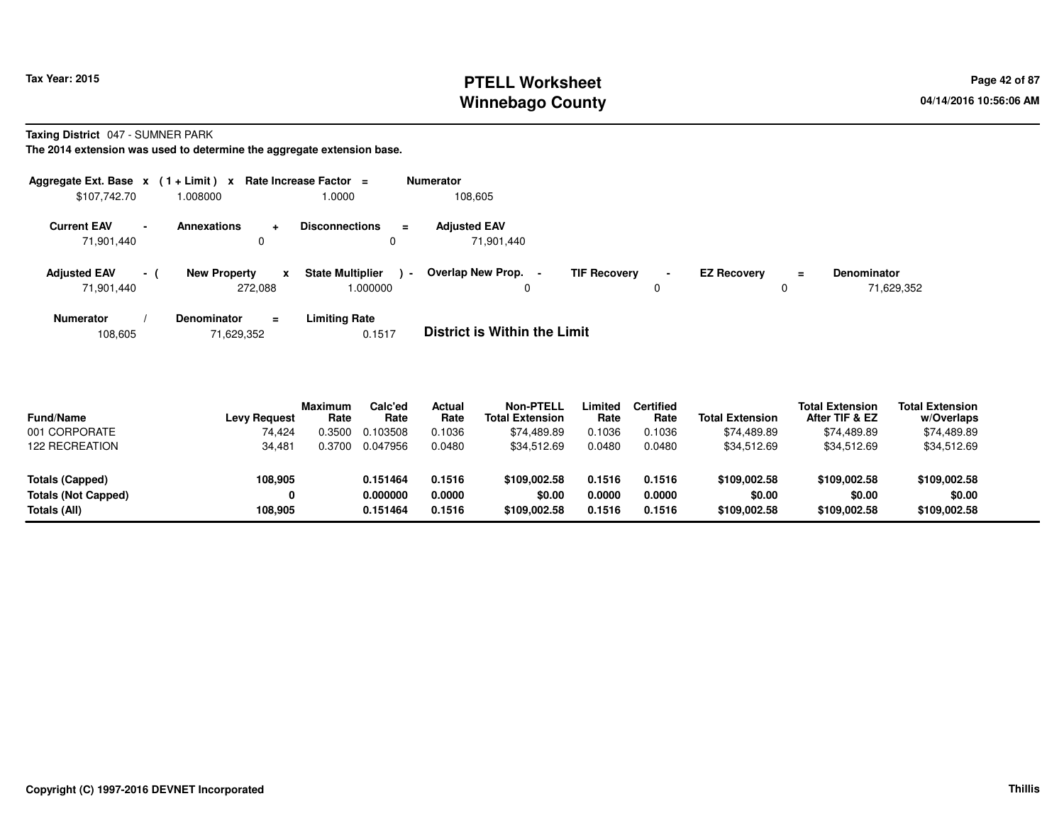**Taxing District** 047 - SUMNER PARK

**The 2014 extension was used to determine the aggregate extension base.**

| Aggregate Ext. Base | x | (1 + Limit) | x | Rate Increase Factor | = | Numerator |
|---|---|---|---|---|---|---|
| $107,742.70 | | 1.008000 | | 1.0000 | | 108,605 |

| Current EAV | - | Annexations | + | Disconnections | = | Adjusted EAV |
|---|---|---|---|---|---|---|
| 71,901,440 | | 0 | | 0 | | 71,901,440 |

| Adjusted EAV | - ( | New Property | x | State Multiplier | ) - | Overlap New Prop. | - | TIF Recovery | - | EZ Recovery | = | Denominator |
|---|---|---|---|---|---|---|---|---|---|---|---|---|
| 71,901,440 | | 272,088 | | 1.000000 | | 0 | | 0 | | 0 | | 71,629,352 |

| Numerator | / | Denominator | = | Limiting Rate |
|---|---|---|---|---|
| 108,605 | | 71,629,352 | | 0.1517 |

**District is Within the Limit**

| Fund/Name | Levy Request | Maximum Rate | Calc'ed Rate | Actual Rate | Non-PTELL Total Extension | Limited Rate | Certified Rate | Total Extension | Total Extension After TIF & EZ | Total Extension w/Overlaps |
|---|---|---|---|---|---|---|---|---|---|---|
| 001 CORPORATE | 74,424 | 0.3500 | 0.103508 | 0.1036 | $74,489.89 | 0.1036 | 0.1036 | $74,489.89 | $74,489.89 | $74,489.89 |
| 122 RECREATION | 34,481 | 0.3700 | 0.047956 | 0.0480 | $34,512.69 | 0.0480 | 0.0480 | $34,512.69 | $34,512.69 | $34,512.69 |
| **Totals (Capped)** | **108,905** | | **0.151464** | **0.1516** | **$109,002.58** | **0.1516** | **0.1516** | **$109,002.58** | **$109,002.58** | **$109,002.58** |
| **Totals (Not Capped)** | **0** | | **0.000000** | **0.0000** | **$0.00** | **0.0000** | **0.0000** | **$0.00** | **$0.00** | **$0.00** |
| **Totals (All)** | **108,905** | | **0.151464** | **0.1516** | **$109,002.58** | **0.1516** | **0.1516** | **$109,002.58** | **$109,002.58** | **$109,002.58** |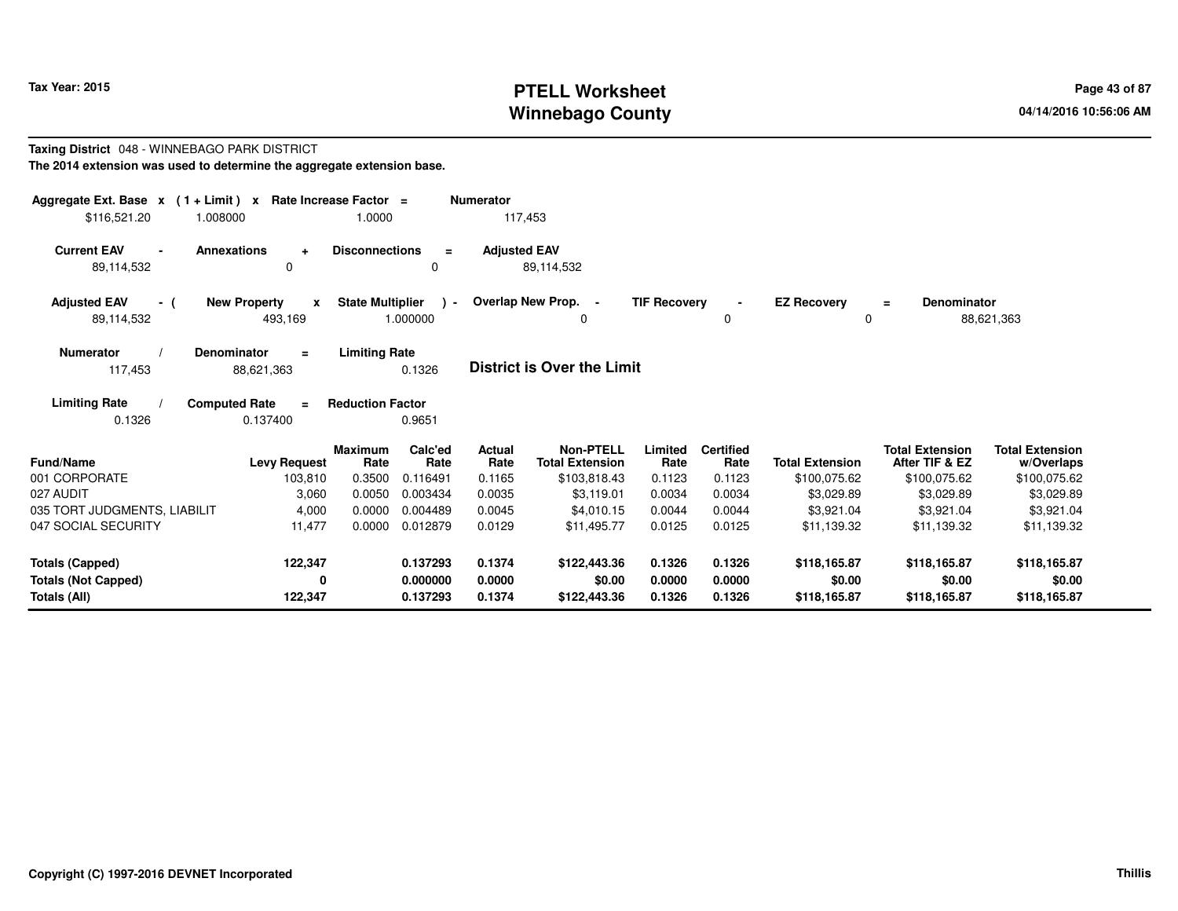**Tax Year: 2015**

# PTELL Worksheet
# Winnebago County

04/14/2016 10:56:06 AM

**Taxing District** 048 - WINNEBAGO PARK DISTRICT

**The 2014 extension was used to determine the aggregate extension base.**

| Aggregate Ext. Base x | (1 + Limit) x | Rate Increase Factor = | Numerator |
|---|---|---|---|
| $116,521.20 | 1.008000 | 1.0000 | 117,453 |

| Current EAV - | Annexations + | Disconnections = | Adjusted EAV |
|---|---|---|---|
| 89,114,532 | 0 | 0 | 89,114,532 |

| Adjusted EAV - ( | New Property x | State Multiplier ) - | Overlap New Prop. - | TIF Recovery - | EZ Recovery = | Denominator |
|---|---|---|---|---|---|---|
| 89,114,532 | 493,169 | 1.000000 | 0 | 0 | 0 | 88,621,363 |

| Numerator / | Denominator = | Limiting Rate |
|---|---|---|
| 117,453 | 88,621,363 | 0.1326 |

**District is Over the Limit**

| Limiting Rate / | Computed Rate = | Reduction Factor |
|---|---|---|
| 0.1326 | 0.137400 | 0.9651 |

| Fund/Name | Levy Request | Maximum Rate | Calc'ed Rate | Actual Rate | Non-PTELL Total Extension | Limited Rate | Certified Rate | Total Extension | Total Extension After TIF & EZ | Total Extension w/Overlaps |
|---|---|---|---|---|---|---|---|---|---|---|
| 001 CORPORATE | 103,810 | 0.3500 | 0.116491 | 0.1165 | $103,818.43 | 0.1123 | 0.1123 | $100,075.62 | $100,075.62 | $100,075.62 |
| 027 AUDIT | 3,060 | 0.0050 | 0.003434 | 0.0035 | $3,119.01 | 0.0034 | 0.0034 | $3,029.89 | $3,029.89 | $3,029.89 |
| 035 TORT JUDGMENTS, LIABILIT | 4,000 | 0.0000 | 0.004489 | 0.0045 | $4,010.15 | 0.0044 | 0.0044 | $3,921.04 | $3,921.04 | $3,921.04 |
| 047 SOCIAL SECURITY | 11,477 | 0.0000 | 0.012879 | 0.0129 | $11,495.77 | 0.0125 | 0.0125 | $11,139.32 | $11,139.32 | $11,139.32 |
| **Totals (Capped)** | **122,347** | | **0.137293** | **0.1374** | **$122,443.36** | **0.1326** | **0.1326** | **$118,165.87** | **$118,165.87** | **$118,165.87** |
| **Totals (Not Capped)** | **0** | | **0.000000** | **0.0000** | **$0.00** | **0.0000** | **0.0000** | **$0.00** | **$0.00** | **$0.00** |
| **Totals (All)** | **122,347** | | **0.137293** | **0.1374** | **$122,443.36** | **0.1326** | **0.1326** | **$118,165.87** | **$118,165.87** | **$118,165.87** |

Copyright (C) 1997-2016 DEVNET Incorporated

Thillis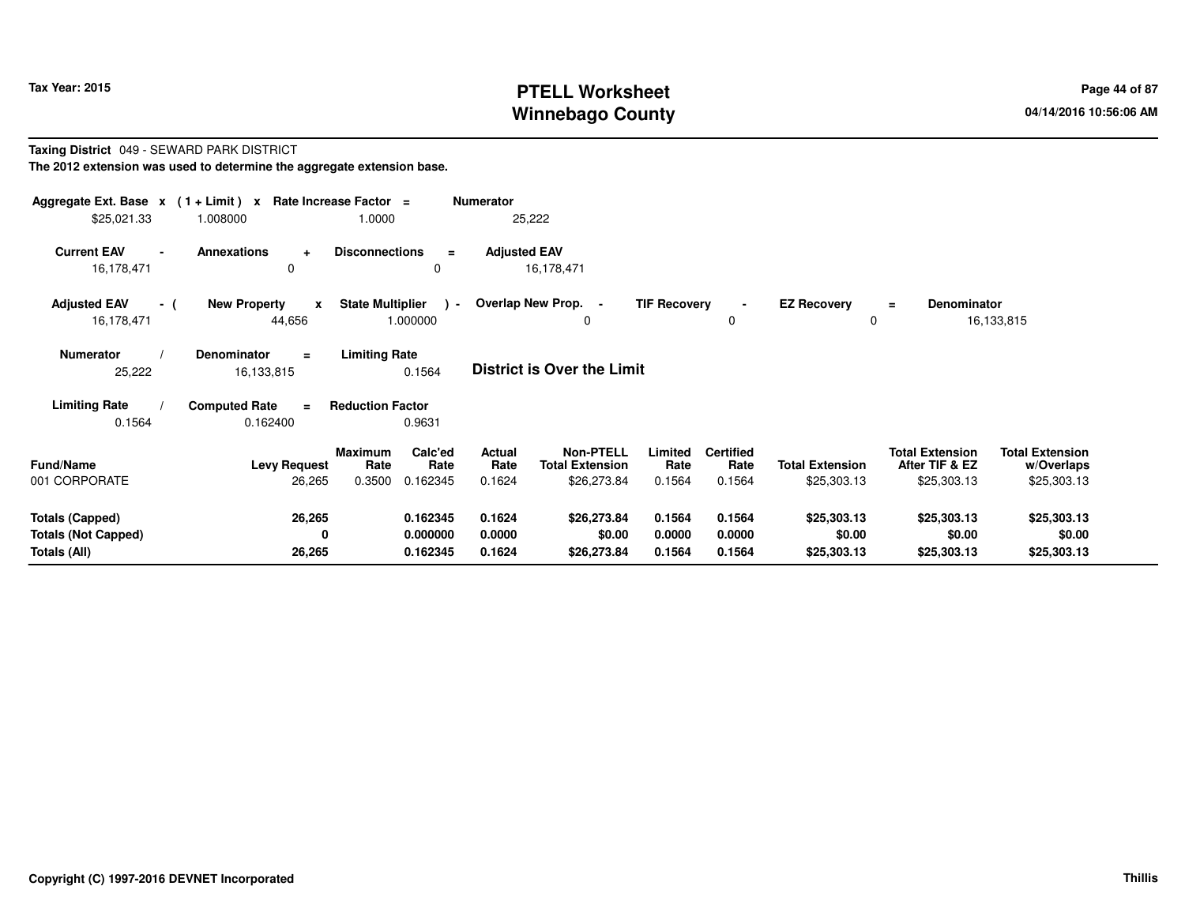Tax Year: 2015

# PTELL Worksheet
# Winnebago County

04/14/2016 10:56:06 AM

**Taxing District** 049 - SEWARD PARK DISTRICT

**The 2012 extension was used to determine the aggregate extension base.**

| Aggregate Ext. Base x | (1 + Limit) x | Rate Increase Factor = | Numerator |
|---|---|---|---|
| $25,021.33 | 1.008000 | 1.0000 | 25,222 |

| Current EAV - | Annexations + | Disconnections = | Adjusted EAV |
|---|---|---|---|
| 16,178,471 | 0 | 0 | 16,178,471 |

| Adjusted EAV - ( | New Property x | State Multiplier ) - | Overlap New Prop. - | TIF Recovery - | EZ Recovery = | Denominator |
|---|---|---|---|---|---|---|
| 16,178,471 | 44,656 | 1.000000 | 0 | 0 | 0 | 16,133,815 |

| Numerator / | Denominator = | Limiting Rate |
|---|---|---|
| 25,222 | 16,133,815 | 0.1564 |

**District is Over the Limit**

| Limiting Rate / | Computed Rate = | Reduction Factor |
|---|---|---|
| 0.1564 | 0.162400 | 0.9631 |

| Fund/Name | Levy Request | Maximum Rate | Calc'ed Rate | Actual Rate | Non-PTELL Total Extension | Limited Rate | Certified Rate | Total Extension | Total Extension After TIF & EZ | Total Extension w/Overlaps |
|---|---|---|---|---|---|---|---|---|---|---|
| 001 CORPORATE | 26,265 | 0.3500 | 0.162345 | 0.1624 | $26,273.84 | 0.1564 | 0.1564 | $25,303.13 | $25,303.13 | $25,303.13 |
| **Totals (Capped)** | **26,265** | | **0.162345** | **0.1624** | **$26,273.84** | **0.1564** | **0.1564** | **$25,303.13** | **$25,303.13** | **$25,303.13** |
| **Totals (Not Capped)** | **0** | | **0.000000** | **0.0000** | **$0.00** | **0.0000** | **0.0000** | **$0.00** | **$0.00** | **$0.00** |
| **Totals (All)** | **26,265** | | **0.162345** | **0.1624** | **$26,273.84** | **0.1564** | **0.1564** | **$25,303.13** | **$25,303.13** | **$25,303.13** |

Copyright (C) 1997-2016 DEVNET Incorporated — Thillis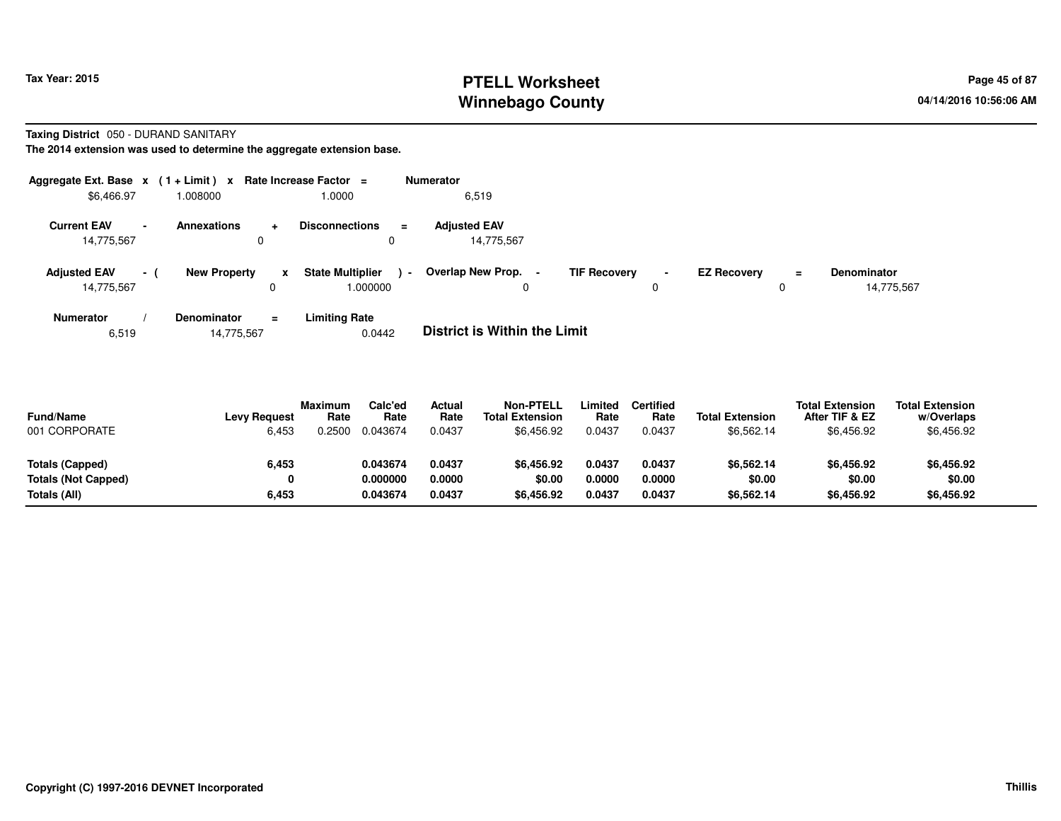# PTELL Worksheet
# Winnebago County

Tax Year: 2015

04/14/2016 10:56:06 AM

**Taxing District** 050 - DURAND SANITARY

**The 2014 extension was used to determine the aggregate extension base.**

| Aggregate Ext. Base | x | ( 1 + Limit ) | x | Rate Increase Factor | = | Numerator |
|---|---|---|---|---|---|---|
| $6,466.97 | | 1.008000 | | 1.0000 | | 6,519 |

| Current EAV | - | Annexations | + | Disconnections | = | Adjusted EAV |
|---|---|---|---|---|---|---|
| 14,775,567 | | 0 | | 0 | | 14,775,567 |

| Adjusted EAV | - ( | New Property | x | State Multiplier | ) - | Overlap New Prop. | - | TIF Recovery | - | EZ Recovery | = | Denominator |
|---|---|---|---|---|---|---|---|---|---|---|---|---|
| 14,775,567 | | 0 | | 1.000000 | | 0 | | 0 | | 0 | | 14,775,567 |

| Numerator | / | Denominator | = | Limiting Rate |
|---|---|---|---|---|
| 6,519 | | 14,775,567 | | 0.0442 |

**District is Within the Limit**

| Fund/Name | Levy Request | Maximum Rate | Calc'ed Rate | Actual Rate | Non-PTELL Total Extension | Limited Rate | Certified Rate | Total Extension | Total Extension After TIF & EZ | Total Extension w/Overlaps |
|---|---|---|---|---|---|---|---|---|---|---|
| 001 CORPORATE | 6,453 | 0.2500 | 0.043674 | 0.0437 | $6,456.92 | 0.0437 | 0.0437 | $6,562.14 | $6,456.92 | $6,456.92 |
| **Totals (Capped)** | **6,453** | | **0.043674** | **0.0437** | **$6,456.92** | **0.0437** | **0.0437** | **$6,562.14** | **$6,456.92** | **$6,456.92** |
| **Totals (Not Capped)** | **0** | | **0.000000** | **0.0000** | **$0.00** | **0.0000** | **0.0000** | **$0.00** | **$0.00** | **$0.00** |
| **Totals (All)** | **6,453** | | **0.043674** | **0.0437** | **$6,456.92** | **0.0437** | **0.0437** | **$6,562.14** | **$6,456.92** | **$6,456.92** |

**Copyright (C) 1997-2016 DEVNET Incorporated** **Thillis**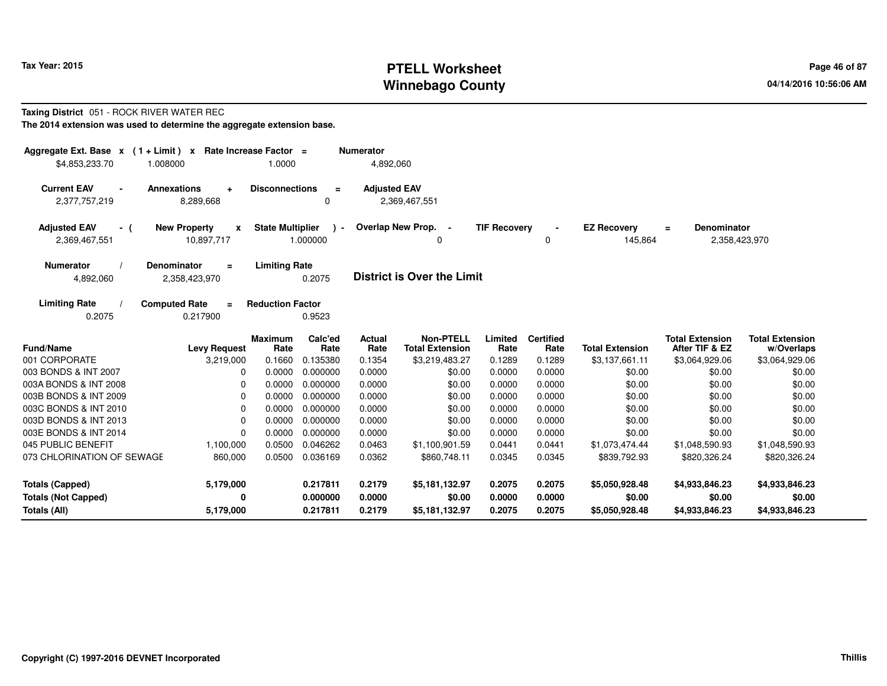Tax Year: 2015

# PTELL Worksheet
# Winnebago County

04/14/2016 10:56:06 AM

**Taxing District** 051 - ROCK RIVER WATER REC

**The 2014 extension was used to determine the aggregate extension base.**

| Aggregate Ext. Base x | (1 + Limit) x | Rate Increase Factor = | Numerator |
|---|---|---|---|
| $4,853,233.70 | 1.008000 | 1.0000 | 4,892,060 |

| Current EAV - | Annexations + | Disconnections = | Adjusted EAV |
|---|---|---|---|
| 2,377,757,219 | 8,289,668 | 0 | 2,369,467,551 |

| Adjusted EAV - ( | New Property x | State Multiplier ) - | Overlap New Prop. - | TIF Recovery - | EZ Recovery = | Denominator |
|---|---|---|---|---|---|---|
| 2,369,467,551 | 10,897,717 | 1.000000 | 0 | 0 | 145,864 | 2,358,423,970 |

| Numerator / | Denominator = | Limiting Rate |
|---|---|---|
| 4,892,060 | 2,358,423,970 | 0.2075 |

**District is Over the Limit**

| Limiting Rate / | Computed Rate = | Reduction Factor |
|---|---|---|
| 0.2075 | 0.217900 | 0.9523 |

| Fund/Name | Levy Request | Maximum Rate | Calc'ed Rate | Actual Rate | Non-PTELL Total Extension | Limited Rate | Certified Rate | Total Extension | Total Extension After TIF & EZ | Total Extension w/Overlaps |
|---|---|---|---|---|---|---|---|---|---|---|
| 001 CORPORATE | 3,219,000 | 0.1660 | 0.135380 | 0.1354 | $3,219,483.27 | 0.1289 | 0.1289 | $3,137,661.11 | $3,064,929.06 | $3,064,929.06 |
| 003 BONDS & INT 2007 | 0 | 0.0000 | 0.000000 | 0.0000 | $0.00 | 0.0000 | 0.0000 | $0.00 | $0.00 | $0.00 |
| 003A BONDS & INT 2008 | 0 | 0.0000 | 0.000000 | 0.0000 | $0.00 | 0.0000 | 0.0000 | $0.00 | $0.00 | $0.00 |
| 003B BONDS & INT 2009 | 0 | 0.0000 | 0.000000 | 0.0000 | $0.00 | 0.0000 | 0.0000 | $0.00 | $0.00 | $0.00 |
| 003C BONDS & INT 2010 | 0 | 0.0000 | 0.000000 | 0.0000 | $0.00 | 0.0000 | 0.0000 | $0.00 | $0.00 | $0.00 |
| 003D BONDS & INT 2013 | 0 | 0.0000 | 0.000000 | 0.0000 | $0.00 | 0.0000 | 0.0000 | $0.00 | $0.00 | $0.00 |
| 003E BONDS & INT 2014 | 0 | 0.0000 | 0.000000 | 0.0000 | $0.00 | 0.0000 | 0.0000 | $0.00 | $0.00 | $0.00 |
| 045 PUBLIC BENEFIT | 1,100,000 | 0.0500 | 0.046262 | 0.0463 | $1,100,901.59 | 0.0441 | 0.0441 | $1,073,474.44 | $1,048,590.93 | $1,048,590.93 |
| 073 CHLORINATION OF SEWAGE | 860,000 | 0.0500 | 0.036169 | 0.0362 | $860,748.11 | 0.0345 | 0.0345 | $839,792.93 | $820,326.24 | $820,326.24 |
| **Totals (Capped)** | **5,179,000** | | **0.217811** | **0.2179** | **$5,181,132.97** | **0.2075** | **0.2075** | **$5,050,928.48** | **$4,933,846.23** | **$4,933,846.23** |
| **Totals (Not Capped)** | **0** | | **0.000000** | **0.0000** | **$0.00** | **0.0000** | **0.0000** | **$0.00** | **$0.00** | **$0.00** |
| **Totals (All)** | **5,179,000** | | **0.217811** | **0.2179** | **$5,181,132.97** | **0.2075** | **0.2075** | **$5,050,928.48** | **$4,933,846.23** | **$4,933,846.23** |

Copyright (C) 1997-2016 DEVNET Incorporated

Thillis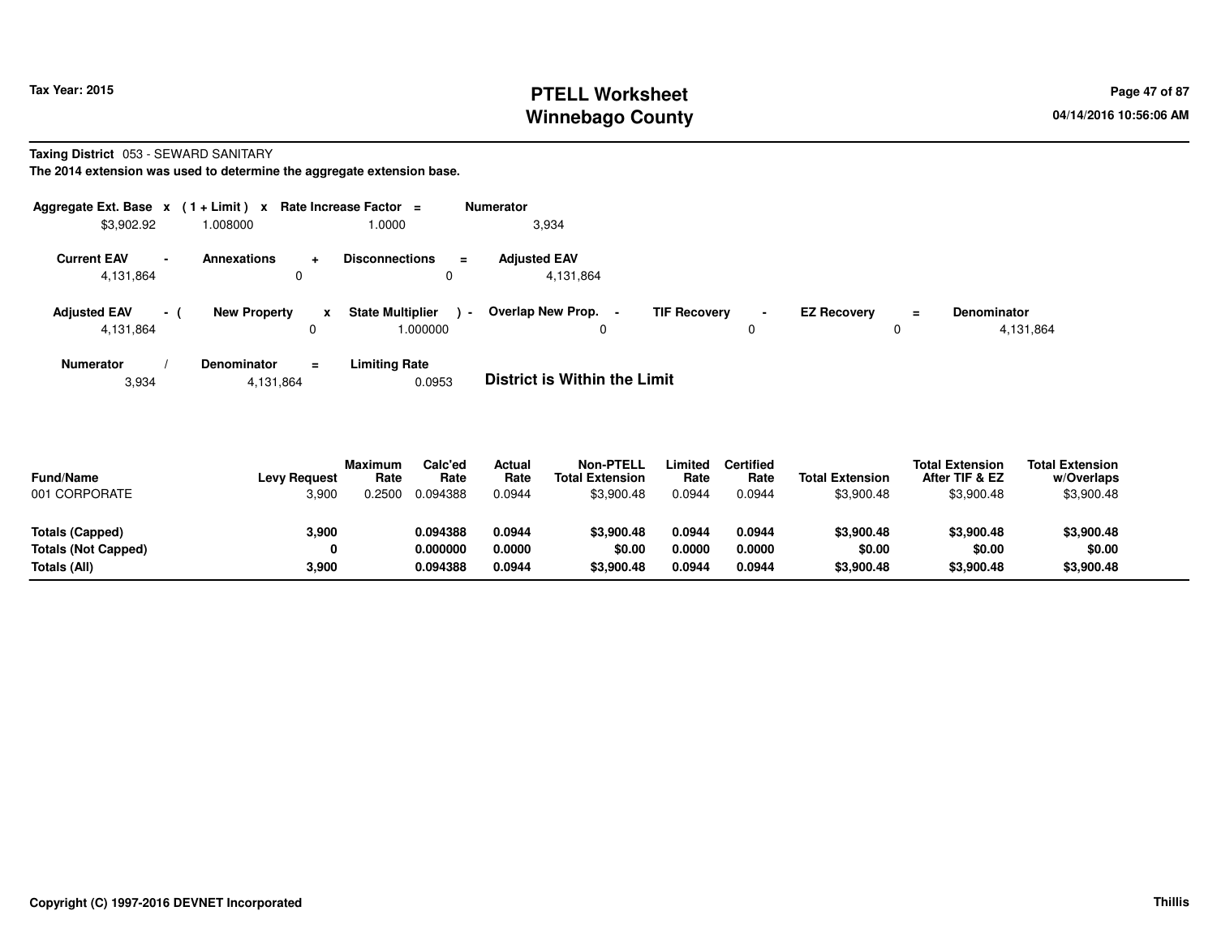**Taxing District** 053 - SEWARD SANITARY

**The 2014 extension was used to determine the aggregate extension base.**

| Aggregate Ext. Base | x | ( 1 + Limit ) | x | Rate Increase Factor | = | Numerator |
|---|---|---|---|---|---|---|
| $3,902.92 | | 1.008000 | | 1.0000 | | 3,934 |

| Current EAV | - | Annexations | + | Disconnections | = | Adjusted EAV |
|---|---|---|---|---|---|---|
| 4,131,864 | | 0 | | 0 | | 4,131,864 |

| Adjusted EAV | - ( | New Property | x | State Multiplier | ) - | Overlap New Prop. | - | TIF Recovery | - | EZ Recovery | = | Denominator |
|---|---|---|---|---|---|---|---|---|---|---|---|---|
| 4,131,864 | | 0 | | 1.000000 | | 0 | | 0 | | 0 | | 4,131,864 |

| Numerator | / | Denominator | = | Limiting Rate |
|---|---|---|---|---|
| 3,934 | | 4,131,864 | | 0.0953 |

**District is Within the Limit**

| Fund/Name | Levy Request | Maximum Rate | Calc'ed Rate | Actual Rate | Non-PTELL Total Extension | Limited Rate | Certified Rate | Total Extension | Total Extension After TIF & EZ | Total Extension w/Overlaps |
|---|---|---|---|---|---|---|---|---|---|---|
| 001 CORPORATE | 3,900 | 0.2500 | 0.094388 | 0.0944 | $3,900.48 | 0.0944 | 0.0944 | $3,900.48 | $3,900.48 | $3,900.48 |
| **Totals (Capped)** | **3,900** | | **0.094388** | **0.0944** | **$3,900.48** | **0.0944** | **0.0944** | **$3,900.48** | **$3,900.48** | **$3,900.48** |
| **Totals (Not Capped)** | **0** | | **0.000000** | **0.0000** | **$0.00** | **0.0000** | **0.0000** | **$0.00** | **$0.00** | **$0.00** |
| **Totals (All)** | **3,900** | | **0.094388** | **0.0944** | **$3,900.48** | **0.0944** | **0.0944** | **$3,900.48** | **$3,900.48** | **$3,900.48** |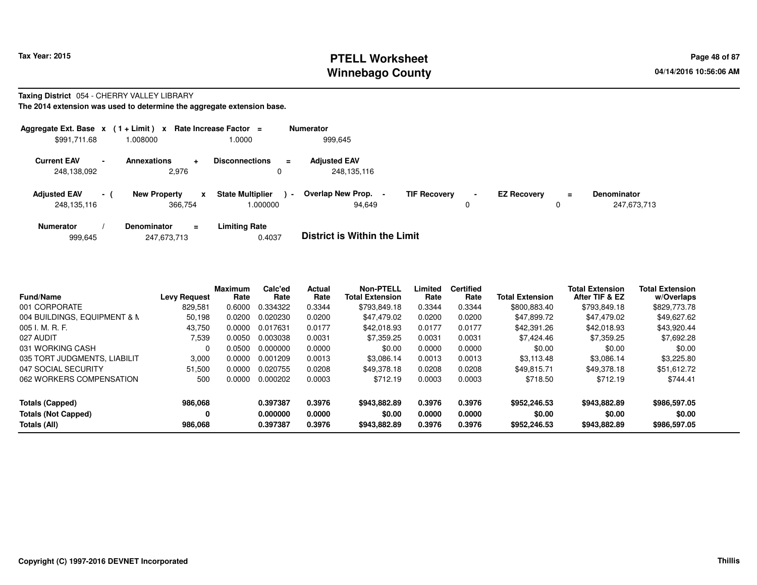**Taxing District** 054 - CHERRY VALLEY LIBRARY

**The 2014 extension was used to determine the aggregate extension base.**

| Aggregate Ext. Base | x | (1 + Limit) | x | Rate Increase Factor | = | Numerator |
|---|---|---|---|---|---|---|
| $991,711.68 | | 1.008000 | | 1.0000 | | 999,645 |

| Current EAV | - | Annexations | + | Disconnections | = | Adjusted EAV |
|---|---|---|---|---|---|---|
| 248,138,092 | | 2,976 | | 0 | | 248,135,116 |

| Adjusted EAV | - ( | New Property | x | State Multiplier | ) - | Overlap New Prop. | - | TIF Recovery | - | EZ Recovery | = | Denominator |
|---|---|---|---|---|---|---|---|---|---|---|---|---|
| 248,135,116 | | 366,754 | | 1.000000 | | 94,649 | | 0 | | 0 | | 247,673,713 |

| Numerator | / | Denominator | = | Limiting Rate |
|---|---|---|---|---|
| 999,645 | | 247,673,713 | | 0.4037 |

**District is Within the Limit**

| Fund/Name | Levy Request | Maximum Rate | Calc'ed Rate | Actual Rate | Non-PTELL Total Extension | Limited Rate | Certified Rate | Total Extension | Total Extension After TIF & EZ | Total Extension w/Overlaps |
|---|---|---|---|---|---|---|---|---|---|---|
| 001 CORPORATE | 829,581 | 0.6000 | 0.334322 | 0.3344 | $793,849.18 | 0.3344 | 0.3344 | $800,883.40 | $793,849.18 | $829,773.78 |
| 004 BUILDINGS, EQUIPMENT & M | 50,198 | 0.0200 | 0.020230 | 0.0200 | $47,479.02 | 0.0200 | 0.0200 | $47,899.72 | $47,479.02 | $49,627.62 |
| 005 I. M. R. F. | 43,750 | 0.0000 | 0.017631 | 0.0177 | $42,018.93 | 0.0177 | 0.0177 | $42,391.26 | $42,018.93 | $43,920.44 |
| 027 AUDIT | 7,539 | 0.0050 | 0.003038 | 0.0031 | $7,359.25 | 0.0031 | 0.0031 | $7,424.46 | $7,359.25 | $7,692.28 |
| 031 WORKING CASH | 0 | 0.0500 | 0.000000 | 0.0000 | $0.00 | 0.0000 | 0.0000 | $0.00 | $0.00 | $0.00 |
| 035 TORT JUDGMENTS, LIABILIT | 3,000 | 0.0000 | 0.001209 | 0.0013 | $3,086.14 | 0.0013 | 0.0013 | $3,113.48 | $3,086.14 | $3,225.80 |
| 047 SOCIAL SECURITY | 51,500 | 0.0000 | 0.020755 | 0.0208 | $49,378.18 | 0.0208 | 0.0208 | $49,815.71 | $49,378.18 | $51,612.72 |
| 062 WORKERS COMPENSATION | 500 | 0.0000 | 0.000202 | 0.0003 | $712.19 | 0.0003 | 0.0003 | $718.50 | $712.19 | $744.41 |
| **Totals (Capped)** | **986,068** | | **0.397387** | **0.3976** | **$943,882.89** | **0.3976** | **0.3976** | **$952,246.53** | **$943,882.89** | **$986,597.05** |
| **Totals (Not Capped)** | **0** | | **0.000000** | **0.0000** | **$0.00** | **0.0000** | **0.0000** | **$0.00** | **$0.00** | **$0.00** |
| **Totals (All)** | **986,068** | | **0.397387** | **0.3976** | **$943,882.89** | **0.3976** | **0.3976** | **$952,246.53** | **$943,882.89** | **$986,597.05** |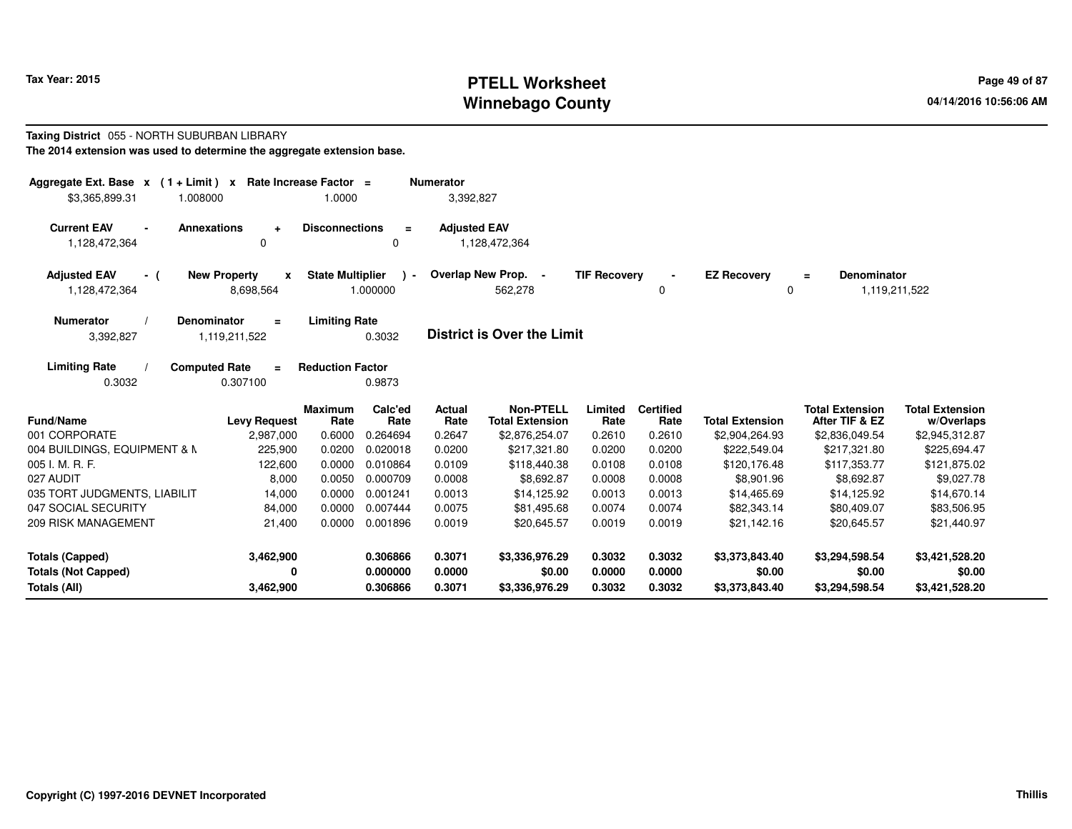**Taxing District** 055 - NORTH SUBURBAN LIBRARY

**The 2014 extension was used to determine the aggregate extension base.**

| Aggregate Ext. Base | x | (1 + Limit) | x | Rate Increase Factor | = | Numerator |
|---|---|---|---|---|---|---|
| $3,365,899.31 | | 1.008000 | | 1.0000 | | 3,392,827 |

| Current EAV | - | Annexations | + | Disconnections | = | Adjusted EAV |
|---|---|---|---|---|---|---|
| 1,128,472,364 | | 0 | | 0 | | 1,128,472,364 |

| Adjusted EAV | - ( | New Property | x | State Multiplier | ) - | Overlap New Prop. | - | TIF Recovery | - | EZ Recovery | = | Denominator |
|---|---|---|---|---|---|---|---|---|---|---|---|---|
| 1,128,472,364 | | 8,698,564 | | 1.000000 | | 562,278 | | 0 | | 0 | | 1,119,211,522 |

| Numerator | / | Denominator | = | Limiting Rate |
|---|---|---|---|---|
| 3,392,827 | | 1,119,211,522 | | 0.3032 |

**District is Over the Limit**

| Limiting Rate | / | Computed Rate | = | Reduction Factor |
|---|---|---|---|---|
| 0.3032 | | 0.307100 | | 0.9873 |

| Fund/Name | Levy Request | Maximum Rate | Calc'ed Rate | Actual Rate | Non-PTELL Total Extension | Limited Rate | Certified Rate | Total Extension | Total Extension After TIF & EZ | Total Extension w/Overlaps |
|---|---|---|---|---|---|---|---|---|---|---|
| 001 CORPORATE | 2,987,000 | 0.6000 | 0.264694 | 0.2647 | $2,876,254.07 | 0.2610 | 0.2610 | $2,904,264.93 | $2,836,049.54 | $2,945,312.87 |
| 004 BUILDINGS, EQUIPMENT & M | 225,900 | 0.0200 | 0.020018 | 0.0200 | $217,321.80 | 0.0200 | 0.0200 | $222,549.04 | $217,321.80 | $225,694.47 |
| 005 I. M. R. F. | 122,600 | 0.0000 | 0.010864 | 0.0109 | $118,440.38 | 0.0108 | 0.0108 | $120,176.48 | $117,353.77 | $121,875.02 |
| 027 AUDIT | 8,000 | 0.0050 | 0.000709 | 0.0008 | $8,692.87 | 0.0008 | 0.0008 | $8,901.96 | $8,692.87 | $9,027.78 |
| 035 TORT JUDGMENTS, LIABILIT | 14,000 | 0.0000 | 0.001241 | 0.0013 | $14,125.92 | 0.0013 | 0.0013 | $14,465.69 | $14,125.92 | $14,670.14 |
| 047 SOCIAL SECURITY | 84,000 | 0.0000 | 0.007444 | 0.0075 | $81,495.68 | 0.0074 | 0.0074 | $82,343.14 | $80,409.07 | $83,506.95 |
| 209 RISK MANAGEMENT | 21,400 | 0.0000 | 0.001896 | 0.0019 | $20,645.57 | 0.0019 | 0.0019 | $21,142.16 | $20,645.57 | $21,440.97 |
| **Totals (Capped)** | **3,462,900** | | **0.306866** | **0.3071** | **$3,336,976.29** | **0.3032** | **0.3032** | **$3,373,843.40** | **$3,294,598.54** | **$3,421,528.20** |
| **Totals (Not Capped)** | **0** | | **0.000000** | **0.0000** | **$0.00** | **0.0000** | **0.0000** | **$0.00** | **$0.00** | **$0.00** |
| **Totals (All)** | **3,462,900** | | **0.306866** | **0.3071** | **$3,336,976.29** | **0.3032** | **0.3032** | **$3,373,843.40** | **$3,294,598.54** | **$3,421,528.20** |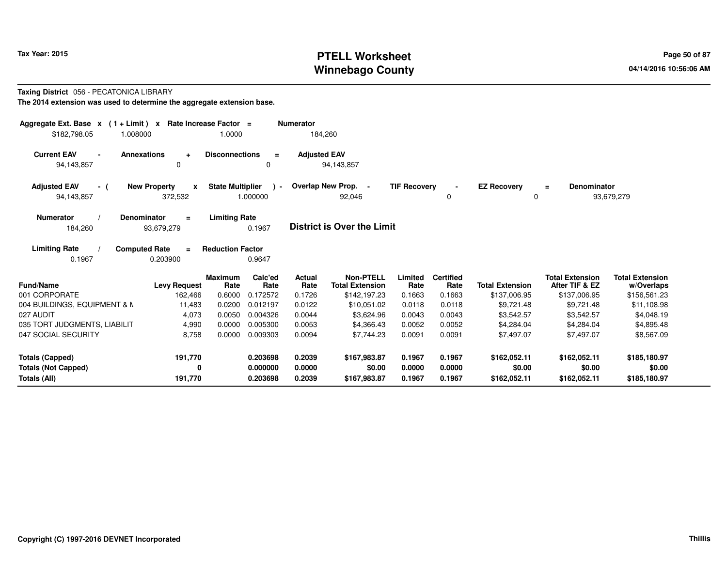**Tax Year: 2015**

# PTELL Worksheet
# Winnebago County

04/14/2016 10:56:06 AM

**Taxing District** 056 - PECATONICA LIBRARY

**The 2014 extension was used to determine the aggregate extension base.**

| Aggregate Ext. Base | x | (1 + Limit) | x | Rate Increase Factor | = | Numerator |
|---|---|---|---|---|---|---|
| $182,798.05 | | 1.008000 | | 1.0000 | | 184,260 |

| Current EAV | - | Annexations | + | Disconnections | = | Adjusted EAV |
|---|---|---|---|---|---|---|
| 94,143,857 | | 0 | | 0 | | 94,143,857 |

| Adjusted EAV | - ( | New Property | x | State Multiplier | ) - | Overlap New Prop. | - | TIF Recovery | - | EZ Recovery | = | Denominator |
|---|---|---|---|---|---|---|---|---|---|---|---|---|
| 94,143,857 | | 372,532 | | 1.000000 | | 92,046 | | 0 | | 0 | | 93,679,279 |

| Numerator | / | Denominator | = | Limiting Rate |
|---|---|---|---|---|
| 184,260 | | 93,679,279 | | 0.1967 |

**District is Over the Limit**

| Limiting Rate | / | Computed Rate | = | Reduction Factor |
|---|---|---|---|---|
| 0.1967 | | 0.203900 | | 0.9647 |

| Fund/Name | Levy Request | Maximum Rate | Calc'ed Rate | Actual Rate | Non-PTELL Total Extension | Limited Rate | Certified Rate | Total Extension | Total Extension After TIF & EZ | Total Extension w/Overlaps |
|---|---|---|---|---|---|---|---|---|---|---|
| 001 CORPORATE | 162,466 | 0.6000 | 0.172572 | 0.1726 | $142,197.23 | 0.1663 | 0.1663 | $137,006.95 | $137,006.95 | $156,561.23 |
| 004 BUILDINGS, EQUIPMENT & M | 11,483 | 0.0200 | 0.012197 | 0.0122 | $10,051.02 | 0.0118 | 0.0118 | $9,721.48 | $9,721.48 | $11,108.98 |
| 027 AUDIT | 4,073 | 0.0050 | 0.004326 | 0.0044 | $3,624.96 | 0.0043 | 0.0043 | $3,542.57 | $3,542.57 | $4,048.19 |
| 035 TORT JUDGMENTS, LIABILIT | 4,990 | 0.0000 | 0.005300 | 0.0053 | $4,366.43 | 0.0052 | 0.0052 | $4,284.04 | $4,284.04 | $4,895.48 |
| 047 SOCIAL SECURITY | 8,758 | 0.0000 | 0.009303 | 0.0094 | $7,744.23 | 0.0091 | 0.0091 | $7,497.07 | $7,497.07 | $8,567.09 |
| **Totals (Capped)** | **191,770** | | **0.203698** | **0.2039** | **$167,983.87** | **0.1967** | **0.1967** | **$162,052.11** | **$162,052.11** | **$185,180.97** |
| **Totals (Not Capped)** | **0** | | **0.000000** | **0.0000** | **$0.00** | **0.0000** | **0.0000** | **$0.00** | **$0.00** | **$0.00** |
| **Totals (All)** | **191,770** | | **0.203698** | **0.2039** | **$167,983.87** | **0.1967** | **0.1967** | **$162,052.11** | **$162,052.11** | **$185,180.97** |

**Copyright (C) 1997-2016 DEVNET Incorporated** — **Thillis**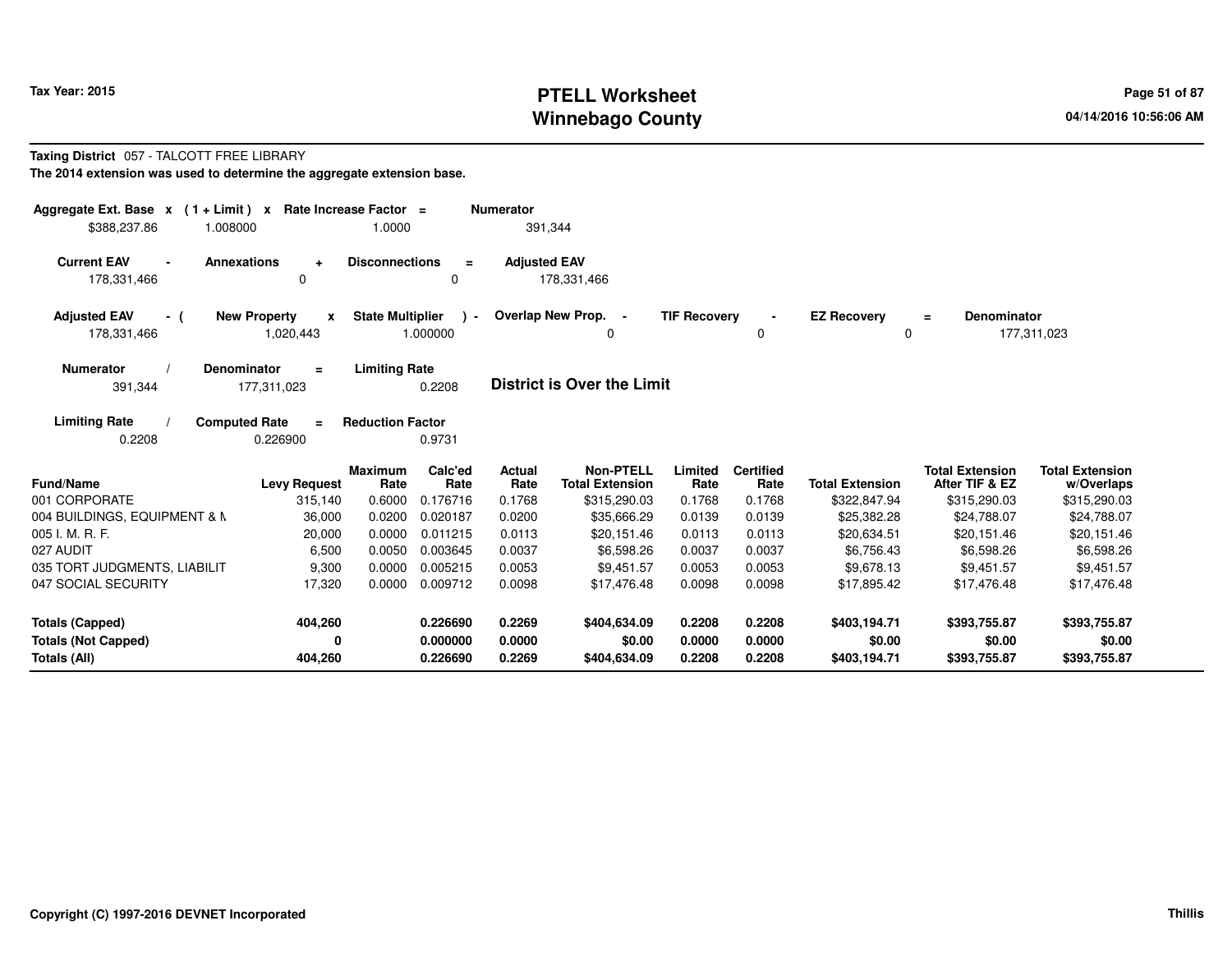# PTELL Worksheet
# Winnebago County

Tax Year: 2015

04/14/2016 10:56:06 AM

**Taxing District** 057 - TALCOTT FREE LIBRARY

**The 2014 extension was used to determine the aggregate extension base.**

| Aggregate Ext. Base | x | ( 1 + Limit ) | x | Rate Increase Factor | = | Numerator |
|---|---|---|---|---|---|---|
| $388,237.86 | | 1.008000 | | 1.0000 | | 391,344 |

| Current EAV | - | Annexations | + | Disconnections | = | Adjusted EAV |
|---|---|---|---|---|---|---|
| 178,331,466 | | 0 | | 0 | | 178,331,466 |

| Adjusted EAV | - ( | New Property | x | State Multiplier | ) - | Overlap New Prop. | - | TIF Recovery | - | EZ Recovery | = | Denominator |
|---|---|---|---|---|---|---|---|---|---|---|---|---|
| 178,331,466 | | 1,020,443 | | 1.000000 | | 0 | | 0 | | 0 | | 177,311,023 |

| Numerator | / | Denominator | = | Limiting Rate |
|---|---|---|---|---|
| 391,344 | | 177,311,023 | | 0.2208 |

**District is Over the Limit**

| Limiting Rate | / | Computed Rate | = | Reduction Factor |
|---|---|---|---|---|
| 0.2208 | | 0.226900 | | 0.9731 |

| Fund/Name | Levy Request | Maximum Rate | Calc'ed Rate | Actual Rate | Non-PTELL Total Extension | Limited Rate | Certified Rate | Total Extension | Total Extension After TIF & EZ | Total Extension w/Overlaps |
|---|---|---|---|---|---|---|---|---|---|---|
| 001 CORPORATE | 315,140 | 0.6000 | 0.176716 | 0.1768 | $315,290.03 | 0.1768 | 0.1768 | $322,847.94 | $315,290.03 | $315,290.03 |
| 004 BUILDINGS, EQUIPMENT & M | 36,000 | 0.0200 | 0.020187 | 0.0200 | $35,666.29 | 0.0139 | 0.0139 | $25,382.28 | $24,788.07 | $24,788.07 |
| 005 I. M. R. F. | 20,000 | 0.0000 | 0.011215 | 0.0113 | $20,151.46 | 0.0113 | 0.0113 | $20,634.51 | $20,151.46 | $20,151.46 |
| 027 AUDIT | 6,500 | 0.0050 | 0.003645 | 0.0037 | $6,598.26 | 0.0037 | 0.0037 | $6,756.43 | $6,598.26 | $6,598.26 |
| 035 TORT JUDGMENTS, LIABILIT | 9,300 | 0.0000 | 0.005215 | 0.0053 | $9,451.57 | 0.0053 | 0.0053 | $9,678.13 | $9,451.57 | $9,451.57 |
| 047 SOCIAL SECURITY | 17,320 | 0.0000 | 0.009712 | 0.0098 | $17,476.48 | 0.0098 | 0.0098 | $17,895.42 | $17,476.48 | $17,476.48 |
| **Totals (Capped)** | **404,260** | | **0.226690** | **0.2269** | **$404,634.09** | **0.2208** | **0.2208** | **$403,194.71** | **$393,755.87** | **$393,755.87** |
| **Totals (Not Capped)** | **0** | | **0.000000** | **0.0000** | **$0.00** | **0.0000** | **0.0000** | **$0.00** | **$0.00** | **$0.00** |
| **Totals (All)** | **404,260** | | **0.226690** | **0.2269** | **$404,634.09** | **0.2208** | **0.2208** | **$403,194.71** | **$393,755.87** | **$393,755.87** |

Copyright (C) 1997-2016 DEVNET Incorporated

Thillis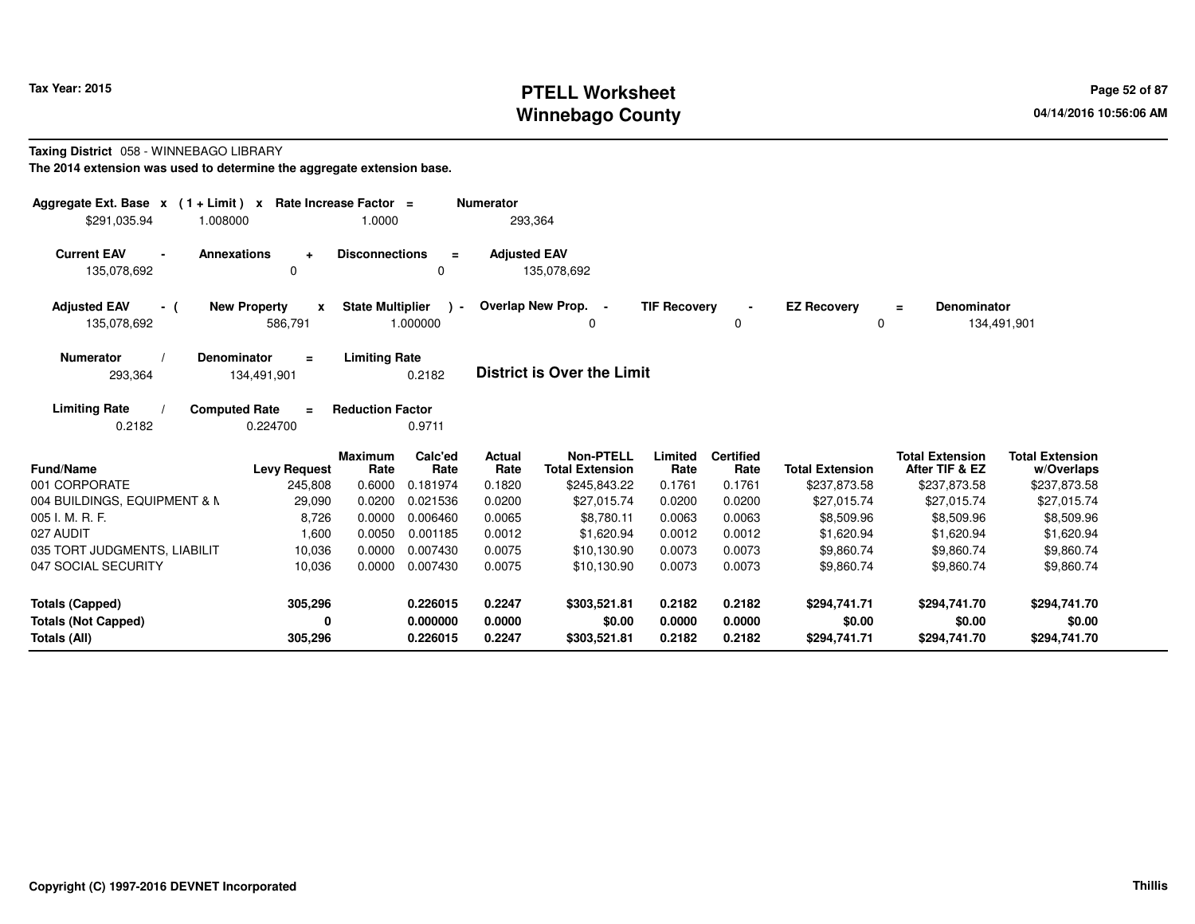**Taxing District** 058 - WINNEBAGO LIBRARY

**The 2014 extension was used to determine the aggregate extension base.**

| Aggregate Ext. Base x | ( 1 + Limit ) x | Rate Increase Factor = | Numerator |
|---|---|---|---|
| $291,035.94 | 1.008000 | 1.0000 | 293,364 |

| Current EAV - | Annexations + | Disconnections = | Adjusted EAV |
|---|---|---|---|
| 135,078,692 | 0 | 0 | 135,078,692 |

| Adjusted EAV - ( | New Property x | State Multiplier ) - | Overlap New Prop. - | TIF Recovery - | EZ Recovery = | Denominator |
|---|---|---|---|---|---|---|
| 135,078,692 | 586,791 | 1.000000 | 0 | 0 | 0 | 134,491,901 |

| Numerator / | Denominator = | Limiting Rate |
|---|---|---|
| 293,364 | 134,491,901 | 0.2182 |

**District is Over the Limit**

| Limiting Rate / | Computed Rate = | Reduction Factor |
|---|---|---|
| 0.2182 | 0.224700 | 0.9711 |

| Fund/Name | Levy Request | Maximum Rate | Calc'ed Rate | Actual Rate | Non-PTELL Total Extension | Limited Rate | Certified Rate | Total Extension | Total Extension After TIF & EZ | Total Extension w/Overlaps |
|---|---|---|---|---|---|---|---|---|---|---|
| 001 CORPORATE | 245,808 | 0.6000 | 0.181974 | 0.1820 | $245,843.22 | 0.1761 | 0.1761 | $237,873.58 | $237,873.58 | $237,873.58 |
| 004 BUILDINGS, EQUIPMENT & M | 29,090 | 0.0200 | 0.021536 | 0.0200 | $27,015.74 | 0.0200 | 0.0200 | $27,015.74 | $27,015.74 | $27,015.74 |
| 005 I. M. R. F. | 8,726 | 0.0000 | 0.006460 | 0.0065 | $8,780.11 | 0.0063 | 0.0063 | $8,509.96 | $8,509.96 | $8,509.96 |
| 027 AUDIT | 1,600 | 0.0050 | 0.001185 | 0.0012 | $1,620.94 | 0.0012 | 0.0012 | $1,620.94 | $1,620.94 | $1,620.94 |
| 035 TORT JUDGMENTS, LIABILIT | 10,036 | 0.0000 | 0.007430 | 0.0075 | $10,130.90 | 0.0073 | 0.0073 | $9,860.74 | $9,860.74 | $9,860.74 |
| 047 SOCIAL SECURITY | 10,036 | 0.0000 | 0.007430 | 0.0075 | $10,130.90 | 0.0073 | 0.0073 | $9,860.74 | $9,860.74 | $9,860.74 |
| **Totals (Capped)** | **305,296** | | **0.226015** | **0.2247** | **$303,521.81** | **0.2182** | **0.2182** | **$294,741.71** | **$294,741.70** | **$294,741.70** |
| **Totals (Not Capped)** | **0** | | **0.000000** | **0.0000** | **$0.00** | **0.0000** | **0.0000** | **$0.00** | **$0.00** | **$0.00** |
| **Totals (All)** | **305,296** | | **0.226015** | **0.2247** | **$303,521.81** | **0.2182** | **0.2182** | **$294,741.71** | **$294,741.70** | **$294,741.70** |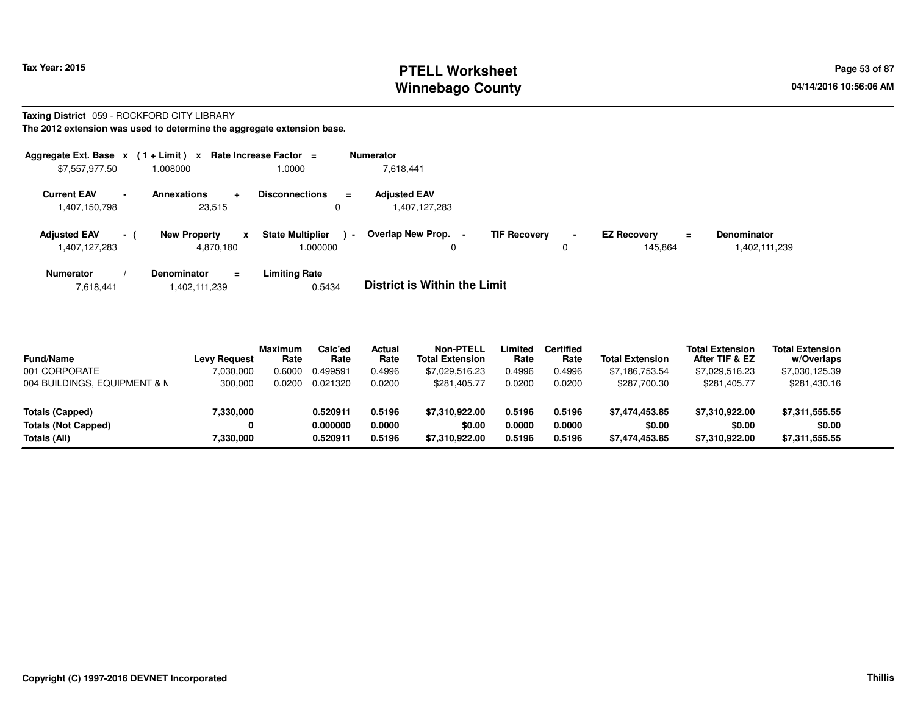# PTELL Worksheet
# Winnebago County

Tax Year: 2015

04/14/2016 10:56:06 AM

**Taxing District** 059 - ROCKFORD CITY LIBRARY

**The 2012 extension was used to determine the aggregate extension base.**

| Aggregate Ext. Base | x | (1 + Limit) | x | Rate Increase Factor | = | Numerator |
|---|---|---|---|---|---|---|
| $7,557,977.50 | | 1.008000 | | 1.0000 | | 7,618,441 |

| Current EAV | - | Annexations | + | Disconnections | = | Adjusted EAV |
|---|---|---|---|---|---|---|
| 1,407,150,798 | | 23,515 | | 0 | | 1,407,127,283 |

| Adjusted EAV | - ( | New Property | x | State Multiplier | ) - | Overlap New Prop. | - | TIF Recovery | - | EZ Recovery | = | Denominator |
|---|---|---|---|---|---|---|---|---|---|---|---|---|
| 1,407,127,283 | | 4,870,180 | | 1.000000 | | 0 | | 0 | | 145,864 | | 1,402,111,239 |

| Numerator | / | Denominator | = | Limiting Rate |
|---|---|---|---|---|
| 7,618,441 | | 1,402,111,239 | | 0.5434 |

**District is Within the Limit**

| Fund/Name | Levy Request | Maximum Rate | Calc'ed Rate | Actual Rate | Non-PTELL Total Extension | Limited Rate | Certified Rate | Total Extension | Total Extension After TIF & EZ | Total Extension w/Overlaps |
|---|---|---|---|---|---|---|---|---|---|---|
| 001 CORPORATE | 7,030,000 | 0.6000 | 0.499591 | 0.4996 | $7,029,516.23 | 0.4996 | 0.4996 | $7,186,753.54 | $7,029,516.23 | $7,030,125.39 |
| 004 BUILDINGS, EQUIPMENT & M | 300,000 | 0.0200 | 0.021320 | 0.0200 | $281,405.77 | 0.0200 | 0.0200 | $287,700.30 | $281,405.77 | $281,430.16 |
| **Totals (Capped)** | **7,330,000** | | **0.520911** | **0.5196** | **$7,310,922.00** | **0.5196** | **0.5196** | **$7,474,453.85** | **$7,310,922.00** | **$7,311,555.55** |
| **Totals (Not Capped)** | **0** | | **0.000000** | **0.0000** | **$0.00** | **0.0000** | **0.0000** | **$0.00** | **$0.00** | **$0.00** |
| **Totals (All)** | **7,330,000** | | **0.520911** | **0.5196** | **$7,310,922.00** | **0.5196** | **0.5196** | **$7,474,453.85** | **$7,310,922.00** | **$7,311,555.55** |

Copyright (C) 1997-2016 DEVNET Incorporated

Thillis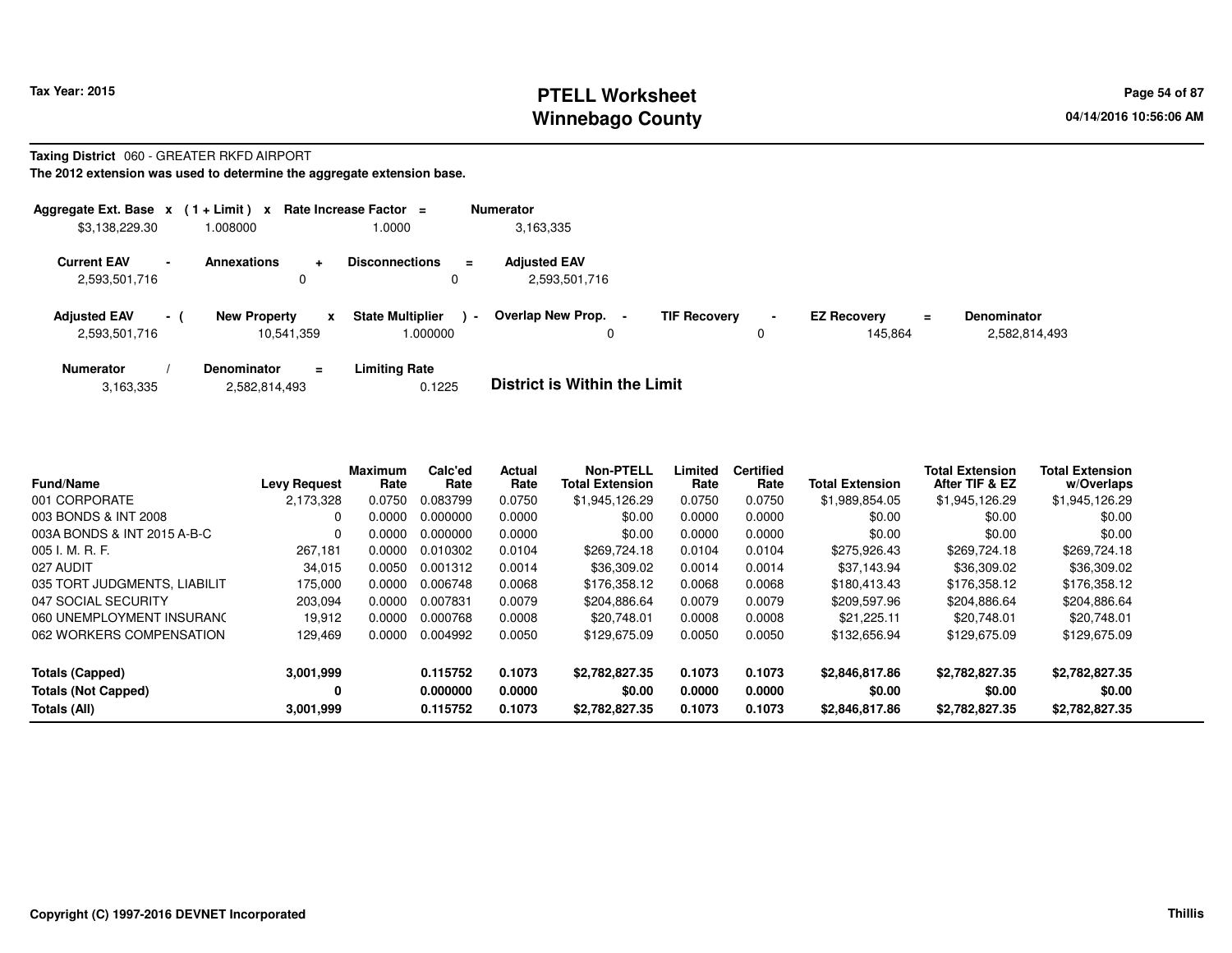# PTELL Worksheet
# Winnebago County

Tax Year: 2015

04/14/2016 10:56:06 AM

**Taxing District** 060 - GREATER RKFD AIRPORT

**The 2012 extension was used to determine the aggregate extension base.**

| Aggregate Ext. Base | x | (1 + Limit) | x | Rate Increase Factor | = | Numerator |
|---|---|---|---|---|---|---|
| $3,138,229.30 | | 1.008000 | | 1.0000 | | 3,163,335 |

| Current EAV | - | Annexations | + | Disconnections | = | Adjusted EAV |
|---|---|---|---|---|---|---|
| 2,593,501,716 | | 0 | | 0 | | 2,593,501,716 |

| Adjusted EAV | - ( | New Property | x | State Multiplier | ) - | Overlap New Prop. | - | TIF Recovery | - | EZ Recovery | = | Denominator |
|---|---|---|---|---|---|---|---|---|---|---|---|---|
| 2,593,501,716 | | 10,541,359 | | 1.000000 | | 0 | | 0 | | 145,864 | | 2,582,814,493 |

| Numerator | / | Denominator | = | Limiting Rate |
|---|---|---|---|---|
| 3,163,335 | | 2,582,814,493 | | 0.1225 |

**District is Within the Limit**

| Fund/Name | Levy Request | Maximum Rate | Calc'ed Rate | Actual Rate | Non-PTELL Total Extension | Limited Rate | Certified Rate | Total Extension | Total Extension After TIF & EZ | Total Extension w/Overlaps |
|---|---|---|---|---|---|---|---|---|---|---|
| 001 CORPORATE | 2,173,328 | 0.0750 | 0.083799 | 0.0750 | $1,945,126.29 | 0.0750 | 0.0750 | $1,989,854.05 | $1,945,126.29 | $1,945,126.29 |
| 003 BONDS & INT 2008 | 0 | 0.0000 | 0.000000 | 0.0000 | $0.00 | 0.0000 | 0.0000 | $0.00 | $0.00 | $0.00 |
| 003A BONDS & INT 2015 A-B-C | 0 | 0.0000 | 0.000000 | 0.0000 | $0.00 | 0.0000 | 0.0000 | $0.00 | $0.00 | $0.00 |
| 005 I. M. R. F. | 267,181 | 0.0000 | 0.010302 | 0.0104 | $269,724.18 | 0.0104 | 0.0104 | $275,926.43 | $269,724.18 | $269,724.18 |
| 027 AUDIT | 34,015 | 0.0050 | 0.001312 | 0.0014 | $36,309.02 | 0.0014 | 0.0014 | $37,143.94 | $36,309.02 | $36,309.02 |
| 035 TORT JUDGMENTS, LIABILIT | 175,000 | 0.0000 | 0.006748 | 0.0068 | $176,358.12 | 0.0068 | 0.0068 | $180,413.43 | $176,358.12 | $176,358.12 |
| 047 SOCIAL SECURITY | 203,094 | 0.0000 | 0.007831 | 0.0079 | $204,886.64 | 0.0079 | 0.0079 | $209,597.96 | $204,886.64 | $204,886.64 |
| 060 UNEMPLOYMENT INSURANC | 19,912 | 0.0000 | 0.000768 | 0.0008 | $20,748.01 | 0.0008 | 0.0008 | $21,225.11 | $20,748.01 | $20,748.01 |
| 062 WORKERS COMPENSATION | 129,469 | 0.0000 | 0.004992 | 0.0050 | $129,675.09 | 0.0050 | 0.0050 | $132,656.94 | $129,675.09 | $129,675.09 |
| **Totals (Capped)** | **3,001,999** | | **0.115752** | **0.1073** | **$2,782,827.35** | **0.1073** | **0.1073** | **$2,846,817.86** | **$2,782,827.35** | **$2,782,827.35** |
| **Totals (Not Capped)** | **0** | | **0.000000** | **0.0000** | **$0.00** | **0.0000** | **0.0000** | **$0.00** | **$0.00** | **$0.00** |
| **Totals (All)** | **3,001,999** | | **0.115752** | **0.1073** | **$2,782,827.35** | **0.1073** | **0.1073** | **$2,846,817.86** | **$2,782,827.35** | **$2,782,827.35** |

**Copyright (C) 1997-2016 DEVNET Incorporated** **Thillis**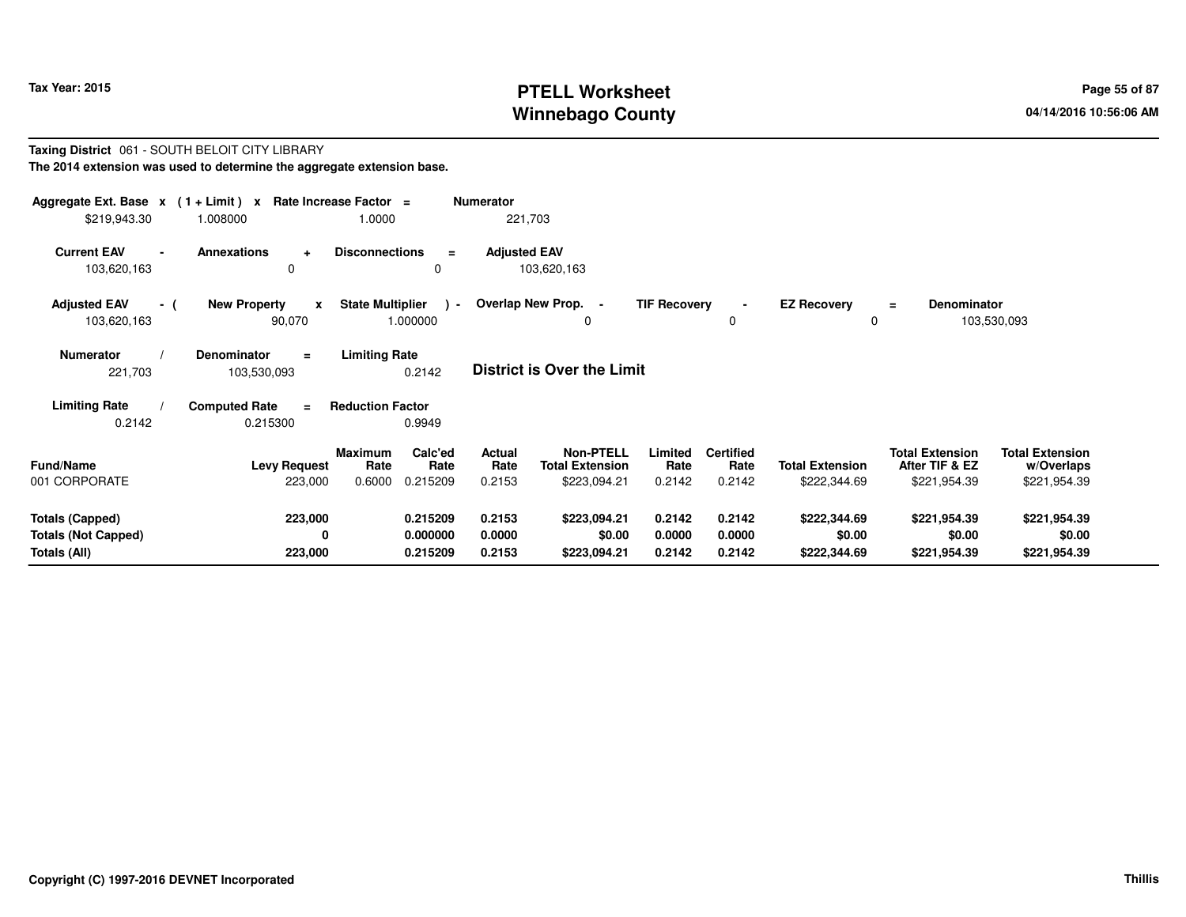# PTELL Worksheet
# Winnebago County

Tax Year: 2015

04/14/2016 10:56:06 AM

**Taxing District** 061 - SOUTH BELOIT CITY LIBRARY

**The 2014 extension was used to determine the aggregate extension base.**

| Aggregate Ext. Base | x | (1 + Limit) | x | Rate Increase Factor | = | Numerator |
|---|---|---|---|---|---|---|
| $219,943.30 | | 1.008000 | | 1.0000 | | 221,703 |

| Current EAV | - | Annexations | + | Disconnections | = | Adjusted EAV |
|---|---|---|---|---|---|---|
| 103,620,163 | | 0 | | 0 | | 103,620,163 |

| Adjusted EAV | - ( | New Property | x | State Multiplier | ) - | Overlap New Prop. | - | TIF Recovery | - | EZ Recovery | = | Denominator |
|---|---|---|---|---|---|---|---|---|---|---|---|---|
| 103,620,163 | | 90,070 | | 1.000000 | | 0 | | 0 | | 0 | | 103,530,093 |

| Numerator | / | Denominator | = | Limiting Rate |
|---|---|---|---|---|
| 221,703 | | 103,530,093 | | 0.2142 |

**District is Over the Limit**

| Limiting Rate | / | Computed Rate | = | Reduction Factor |
|---|---|---|---|---|
| 0.2142 | | 0.215300 | | 0.9949 |

| Fund/Name | Levy Request | Maximum Rate | Calc'ed Rate | Actual Rate | Non-PTELL Total Extension | Limited Rate | Certified Rate | Total Extension | Total Extension After TIF & EZ | Total Extension w/Overlaps |
|---|---|---|---|---|---|---|---|---|---|---|
| 001 CORPORATE | 223,000 | 0.6000 | 0.215209 | 0.2153 | $223,094.21 | 0.2142 | 0.2142 | $222,344.69 | $221,954.39 | $221,954.39 |
| **Totals (Capped)** | **223,000** | | **0.215209** | **0.2153** | **$223,094.21** | **0.2142** | **0.2142** | **$222,344.69** | **$221,954.39** | **$221,954.39** |
| **Totals (Not Capped)** | **0** | | **0.000000** | **0.0000** | **$0.00** | **0.0000** | **0.0000** | **$0.00** | **$0.00** | **$0.00** |
| **Totals (All)** | **223,000** | | **0.215209** | **0.2153** | **$223,094.21** | **0.2142** | **0.2142** | **$222,344.69** | **$221,954.39** | **$221,954.39** |

Copyright (C) 1997-2016 DEVNET Incorporated

Thillis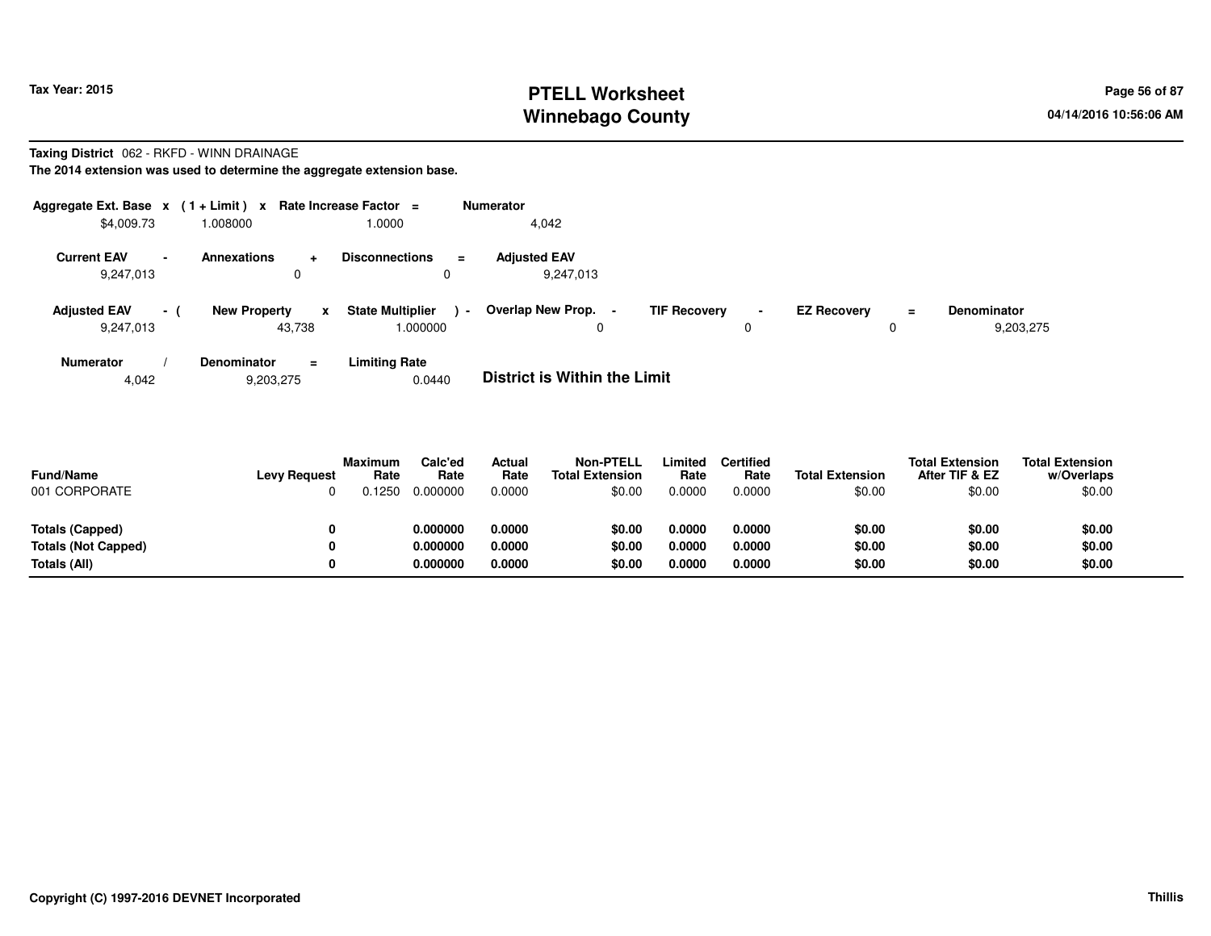# PTELL Worksheet
# Winnebago County

Tax Year: 2015

04/14/2016 10:56:06 AM

**Taxing District** 062 - RKFD - WINN DRAINAGE

**The 2014 extension was used to determine the aggregate extension base.**

| Aggregate Ext. Base | x | (1 + Limit) | x | Rate Increase Factor | = | Numerator |
|---|---|---|---|---|---|---|
| $4,009.73 | | 1.008000 | | 1.0000 | | 4,042 |

| Current EAV | - | Annexations | + | Disconnections | = | Adjusted EAV |
|---|---|---|---|---|---|---|
| 9,247,013 | | 0 | | 0 | | 9,247,013 |

| Adjusted EAV | - ( | New Property | x | State Multiplier | ) - | Overlap New Prop. | - | TIF Recovery | - | EZ Recovery | = | Denominator |
|---|---|---|---|---|---|---|---|---|---|---|---|---|
| 9,247,013 | | 43,738 | | 1.000000 | | 0 | | 0 | | 0 | | 9,203,275 |

| Numerator | / | Denominator | = | Limiting Rate |
|---|---|---|---|---|
| 4,042 | | 9,203,275 | | 0.0440 |

**District is Within the Limit**

| Fund/Name | Levy Request | Maximum Rate | Calc'ed Rate | Actual Rate | Non-PTELL Total Extension | Limited Rate | Certified Rate | Total Extension | Total Extension After TIF & EZ | Total Extension w/Overlaps |
|---|---|---|---|---|---|---|---|---|---|---|
| 001 CORPORATE | 0 | 0.1250 | 0.000000 | 0.0000 | $0.00 | 0.0000 | 0.0000 | $0.00 | $0.00 | $0.00 |
| **Totals (Capped)** | **0** | | **0.000000** | **0.0000** | **$0.00** | **0.0000** | **0.0000** | **$0.00** | **$0.00** | **$0.00** |
| **Totals (Not Capped)** | **0** | | **0.000000** | **0.0000** | **$0.00** | **0.0000** | **0.0000** | **$0.00** | **$0.00** | **$0.00** |
| **Totals (All)** | **0** | | **0.000000** | **0.0000** | **$0.00** | **0.0000** | **0.0000** | **$0.00** | **$0.00** | **$0.00** |

**Copyright (C) 1997-2016 DEVNET Incorporated**

**Thillis**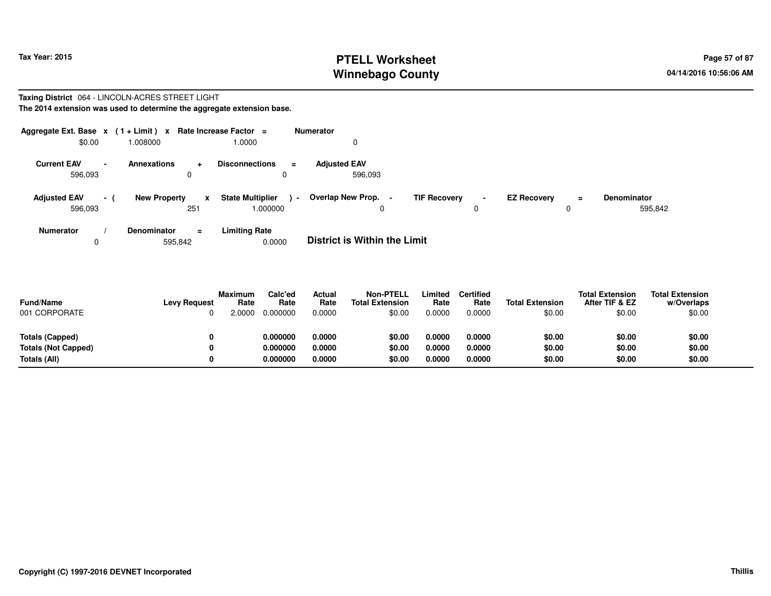**Taxing District** 064 - LINCOLN-ACRES STREET LIGHT

**The 2014 extension was used to determine the aggregate extension base.**

| Aggregate Ext. Base | x | (1 + Limit) | x | Rate Increase Factor | = | Numerator |
|---|---|---|---|---|---|---|
| $0.00 | | 1.008000 | | 1.0000 | | 0 |

| Current EAV | - | Annexations | + | Disconnections | = | Adjusted EAV |
|---|---|---|---|---|---|---|
| 596,093 | | 0 | | 0 | | 596,093 |

| Adjusted EAV | - ( | New Property | x | State Multiplier | ) - | Overlap New Prop. | - | TIF Recovery | - | EZ Recovery | = | Denominator |
|---|---|---|---|---|---|---|---|---|---|---|---|---|
| 596,093 | | 251 | | 1.000000 | | 0 | | 0 | | 0 | | 595,842 |

| Numerator | / | Denominator | = | Limiting Rate |
|---|---|---|---|---|
| 0 | | 595,842 | | 0.0000 |

**District is Within the Limit**

| Fund/Name | Levy Request | Maximum Rate | Calc'ed Rate | Actual Rate | Non-PTELL Total Extension | Limited Rate | Certified Rate | Total Extension | Total Extension After TIF & EZ | Total Extension w/Overlaps |
|---|---|---|---|---|---|---|---|---|---|---|
| 001 CORPORATE | 0 | 2.0000 | 0.000000 | 0.0000 | $0.00 | 0.0000 | 0.0000 | $0.00 | $0.00 | $0.00 |
| **Totals (Capped)** | **0** | | **0.000000** | **0.0000** | **$0.00** | **0.0000** | **0.0000** | **$0.00** | **$0.00** | **$0.00** |
| **Totals (Not Capped)** | **0** | | **0.000000** | **0.0000** | **$0.00** | **0.0000** | **0.0000** | **$0.00** | **$0.00** | **$0.00** |
| **Totals (All)** | **0** | | **0.000000** | **0.0000** | **$0.00** | **0.0000** | **0.0000** | **$0.00** | **$0.00** | **$0.00** |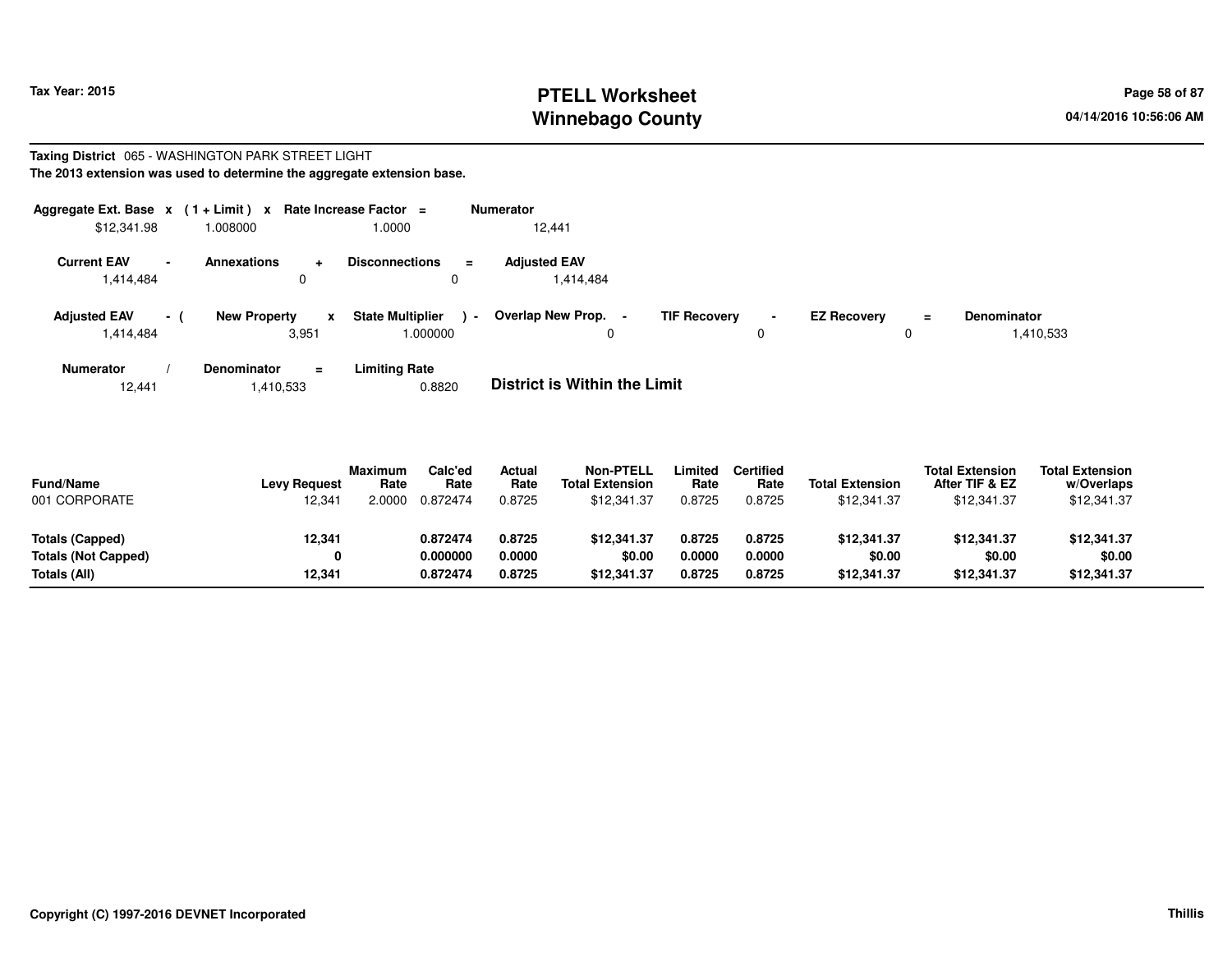# PTELL Worksheet
# Winnebago County

Tax Year: 2015

04/14/2016 10:56:06 AM

**Taxing District** 065 - WASHINGTON PARK STREET LIGHT

**The 2013 extension was used to determine the aggregate extension base.**

| Aggregate Ext. Base | x | (1 + Limit) | x | Rate Increase Factor | = | Numerator |
|---|---|---|---|---|---|---|
| $12,341.98 | | 1.008000 | | 1.0000 | | 12,441 |

| Current EAV | - | Annexations | + | Disconnections | = | Adjusted EAV |
|---|---|---|---|---|---|---|
| 1,414,484 | | 0 | | 0 | | 1,414,484 |

| Adjusted EAV | - ( | New Property | x | State Multiplier | ) - | Overlap New Prop. | - | TIF Recovery | - | EZ Recovery | = | Denominator |
|---|---|---|---|---|---|---|---|---|---|---|---|---|
| 1,414,484 | | 3,951 | | 1.000000 | | 0 | | 0 | | 0 | | 1,410,533 |

| Numerator | / | Denominator | = | Limiting Rate |
|---|---|---|---|---|
| 12,441 | | 1,410,533 | | 0.8820 |

**District is Within the Limit**

| Fund/Name | Levy Request | Maximum Rate | Calc'ed Rate | Actual Rate | Non-PTELL Total Extension | Limited Rate | Certified Rate | Total Extension | Total Extension After TIF & EZ | Total Extension w/Overlaps |
|---|---|---|---|---|---|---|---|---|---|---|
| 001 CORPORATE | 12,341 | 2.0000 | 0.872474 | 0.8725 | $12,341.37 | 0.8725 | 0.8725 | $12,341.37 | $12,341.37 | $12,341.37 |
| **Totals (Capped)** | **12,341** | | **0.872474** | **0.8725** | **$12,341.37** | **0.8725** | **0.8725** | **$12,341.37** | **$12,341.37** | **$12,341.37** |
| **Totals (Not Capped)** | **0** | | **0.000000** | **0.0000** | **$0.00** | **0.0000** | **0.0000** | **$0.00** | **$0.00** | **$0.00** |
| **Totals (All)** | **12,341** | | **0.872474** | **0.8725** | **$12,341.37** | **0.8725** | **0.8725** | **$12,341.37** | **$12,341.37** | **$12,341.37** |

Copyright (C) 1997-2016 DEVNET Incorporated

Thillis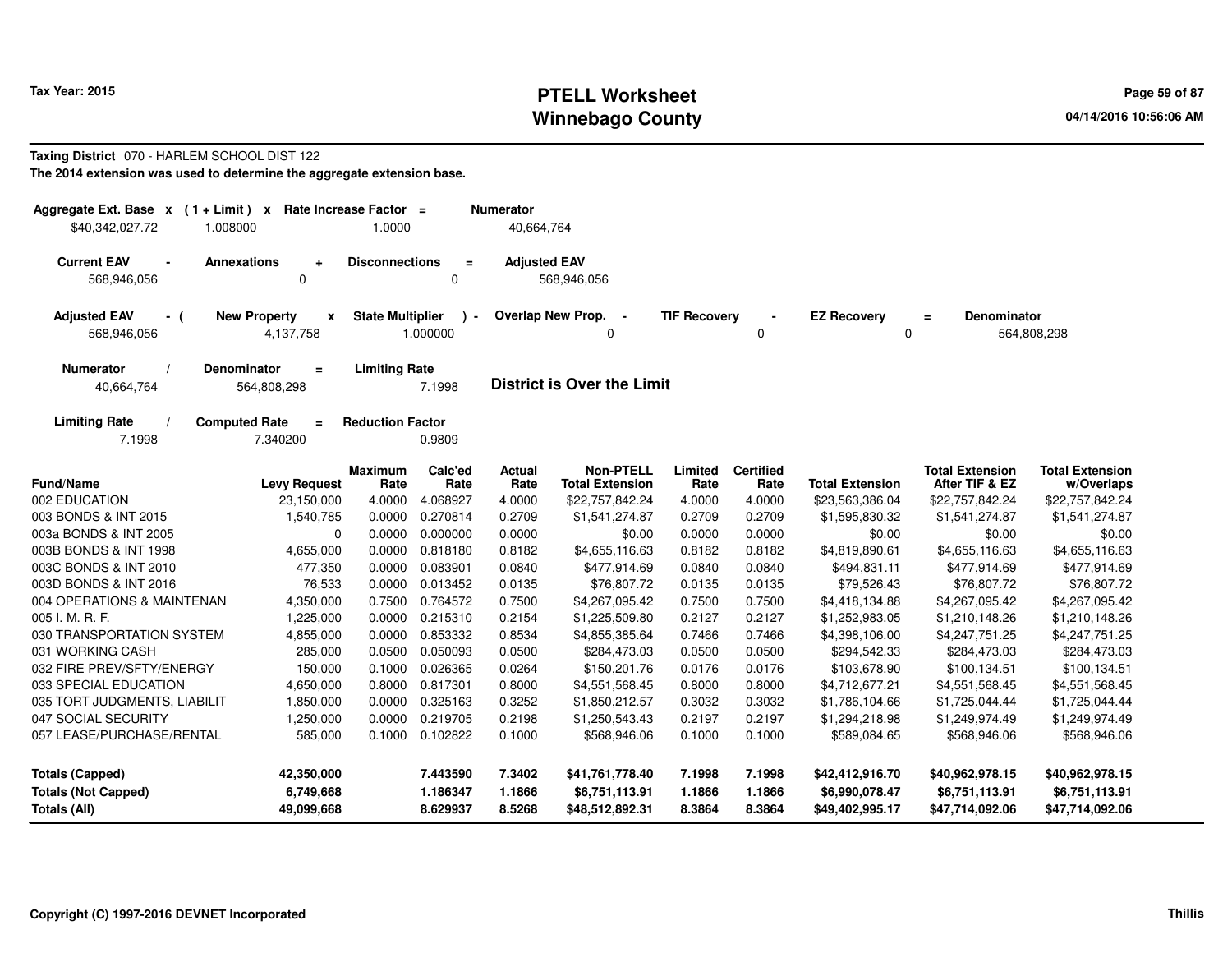Tax Year: 2015

# PTELL Worksheet
## Winnebago County

04/14/2016 10:56:06 AM

**Taxing District** 070 - HARLEM SCHOOL DIST 122

**The 2014 extension was used to determine the aggregate extension base.**

| Aggregate Ext. Base | x | (1 + Limit) | x | Rate Increase Factor | = | Numerator |
|---|---|---|---|---|---|---|
| $40,342,027.72 | | 1.008000 | | 1.0000 | | 40,664,764 |

| Current EAV | - | Annexations | + | Disconnections | = | Adjusted EAV |
|---|---|---|---|---|---|---|
| 568,946,056 | | 0 | | 0 | | 568,946,056 |

| Adjusted EAV | - ( | New Property | x | State Multiplier | ) - | Overlap New Prop. | - | TIF Recovery | - | EZ Recovery | = | Denominator |
|---|---|---|---|---|---|---|---|---|---|---|---|---|
| 568,946,056 | | 4,137,758 | | 1.000000 | | 0 | | 0 | | 0 | | 564,808,298 |

| Numerator | / | Denominator | = | Limiting Rate |
|---|---|---|---|---|
| 40,664,764 | | 564,808,298 | | 7.1998 |

**District is Over the Limit**

| Limiting Rate | / | Computed Rate | = | Reduction Factor |
|---|---|---|---|---|
| 7.1998 | | 7.340200 | | 0.9809 |

| Fund/Name | Levy Request | Maximum Rate | Calc'ed Rate | Actual Rate | Non-PTELL Total Extension | Limited Rate | Certified Rate | Total Extension | Total Extension After TIF & EZ | Total Extension w/Overlaps |
|---|---|---|---|---|---|---|---|---|---|---|
| 002 EDUCATION | 23,150,000 | 4.0000 | 4.068927 | 4.0000 | $22,757,842.24 | 4.0000 | 4.0000 | $23,563,386.04 | $22,757,842.24 | $22,757,842.24 |
| 003 BONDS & INT 2015 | 1,540,785 | 0.0000 | 0.270814 | 0.2709 | $1,541,274.87 | 0.2709 | 0.2709 | $1,595,830.32 | $1,541,274.87 | $1,541,274.87 |
| 003a BONDS & INT 2005 | 0 | 0.0000 | 0.000000 | 0.0000 | $0.00 | 0.0000 | 0.0000 | $0.00 | $0.00 | $0.00 |
| 003B BONDS & INT 1998 | 4,655,000 | 0.0000 | 0.818180 | 0.8182 | $4,655,116.63 | 0.8182 | 0.8182 | $4,819,890.61 | $4,655,116.63 | $4,655,116.63 |
| 003C BONDS & INT 2010 | 477,350 | 0.0000 | 0.083901 | 0.0840 | $477,914.69 | 0.0840 | 0.0840 | $494,831.11 | $477,914.69 | $477,914.69 |
| 003D BONDS & INT 2016 | 76,533 | 0.0000 | 0.013452 | 0.0135 | $76,807.72 | 0.0135 | 0.0135 | $79,526.43 | $76,807.72 | $76,807.72 |
| 004 OPERATIONS & MAINTENAN | 4,350,000 | 0.7500 | 0.764572 | 0.7500 | $4,267,095.42 | 0.7500 | 0.7500 | $4,418,134.88 | $4,267,095.42 | $4,267,095.42 |
| 005 I. M. R. F. | 1,225,000 | 0.0000 | 0.215310 | 0.2154 | $1,225,509.80 | 0.2127 | 0.2127 | $1,252,983.05 | $1,210,148.26 | $1,210,148.26 |
| 030 TRANSPORTATION SYSTEM | 4,855,000 | 0.0000 | 0.853332 | 0.8534 | $4,855,385.64 | 0.7466 | 0.7466 | $4,398,106.00 | $4,247,751.25 | $4,247,751.25 |
| 031 WORKING CASH | 285,000 | 0.0500 | 0.050093 | 0.0500 | $284,473.03 | 0.0500 | 0.0500 | $294,542.33 | $284,473.03 | $284,473.03 |
| 032 FIRE PREV/SFTY/ENERGY | 150,000 | 0.1000 | 0.026365 | 0.0264 | $150,201.76 | 0.0176 | 0.0176 | $103,678.90 | $100,134.51 | $100,134.51 |
| 033 SPECIAL EDUCATION | 4,650,000 | 0.8000 | 0.817301 | 0.8000 | $4,551,568.45 | 0.8000 | 0.8000 | $4,712,677.21 | $4,551,568.45 | $4,551,568.45 |
| 035 TORT JUDGMENTS, LIABILIT | 1,850,000 | 0.0000 | 0.325163 | 0.3252 | $1,850,212.57 | 0.3032 | 0.3032 | $1,786,104.66 | $1,725,044.44 | $1,725,044.44 |
| 047 SOCIAL SECURITY | 1,250,000 | 0.0000 | 0.219705 | 0.2198 | $1,250,543.43 | 0.2197 | 0.2197 | $1,294,218.98 | $1,249,974.49 | $1,249,974.49 |
| 057 LEASE/PURCHASE/RENTAL | 585,000 | 0.1000 | 0.102822 | 0.1000 | $568,946.06 | 0.1000 | 0.1000 | $589,084.65 | $568,946.06 | $568,946.06 |
| **Totals (Capped)** | **42,350,000** | | **7.443590** | **7.3402** | **$41,761,778.40** | **7.1998** | **7.1998** | **$42,412,916.70** | **$40,962,978.15** | **$40,962,978.15** |
| **Totals (Not Capped)** | **6,749,668** | | **1.186347** | **1.1866** | **$6,751,113.91** | **1.1866** | **1.1866** | **$6,990,078.47** | **$6,751,113.91** | **$6,751,113.91** |
| **Totals (All)** | **49,099,668** | | **8.629937** | **8.5268** | **$48,512,892.31** | **8.3864** | **8.3864** | **$49,402,995.17** | **$47,714,092.06** | **$47,714,092.06** |

Copyright (C) 1997-2016 DEVNET Incorporated

Thillis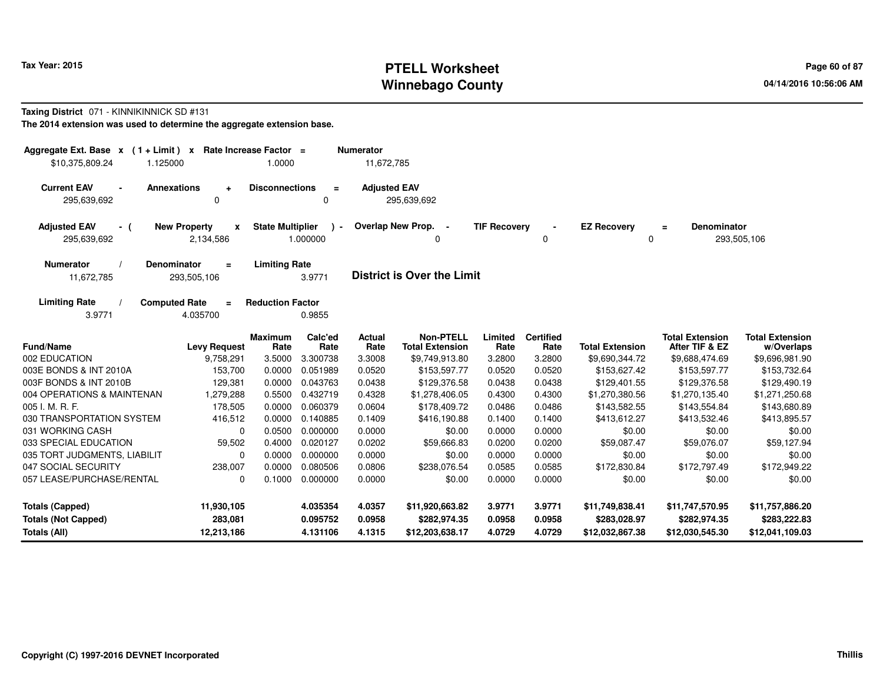# PTELL Worksheet
# Winnebago County

Tax Year: 2015

04/14/2016 10:56:06 AM

**Taxing District** 071 - KINNIKINNICK SD #131

**The 2014 extension was used to determine the aggregate extension base.**

| Aggregate Ext. Base | x | (1 + Limit) | x | Rate Increase Factor | = | Numerator |
|---|---|---|---|---|---|---|
| $10,375,809.24 | | 1.125000 | | 1.0000 | | 11,672,785 |

| Current EAV | - | Annexations | + | Disconnections | = | Adjusted EAV |
|---|---|---|---|---|---|---|
| 295,639,692 | | 0 | | 0 | | 295,639,692 |

| Adjusted EAV | - ( | New Property | x | State Multiplier | ) - | Overlap New Prop. | - | TIF Recovery | - | EZ Recovery | = | Denominator |
|---|---|---|---|---|---|---|---|---|---|---|---|---|
| 295,639,692 | | 2,134,586 | | 1.000000 | | 0 | | 0 | | 0 | | 293,505,106 |

| Numerator | / | Denominator | = | Limiting Rate |
|---|---|---|---|---|
| 11,672,785 | | 293,505,106 | | 3.9771 |

**District is Over the Limit**

| Limiting Rate | / | Computed Rate | = | Reduction Factor |
|---|---|---|---|---|
| 3.9771 | | 4.035700 | | 0.9855 |

| Fund/Name | Levy Request | Maximum Rate | Calc'ed Rate | Actual Rate | Non-PTELL Total Extension | Limited Rate | Certified Rate | Total Extension | Total Extension After TIF & EZ | Total Extension w/Overlaps |
|---|---|---|---|---|---|---|---|---|---|---|
| 002 EDUCATION | 9,758,291 | 3.5000 | 3.300738 | 3.3008 | $9,749,913.80 | 3.2800 | 3.2800 | $9,690,344.72 | $9,688,474.69 | $9,696,981.90 |
| 003E BONDS & INT 2010A | 153,700 | 0.0000 | 0.051989 | 0.0520 | $153,597.77 | 0.0520 | 0.0520 | $153,627.42 | $153,597.77 | $153,732.64 |
| 003F BONDS & INT 2010B | 129,381 | 0.0000 | 0.043763 | 0.0438 | $129,376.58 | 0.0438 | 0.0438 | $129,401.55 | $129,376.58 | $129,490.19 |
| 004 OPERATIONS & MAINTENAN | 1,279,288 | 0.5500 | 0.432719 | 0.4328 | $1,278,406.05 | 0.4300 | 0.4300 | $1,270,380.56 | $1,270,135.40 | $1,271,250.68 |
| 005 I. M. R. F. | 178,505 | 0.0000 | 0.060379 | 0.0604 | $178,409.72 | 0.0486 | 0.0486 | $143,582.55 | $143,554.84 | $143,680.89 |
| 030 TRANSPORTATION SYSTEM | 416,512 | 0.0000 | 0.140885 | 0.1409 | $416,190.88 | 0.1400 | 0.1400 | $413,612.27 | $413,532.46 | $413,895.57 |
| 031 WORKING CASH | 0 | 0.0500 | 0.000000 | 0.0000 | $0.00 | 0.0000 | 0.0000 | $0.00 | $0.00 | $0.00 |
| 033 SPECIAL EDUCATION | 59,502 | 0.4000 | 0.020127 | 0.0202 | $59,666.83 | 0.0200 | 0.0200 | $59,087.47 | $59,076.07 | $59,127.94 |
| 035 TORT JUDGMENTS, LIABILIT | 0 | 0.0000 | 0.000000 | 0.0000 | $0.00 | 0.0000 | 0.0000 | $0.00 | $0.00 | $0.00 |
| 047 SOCIAL SECURITY | 238,007 | 0.0000 | 0.080506 | 0.0806 | $238,076.54 | 0.0585 | 0.0585 | $172,830.84 | $172,797.49 | $172,949.22 |
| 057 LEASE/PURCHASE/RENTAL | 0 | 0.1000 | 0.000000 | 0.0000 | $0.00 | 0.0000 | 0.0000 | $0.00 | $0.00 | $0.00 |
| **Totals (Capped)** | **11,930,105** | | **4.035354** | **4.0357** | **$11,920,663.82** | **3.9771** | **3.9771** | **$11,749,838.41** | **$11,747,570.95** | **$11,757,886.20** |
| **Totals (Not Capped)** | **283,081** | | **0.095752** | **0.0958** | **$282,974.35** | **0.0958** | **0.0958** | **$283,028.97** | **$282,974.35** | **$283,222.83** |
| **Totals (All)** | **12,213,186** | | **4.131106** | **4.1315** | **$12,203,638.17** | **4.0729** | **4.0729** | **$12,032,867.38** | **$12,030,545.30** | **$12,041,109.03** |

Copyright (C) 1997-2016 DEVNET Incorporated

Thillis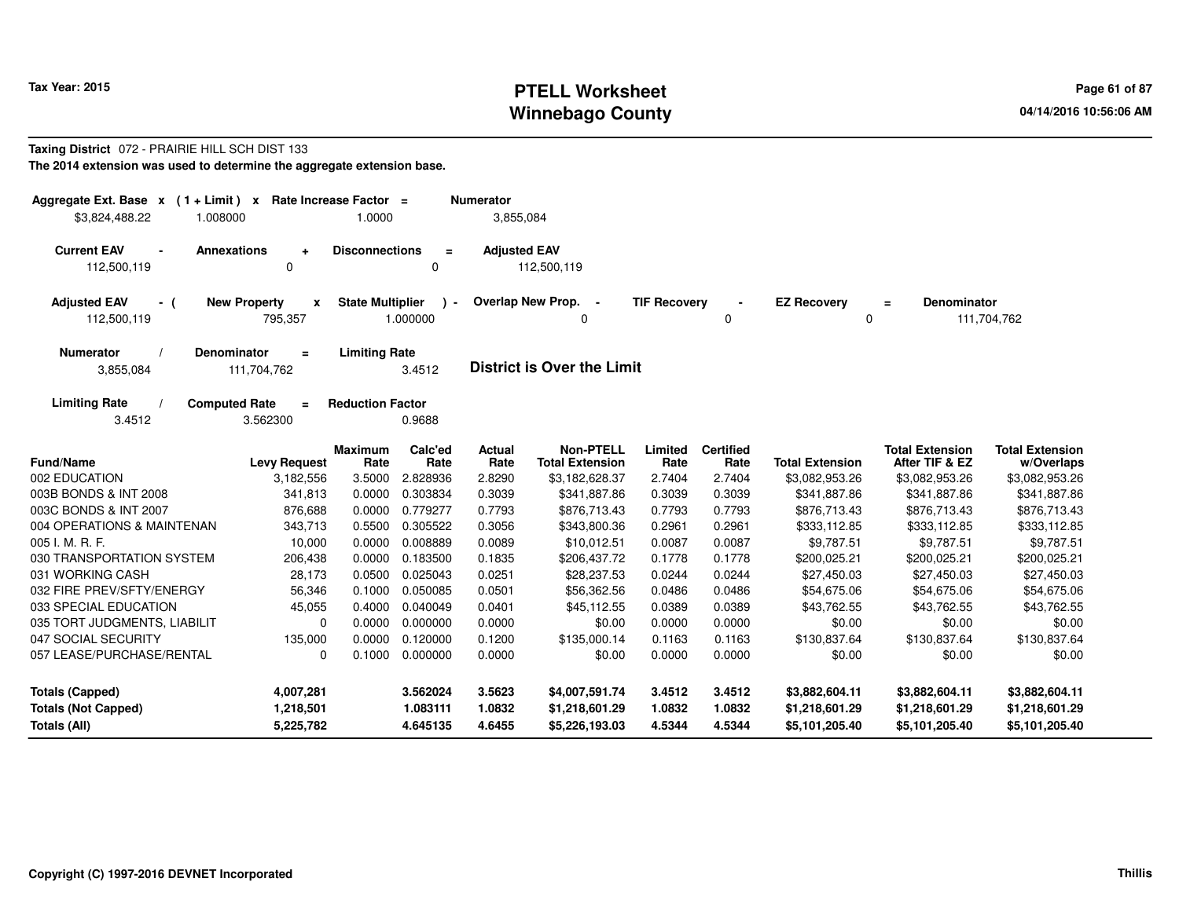**Taxing District** 072 - PRAIRIE HILL SCH DIST 133

**The 2014 extension was used to determine the aggregate extension base.**

| Aggregate Ext. Base x | (1 + Limit) x | Rate Increase Factor = | Numerator |
|---|---|---|---|
| $3,824,488.22 | 1.008000 | 1.0000 | 3,855,084 |

| Current EAV - | Annexations + | Disconnections = | Adjusted EAV |
|---|---|---|---|
| 112,500,119 | 0 | 0 | 112,500,119 |

| Adjusted EAV - ( | New Property x | State Multiplier ) - | Overlap New Prop. - | TIF Recovery - | EZ Recovery = | Denominator |
|---|---|---|---|---|---|---|
| 112,500,119 | 795,357 | 1.000000 | 0 | 0 | 0 | 111,704,762 |

| Numerator / | Denominator = | Limiting Rate |
|---|---|---|
| 3,855,084 | 111,704,762 | 3.4512 |

**District is Over the Limit**

| Limiting Rate / | Computed Rate = | Reduction Factor |
|---|---|---|
| 3.4512 | 3.562300 | 0.9688 |

| Fund/Name | Levy Request | Maximum Rate | Calc'ed Rate | Actual Rate | Non-PTELL Total Extension | Limited Rate | Certified Rate | Total Extension | Total Extension After TIF & EZ | Total Extension w/Overlaps |
|---|---|---|---|---|---|---|---|---|---|---|
| 002 EDUCATION | 3,182,556 | 3.5000 | 2.828936 | 2.8290 | $3,182,628.37 | 2.7404 | 2.7404 | $3,082,953.26 | $3,082,953.26 | $3,082,953.26 |
| 003B BONDS & INT 2008 | 341,813 | 0.0000 | 0.303834 | 0.3039 | $341,887.86 | 0.3039 | 0.3039 | $341,887.86 | $341,887.86 | $341,887.86 |
| 003C BONDS & INT 2007 | 876,688 | 0.0000 | 0.779277 | 0.7793 | $876,713.43 | 0.7793 | 0.7793 | $876,713.43 | $876,713.43 | $876,713.43 |
| 004 OPERATIONS & MAINTENAN | 343,713 | 0.5500 | 0.305522 | 0.3056 | $343,800.36 | 0.2961 | 0.2961 | $333,112.85 | $333,112.85 | $333,112.85 |
| 005 I. M. R. F. | 10,000 | 0.0000 | 0.008889 | 0.0089 | $10,012.51 | 0.0087 | 0.0087 | $9,787.51 | $9,787.51 | $9,787.51 |
| 030 TRANSPORTATION SYSTEM | 206,438 | 0.0000 | 0.183500 | 0.1835 | $206,437.72 | 0.1778 | 0.1778 | $200,025.21 | $200,025.21 | $200,025.21 |
| 031 WORKING CASH | 28,173 | 0.0500 | 0.025043 | 0.0251 | $28,237.53 | 0.0244 | 0.0244 | $27,450.03 | $27,450.03 | $27,450.03 |
| 032 FIRE PREV/SFTY/ENERGY | 56,346 | 0.1000 | 0.050085 | 0.0501 | $56,362.56 | 0.0486 | 0.0486 | $54,675.06 | $54,675.06 | $54,675.06 |
| 033 SPECIAL EDUCATION | 45,055 | 0.4000 | 0.040049 | 0.0401 | $45,112.55 | 0.0389 | 0.0389 | $43,762.55 | $43,762.55 | $43,762.55 |
| 035 TORT JUDGMENTS, LIABILIT | 0 | 0.0000 | 0.000000 | 0.0000 | $0.00 | 0.0000 | 0.0000 | $0.00 | $0.00 | $0.00 |
| 047 SOCIAL SECURITY | 135,000 | 0.0000 | 0.120000 | 0.1200 | $135,000.14 | 0.1163 | 0.1163 | $130,837.64 | $130,837.64 | $130,837.64 |
| 057 LEASE/PURCHASE/RENTAL | 0 | 0.1000 | 0.000000 | 0.0000 | $0.00 | 0.0000 | 0.0000 | $0.00 | $0.00 | $0.00 |
| **Totals (Capped)** | **4,007,281** | | **3.562024** | **3.5623** | **$4,007,591.74** | **3.4512** | **3.4512** | **$3,882,604.11** | **$3,882,604.11** | **$3,882,604.11** |
| **Totals (Not Capped)** | **1,218,501** | | **1.083111** | **1.0832** | **$1,218,601.29** | **1.0832** | **1.0832** | **$1,218,601.29** | **$1,218,601.29** | **$1,218,601.29** |
| **Totals (All)** | **5,225,782** | | **4.645135** | **4.6455** | **$5,226,193.03** | **4.5344** | **4.5344** | **$5,101,205.40** | **$5,101,205.40** | **$5,101,205.40** |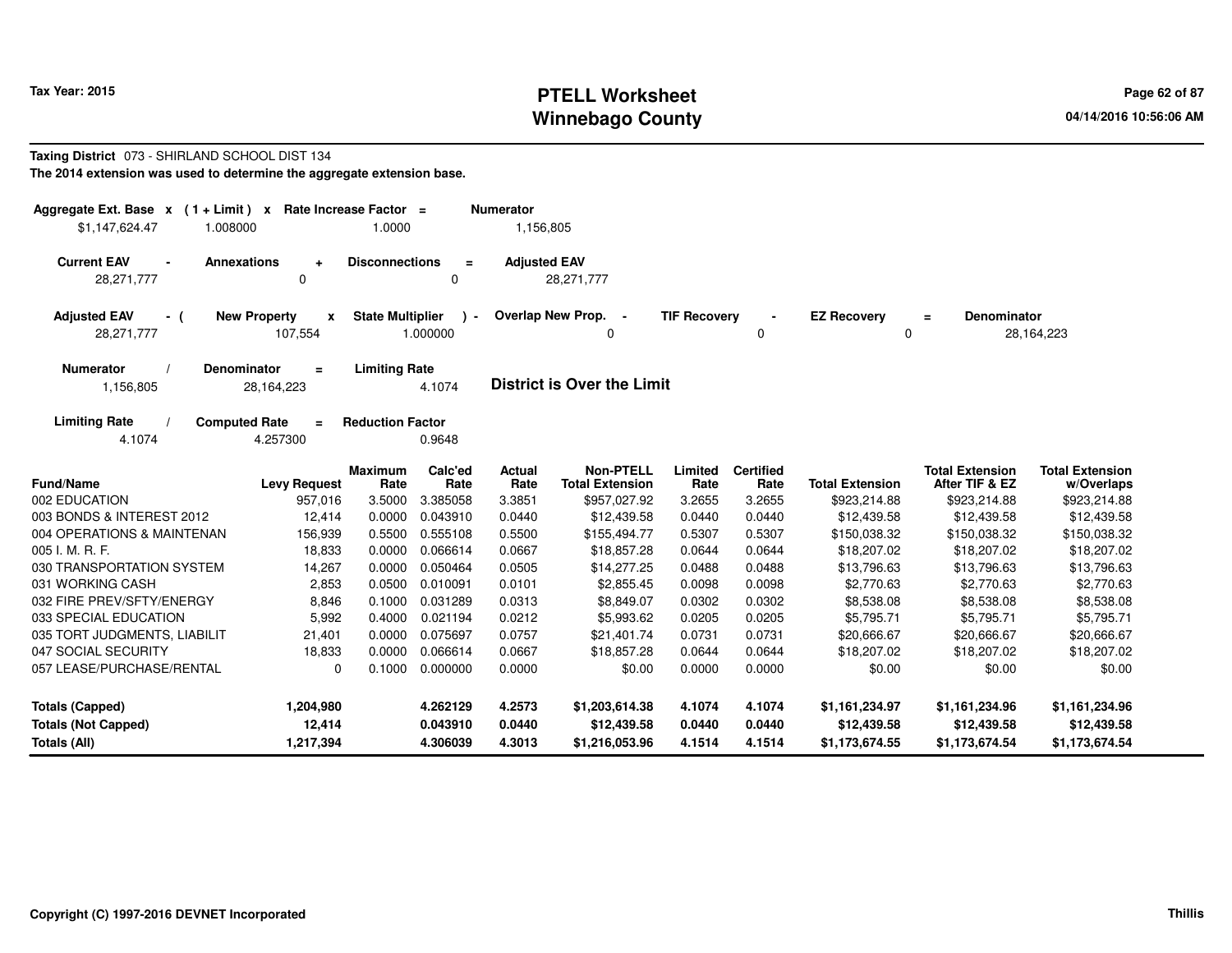# PTELL Worksheet
# Winnebago County

Tax Year: 2015

04/14/2016 10:56:06 AM

**Taxing District** 073 - SHIRLAND SCHOOL DIST 134

**The 2014 extension was used to determine the aggregate extension base.**

| Aggregate Ext. Base x | (1 + Limit) x | Rate Increase Factor = | Numerator |
|---|---|---|---|
| $1,147,624.47 | 1.008000 | 1.0000 | 1,156,805 |

| Current EAV - | Annexations + | Disconnections = | Adjusted EAV |
|---|---|---|---|
| 28,271,777 | 0 | 0 | 28,271,777 |

| Adjusted EAV - ( | New Property x | State Multiplier ) - | Overlap New Prop. - | TIF Recovery - | EZ Recovery = | Denominator |
|---|---|---|---|---|---|---|
| 28,271,777 | 107,554 | 1.000000 | 0 | 0 | 0 | 28,164,223 |

| Numerator / | Denominator = | Limiting Rate |
|---|---|---|
| 1,156,805 | 28,164,223 | 4.1074 |

**District is Over the Limit**

| Limiting Rate / | Computed Rate = | Reduction Factor |
|---|---|---|
| 4.1074 | 4.257300 | 0.9648 |

| Fund/Name | Levy Request | Maximum Rate | Calc'ed Rate | Actual Rate | Non-PTELL Total Extension | Limited Rate | Certified Rate | Total Extension | Total Extension After TIF & EZ | Total Extension w/Overlaps |
|---|---|---|---|---|---|---|---|---|---|---|
| 002 EDUCATION | 957,016 | 3.5000 | 3.385058 | 3.3851 | $957,027.92 | 3.2655 | 3.2655 | $923,214.88 | $923,214.88 | $923,214.88 |
| 003 BONDS & INTEREST 2012 | 12,414 | 0.0000 | 0.043910 | 0.0440 | $12,439.58 | 0.0440 | 0.0440 | $12,439.58 | $12,439.58 | $12,439.58 |
| 004 OPERATIONS & MAINTENAN | 156,939 | 0.5500 | 0.555108 | 0.5500 | $155,494.77 | 0.5307 | 0.5307 | $150,038.32 | $150,038.32 | $150,038.32 |
| 005 I. M. R. F. | 18,833 | 0.0000 | 0.066614 | 0.0667 | $18,857.28 | 0.0644 | 0.0644 | $18,207.02 | $18,207.02 | $18,207.02 |
| 030 TRANSPORTATION SYSTEM | 14,267 | 0.0000 | 0.050464 | 0.0505 | $14,277.25 | 0.0488 | 0.0488 | $13,796.63 | $13,796.63 | $13,796.63 |
| 031 WORKING CASH | 2,853 | 0.0500 | 0.010091 | 0.0101 | $2,855.45 | 0.0098 | 0.0098 | $2,770.63 | $2,770.63 | $2,770.63 |
| 032 FIRE PREV/SFTY/ENERGY | 8,846 | 0.1000 | 0.031289 | 0.0313 | $8,849.07 | 0.0302 | 0.0302 | $8,538.08 | $8,538.08 | $8,538.08 |
| 033 SPECIAL EDUCATION | 5,992 | 0.4000 | 0.021194 | 0.0212 | $5,993.62 | 0.0205 | 0.0205 | $5,795.71 | $5,795.71 | $5,795.71 |
| 035 TORT JUDGMENTS, LIABILIT | 21,401 | 0.0000 | 0.075697 | 0.0757 | $21,401.74 | 0.0731 | 0.0731 | $20,666.67 | $20,666.67 | $20,666.67 |
| 047 SOCIAL SECURITY | 18,833 | 0.0000 | 0.066614 | 0.0667 | $18,857.28 | 0.0644 | 0.0644 | $18,207.02 | $18,207.02 | $18,207.02 |
| 057 LEASE/PURCHASE/RENTAL | 0 | 0.1000 | 0.000000 | 0.0000 | $0.00 | 0.0000 | 0.0000 | $0.00 | $0.00 | $0.00 |
| **Totals (Capped)** | **1,204,980** | | **4.262129** | **4.2573** | **$1,203,614.38** | **4.1074** | **4.1074** | **$1,161,234.97** | **$1,161,234.96** | **$1,161,234.96** |
| **Totals (Not Capped)** | **12,414** | | **0.043910** | **0.0440** | **$12,439.58** | **0.0440** | **0.0440** | **$12,439.58** | **$12,439.58** | **$12,439.58** |
| **Totals (All)** | **1,217,394** | | **4.306039** | **4.3013** | **$1,216,053.96** | **4.1514** | **4.1514** | **$1,173,674.55** | **$1,173,674.54** | **$1,173,674.54** |

Copyright (C) 1997-2016 DEVNET Incorporated

Thillis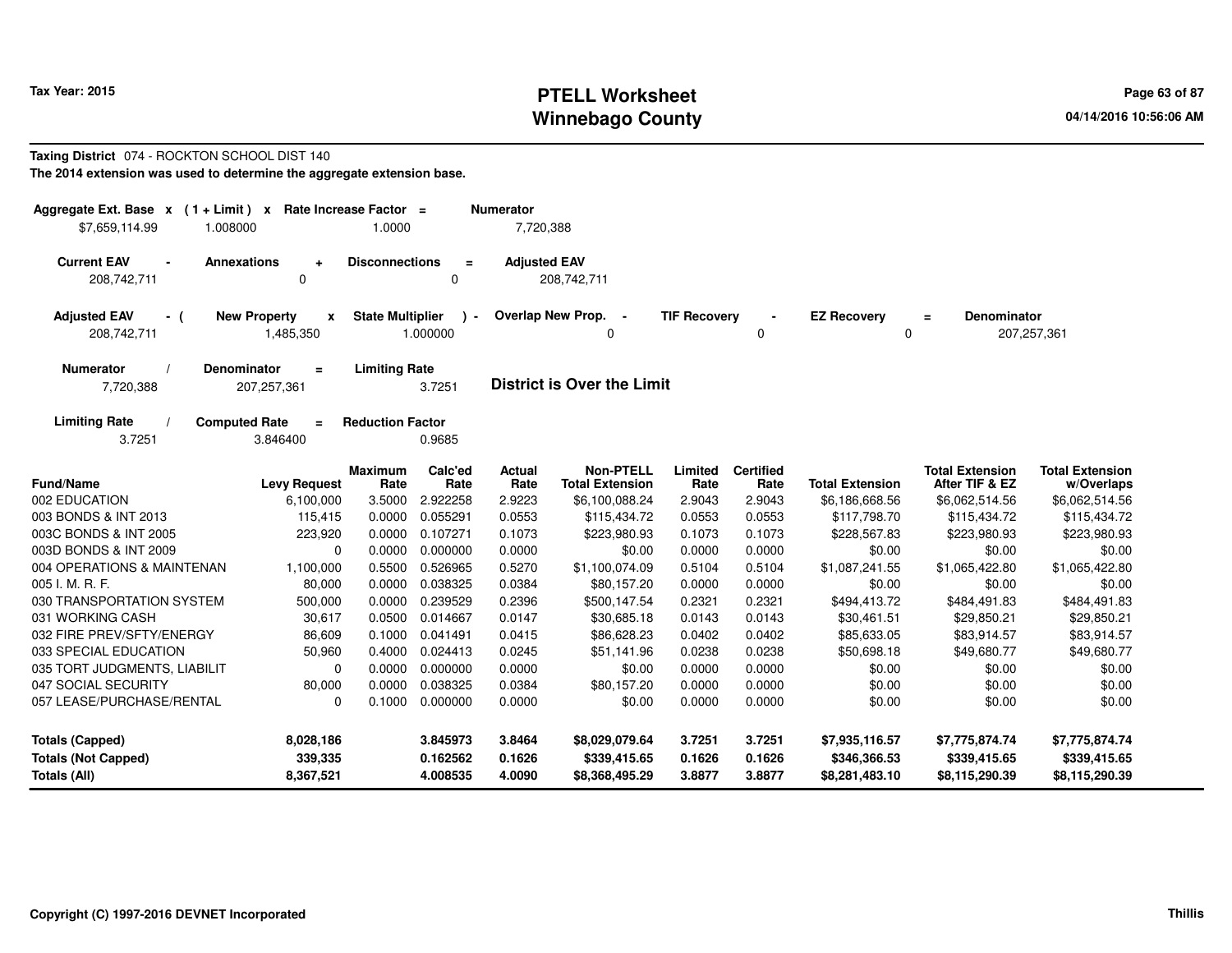# PTELL Worksheet
# Winnebago County

Tax Year: 2015

04/14/2016 10:56:06 AM

**Taxing District** 074 - ROCKTON SCHOOL DIST 140

**The 2014 extension was used to determine the aggregate extension base.**

| Aggregate Ext. Base | x | (1 + Limit) | x | Rate Increase Factor | = | Numerator |
|---|---|---|---|---|---|---|
| $7,659,114.99 | | 1.008000 | | 1.0000 | | 7,720,388 |

| Current EAV | - | Annexations | + | Disconnections | = | Adjusted EAV |
|---|---|---|---|---|---|---|
| 208,742,711 | | 0 | | 0 | | 208,742,711 |

| Adjusted EAV | - ( | New Property | x | State Multiplier | ) - | Overlap New Prop. | - | TIF Recovery | - | EZ Recovery | = | Denominator |
|---|---|---|---|---|---|---|---|---|---|---|---|---|
| 208,742,711 | | 1,485,350 | | 1.000000 | | 0 | | 0 | | 0 | | 207,257,361 |

| Numerator | / | Denominator | = | Limiting Rate |
|---|---|---|---|---|
| 7,720,388 | | 207,257,361 | | 3.7251 |

**District is Over the Limit**

| Limiting Rate | / | Computed Rate | = | Reduction Factor |
|---|---|---|---|---|
| 3.7251 | | 3.846400 | | 0.9685 |

| Fund/Name | Levy Request | Maximum Rate | Calc'ed Rate | Actual Rate | Non-PTELL Total Extension | Limited Rate | Certified Rate | Total Extension | Total Extension After TIF & EZ | Total Extension w/Overlaps |
|---|---|---|---|---|---|---|---|---|---|---|
| 002 EDUCATION | 6,100,000 | 3.5000 | 2.922258 | 2.9223 | $6,100,088.24 | 2.9043 | 2.9043 | $6,186,668.56 | $6,062,514.56 | $6,062,514.56 |
| 003 BONDS & INT 2013 | 115,415 | 0.0000 | 0.055291 | 0.0553 | $115,434.72 | 0.0553 | 0.0553 | $117,798.70 | $115,434.72 | $115,434.72 |
| 003C BONDS & INT 2005 | 223,920 | 0.0000 | 0.107271 | 0.1073 | $223,980.93 | 0.1073 | 0.1073 | $228,567.83 | $223,980.93 | $223,980.93 |
| 003D BONDS & INT 2009 | 0 | 0.0000 | 0.000000 | 0.0000 | $0.00 | 0.0000 | 0.0000 | $0.00 | $0.00 | $0.00 |
| 004 OPERATIONS & MAINTENAN | 1,100,000 | 0.5500 | 0.526965 | 0.5270 | $1,100,074.09 | 0.5104 | 0.5104 | $1,087,241.55 | $1,065,422.80 | $1,065,422.80 |
| 005 I. M. R. F. | 80,000 | 0.0000 | 0.038325 | 0.0384 | $80,157.20 | 0.0000 | 0.0000 | $0.00 | $0.00 | $0.00 |
| 030 TRANSPORTATION SYSTEM | 500,000 | 0.0000 | 0.239529 | 0.2396 | $500,147.54 | 0.2321 | 0.2321 | $494,413.72 | $484,491.83 | $484,491.83 |
| 031 WORKING CASH | 30,617 | 0.0500 | 0.014667 | 0.0147 | $30,685.18 | 0.0143 | 0.0143 | $30,461.51 | $29,850.21 | $29,850.21 |
| 032 FIRE PREV/SFTY/ENERGY | 86,609 | 0.1000 | 0.041491 | 0.0415 | $86,628.23 | 0.0402 | 0.0402 | $85,633.05 | $83,914.57 | $83,914.57 |
| 033 SPECIAL EDUCATION | 50,960 | 0.4000 | 0.024413 | 0.0245 | $51,141.96 | 0.0238 | 0.0238 | $50,698.18 | $49,680.77 | $49,680.77 |
| 035 TORT JUDGMENTS, LIABILIT | 0 | 0.0000 | 0.000000 | 0.0000 | $0.00 | 0.0000 | 0.0000 | $0.00 | $0.00 | $0.00 |
| 047 SOCIAL SECURITY | 80,000 | 0.0000 | 0.038325 | 0.0384 | $80,157.20 | 0.0000 | 0.0000 | $0.00 | $0.00 | $0.00 |
| 057 LEASE/PURCHASE/RENTAL | 0 | 0.1000 | 0.000000 | 0.0000 | $0.00 | 0.0000 | 0.0000 | $0.00 | $0.00 | $0.00 |
| **Totals (Capped)** | **8,028,186** | | **3.845973** | **3.8464** | **$8,029,079.64** | **3.7251** | **3.7251** | **$7,935,116.57** | **$7,775,874.74** | **$7,775,874.74** |
| **Totals (Not Capped)** | **339,335** | | **0.162562** | **0.1626** | **$339,415.65** | **0.1626** | **0.1626** | **$346,366.53** | **$339,415.65** | **$339,415.65** |
| **Totals (All)** | **8,367,521** | | **4.008535** | **4.0090** | **$8,368,495.29** | **3.8877** | **3.8877** | **$8,281,483.10** | **$8,115,290.39** | **$8,115,290.39** |

Copyright (C) 1997-2016 DEVNET Incorporated

Thillis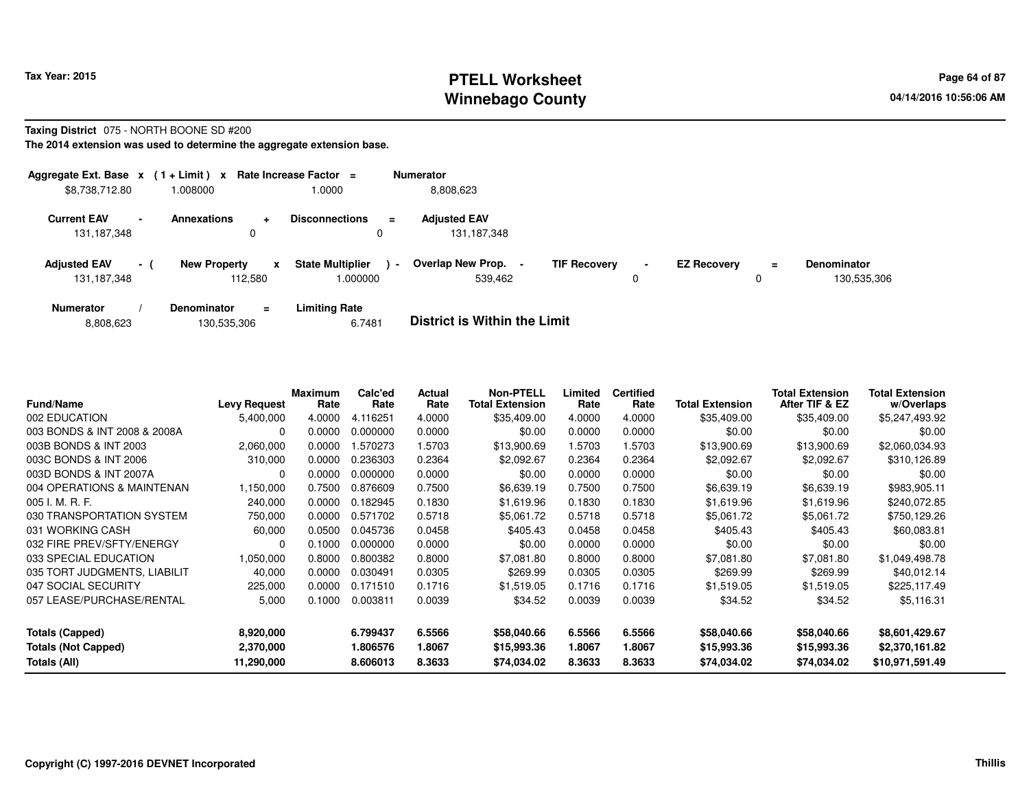**Tax Year: 2015**

# PTELL Worksheet
## Winnebago County

04/14/2016 10:56:06 AM

**Taxing District** 075 - NORTH BOONE SD #200

**The 2014 extension was used to determine the aggregate extension base.**

| Aggregate Ext. Base x | (1 + Limit) x | Rate Increase Factor = | Numerator |
|---|---|---|---|
| $8,738,712.80 | 1.008000 | 1.0000 | 8,808,623 |

| Current EAV - | Annexations + | Disconnections = | Adjusted EAV |
|---|---|---|---|
| 131,187,348 | 0 | 0 | 131,187,348 |

| Adjusted EAV - ( | New Property x | State Multiplier ) - | Overlap New Prop. - | TIF Recovery - | EZ Recovery = | Denominator |
|---|---|---|---|---|---|---|
| 131,187,348 | 112,580 | 1.000000 | 539,462 | 0 | 0 | 130,535,306 |

| Numerator / | Denominator = | Limiting Rate |
|---|---|---|
| 8,808,623 | 130,535,306 | 6.7481 |

**District is Within the Limit**

| Fund/Name | Levy Request | Maximum Rate | Calc'ed Rate | Actual Rate | Non-PTELL Total Extension | Limited Rate | Certified Rate | Total Extension | Total Extension After TIF & EZ | Total Extension w/Overlaps |
|---|---|---|---|---|---|---|---|---|---|---|
| 002 EDUCATION | 5,400,000 | 4.0000 | 4.116251 | 4.0000 | $35,409.00 | 4.0000 | 4.0000 | $35,409.00 | $35,409.00 | $5,247,493.92 |
| 003 BONDS & INT 2008 & 2008A | 0 | 0.0000 | 0.000000 | 0.0000 | $0.00 | 0.0000 | 0.0000 | $0.00 | $0.00 | $0.00 |
| 003B BONDS & INT 2003 | 2,060,000 | 0.0000 | 1.570273 | 1.5703 | $13,900.69 | 1.5703 | 1.5703 | $13,900.69 | $13,900.69 | $2,060,034.93 |
| 003C BONDS & INT 2006 | 310,000 | 0.0000 | 0.236303 | 0.2364 | $2,092.67 | 0.2364 | 0.2364 | $2,092.67 | $2,092.67 | $310,126.89 |
| 003D BONDS & INT 2007A | 0 | 0.0000 | 0.000000 | 0.0000 | $0.00 | 0.0000 | 0.0000 | $0.00 | $0.00 | $0.00 |
| 004 OPERATIONS & MAINTENAN | 1,150,000 | 0.7500 | 0.876609 | 0.7500 | $6,639.19 | 0.7500 | 0.7500 | $6,639.19 | $6,639.19 | $983,905.11 |
| 005 I. M. R. F. | 240,000 | 0.0000 | 0.182945 | 0.1830 | $1,619.96 | 0.1830 | 0.1830 | $1,619.96 | $1,619.96 | $240,072.85 |
| 030 TRANSPORTATION SYSTEM | 750,000 | 0.0000 | 0.571702 | 0.5718 | $5,061.72 | 0.5718 | 0.5718 | $5,061.72 | $5,061.72 | $750,129.26 |
| 031 WORKING CASH | 60,000 | 0.0500 | 0.045736 | 0.0458 | $405.43 | 0.0458 | 0.0458 | $405.43 | $405.43 | $60,083.81 |
| 032 FIRE PREV/SFTY/ENERGY | 0 | 0.1000 | 0.000000 | 0.0000 | $0.00 | 0.0000 | 0.0000 | $0.00 | $0.00 | $0.00 |
| 033 SPECIAL EDUCATION | 1,050,000 | 0.8000 | 0.800382 | 0.8000 | $7,081.80 | 0.8000 | 0.8000 | $7,081.80 | $7,081.80 | $1,049,498.78 |
| 035 TORT JUDGMENTS, LIABILIT | 40,000 | 0.0000 | 0.030491 | 0.0305 | $269.99 | 0.0305 | 0.0305 | $269.99 | $269.99 | $40,012.14 |
| 047 SOCIAL SECURITY | 225,000 | 0.0000 | 0.171510 | 0.1716 | $1,519.05 | 0.1716 | 0.1716 | $1,519.05 | $1,519.05 | $225,117.49 |
| 057 LEASE/PURCHASE/RENTAL | 5,000 | 0.1000 | 0.003811 | 0.0039 | $34.52 | 0.0039 | 0.0039 | $34.52 | $34.52 | $5,116.31 |
| **Totals (Capped)** | **8,920,000** | | **6.799437** | **6.5566** | **$58,040.66** | **6.5566** | **6.5566** | **$58,040.66** | **$58,040.66** | **$8,601,429.67** |
| **Totals (Not Capped)** | **2,370,000** | | **1.806576** | **1.8067** | **$15,993.36** | **1.8067** | **1.8067** | **$15,993.36** | **$15,993.36** | **$2,370,161.82** |
| **Totals (All)** | **11,290,000** | | **8.606013** | **8.3633** | **$74,034.02** | **8.3633** | **8.3633** | **$74,034.02** | **$74,034.02** | **$10,971,591.49** |

**Copyright (C) 1997-2016 DEVNET Incorporated** **Thillis**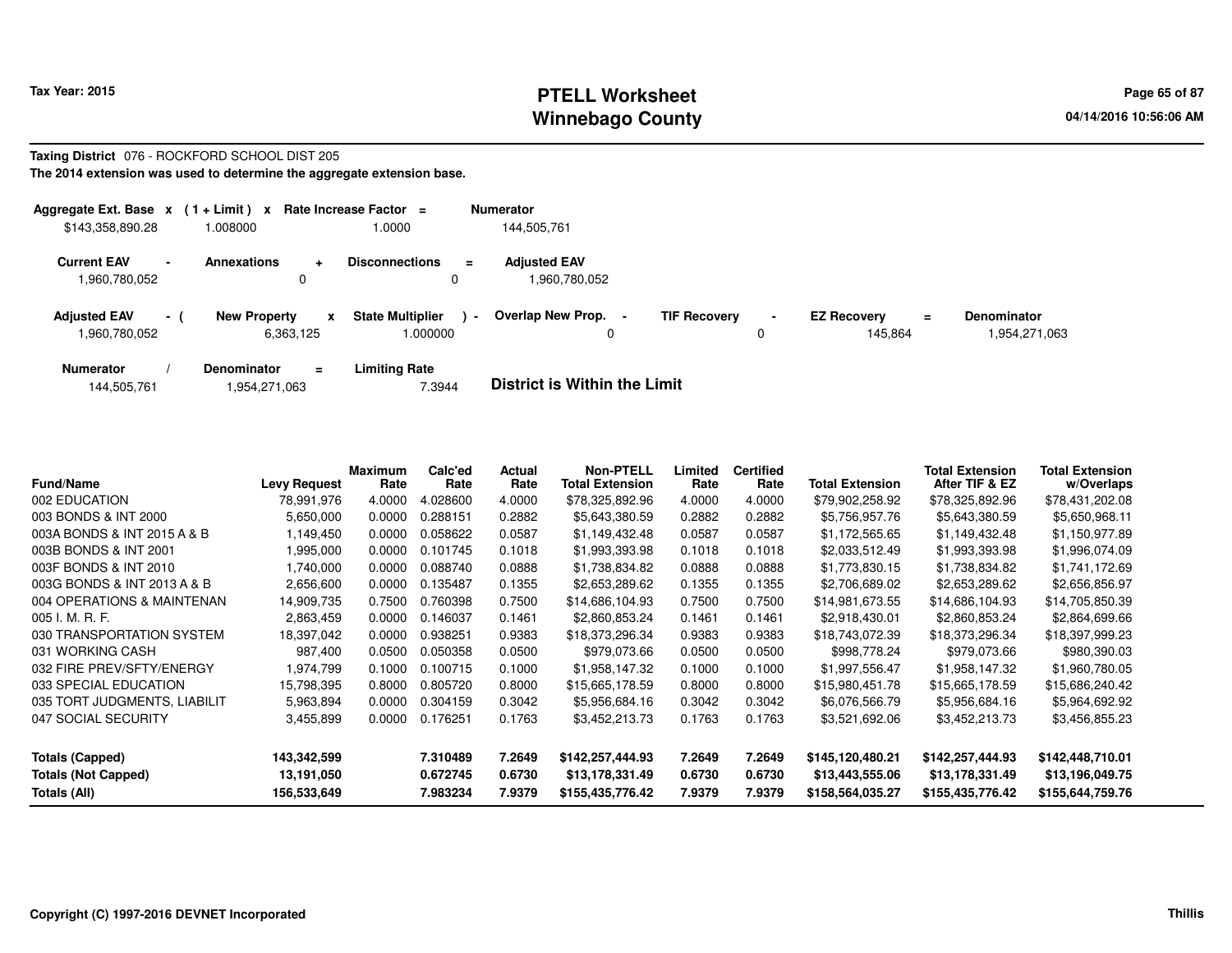# PTELL Worksheet
# Winnebago County

Tax Year: 2015

04/14/2016 10:56:06 AM

**Taxing District** 076 - ROCKFORD SCHOOL DIST 205

**The 2014 extension was used to determine the aggregate extension base.**

| Aggregate Ext. Base x | ( 1 + Limit ) x | Rate Increase Factor = | Numerator |
|---|---|---|---|
| $143,358,890.28 | 1.008000 | 1.0000 | 144,505,761 |

| Current EAV - | Annexations + | Disconnections = | Adjusted EAV |
|---|---|---|---|
| 1,960,780,052 | 0 | 0 | 1,960,780,052 |

| Adjusted EAV - ( | New Property x | State Multiplier ) - | Overlap New Prop. - | TIF Recovery - | EZ Recovery = | Denominator |
|---|---|---|---|---|---|---|
| 1,960,780,052 | 6,363,125 | 1.000000 | 0 | 0 | 145,864 | 1,954,271,063 |

| Numerator / | Denominator = | Limiting Rate |
|---|---|---|
| 144,505,761 | 1,954,271,063 | 7.3944 |

**District is Within the Limit**

| Fund/Name | Levy Request | Maximum Rate | Calc'ed Rate | Actual Rate | Non-PTELL Total Extension | Limited Rate | Certified Rate | Total Extension | Total Extension After TIF & EZ | Total Extension w/Overlaps |
|---|---|---|---|---|---|---|---|---|---|---|
| 002 EDUCATION | 78,991,976 | 4.0000 | 4.028600 | 4.0000 | $78,325,892.96 | 4.0000 | 4.0000 | $79,902,258.92 | $78,325,892.96 | $78,431,202.08 |
| 003 BONDS & INT 2000 | 5,650,000 | 0.0000 | 0.288151 | 0.2882 | $5,643,380.59 | 0.2882 | 0.2882 | $5,756,957.76 | $5,643,380.59 | $5,650,968.11 |
| 003A BONDS & INT 2015 A & B | 1,149,450 | 0.0000 | 0.058622 | 0.0587 | $1,149,432.48 | 0.0587 | 0.0587 | $1,172,565.65 | $1,149,432.48 | $1,150,977.89 |
| 003B BONDS & INT 2001 | 1,995,000 | 0.0000 | 0.101745 | 0.1018 | $1,993,393.98 | 0.1018 | 0.1018 | $2,033,512.49 | $1,993,393.98 | $1,996,074.09 |
| 003F BONDS & INT 2010 | 1,740,000 | 0.0000 | 0.088740 | 0.0888 | $1,738,834.82 | 0.0888 | 0.0888 | $1,773,830.15 | $1,738,834.82 | $1,741,172.69 |
| 003G BONDS & INT 2013 A & B | 2,656,600 | 0.0000 | 0.135487 | 0.1355 | $2,653,289.62 | 0.1355 | 0.1355 | $2,706,689.02 | $2,653,289.62 | $2,656,856.97 |
| 004 OPERATIONS & MAINTENAN | 14,909,735 | 0.7500 | 0.760398 | 0.7500 | $14,686,104.93 | 0.7500 | 0.7500 | $14,981,673.55 | $14,686,104.93 | $14,705,850.39 |
| 005 I. M. R. F. | 2,863,459 | 0.0000 | 0.146037 | 0.1461 | $2,860,853.24 | 0.1461 | 0.1461 | $2,918,430.01 | $2,860,853.24 | $2,864,699.66 |
| 030 TRANSPORTATION SYSTEM | 18,397,042 | 0.0000 | 0.938251 | 0.9383 | $18,373,296.34 | 0.9383 | 0.9383 | $18,743,072.39 | $18,373,296.34 | $18,397,999.23 |
| 031 WORKING CASH | 987,400 | 0.0500 | 0.050358 | 0.0500 | $979,073.66 | 0.0500 | 0.0500 | $998,778.24 | $979,073.66 | $980,390.03 |
| 032 FIRE PREV/SFTY/ENERGY | 1,974,799 | 0.1000 | 0.100715 | 0.1000 | $1,958,147.32 | 0.1000 | 0.1000 | $1,997,556.47 | $1,958,147.32 | $1,960,780.05 |
| 033 SPECIAL EDUCATION | 15,798,395 | 0.8000 | 0.805720 | 0.8000 | $15,665,178.59 | 0.8000 | 0.8000 | $15,980,451.78 | $15,665,178.59 | $15,686,240.42 |
| 035 TORT JUDGMENTS, LIABILIT | 5,963,894 | 0.0000 | 0.304159 | 0.3042 | $5,956,684.16 | 0.3042 | 0.3042 | $6,076,566.79 | $5,956,684.16 | $5,964,692.92 |
| 047 SOCIAL SECURITY | 3,455,899 | 0.0000 | 0.176251 | 0.1763 | $3,452,213.73 | 0.1763 | 0.1763 | $3,521,692.06 | $3,452,213.73 | $3,456,855.23 |
| **Totals (Capped)** | **143,342,599** | | **7.310489** | **7.2649** | **$142,257,444.93** | **7.2649** | **7.2649** | **$145,120,480.21** | **$142,257,444.93** | **$142,448,710.01** |
| **Totals (Not Capped)** | **13,191,050** | | **0.672745** | **0.6730** | **$13,178,331.49** | **0.6730** | **0.6730** | **$13,443,555.06** | **$13,178,331.49** | **$13,196,049.75** |
| **Totals (All)** | **156,533,649** | | **7.983234** | **7.9379** | **$155,435,776.42** | **7.9379** | **7.9379** | **$158,564,035.27** | **$155,435,776.42** | **$155,644,759.76** |

Copyright (C) 1997-2016 DEVNET Incorporated

Thillis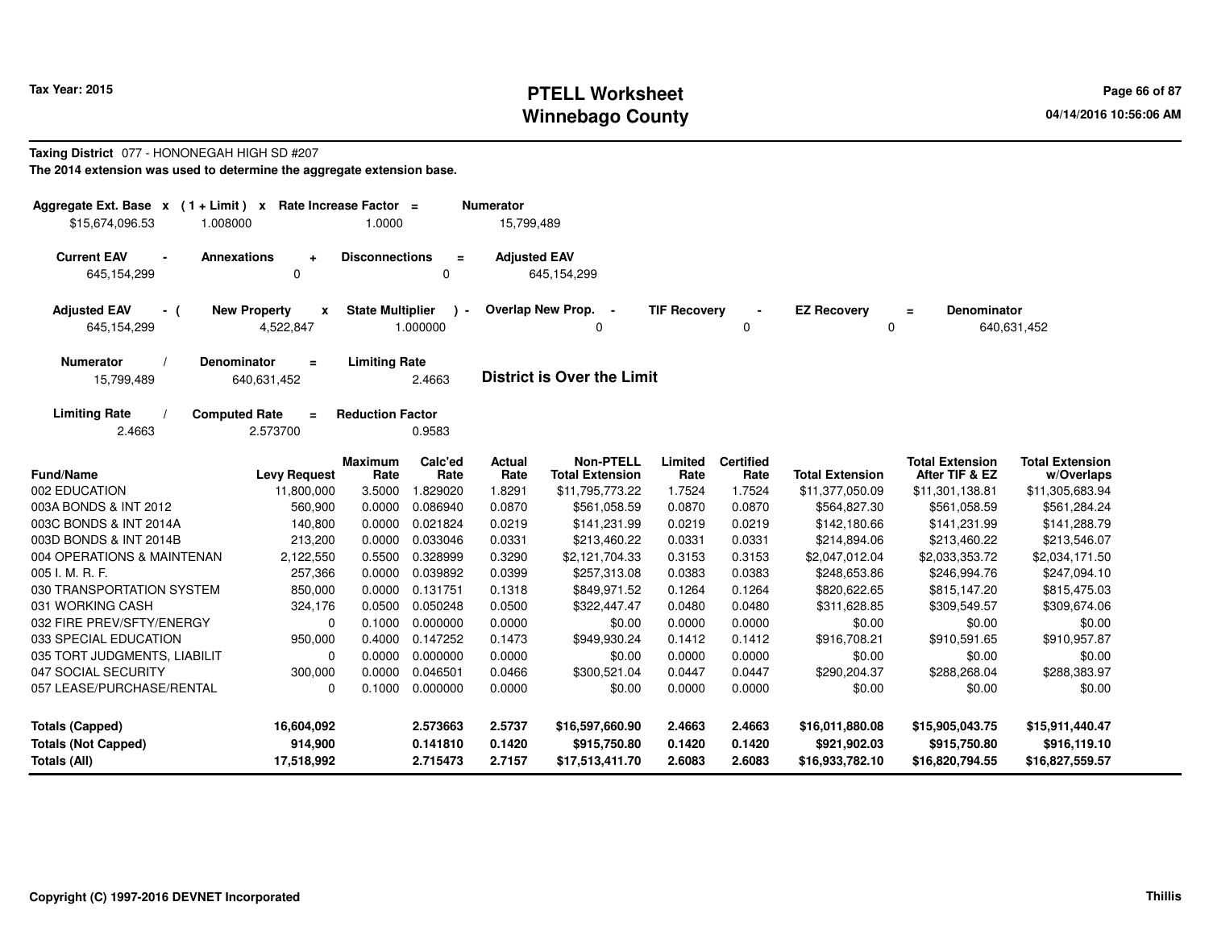**Taxing District** 077 - HONONEGAH HIGH SD #207

**The 2014 extension was used to determine the aggregate extension base.**

| Aggregate Ext. Base | x | (1 + Limit) | x | Rate Increase Factor | = | Numerator |
|---|---|---|---|---|---|---|
| $15,674,096.53 | | 1.008000 | | 1.0000 | | 15,799,489 |

| Current EAV | - | Annexations | + | Disconnections | = | Adjusted EAV |
|---|---|---|---|---|---|---|
| 645,154,299 | | 0 | | 0 | | 645,154,299 |

| Adjusted EAV | - ( | New Property | x | State Multiplier | ) - | Overlap New Prop. | - | TIF Recovery | - | EZ Recovery | = | Denominator |
|---|---|---|---|---|---|---|---|---|---|---|---|---|
| 645,154,299 | | 4,522,847 | | 1.000000 | | 0 | | 0 | | 0 | | 640,631,452 |

| Numerator | / | Denominator | = | Limiting Rate |
|---|---|---|---|---|
| 15,799,489 | | 640,631,452 | | 2.4663 |

**District is Over the Limit**

| Limiting Rate | / | Computed Rate | = | Reduction Factor |
|---|---|---|---|---|
| 2.4663 | | 2.573700 | | 0.9583 |

| Fund/Name | Levy Request | Maximum Rate | Calc'ed Rate | Actual Rate | Non-PTELL Total Extension | Limited Rate | Certified Rate | Total Extension | Total Extension After TIF & EZ | Total Extension w/Overlaps |
|---|---|---|---|---|---|---|---|---|---|---|
| 002 EDUCATION | 11,800,000 | 3.5000 | 1.829020 | 1.8291 | $11,795,773.22 | 1.7524 | 1.7524 | $11,377,050.09 | $11,301,138.81 | $11,305,683.94 |
| 003A BONDS & INT 2012 | 560,900 | 0.0000 | 0.086940 | 0.0870 | $561,058.59 | 0.0870 | 0.0870 | $564,827.30 | $561,058.59 | $561,284.24 |
| 003C BONDS & INT 2014A | 140,800 | 0.0000 | 0.021824 | 0.0219 | $141,231.99 | 0.0219 | 0.0219 | $142,180.66 | $141,231.99 | $141,288.79 |
| 003D BONDS & INT 2014B | 213,200 | 0.0000 | 0.033046 | 0.0331 | $213,460.22 | 0.0331 | 0.0331 | $214,894.06 | $213,460.22 | $213,546.07 |
| 004 OPERATIONS & MAINTENAN | 2,122,550 | 0.5500 | 0.328999 | 0.3290 | $2,121,704.33 | 0.3153 | 0.3153 | $2,047,012.04 | $2,033,353.72 | $2,034,171.50 |
| 005 I. M. R. F. | 257,366 | 0.0000 | 0.039892 | 0.0399 | $257,313.08 | 0.0383 | 0.0383 | $248,653.86 | $246,994.76 | $247,094.10 |
| 030 TRANSPORTATION SYSTEM | 850,000 | 0.0000 | 0.131751 | 0.1318 | $849,971.52 | 0.1264 | 0.1264 | $820,622.65 | $815,147.20 | $815,475.03 |
| 031 WORKING CASH | 324,176 | 0.0500 | 0.050248 | 0.0500 | $322,447.47 | 0.0480 | 0.0480 | $311,628.85 | $309,549.57 | $309,674.06 |
| 032 FIRE PREV/SFTY/ENERGY | 0 | 0.1000 | 0.000000 | 0.0000 | $0.00 | 0.0000 | 0.0000 | $0.00 | $0.00 | $0.00 |
| 033 SPECIAL EDUCATION | 950,000 | 0.4000 | 0.147252 | 0.1473 | $949,930.24 | 0.1412 | 0.1412 | $916,708.21 | $910,591.65 | $910,957.87 |
| 035 TORT JUDGMENTS, LIABILIT | 0 | 0.0000 | 0.000000 | 0.0000 | $0.00 | 0.0000 | 0.0000 | $0.00 | $0.00 | $0.00 |
| 047 SOCIAL SECURITY | 300,000 | 0.0000 | 0.046501 | 0.0466 | $300,521.04 | 0.0447 | 0.0447 | $290,204.37 | $288,268.04 | $288,383.97 |
| 057 LEASE/PURCHASE/RENTAL | 0 | 0.1000 | 0.000000 | 0.0000 | $0.00 | 0.0000 | 0.0000 | $0.00 | $0.00 | $0.00 |
| **Totals (Capped)** | **16,604,092** | | **2.573663** | **2.5737** | **$16,597,660.90** | **2.4663** | **2.4663** | **$16,011,880.08** | **$15,905,043.75** | **$15,911,440.47** |
| **Totals (Not Capped)** | **914,900** | | **0.141810** | **0.1420** | **$915,750.80** | **0.1420** | **0.1420** | **$921,902.03** | **$915,750.80** | **$916,119.10** |
| **Totals (All)** | **17,518,992** | | **2.715473** | **2.7157** | **$17,513,411.70** | **2.6083** | **2.6083** | **$16,933,782.10** | **$16,820,794.55** | **$16,827,559.57** |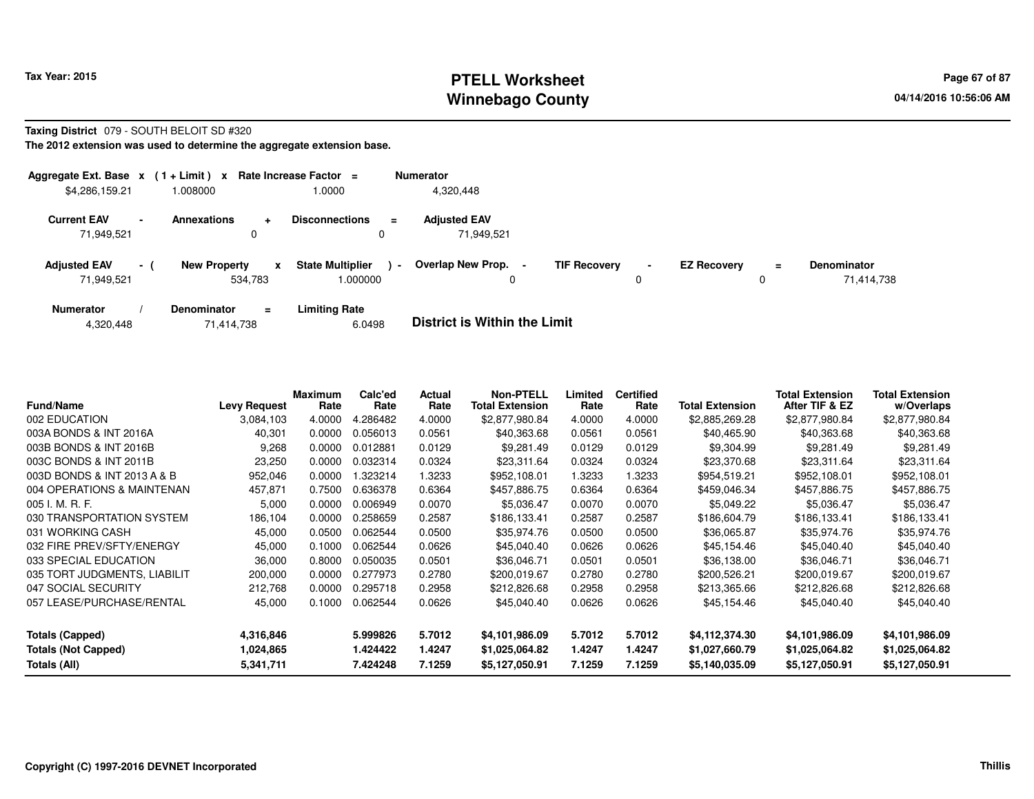**Taxing District** 079 - SOUTH BELOIT SD #320

**The 2012 extension was used to determine the aggregate extension base.**

| Aggregate Ext. Base | x | (1 + Limit) | x | Rate Increase Factor | = | Numerator |
|---|---|---|---|---|---|---|
| $4,286,159.21 | | 1.008000 | | 1.0000 | | 4,320,448 |

| Current EAV | - | Annexations | + | Disconnections | = | Adjusted EAV |
|---|---|---|---|---|---|---|
| 71,949,521 | | 0 | | 0 | | 71,949,521 |

| Adjusted EAV | - ( | New Property | x | State Multiplier | ) - | Overlap New Prop. | - | TIF Recovery | - | EZ Recovery | = | Denominator |
|---|---|---|---|---|---|---|---|---|---|---|---|---|
| 71,949,521 | | 534,783 | | 1.000000 | | 0 | | 0 | | 0 | | 71,414,738 |

| Numerator | / | Denominator | = | Limiting Rate |
|---|---|---|---|---|
| 4,320,448 | | 71,414,738 | | 6.0498 |

**District is Within the Limit**

| Fund/Name | Levy Request | Maximum Rate | Calc'ed Rate | Actual Rate | Non-PTELL Total Extension | Limited Rate | Certified Rate | Total Extension | Total Extension After TIF & EZ | Total Extension w/Overlaps |
|---|---|---|---|---|---|---|---|---|---|---|
| 002 EDUCATION | 3,084,103 | 4.0000 | 4.286482 | 4.0000 | $2,877,980.84 | 4.0000 | 4.0000 | $2,885,269.28 | $2,877,980.84 | $2,877,980.84 |
| 003A BONDS & INT 2016A | 40,301 | 0.0000 | 0.056013 | 0.0561 | $40,363.68 | 0.0561 | 0.0561 | $40,465.90 | $40,363.68 | $40,363.68 |
| 003B BONDS & INT 2016B | 9,268 | 0.0000 | 0.012881 | 0.0129 | $9,281.49 | 0.0129 | 0.0129 | $9,304.99 | $9,281.49 | $9,281.49 |
| 003C BONDS & INT 2011B | 23,250 | 0.0000 | 0.032314 | 0.0324 | $23,311.64 | 0.0324 | 0.0324 | $23,370.68 | $23,311.64 | $23,311.64 |
| 003D BONDS & INT 2013 A & B | 952,046 | 0.0000 | 1.323214 | 1.3233 | $952,108.01 | 1.3233 | 1.3233 | $954,519.21 | $952,108.01 | $952,108.01 |
| 004 OPERATIONS & MAINTENAN | 457,871 | 0.7500 | 0.636378 | 0.6364 | $457,886.75 | 0.6364 | 0.6364 | $459,046.34 | $457,886.75 | $457,886.75 |
| 005 I. M. R. F. | 5,000 | 0.0000 | 0.006949 | 0.0070 | $5,036.47 | 0.0070 | 0.0070 | $5,049.22 | $5,036.47 | $5,036.47 |
| 030 TRANSPORTATION SYSTEM | 186,104 | 0.0000 | 0.258659 | 0.2587 | $186,133.41 | 0.2587 | 0.2587 | $186,604.79 | $186,133.41 | $186,133.41 |
| 031 WORKING CASH | 45,000 | 0.0500 | 0.062544 | 0.0500 | $35,974.76 | 0.0500 | 0.0500 | $36,065.87 | $35,974.76 | $35,974.76 |
| 032 FIRE PREV/SFTY/ENERGY | 45,000 | 0.1000 | 0.062544 | 0.0626 | $45,040.40 | 0.0626 | 0.0626 | $45,154.46 | $45,040.40 | $45,040.40 |
| 033 SPECIAL EDUCATION | 36,000 | 0.8000 | 0.050035 | 0.0501 | $36,046.71 | 0.0501 | 0.0501 | $36,138.00 | $36,046.71 | $36,046.71 |
| 035 TORT JUDGMENTS, LIABILIT | 200,000 | 0.0000 | 0.277973 | 0.2780 | $200,019.67 | 0.2780 | 0.2780 | $200,526.21 | $200,019.67 | $200,019.67 |
| 047 SOCIAL SECURITY | 212,768 | 0.0000 | 0.295718 | 0.2958 | $212,826.68 | 0.2958 | 0.2958 | $213,365.66 | $212,826.68 | $212,826.68 |
| 057 LEASE/PURCHASE/RENTAL | 45,000 | 0.1000 | 0.062544 | 0.0626 | $45,040.40 | 0.0626 | 0.0626 | $45,154.46 | $45,040.40 | $45,040.40 |
| **Totals (Capped)** | **4,316,846** | | **5.999826** | **5.7012** | **$4,101,986.09** | **5.7012** | **5.7012** | **$4,112,374.30** | **$4,101,986.09** | **$4,101,986.09** |
| **Totals (Not Capped)** | **1,024,865** | | **1.424422** | **1.4247** | **$1,025,064.82** | **1.4247** | **1.4247** | **$1,027,660.79** | **$1,025,064.82** | **$1,025,064.82** |
| **Totals (All)** | **5,341,711** | | **7.424248** | **7.1259** | **$5,127,050.91** | **7.1259** | **7.1259** | **$5,140,035.09** | **$5,127,050.91** | **$5,127,050.91** |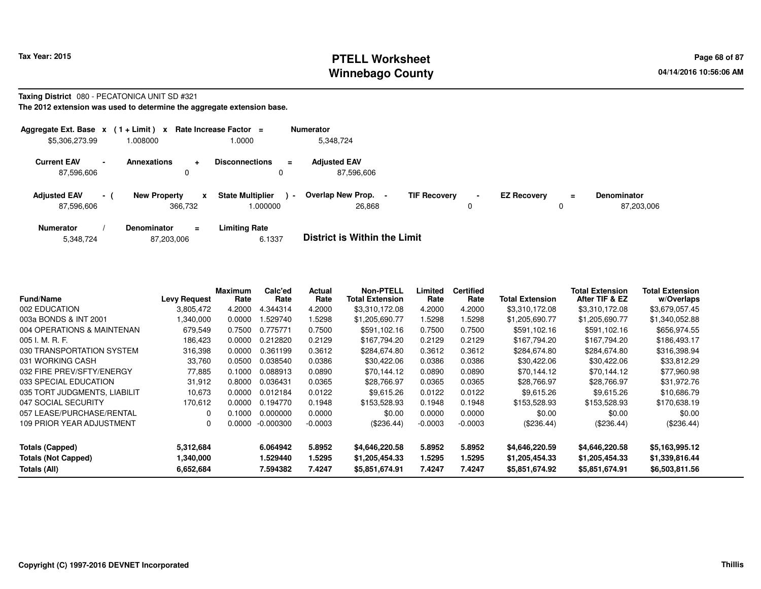Tax Year: 2015

# PTELL Worksheet
## Winnebago County

04/14/2016 10:56:06 AM

**Taxing District** 080 - PECATONICA UNIT SD #321

**The 2012 extension was used to determine the aggregate extension base.**

| Aggregate Ext. Base | x | (1 + Limit) | x | Rate Increase Factor | = | Numerator |
|---|---|---|---|---|---|---|
| $5,306,273.99 | | 1.008000 | | 1.0000 | | 5,348,724 |

| Current EAV | - | Annexations | + | Disconnections | = | Adjusted EAV |
|---|---|---|---|---|---|---|
| 87,596,606 | | 0 | | 0 | | 87,596,606 |

| Adjusted EAV | - ( | New Property | x | State Multiplier | ) - | Overlap New Prop. | - | TIF Recovery | - | EZ Recovery | = | Denominator |
|---|---|---|---|---|---|---|---|---|---|---|---|---|
| 87,596,606 | | 366,732 | | 1.000000 | | 26,868 | | 0 | | 0 | | 87,203,006 |

| Numerator | / | Denominator | = | Limiting Rate |
|---|---|---|---|---|
| 5,348,724 | | 87,203,006 | | 6.1337 |

**District is Within the Limit**

| Fund/Name | Levy Request | Maximum Rate | Calc'ed Rate | Actual Rate | Non-PTELL Total Extension | Limited Rate | Certified Rate | Total Extension | Total Extension After TIF & EZ | Total Extension w/Overlaps |
|---|---|---|---|---|---|---|---|---|---|---|
| 002 EDUCATION | 3,805,472 | 4.2000 | 4.344314 | 4.2000 | $3,310,172.08 | 4.2000 | 4.2000 | $3,310,172.08 | $3,310,172.08 | $3,679,057.45 |
| 003a BONDS & INT 2001 | 1,340,000 | 0.0000 | 1.529740 | 1.5298 | $1,205,690.77 | 1.5298 | 1.5298 | $1,205,690.77 | $1,205,690.77 | $1,340,052.88 |
| 004 OPERATIONS & MAINTENAN | 679,549 | 0.7500 | 0.775771 | 0.7500 | $591,102.16 | 0.7500 | 0.7500 | $591,102.16 | $591,102.16 | $656,974.55 |
| 005 I. M. R. F. | 186,423 | 0.0000 | 0.212820 | 0.2129 | $167,794.20 | 0.2129 | 0.2129 | $167,794.20 | $167,794.20 | $186,493.17 |
| 030 TRANSPORTATION SYSTEM | 316,398 | 0.0000 | 0.361199 | 0.3612 | $284,674.80 | 0.3612 | 0.3612 | $284,674.80 | $284,674.80 | $316,398.94 |
| 031 WORKING CASH | 33,760 | 0.0500 | 0.038540 | 0.0386 | $30,422.06 | 0.0386 | 0.0386 | $30,422.06 | $30,422.06 | $33,812.29 |
| 032 FIRE PREV/SFTY/ENERGY | 77,885 | 0.1000 | 0.088913 | 0.0890 | $70,144.12 | 0.0890 | 0.0890 | $70,144.12 | $70,144.12 | $77,960.98 |
| 033 SPECIAL EDUCATION | 31,912 | 0.8000 | 0.036431 | 0.0365 | $28,766.97 | 0.0365 | 0.0365 | $28,766.97 | $28,766.97 | $31,972.76 |
| 035 TORT JUDGMENTS, LIABILIT | 10,673 | 0.0000 | 0.012184 | 0.0122 | $9,615.26 | 0.0122 | 0.0122 | $9,615.26 | $9,615.26 | $10,686.79 |
| 047 SOCIAL SECURITY | 170,612 | 0.0000 | 0.194770 | 0.1948 | $153,528.93 | 0.1948 | 0.1948 | $153,528.93 | $153,528.93 | $170,638.19 |
| 057 LEASE/PURCHASE/RENTAL | 0 | 0.1000 | 0.000000 | 0.0000 | $0.00 | 0.0000 | 0.0000 | $0.00 | $0.00 | $0.00 |
| 109 PRIOR YEAR ADJUSTMENT | 0 | 0.0000 | -0.000300 | -0.0003 | ($236.44) | -0.0003 | -0.0003 | ($236.44) | ($236.44) | ($236.44) |
| **Totals (Capped)** | **5,312,684** | | **6.064942** | **5.8952** | **$4,646,220.58** | **5.8952** | **5.8952** | **$4,646,220.59** | **$4,646,220.58** | **$5,163,995.12** |
| **Totals (Not Capped)** | **1,340,000** | | **1.529440** | **1.5295** | **$1,205,454.33** | **1.5295** | **1.5295** | **$1,205,454.33** | **$1,205,454.33** | **$1,339,816.44** |
| **Totals (All)** | **6,652,684** | | **7.594382** | **7.4247** | **$5,851,674.91** | **7.4247** | **7.4247** | **$5,851,674.92** | **$5,851,674.91** | **$6,503,811.56** |

Copyright (C) 1997-2016 DEVNET Incorporated

Thillis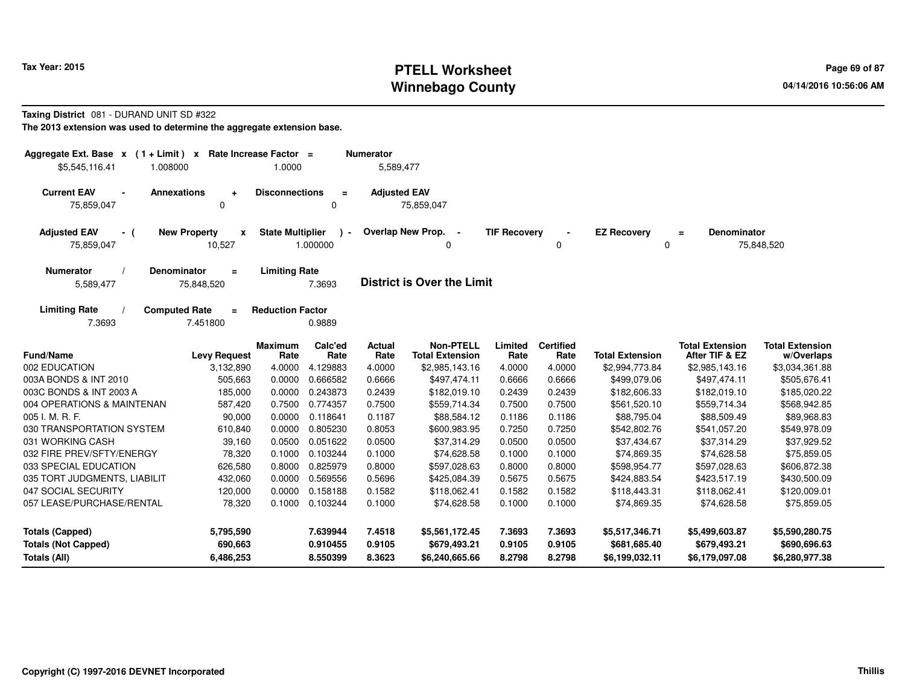**Tax Year: 2015**

# PTELL Worksheet
## Winnebago County

04/14/2016 10:56:06 AM

**Taxing District** 081 - DURAND UNIT SD #322

**The 2013 extension was used to determine the aggregate extension base.**

| Aggregate Ext. Base | x | (1 + Limit) | x | Rate Increase Factor | = | Numerator |
|---|---|---|---|---|---|---|
| $5,545,116.41 | | 1.008000 | | 1.0000 | | 5,589,477 |

| Current EAV | - | Annexations | + | Disconnections | = | Adjusted EAV |
|---|---|---|---|---|---|---|
| 75,859,047 | | 0 | | 0 | | 75,859,047 |

| Adjusted EAV | - ( | New Property | x | State Multiplier | ) - | Overlap New Prop. | - | TIF Recovery | - | EZ Recovery | = | Denominator |
|---|---|---|---|---|---|---|---|---|---|---|---|---|
| 75,859,047 | | 10,527 | | 1.000000 | | 0 | | 0 | | 0 | | 75,848,520 |

| Numerator | / | Denominator | = | Limiting Rate |
|---|---|---|---|---|
| 5,589,477 | | 75,848,520 | | 7.3693 |

**District is Over the Limit**

| Limiting Rate | / | Computed Rate | = | Reduction Factor |
|---|---|---|---|---|
| 7.3693 | | 7.451800 | | 0.9889 |

| Fund/Name | Levy Request | Maximum Rate | Calc'ed Rate | Actual Rate | Non-PTELL Total Extension | Limited Rate | Certified Rate | Total Extension | Total Extension After TIF & EZ | Total Extension w/Overlaps |
|---|---|---|---|---|---|---|---|---|---|---|
| 002 EDUCATION | 3,132,890 | 4.0000 | 4.129883 | 4.0000 | $2,985,143.16 | 4.0000 | 4.0000 | $2,994,773.84 | $2,985,143.16 | $3,034,361.88 |
| 003A BONDS & INT 2010 | 505,663 | 0.0000 | 0.666582 | 0.6666 | $497,474.11 | 0.6666 | 0.6666 | $499,079.06 | $497,474.11 | $505,676.41 |
| 003C BONDS & INT 2003 A | 185,000 | 0.0000 | 0.243873 | 0.2439 | $182,019.10 | 0.2439 | 0.2439 | $182,606.33 | $182,019.10 | $185,020.22 |
| 004 OPERATIONS & MAINTENAN | 587,420 | 0.7500 | 0.774357 | 0.7500 | $559,714.34 | 0.7500 | 0.7500 | $561,520.10 | $559,714.34 | $568,942.85 |
| 005 I. M. R. F. | 90,000 | 0.0000 | 0.118641 | 0.1187 | $88,584.12 | 0.1186 | 0.1186 | $88,795.04 | $88,509.49 | $89,968.83 |
| 030 TRANSPORTATION SYSTEM | 610,840 | 0.0000 | 0.805230 | 0.8053 | $600,983.95 | 0.7250 | 0.7250 | $542,802.76 | $541,057.20 | $549,978.09 |
| 031 WORKING CASH | 39,160 | 0.0500 | 0.051622 | 0.0500 | $37,314.29 | 0.0500 | 0.0500 | $37,434.67 | $37,314.29 | $37,929.52 |
| 032 FIRE PREV/SFTY/ENERGY | 78,320 | 0.1000 | 0.103244 | 0.1000 | $74,628.58 | 0.1000 | 0.1000 | $74,869.35 | $74,628.58 | $75,859.05 |
| 033 SPECIAL EDUCATION | 626,580 | 0.8000 | 0.825979 | 0.8000 | $597,028.63 | 0.8000 | 0.8000 | $598,954.77 | $597,028.63 | $606,872.38 |
| 035 TORT JUDGMENTS, LIABILIT | 432,060 | 0.0000 | 0.569556 | 0.5696 | $425,084.39 | 0.5675 | 0.5675 | $424,883.54 | $423,517.19 | $430,500.09 |
| 047 SOCIAL SECURITY | 120,000 | 0.0000 | 0.158188 | 0.1582 | $118,062.41 | 0.1582 | 0.1582 | $118,443.31 | $118,062.41 | $120,009.01 |
| 057 LEASE/PURCHASE/RENTAL | 78,320 | 0.1000 | 0.103244 | 0.1000 | $74,628.58 | 0.1000 | 0.1000 | $74,869.35 | $74,628.58 | $75,859.05 |
| **Totals (Capped)** | **5,795,590** | | **7.639944** | **7.4518** | **$5,561,172.45** | **7.3693** | **7.3693** | **$5,517,346.71** | **$5,499,603.87** | **$5,590,280.75** |
| **Totals (Not Capped)** | **690,663** | | **0.910455** | **0.9105** | **$679,493.21** | **0.9105** | **0.9105** | **$681,685.40** | **$679,493.21** | **$690,696.63** |
| **Totals (All)** | **6,486,253** | | **8.550399** | **8.3623** | **$6,240,665.66** | **8.2798** | **8.2798** | **$6,199,032.11** | **$6,179,097.08** | **$6,280,977.38** |

Copyright (C) 1997-2016 DEVNET Incorporated

Thillis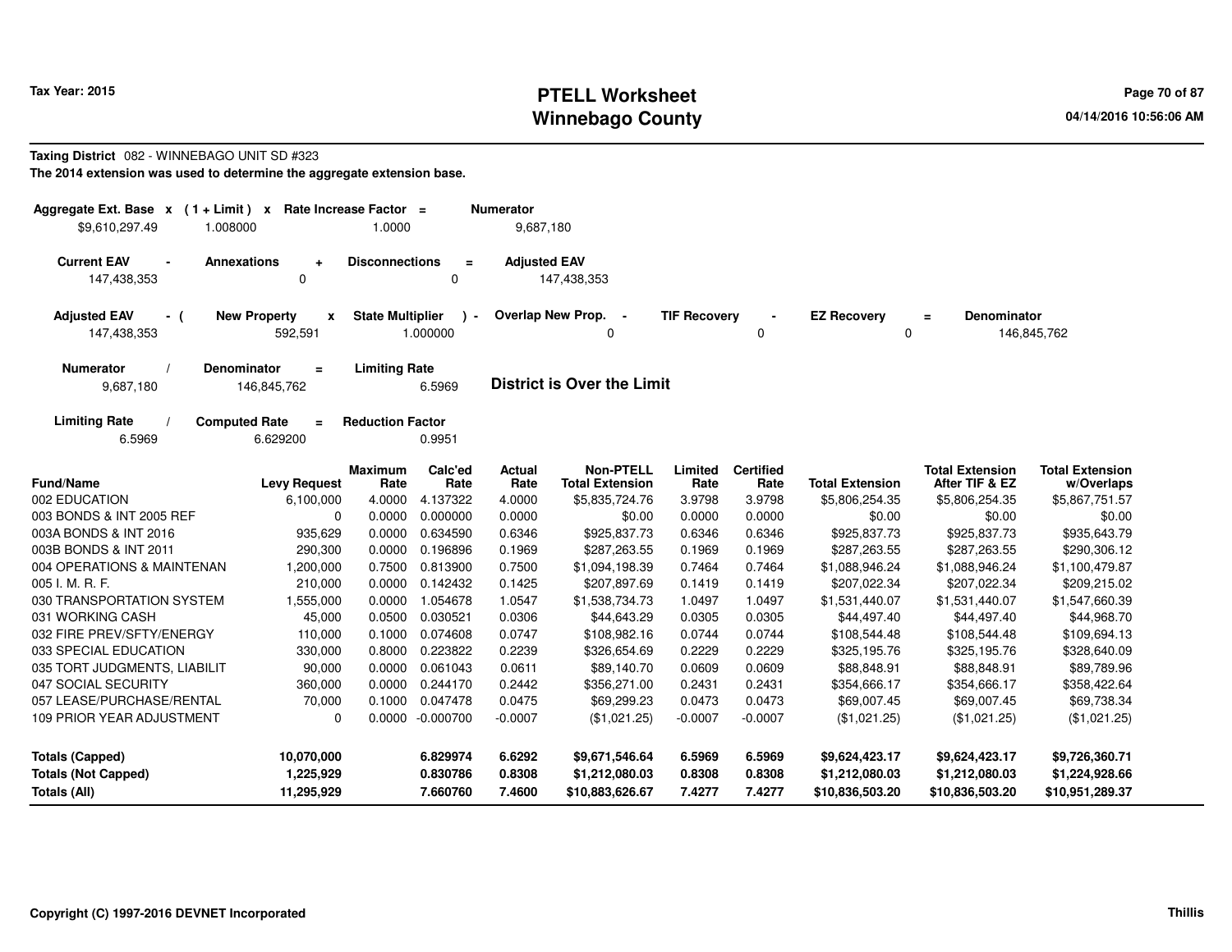**Tax Year: 2015**

# PTELL Worksheet
# Winnebago County

04/14/2016 10:56:06 AM

**Taxing District** 082 - WINNEBAGO UNIT SD #323

**The 2014 extension was used to determine the aggregate extension base.**

| Aggregate Ext. Base | x | (1 + Limit) | x | Rate Increase Factor | = | Numerator |
|---|---|---|---|---|---|---|
| $9,610,297.49 | | 1.008000 | | 1.0000 | | 9,687,180 |

| Current EAV | - | Annexations | + | Disconnections | = | Adjusted EAV |
|---|---|---|---|---|---|---|
| 147,438,353 | | 0 | | 0 | | 147,438,353 |

| Adjusted EAV | - ( | New Property | x | State Multiplier | ) - | Overlap New Prop. | - | TIF Recovery | - | EZ Recovery | = | Denominator |
|---|---|---|---|---|---|---|---|---|---|---|---|---|
| 147,438,353 | | 592,591 | | 1.000000 | | 0 | | 0 | | 0 | | 146,845,762 |

| Numerator | / | Denominator | = | Limiting Rate |
|---|---|---|---|---|
| 9,687,180 | | 146,845,762 | | 6.5969 |

**District is Over the Limit**

| Limiting Rate | / | Computed Rate | = | Reduction Factor |
|---|---|---|---|---|
| 6.5969 | | 6.629200 | | 0.9951 |

| Fund/Name | Levy Request | Maximum Rate | Calc'ed Rate | Actual Rate | Non-PTELL Total Extension | Limited Rate | Certified Rate | Total Extension | Total Extension After TIF & EZ | Total Extension w/Overlaps |
|---|---|---|---|---|---|---|---|---|---|---|
| 002 EDUCATION | 6,100,000 | 4.0000 | 4.137322 | 4.0000 | $5,835,724.76 | 3.9798 | 3.9798 | $5,806,254.35 | $5,806,254.35 | $5,867,751.57 |
| 003 BONDS & INT 2005 REF | 0 | 0.0000 | 0.000000 | 0.0000 | $0.00 | 0.0000 | 0.0000 | $0.00 | $0.00 | $0.00 |
| 003A BONDS & INT 2016 | 935,629 | 0.0000 | 0.634590 | 0.6346 | $925,837.73 | 0.6346 | 0.6346 | $925,837.73 | $925,837.73 | $935,643.79 |
| 003B BONDS & INT 2011 | 290,300 | 0.0000 | 0.196896 | 0.1969 | $287,263.55 | 0.1969 | 0.1969 | $287,263.55 | $287,263.55 | $290,306.12 |
| 004 OPERATIONS & MAINTENAN | 1,200,000 | 0.7500 | 0.813900 | 0.7500 | $1,094,198.39 | 0.7464 | 0.7464 | $1,088,946.24 | $1,088,946.24 | $1,100,479.87 |
| 005 I. M. R. F. | 210,000 | 0.0000 | 0.142432 | 0.1425 | $207,897.69 | 0.1419 | 0.1419 | $207,022.34 | $207,022.34 | $209,215.02 |
| 030 TRANSPORTATION SYSTEM | 1,555,000 | 0.0000 | 1.054678 | 1.0547 | $1,538,734.73 | 1.0497 | 1.0497 | $1,531,440.07 | $1,531,440.07 | $1,547,660.39 |
| 031 WORKING CASH | 45,000 | 0.0500 | 0.030521 | 0.0306 | $44,643.29 | 0.0305 | 0.0305 | $44,497.40 | $44,497.40 | $44,968.70 |
| 032 FIRE PREV/SFTY/ENERGY | 110,000 | 0.1000 | 0.074608 | 0.0747 | $108,982.16 | 0.0744 | 0.0744 | $108,544.48 | $108,544.48 | $109,694.13 |
| 033 SPECIAL EDUCATION | 330,000 | 0.8000 | 0.223822 | 0.2239 | $326,654.69 | 0.2229 | 0.2229 | $325,195.76 | $325,195.76 | $328,640.09 |
| 035 TORT JUDGMENTS, LIABILIT | 90,000 | 0.0000 | 0.061043 | 0.0611 | $89,140.70 | 0.0609 | 0.0609 | $88,848.91 | $88,848.91 | $89,789.96 |
| 047 SOCIAL SECURITY | 360,000 | 0.0000 | 0.244170 | 0.2442 | $356,271.00 | 0.2431 | 0.2431 | $354,666.17 | $354,666.17 | $358,422.64 |
| 057 LEASE/PURCHASE/RENTAL | 70,000 | 0.1000 | 0.047478 | 0.0475 | $69,299.23 | 0.0473 | 0.0473 | $69,007.45 | $69,007.45 | $69,738.34 |
| 109 PRIOR YEAR ADJUSTMENT | 0 | 0.0000 | -0.000700 | -0.0007 | ($1,021.25) | -0.0007 | -0.0007 | ($1,021.25) | ($1,021.25) | ($1,021.25) |
| **Totals (Capped)** | **10,070,000** | | **6.829974** | **6.6292** | **$9,671,546.64** | **6.5969** | **6.5969** | **$9,624,423.17** | **$9,624,423.17** | **$9,726,360.71** |
| **Totals (Not Capped)** | **1,225,929** | | **0.830786** | **0.8308** | **$1,212,080.03** | **0.8308** | **0.8308** | **$1,212,080.03** | **$1,212,080.03** | **$1,224,928.66** |
| **Totals (All)** | **11,295,929** | | **7.660760** | **7.4600** | **$10,883,626.67** | **7.4277** | **7.4277** | **$10,836,503.20** | **$10,836,503.20** | **$10,951,289.37** |

Copyright (C) 1997-2016 DEVNET Incorporated — Thillis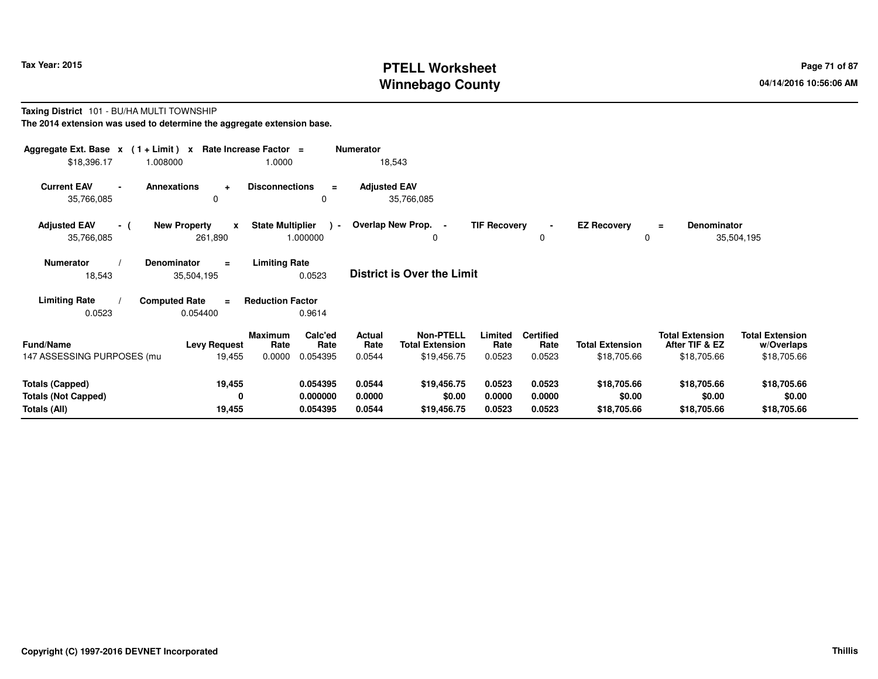**Tax Year: 2015**

# PTELL Worksheet
# Winnebago County

**Taxing District** 101 - BU/HA MULTI TOWNSHIP

**The 2014 extension was used to determine the aggregate extension base.**

| Aggregate Ext. Base x | ( 1 + Limit ) x | Rate Increase Factor = | Numerator |
|---|---|---|---|
| $18,396.17 | 1.008000 | 1.0000 | 18,543 |

| Current EAV - | Annexations + | Disconnections = | Adjusted EAV |
|---|---|---|---|
| 35,766,085 | 0 | 0 | 35,766,085 |

| Adjusted EAV - ( | New Property x | State Multiplier ) - | Overlap New Prop. - | TIF Recovery - | EZ Recovery = | Denominator |
|---|---|---|---|---|---|---|
| 35,766,085 | 261,890 | 1.000000 | 0 | 0 | 0 | 35,504,195 |

| Numerator / | Denominator = | Limiting Rate |
|---|---|---|
| 18,543 | 35,504,195 | 0.0523 |

**District is Over the Limit**

| Limiting Rate / | Computed Rate = | Reduction Factor |
|---|---|---|
| 0.0523 | 0.054400 | 0.9614 |

| Fund/Name | Levy Request | Maximum Rate | Calc'ed Rate | Actual Rate | Non-PTELL Total Extension | Limited Rate | Certified Rate | Total Extension | Total Extension After TIF & EZ | Total Extension w/Overlaps |
|---|---|---|---|---|---|---|---|---|---|---|
| 147 ASSESSING PURPOSES (mu | 19,455 | 0.0000 | 0.054395 | 0.0544 | $19,456.75 | 0.0523 | 0.0523 | $18,705.66 | $18,705.66 | $18,705.66 |
| **Totals (Capped)** | **19,455** | | **0.054395** | **0.0544** | **$19,456.75** | **0.0523** | **0.0523** | **$18,705.66** | **$18,705.66** | **$18,705.66** |
| **Totals (Not Capped)** | **0** | | **0.000000** | **0.0000** | **$0.00** | **0.0000** | **0.0000** | **$0.00** | **$0.00** | **$0.00** |
| **Totals (All)** | **19,455** | | **0.054395** | **0.0544** | **$19,456.75** | **0.0523** | **0.0523** | **$18,705.66** | **$18,705.66** | **$18,705.66** |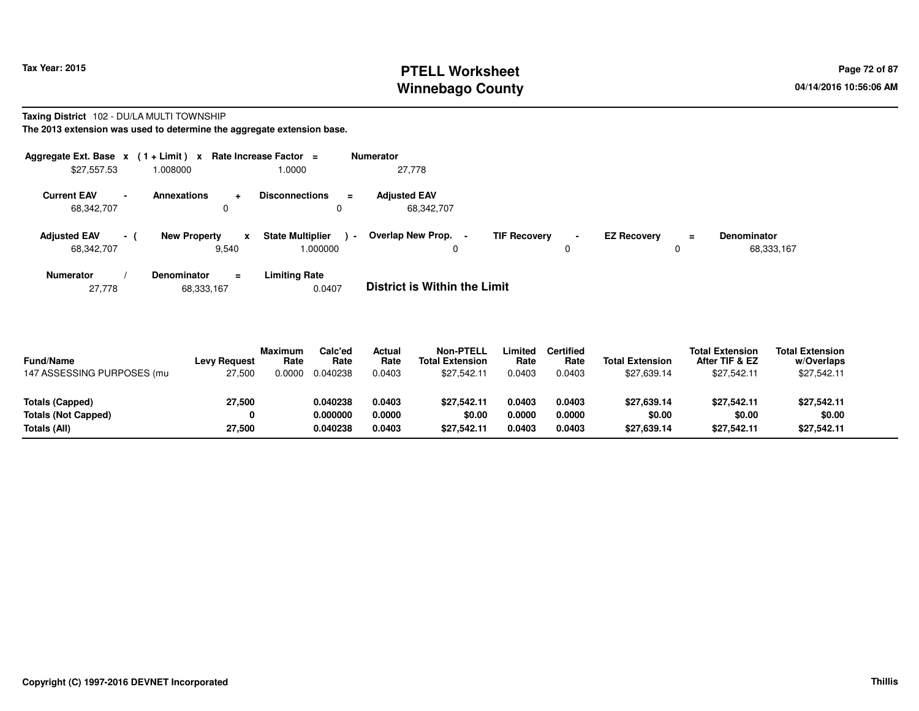**Tax Year: 2015**

# PTELL Worksheet
# Winnebago County

04/14/2016 10:56:06 AM

**Taxing District** 102 - DU/LA MULTI TOWNSHIP

**The 2013 extension was used to determine the aggregate extension base.**

| Aggregate Ext. Base | x | (1 + Limit) | x | Rate Increase Factor | = | Numerator |
|---|---|---|---|---|---|---|
| $27,557.53 | | 1.008000 | | 1.0000 | | 27,778 |

| Current EAV | - | Annexations | + | Disconnections | = | Adjusted EAV |
|---|---|---|---|---|---|---|
| 68,342,707 | | 0 | | 0 | | 68,342,707 |

| Adjusted EAV | - ( | New Property | x | State Multiplier | ) - | Overlap New Prop. | - | TIF Recovery | - | EZ Recovery | = | Denominator |
|---|---|---|---|---|---|---|---|---|---|---|---|---|
| 68,342,707 | | 9,540 | | 1.000000 | | 0 | | 0 | | 0 | | 68,333,167 |

| Numerator | / | Denominator | = | Limiting Rate |
|---|---|---|---|---|
| 27,778 | | 68,333,167 | | 0.0407 |

**District is Within the Limit**

| Fund/Name | Levy Request | Maximum Rate | Calc'ed Rate | Actual Rate | Non-PTELL Total Extension | Limited Rate | Certified Rate | Total Extension | Total Extension After TIF & EZ | Total Extension w/Overlaps |
|---|---|---|---|---|---|---|---|---|---|---|
| 147 ASSESSING PURPOSES (mu | 27,500 | 0.0000 | 0.040238 | 0.0403 | $27,542.11 | 0.0403 | 0.0403 | $27,639.14 | $27,542.11 | $27,542.11 |
| **Totals (Capped)** | **27,500** | | **0.040238** | **0.0403** | **$27,542.11** | **0.0403** | **0.0403** | **$27,639.14** | **$27,542.11** | **$27,542.11** |
| **Totals (Not Capped)** | **0** | | **0.000000** | **0.0000** | **$0.00** | **0.0000** | **0.0000** | **$0.00** | **$0.00** | **$0.00** |
| **Totals (All)** | **27,500** | | **0.040238** | **0.0403** | **$27,542.11** | **0.0403** | **0.0403** | **$27,639.14** | **$27,542.11** | **$27,542.11** |

**Copyright (C) 1997-2016 DEVNET Incorporated** Thillis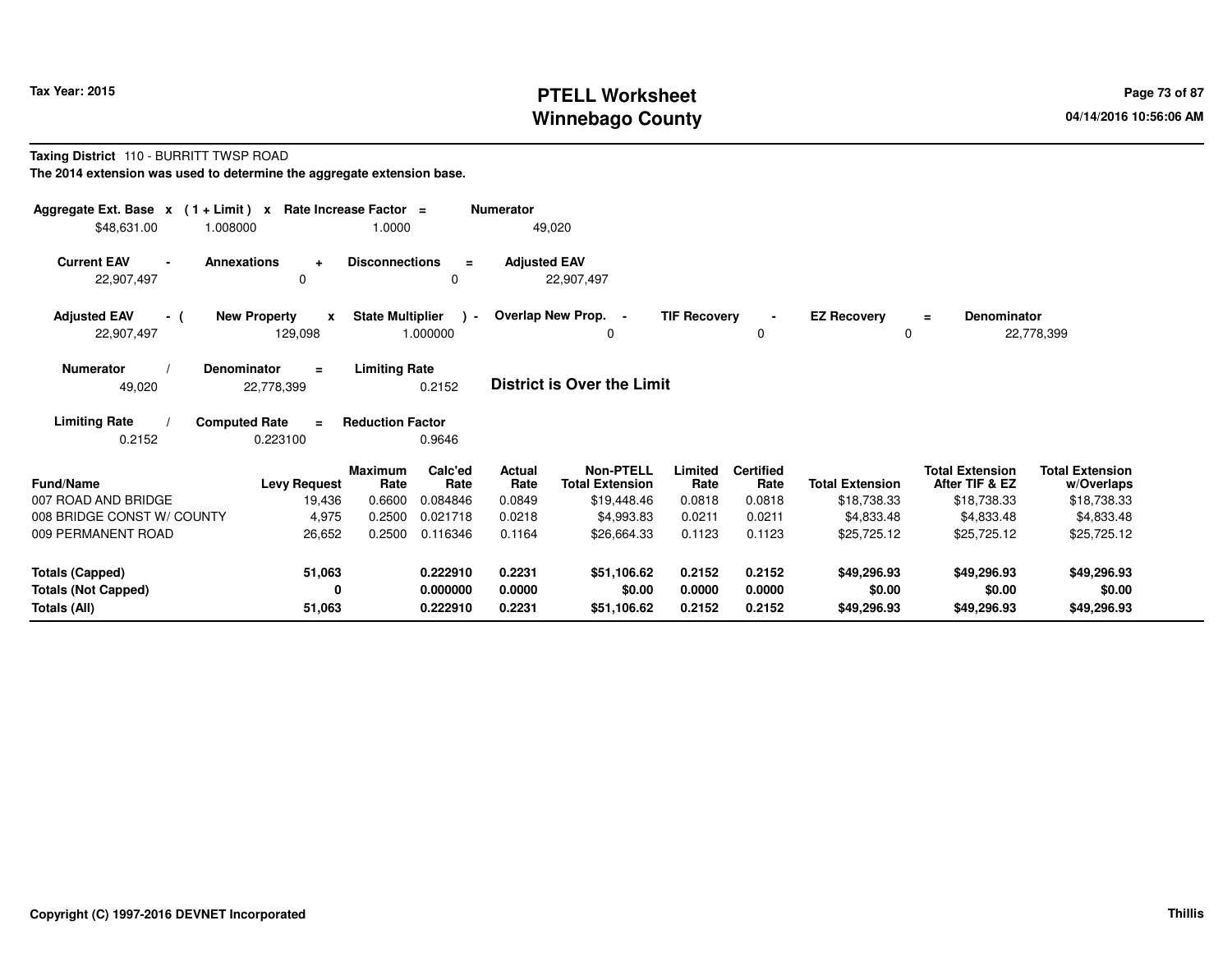# PTELL Worksheet
# Winnebago County

Tax Year: 2015

04/14/2016 10:56:06 AM

**Taxing District** 110 - BURRITT TWSP ROAD

**The 2014 extension was used to determine the aggregate extension base.**

| Aggregate Ext. Base | x | (1 + Limit) | x | Rate Increase Factor | = | Numerator |
|---|---|---|---|---|---|---|
| $48,631.00 | | 1.008000 | | 1.0000 | | 49,020 |

| Current EAV | - | Annexations | + | Disconnections | = | Adjusted EAV |
|---|---|---|---|---|---|---|
| 22,907,497 | | 0 | | 0 | | 22,907,497 |

| Adjusted EAV | - ( | New Property | x | State Multiplier | ) - | Overlap New Prop. | - | TIF Recovery | - | EZ Recovery | = | Denominator |
|---|---|---|---|---|---|---|---|---|---|---|---|---|
| 22,907,497 | | 129,098 | | 1.000000 | | 0 | | 0 | | 0 | | 22,778,399 |

| Numerator | / | Denominator | = | Limiting Rate |
|---|---|---|---|---|
| 49,020 | | 22,778,399 | | 0.2152 |

**District is Over the Limit**

| Limiting Rate | / | Computed Rate | = | Reduction Factor |
|---|---|---|---|---|
| 0.2152 | | 0.223100 | | 0.9646 |

| Fund/Name | Levy Request | Maximum Rate | Calc'ed Rate | Actual Rate | Non-PTELL Total Extension | Limited Rate | Certified Rate | Total Extension | Total Extension After TIF & EZ | Total Extension w/Overlaps |
|---|---|---|---|---|---|---|---|---|---|---|
| 007 ROAD AND BRIDGE | 19,436 | 0.6600 | 0.084846 | 0.0849 | $19,448.46 | 0.0818 | 0.0818 | $18,738.33 | $18,738.33 | $18,738.33 |
| 008 BRIDGE CONST W/ COUNTY | 4,975 | 0.2500 | 0.021718 | 0.0218 | $4,993.83 | 0.0211 | 0.0211 | $4,833.48 | $4,833.48 | $4,833.48 |
| 009 PERMANENT ROAD | 26,652 | 0.2500 | 0.116346 | 0.1164 | $26,664.33 | 0.1123 | 0.1123 | $25,725.12 | $25,725.12 | $25,725.12 |
| **Totals (Capped)** | **51,063** | | **0.222910** | **0.2231** | **$51,106.62** | **0.2152** | **0.2152** | **$49,296.93** | **$49,296.93** | **$49,296.93** |
| **Totals (Not Capped)** | **0** | | **0.000000** | **0.0000** | **$0.00** | **0.0000** | **0.0000** | **$0.00** | **$0.00** | **$0.00** |
| **Totals (All)** | **51,063** | | **0.222910** | **0.2231** | **$51,106.62** | **0.2152** | **0.2152** | **$49,296.93** | **$49,296.93** | **$49,296.93** |

Copyright (C) 1997-2016 DEVNET Incorporated

Thillis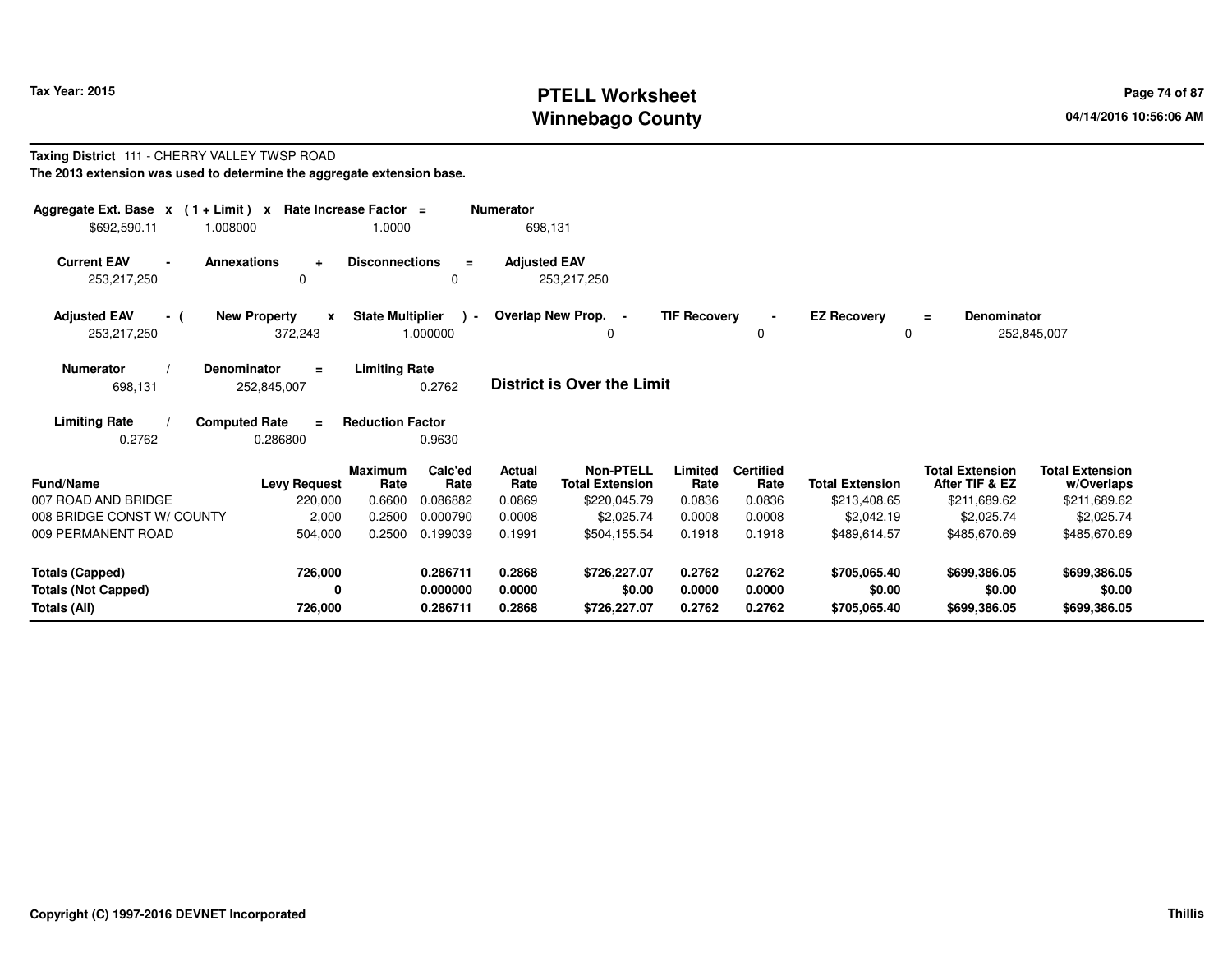# PTELL Worksheet
# Winnebago County

Tax Year: 2015

04/14/2016 10:56:06 AM

**Taxing District** 111 - CHERRY VALLEY TWSP ROAD

**The 2013 extension was used to determine the aggregate extension base.**

| Aggregate Ext. Base | x | (1 + Limit) | x | Rate Increase Factor | = | Numerator |
|---|---|---|---|---|---|---|
| $692,590.11 | | 1.008000 | | 1.0000 | | 698,131 |

| Current EAV | - | Annexations | + | Disconnections | = | Adjusted EAV |
|---|---|---|---|---|---|---|
| 253,217,250 | | 0 | | 0 | | 253,217,250 |

| Adjusted EAV | - ( | New Property | x | State Multiplier | ) - | Overlap New Prop. | - | TIF Recovery | - | EZ Recovery | = | Denominator |
|---|---|---|---|---|---|---|---|---|---|---|---|---|
| 253,217,250 | | 372,243 | | 1.000000 | | 0 | | 0 | | 0 | | 252,845,007 |

| Numerator | / | Denominator | = | Limiting Rate |
|---|---|---|---|---|
| 698,131 | | 252,845,007 | | 0.2762 |

**District is Over the Limit**

| Limiting Rate | / | Computed Rate | = | Reduction Factor |
|---|---|---|---|---|
| 0.2762 | | 0.286800 | | 0.9630 |

| Fund/Name | Levy Request | Maximum Rate | Calc'ed Rate | Actual Rate | Non-PTELL Total Extension | Limited Rate | Certified Rate | Total Extension | Total Extension After TIF & EZ | Total Extension w/Overlaps |
|---|---|---|---|---|---|---|---|---|---|---|
| 007 ROAD AND BRIDGE | 220,000 | 0.6600 | 0.086882 | 0.0869 | $220,045.79 | 0.0836 | 0.0836 | $213,408.65 | $211,689.62 | $211,689.62 |
| 008 BRIDGE CONST W/ COUNTY | 2,000 | 0.2500 | 0.000790 | 0.0008 | $2,025.74 | 0.0008 | 0.0008 | $2,042.19 | $2,025.74 | $2,025.74 |
| 009 PERMANENT ROAD | 504,000 | 0.2500 | 0.199039 | 0.1991 | $504,155.54 | 0.1918 | 0.1918 | $489,614.57 | $485,670.69 | $485,670.69 |
| **Totals (Capped)** | **726,000** | | **0.286711** | **0.2868** | **$726,227.07** | **0.2762** | **0.2762** | **$705,065.40** | **$699,386.05** | **$699,386.05** |
| **Totals (Not Capped)** | **0** | | **0.000000** | **0.0000** | **$0.00** | **0.0000** | **0.0000** | **$0.00** | **$0.00** | **$0.00** |
| **Totals (All)** | **726,000** | | **0.286711** | **0.2868** | **$726,227.07** | **0.2762** | **0.2762** | **$705,065.40** | **$699,386.05** | **$699,386.05** |

Copyright (C) 1997-2016 DEVNET Incorporated

Thillis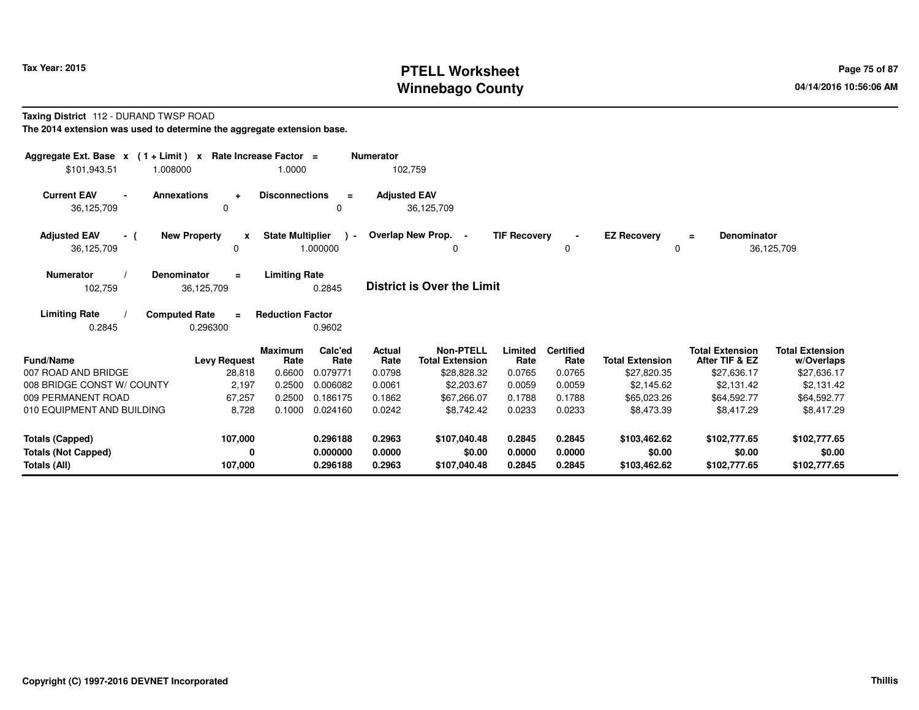# PTELL Worksheet
# Winnebago County

Tax Year: 2015

04/14/2016 10:56:06 AM

**Taxing District** 112 - DURAND TWSP ROAD

**The 2014 extension was used to determine the aggregate extension base.**

| Aggregate Ext. Base | x | ( 1 + Limit ) | x | Rate Increase Factor | = | Numerator |
|---|---|---|---|---|---|---|
| $101,943.51 | | 1.008000 | | 1.0000 | | 102,759 |

| Current EAV | - | Annexations | + | Disconnections | = | Adjusted EAV |
|---|---|---|---|---|---|---|
| 36,125,709 | | 0 | | 0 | | 36,125,709 |

| Adjusted EAV | - ( | New Property | x | State Multiplier | ) - | Overlap New Prop. | - | TIF Recovery | - | EZ Recovery | = | Denominator |
|---|---|---|---|---|---|---|---|---|---|---|---|---|
| 36,125,709 | | 0 | | 1.000000 | | 0 | | 0 | | 0 | | 36,125,709 |

| Numerator | / | Denominator | = | Limiting Rate |
|---|---|---|---|---|
| 102,759 | | 36,125,709 | | 0.2845 |

**District is Over the Limit**

| Limiting Rate | / | Computed Rate | = | Reduction Factor |
|---|---|---|---|---|
| 0.2845 | | 0.296300 | | 0.9602 |

| Fund/Name | Levy Request | Maximum Rate | Calc'ed Rate | Actual Rate | Non-PTELL Total Extension | Limited Rate | Certified Rate | Total Extension | Total Extension After TIF & EZ | Total Extension w/Overlaps |
|---|---|---|---|---|---|---|---|---|---|---|
| 007 ROAD AND BRIDGE | 28,818 | 0.6600 | 0.079771 | 0.0798 | $28,828.32 | 0.0765 | 0.0765 | $27,820.35 | $27,636.17 | $27,636.17 |
| 008 BRIDGE CONST W/ COUNTY | 2,197 | 0.2500 | 0.006082 | 0.0061 | $2,203.67 | 0.0059 | 0.0059 | $2,145.62 | $2,131.42 | $2,131.42 |
| 009 PERMANENT ROAD | 67,257 | 0.2500 | 0.186175 | 0.1862 | $67,266.07 | 0.1788 | 0.1788 | $65,023.26 | $64,592.77 | $64,592.77 |
| 010 EQUIPMENT AND BUILDING | 8,728 | 0.1000 | 0.024160 | 0.0242 | $8,742.42 | 0.0233 | 0.0233 | $8,473.39 | $8,417.29 | $8,417.29 |
| **Totals (Capped)** | **107,000** | | **0.296188** | **0.2963** | **$107,040.48** | **0.2845** | **0.2845** | **$103,462.62** | **$102,777.65** | **$102,777.65** |
| **Totals (Not Capped)** | **0** | | **0.000000** | **0.0000** | **$0.00** | **0.0000** | **0.0000** | **$0.00** | **$0.00** | **$0.00** |
| **Totals (All)** | **107,000** | | **0.296188** | **0.2963** | **$107,040.48** | **0.2845** | **0.2845** | **$103,462.62** | **$102,777.65** | **$102,777.65** |

Copyright (C) 1997-2016 DEVNET Incorporated

Thillis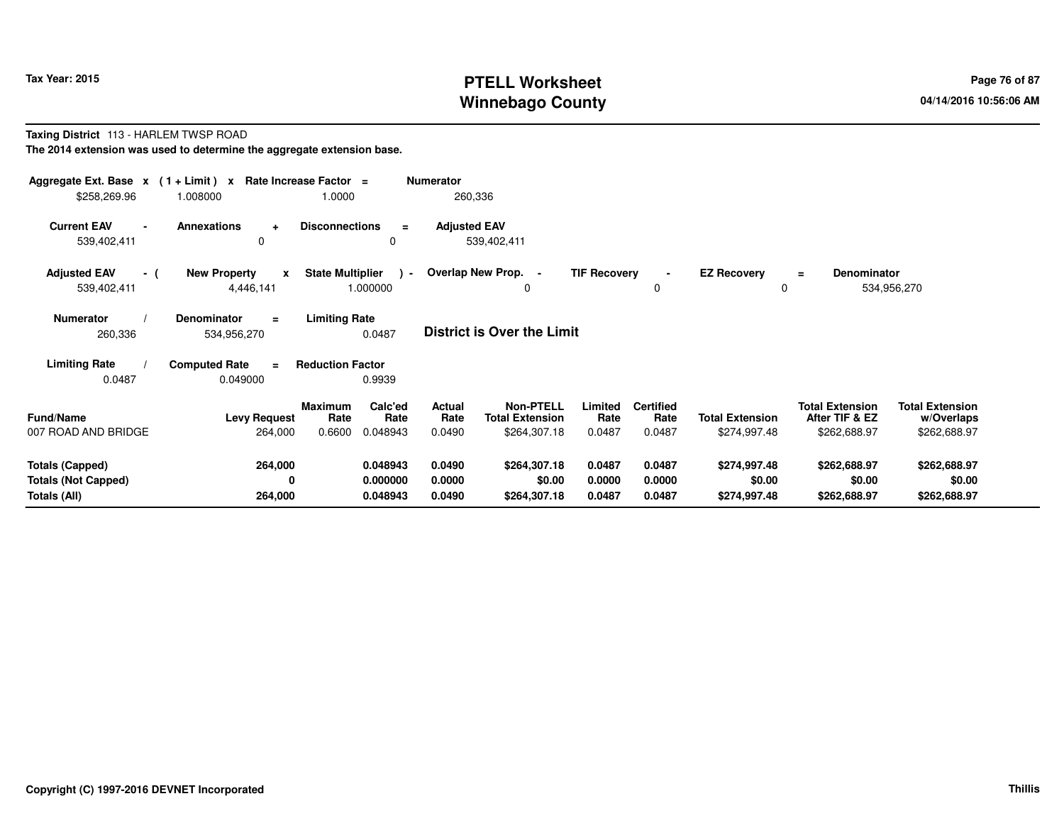# PTELL Worksheet
# Winnebago County

Tax Year: 2015

04/14/2016 10:56:06 AM

**Taxing District** 113 - HARLEM TWSP ROAD

**The 2014 extension was used to determine the aggregate extension base.**

| Aggregate Ext. Base | x | (1 + Limit) | x | Rate Increase Factor | = | Numerator |
|---|---|---|---|---|---|---|
| $258,269.96 | | 1.008000 | | 1.0000 | | 260,336 |

| Current EAV | - | Annexations | + | Disconnections | = | Adjusted EAV |
|---|---|---|---|---|---|---|
| 539,402,411 | | 0 | | 0 | | 539,402,411 |

| Adjusted EAV | - ( | New Property | x | State Multiplier | ) - | Overlap New Prop. | - | TIF Recovery | - | EZ Recovery | = | Denominator |
|---|---|---|---|---|---|---|---|---|---|---|---|---|
| 539,402,411 | | 4,446,141 | | 1.000000 | | 0 | | 0 | | 0 | | 534,956,270 |

| Numerator | / | Denominator | = | Limiting Rate |
|---|---|---|---|---|
| 260,336 | | 534,956,270 | | 0.0487 |

**District is Over the Limit**

| Limiting Rate | / | Computed Rate | = | Reduction Factor |
|---|---|---|---|---|
| 0.0487 | | 0.049000 | | 0.9939 |

| Fund/Name | Levy Request | Maximum Rate | Calc'ed Rate | Actual Rate | Non-PTELL Total Extension | Limited Rate | Certified Rate | Total Extension | Total Extension After TIF & EZ | Total Extension w/Overlaps |
|---|---|---|---|---|---|---|---|---|---|---|
| 007 ROAD AND BRIDGE | 264,000 | 0.6600 | 0.048943 | 0.0490 | $264,307.18 | 0.0487 | 0.0487 | $274,997.48 | $262,688.97 | $262,688.97 |
| **Totals (Capped)** | **264,000** | | **0.048943** | **0.0490** | **$264,307.18** | **0.0487** | **0.0487** | **$274,997.48** | **$262,688.97** | **$262,688.97** |
| **Totals (Not Capped)** | **0** | | **0.000000** | **0.0000** | **$0.00** | **0.0000** | **0.0000** | **$0.00** | **$0.00** | **$0.00** |
| **Totals (All)** | **264,000** | | **0.048943** | **0.0490** | **$264,307.18** | **0.0487** | **0.0487** | **$274,997.48** | **$262,688.97** | **$262,688.97** |

**Copyright (C) 1997-2016 DEVNET Incorporated** **Thillis**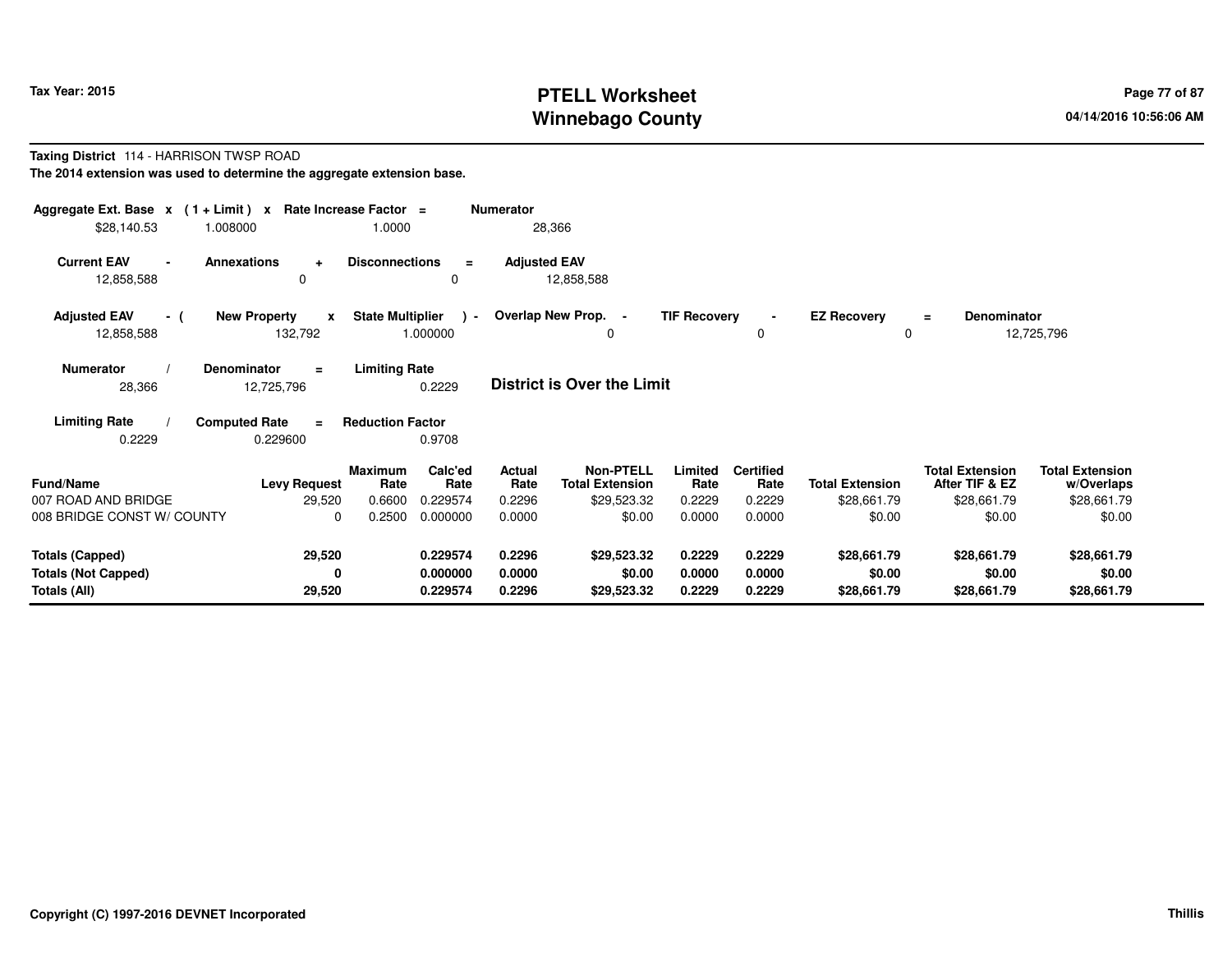**Tax Year: 2015**

# PTELL Worksheet
# Winnebago County

04/14/2016 10:56:06 AM

**Taxing District** 114 - HARRISON TWSP ROAD

**The 2014 extension was used to determine the aggregate extension base.**

| Aggregate Ext. Base x | (1 + Limit) x | Rate Increase Factor = | Numerator |
|---|---|---|---|
| $28,140.53 | 1.008000 | 1.0000 | 28,366 |

| Current EAV - | Annexations + | Disconnections = | Adjusted EAV |
|---|---|---|---|
| 12,858,588 | 0 | 0 | 12,858,588 |

| Adjusted EAV - ( | New Property x | State Multiplier ) - | Overlap New Prop. - | TIF Recovery - | EZ Recovery = | Denominator |
|---|---|---|---|---|---|---|
| 12,858,588 | 132,792 | 1.000000 | 0 | 0 | 0 | 12,725,796 |

| Numerator / | Denominator = | Limiting Rate |
|---|---|---|
| 28,366 | 12,725,796 | 0.2229 |

**District is Over the Limit**

| Limiting Rate / | Computed Rate = | Reduction Factor |
|---|---|---|
| 0.2229 | 0.229600 | 0.9708 |

| Fund/Name | Levy Request | Maximum Rate | Calc'ed Rate | Actual Rate | Non-PTELL Total Extension | Limited Rate | Certified Rate | Total Extension | Total Extension After TIF & EZ | Total Extension w/Overlaps |
|---|---|---|---|---|---|---|---|---|---|---|
| 007 ROAD AND BRIDGE | 29,520 | 0.6600 | 0.229574 | 0.2296 | $29,523.32 | 0.2229 | 0.2229 | $28,661.79 | $28,661.79 | $28,661.79 |
| 008 BRIDGE CONST W/ COUNTY | 0 | 0.2500 | 0.000000 | 0.0000 | $0.00 | 0.0000 | 0.0000 | $0.00 | $0.00 | $0.00 |
| **Totals (Capped)** | **29,520** | | **0.229574** | **0.2296** | **$29,523.32** | **0.2229** | **0.2229** | **$28,661.79** | **$28,661.79** | **$28,661.79** |
| **Totals (Not Capped)** | **0** | | **0.000000** | **0.0000** | **$0.00** | **0.0000** | **0.0000** | **$0.00** | **$0.00** | **$0.00** |
| **Totals (All)** | **29,520** | | **0.229574** | **0.2296** | **$29,523.32** | **0.2229** | **0.2229** | **$28,661.79** | **$28,661.79** | **$28,661.79** |

**Copyright (C) 1997-2016 DEVNET Incorporated** **Thillis**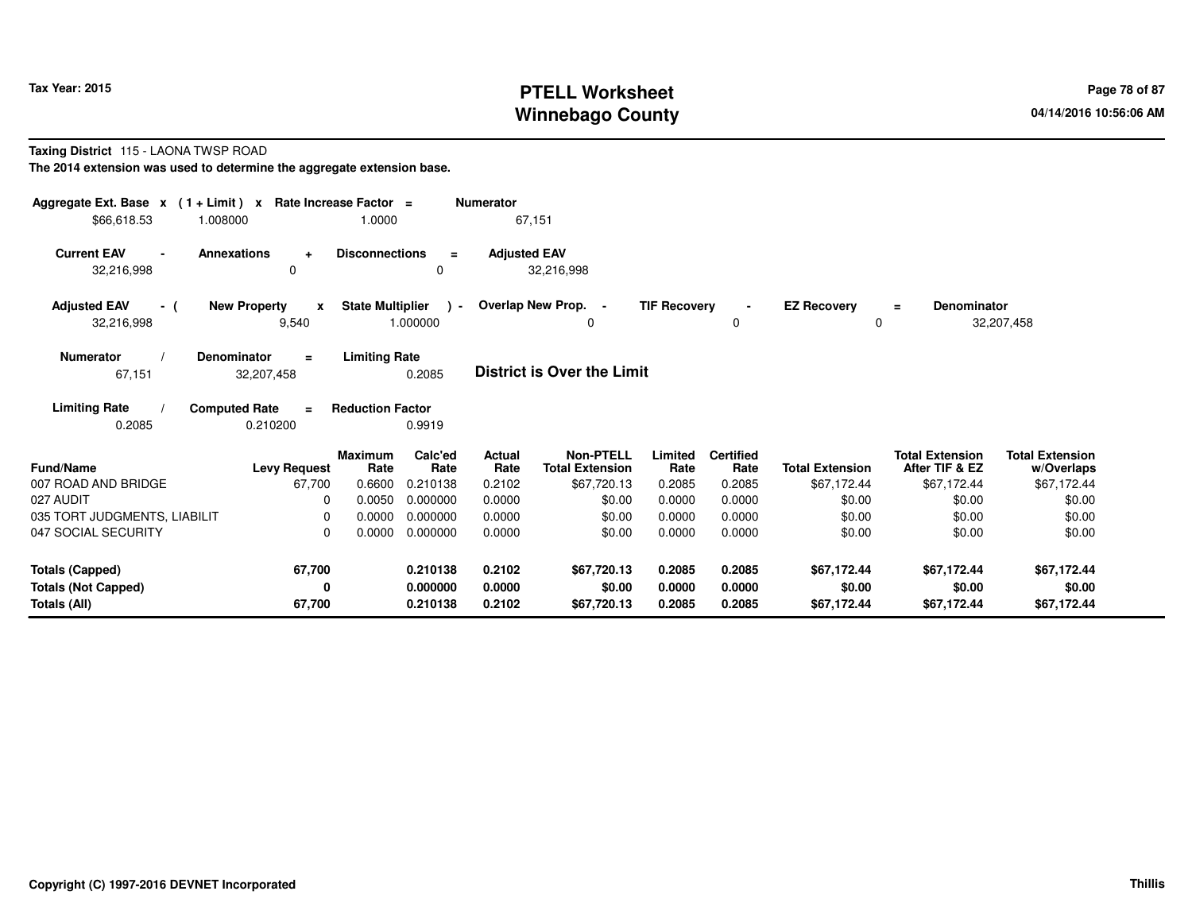Tax Year: 2015

# PTELL Worksheet
# Winnebago County

04/14/2016 10:56:06 AM

**Taxing District** 115 - LAONA TWSP ROAD

**The 2014 extension was used to determine the aggregate extension base.**

| Aggregate Ext. Base x | (1 + Limit) x | Rate Increase Factor = | Numerator |
|---|---|---|---|
| $66,618.53 | 1.008000 | 1.0000 | 67,151 |

| Current EAV - | Annexations + | Disconnections = | Adjusted EAV |
|---|---|---|---|
| 32,216,998 | 0 | 0 | 32,216,998 |

| Adjusted EAV - ( | New Property x | State Multiplier ) - | Overlap New Prop. - | TIF Recovery - | EZ Recovery = | Denominator |
|---|---|---|---|---|---|---|
| 32,216,998 | 9,540 | 1.000000 | 0 | 0 | 0 | 32,207,458 |

| Numerator / | Denominator = | Limiting Rate |
|---|---|---|
| 67,151 | 32,207,458 | 0.2085 |

**District is Over the Limit**

| Limiting Rate / | Computed Rate = | Reduction Factor |
|---|---|---|
| 0.2085 | 0.210200 | 0.9919 |

| Fund/Name | Levy Request | Maximum Rate | Calc'ed Rate | Actual Rate | Non-PTELL Total Extension | Limited Rate | Certified Rate | Total Extension | Total Extension After TIF & EZ | Total Extension w/Overlaps |
|---|---|---|---|---|---|---|---|---|---|---|
| 007 ROAD AND BRIDGE | 67,700 | 0.6600 | 0.210138 | 0.2102 | $67,720.13 | 0.2085 | 0.2085 | $67,172.44 | $67,172.44 | $67,172.44 |
| 027 AUDIT | 0 | 0.0050 | 0.000000 | 0.0000 | $0.00 | 0.0000 | 0.0000 | $0.00 | $0.00 | $0.00 |
| 035 TORT JUDGMENTS, LIABILIT | 0 | 0.0000 | 0.000000 | 0.0000 | $0.00 | 0.0000 | 0.0000 | $0.00 | $0.00 | $0.00 |
| 047 SOCIAL SECURITY | 0 | 0.0000 | 0.000000 | 0.0000 | $0.00 | 0.0000 | 0.0000 | $0.00 | $0.00 | $0.00 |
| **Totals (Capped)** | **67,700** | | **0.210138** | **0.2102** | **$67,720.13** | **0.2085** | **0.2085** | **$67,172.44** | **$67,172.44** | **$67,172.44** |
| **Totals (Not Capped)** | **0** | | **0.000000** | **0.0000** | **$0.00** | **0.0000** | **0.0000** | **$0.00** | **$0.00** | **$0.00** |
| **Totals (All)** | **67,700** | | **0.210138** | **0.2102** | **$67,720.13** | **0.2085** | **0.2085** | **$67,172.44** | **$67,172.44** | **$67,172.44** |

Copyright (C) 1997-2016 DEVNET Incorporated

Thillis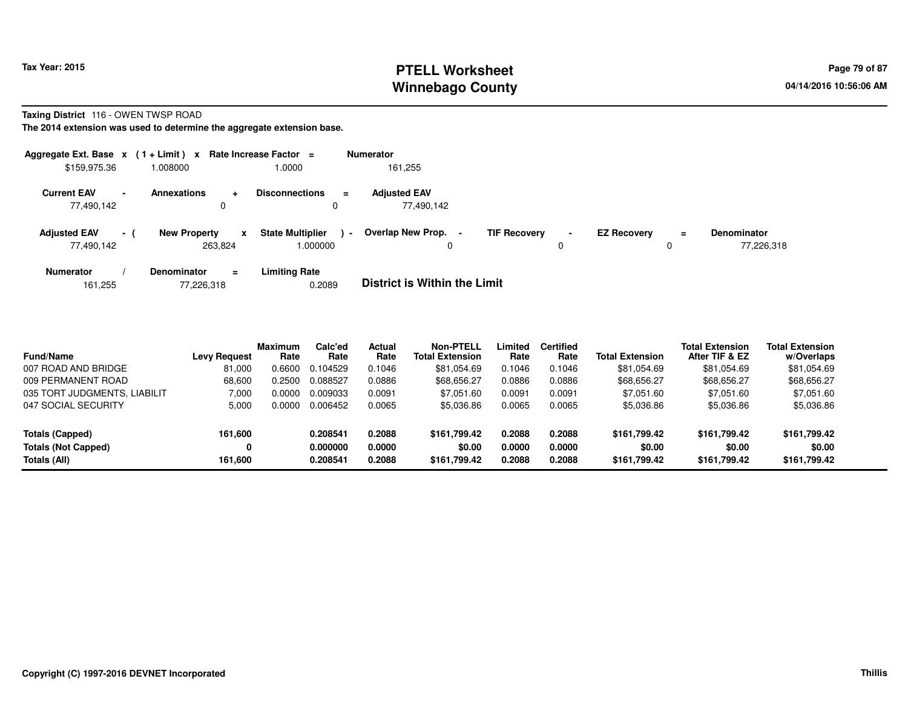**Tax Year: 2015**

# PTELL Worksheet
# Winnebago County

04/14/2016 10:56:06 AM

**Taxing District** 116 - OWEN TWSP ROAD

**The 2014 extension was used to determine the aggregate extension base.**

| Aggregate Ext. Base | x | (1 + Limit) | x | Rate Increase Factor | = | Numerator |
|---|---|---|---|---|---|---|
| $159,975.36 | | 1.008000 | | 1.0000 | | 161,255 |

| Current EAV | - | Annexations | + | Disconnections | = | Adjusted EAV |
|---|---|---|---|---|---|---|
| 77,490,142 | | 0 | | 0 | | 77,490,142 |

| Adjusted EAV | - ( | New Property | x | State Multiplier | ) - | Overlap New Prop. | - | TIF Recovery | - | EZ Recovery | = | Denominator |
|---|---|---|---|---|---|---|---|---|---|---|---|---|
| 77,490,142 | | 263,824 | | 1.000000 | | 0 | | 0 | | 0 | | 77,226,318 |

| Numerator | / | Denominator | = | Limiting Rate |
|---|---|---|---|---|
| 161,255 | | 77,226,318 | | 0.2089 |

**District is Within the Limit**

| Fund/Name | Levy Request | Maximum Rate | Calc'ed Rate | Actual Rate | Non-PTELL Total Extension | Limited Rate | Certified Rate | Total Extension | Total Extension After TIF & EZ | Total Extension w/Overlaps |
|---|---|---|---|---|---|---|---|---|---|---|
| 007 ROAD AND BRIDGE | 81,000 | 0.6600 | 0.104529 | 0.1046 | $81,054.69 | 0.1046 | 0.1046 | $81,054.69 | $81,054.69 | $81,054.69 |
| 009 PERMANENT ROAD | 68,600 | 0.2500 | 0.088527 | 0.0886 | $68,656.27 | 0.0886 | 0.0886 | $68,656.27 | $68,656.27 | $68,656.27 |
| 035 TORT JUDGMENTS, LIABILIT | 7,000 | 0.0000 | 0.009033 | 0.0091 | $7,051.60 | 0.0091 | 0.0091 | $7,051.60 | $7,051.60 | $7,051.60 |
| 047 SOCIAL SECURITY | 5,000 | 0.0000 | 0.006452 | 0.0065 | $5,036.86 | 0.0065 | 0.0065 | $5,036.86 | $5,036.86 | $5,036.86 |
| **Totals (Capped)** | **161,600** | | **0.208541** | **0.2088** | **$161,799.42** | **0.2088** | **0.2088** | **$161,799.42** | **$161,799.42** | **$161,799.42** |
| **Totals (Not Capped)** | **0** | | **0.000000** | **0.0000** | **$0.00** | **0.0000** | **0.0000** | **$0.00** | **$0.00** | **$0.00** |
| **Totals (All)** | **161,600** | | **0.208541** | **0.2088** | **$161,799.42** | **0.2088** | **0.2088** | **$161,799.42** | **$161,799.42** | **$161,799.42** |

**Copyright (C) 1997-2016 DEVNET Incorporated**

**Thillis**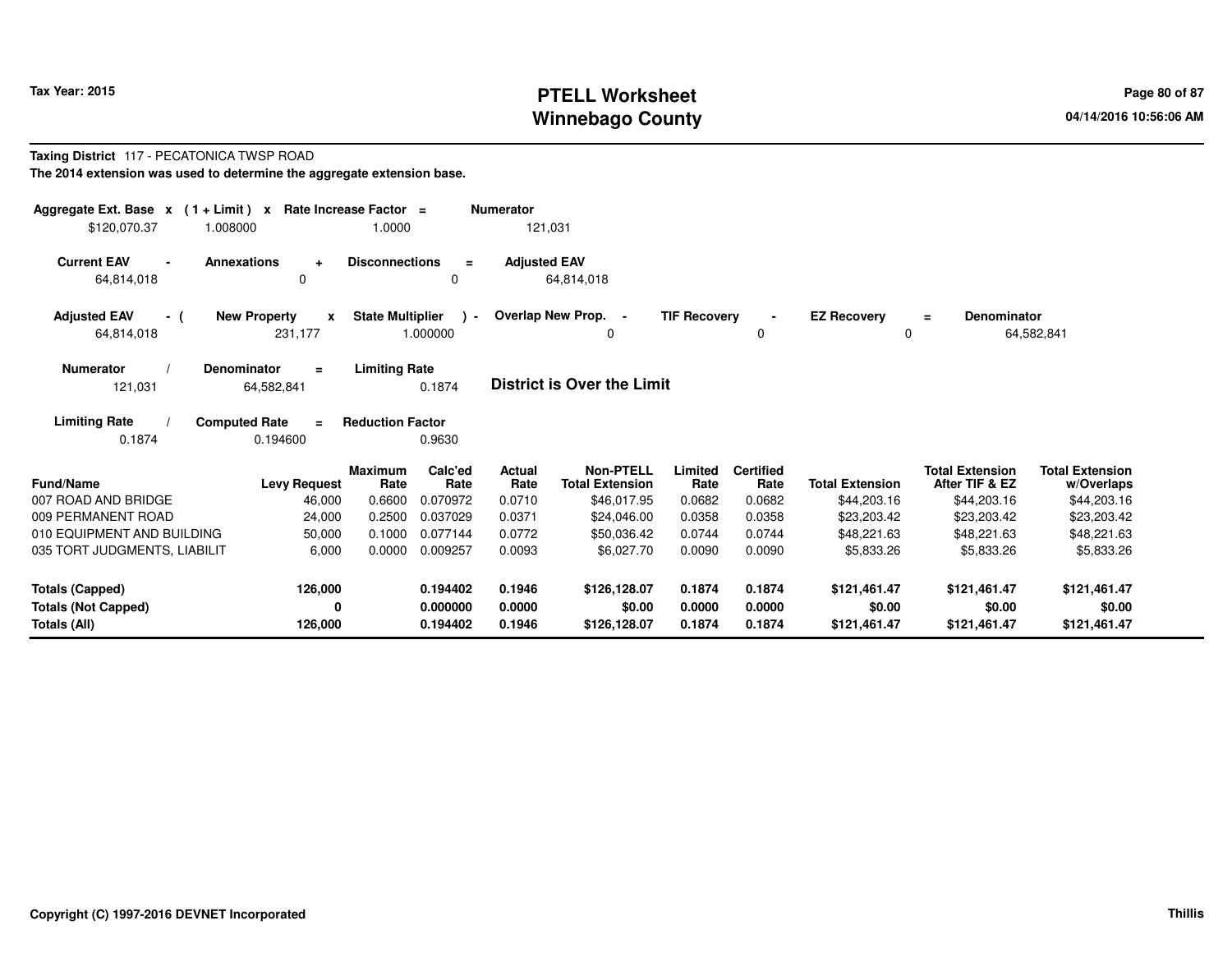Tax Year: 2015

# PTELL Worksheet
# Winnebago County

04/14/2016 10:56:06 AM

**Taxing District** 117 - PECATONICA TWSP ROAD

**The 2014 extension was used to determine the aggregate extension base.**

| Aggregate Ext. Base | x | (1 + Limit) | x | Rate Increase Factor | = | Numerator |
|---|---|---|---|---|---|---|
| $120,070.37 | | 1.008000 | | 1.0000 | | 121,031 |

| Current EAV | - | Annexations | + | Disconnections | = | Adjusted EAV |
|---|---|---|---|---|---|---|
| 64,814,018 | | 0 | | 0 | | 64,814,018 |

| Adjusted EAV | - ( | New Property | x | State Multiplier | ) - | Overlap New Prop. | - | TIF Recovery | - | EZ Recovery | = | Denominator |
|---|---|---|---|---|---|---|---|---|---|---|---|---|
| 64,814,018 | | 231,177 | | 1.000000 | | 0 | | 0 | | 0 | | 64,582,841 |

| Numerator | / | Denominator | = | Limiting Rate |
|---|---|---|---|---|
| 121,031 | | 64,582,841 | | 0.1874 |

**District is Over the Limit**

| Limiting Rate | / | Computed Rate | = | Reduction Factor |
|---|---|---|---|---|
| 0.1874 | | 0.194600 | | 0.9630 |

| Fund/Name | Levy Request | Maximum Rate | Calc'ed Rate | Actual Rate | Non-PTELL Total Extension | Limited Rate | Certified Rate | Total Extension | Total Extension After TIF & EZ | Total Extension w/Overlaps |
|---|---|---|---|---|---|---|---|---|---|---|
| 007 ROAD AND BRIDGE | 46,000 | 0.6600 | 0.070972 | 0.0710 | $46,017.95 | 0.0682 | 0.0682 | $44,203.16 | $44,203.16 | $44,203.16 |
| 009 PERMANENT ROAD | 24,000 | 0.2500 | 0.037029 | 0.0371 | $24,046.00 | 0.0358 | 0.0358 | $23,203.42 | $23,203.42 | $23,203.42 |
| 010 EQUIPMENT AND BUILDING | 50,000 | 0.1000 | 0.077144 | 0.0772 | $50,036.42 | 0.0744 | 0.0744 | $48,221.63 | $48,221.63 | $48,221.63 |
| 035 TORT JUDGMENTS, LIABILIT | 6,000 | 0.0000 | 0.009257 | 0.0093 | $6,027.70 | 0.0090 | 0.0090 | $5,833.26 | $5,833.26 | $5,833.26 |
| **Totals (Capped)** | **126,000** | | **0.194402** | **0.1946** | **$126,128.07** | **0.1874** | **0.1874** | **$121,461.47** | **$121,461.47** | **$121,461.47** |
| **Totals (Not Capped)** | **0** | | **0.000000** | **0.0000** | **$0.00** | **0.0000** | **0.0000** | **$0.00** | **$0.00** | **$0.00** |
| **Totals (All)** | **126,000** | | **0.194402** | **0.1946** | **$126,128.07** | **0.1874** | **0.1874** | **$121,461.47** | **$121,461.47** | **$121,461.47** |

Copyright (C) 1997-2016 DEVNET Incorporated

Thillis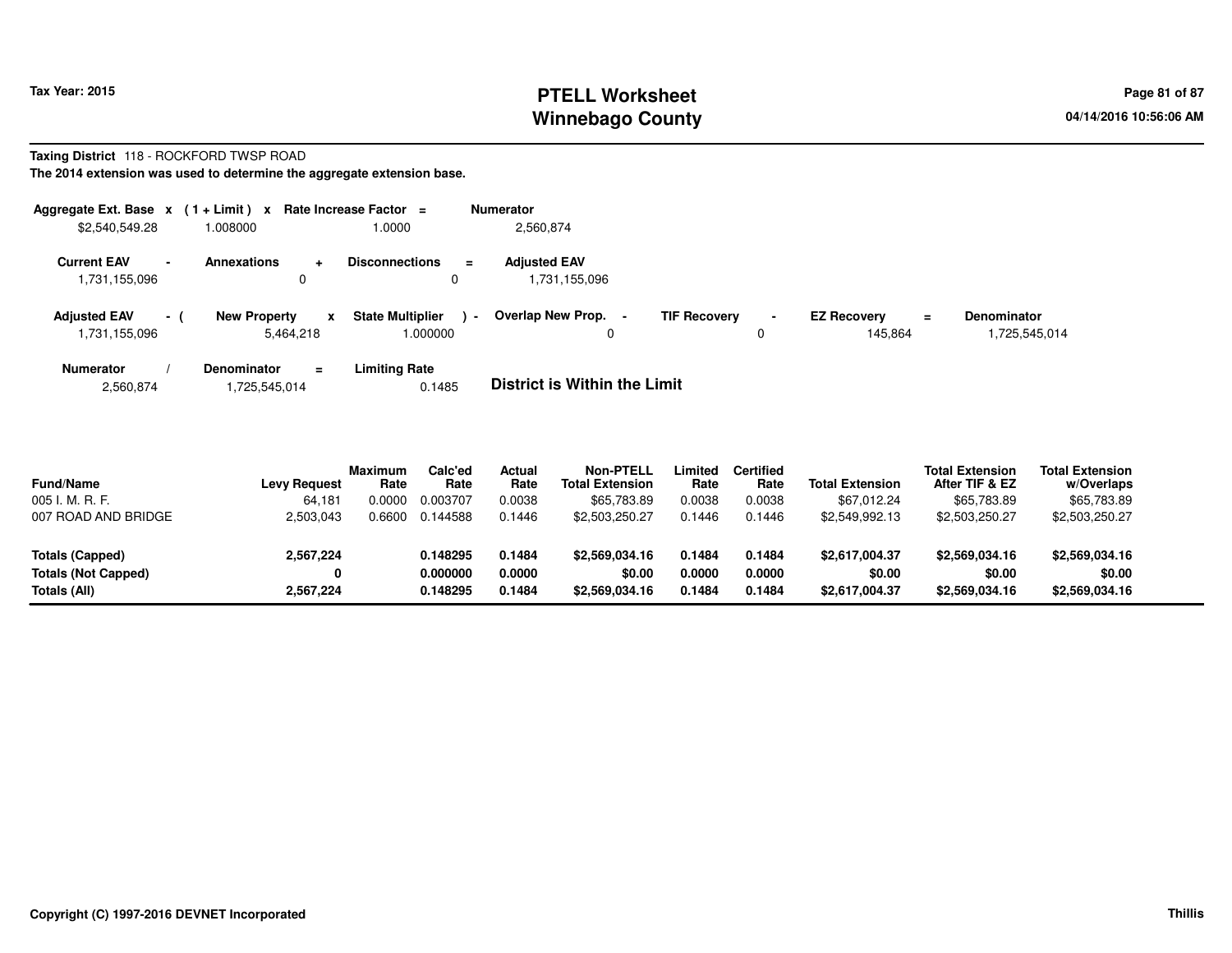**Tax Year: 2015**

# PTELL Worksheet
# Winnebago County

04/14/2016 10:56:06 AM

**Taxing District** 118 - ROCKFORD TWSP ROAD

**The 2014 extension was used to determine the aggregate extension base.**

| Aggregate Ext. Base | x | (1 + Limit) | x | Rate Increase Factor | = | Numerator |
|---|---|---|---|---|---|---|
| $2,540,549.28 | | 1.008000 | | 1.0000 | | 2,560,874 |

| Current EAV | - | Annexations | + | Disconnections | = | Adjusted EAV |
|---|---|---|---|---|---|---|
| 1,731,155,096 | | 0 | | 0 | | 1,731,155,096 |

| Adjusted EAV | - ( | New Property | x | State Multiplier | ) - | Overlap New Prop. | - | TIF Recovery | - | EZ Recovery | = | Denominator |
|---|---|---|---|---|---|---|---|---|---|---|---|---|
| 1,731,155,096 | | 5,464,218 | | 1.000000 | | 0 | | 0 | | 145,864 | | 1,725,545,014 |

| Numerator | / | Denominator | = | Limiting Rate |
|---|---|---|---|---|
| 2,560,874 | | 1,725,545,014 | | 0.1485 |

**District is Within the Limit**

| Fund/Name | Levy Request | Maximum Rate | Calc'ed Rate | Actual Rate | Non-PTELL Total Extension | Limited Rate | Certified Rate | Total Extension | Total Extension After TIF & EZ | Total Extension w/Overlaps |
|---|---|---|---|---|---|---|---|---|---|---|
| 005 I. M. R. F. | 64,181 | 0.0000 | 0.003707 | 0.0038 | $65,783.89 | 0.0038 | 0.0038 | $67,012.24 | $65,783.89 | $65,783.89 |
| 007 ROAD AND BRIDGE | 2,503,043 | 0.6600 | 0.144588 | 0.1446 | $2,503,250.27 | 0.1446 | 0.1446 | $2,549,992.13 | $2,503,250.27 | $2,503,250.27 |
| **Totals (Capped)** | **2,567,224** | | **0.148295** | **0.1484** | **$2,569,034.16** | **0.1484** | **0.1484** | **$2,617,004.37** | **$2,569,034.16** | **$2,569,034.16** |
| **Totals (Not Capped)** | **0** | | **0.000000** | **0.0000** | **$0.00** | **0.0000** | **0.0000** | **$0.00** | **$0.00** | **$0.00** |
| **Totals (All)** | **2,567,224** | | **0.148295** | **0.1484** | **$2,569,034.16** | **0.1484** | **0.1484** | **$2,617,004.37** | **$2,569,034.16** | **$2,569,034.16** |

**Copyright (C) 1997-2016 DEVNET Incorporated** **Thillis**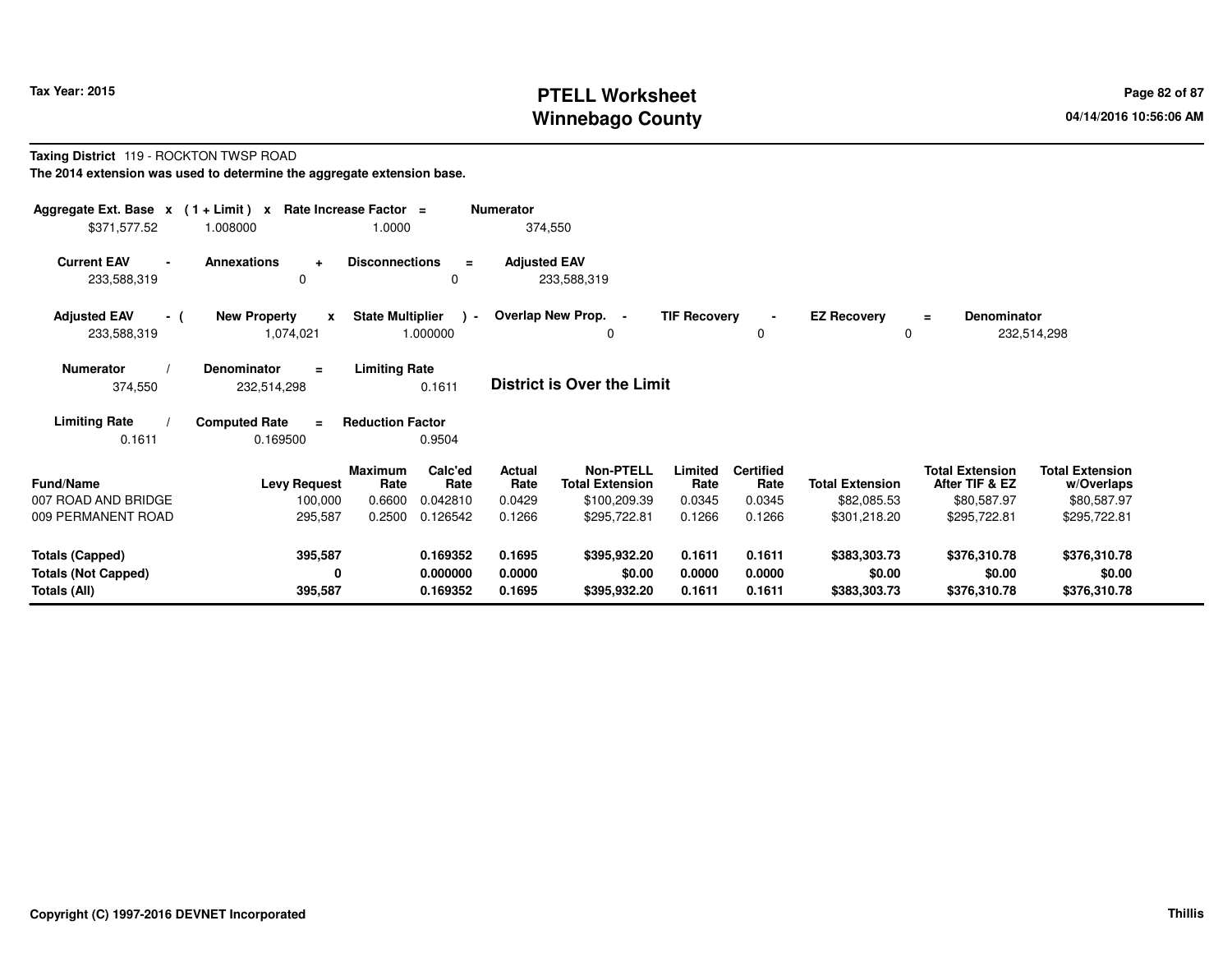# PTELL Worksheet
# Winnebago County

Tax Year: 2015

04/14/2016 10:56:06 AM

**Taxing District** 119 - ROCKTON TWSP ROAD

**The 2014 extension was used to determine the aggregate extension base.**

| Aggregate Ext. Base x | (1 + Limit) x | Rate Increase Factor = | Numerator |
|---|---|---|---|
| $371,577.52 | 1.008000 | 1.0000 | 374,550 |

| Current EAV - | Annexations + | Disconnections = | Adjusted EAV |
|---|---|---|---|
| 233,588,319 | 0 | 0 | 233,588,319 |

| Adjusted EAV - ( | New Property x | State Multiplier ) - | Overlap New Prop. - | TIF Recovery - | EZ Recovery = | Denominator |
|---|---|---|---|---|---|---|
| 233,588,319 | 1,074,021 | 1.000000 | 0 | 0 | 0 | 232,514,298 |

| Numerator / | Denominator = | Limiting Rate |
|---|---|---|
| 374,550 | 232,514,298 | 0.1611 |

**District is Over the Limit**

| Limiting Rate / | Computed Rate = | Reduction Factor |
|---|---|---|
| 0.1611 | 0.169500 | 0.9504 |

| Fund/Name | Levy Request | Maximum Rate | Calc'ed Rate | Actual Rate | Non-PTELL Total Extension | Limited Rate | Certified Rate | Total Extension | Total Extension After TIF & EZ | Total Extension w/Overlaps |
|---|---|---|---|---|---|---|---|---|---|---|
| 007 ROAD AND BRIDGE | 100,000 | 0.6600 | 0.042810 | 0.0429 | $100,209.39 | 0.0345 | 0.0345 | $82,085.53 | $80,587.97 | $80,587.97 |
| 009 PERMANENT ROAD | 295,587 | 0.2500 | 0.126542 | 0.1266 | $295,722.81 | 0.1266 | 0.1266 | $301,218.20 | $295,722.81 | $295,722.81 |
| **Totals (Capped)** | **395,587** | | **0.169352** | **0.1695** | **$395,932.20** | **0.1611** | **0.1611** | **$383,303.73** | **$376,310.78** | **$376,310.78** |
| **Totals (Not Capped)** | **0** | | **0.000000** | **0.0000** | **$0.00** | **0.0000** | **0.0000** | **$0.00** | **$0.00** | **$0.00** |
| **Totals (All)** | **395,587** | | **0.169352** | **0.1695** | **$395,932.20** | **0.1611** | **0.1611** | **$383,303.73** | **$376,310.78** | **$376,310.78** |

**Copyright (C) 1997-2016 DEVNET Incorporated** **Thillis**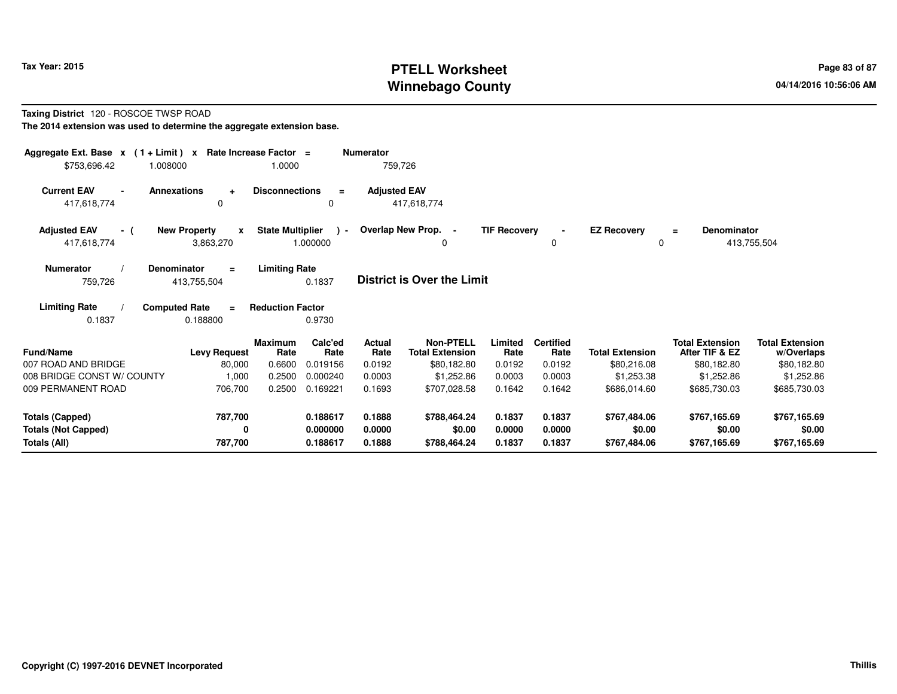# PTELL Worksheet
# Winnebago County

Tax Year: 2015

04/14/2016 10:56:06 AM

**Taxing District** 120 - ROSCOE TWSP ROAD

**The 2014 extension was used to determine the aggregate extension base.**

| Aggregate Ext. Base | x | (1 + Limit) | x | Rate Increase Factor | = | Numerator |
|---|---|---|---|---|---|---|
| $753,696.42 | | 1.008000 | | 1.0000 | | 759,726 |

| Current EAV | - | Annexations | + | Disconnections | = | Adjusted EAV |
|---|---|---|---|---|---|---|
| 417,618,774 | | 0 | | 0 | | 417,618,774 |

| Adjusted EAV | - ( | New Property | x | State Multiplier | ) - | Overlap New Prop. | - | TIF Recovery | - | EZ Recovery | = | Denominator |
|---|---|---|---|---|---|---|---|---|---|---|---|---|
| 417,618,774 | | 3,863,270 | | 1.000000 | | 0 | | 0 | | 0 | | 413,755,504 |

| Numerator | / | Denominator | = | Limiting Rate |
|---|---|---|---|---|
| 759,726 | | 413,755,504 | | 0.1837 |

**District is Over the Limit**

| Limiting Rate | / | Computed Rate | = | Reduction Factor |
|---|---|---|---|---|
| 0.1837 | | 0.188800 | | 0.9730 |

| Fund/Name | Levy Request | Maximum Rate | Calc'ed Rate | Actual Rate | Non-PTELL Total Extension | Limited Rate | Certified Rate | Total Extension | Total Extension After TIF & EZ | Total Extension w/Overlaps |
|---|---|---|---|---|---|---|---|---|---|---|
| 007 ROAD AND BRIDGE | 80,000 | 0.6600 | 0.019156 | 0.0192 | $80,182.80 | 0.0192 | 0.0192 | $80,216.08 | $80,182.80 | $80,182.80 |
| 008 BRIDGE CONST W/ COUNTY | 1,000 | 0.2500 | 0.000240 | 0.0003 | $1,252.86 | 0.0003 | 0.0003 | $1,253.38 | $1,252.86 | $1,252.86 |
| 009 PERMANENT ROAD | 706,700 | 0.2500 | 0.169221 | 0.1693 | $707,028.58 | 0.1642 | 0.1642 | $686,014.60 | $685,730.03 | $685,730.03 |
| **Totals (Capped)** | **787,700** | | **0.188617** | **0.1888** | **$788,464.24** | **0.1837** | **0.1837** | **$767,484.06** | **$767,165.69** | **$767,165.69** |
| **Totals (Not Capped)** | **0** | | **0.000000** | **0.0000** | **$0.00** | **0.0000** | **0.0000** | **$0.00** | **$0.00** | **$0.00** |
| **Totals (All)** | **787,700** | | **0.188617** | **0.1888** | **$788,464.24** | **0.1837** | **0.1837** | **$767,484.06** | **$767,165.69** | **$767,165.69** |

Copyright (C) 1997-2016 DEVNET Incorporated

Thillis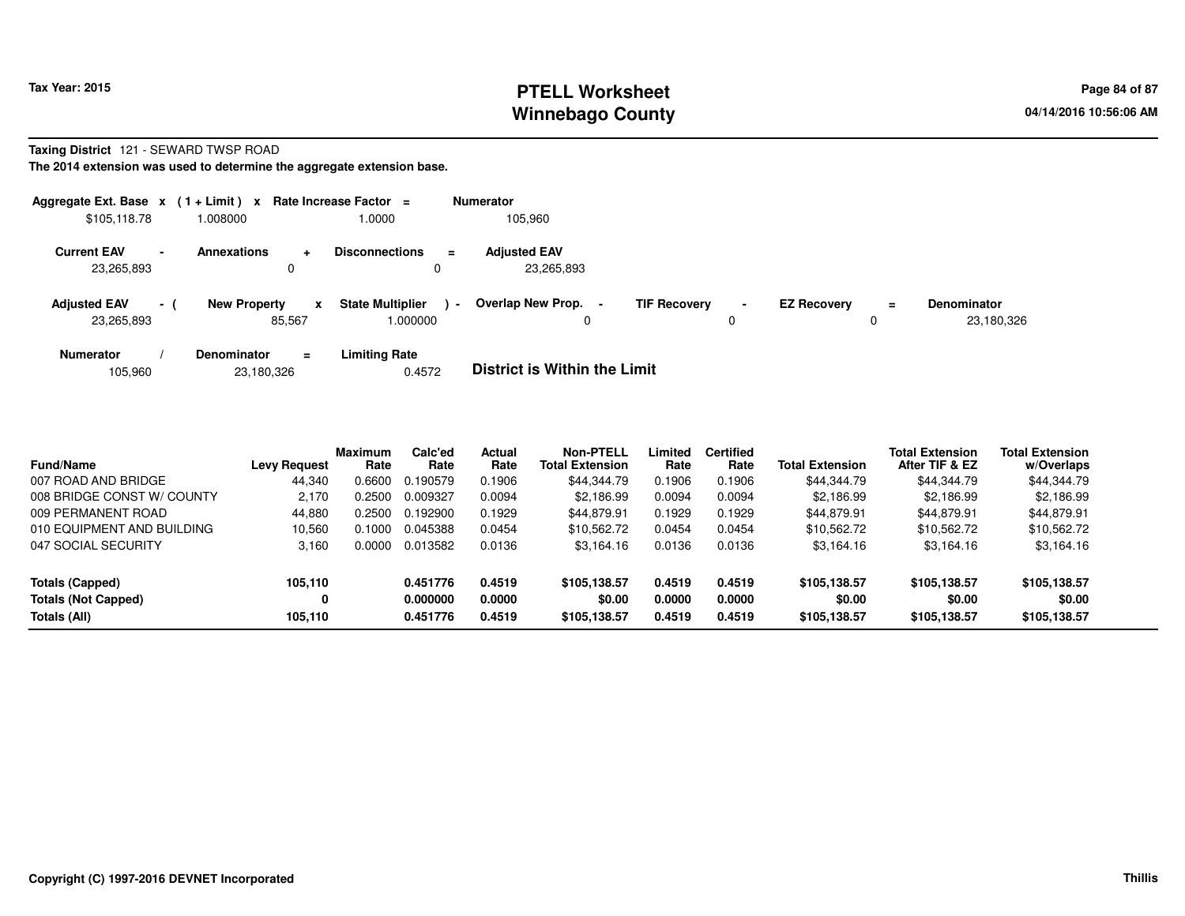# PTELL Worksheet
# Winnebago County

Tax Year: 2015

04/14/2016 10:56:06 AM

**Taxing District** 121 - SEWARD TWSP ROAD

**The 2014 extension was used to determine the aggregate extension base.**

| Aggregate Ext. Base | x | ( 1 + Limit ) | x | Rate Increase Factor | = | Numerator |
|---|---|---|---|---|---|---|
| $105,118.78 | | 1.008000 | | 1.0000 | | 105,960 |

| Current EAV | - | Annexations | + | Disconnections | = | Adjusted EAV |
|---|---|---|---|---|---|---|
| 23,265,893 | | 0 | | 0 | | 23,265,893 |

| Adjusted EAV | - ( | New Property | x | State Multiplier | ) - | Overlap New Prop. | - | TIF Recovery | - | EZ Recovery | = | Denominator |
|---|---|---|---|---|---|---|---|---|---|---|---|---|
| 23,265,893 | | 85,567 | | 1.000000 | | 0 | | 0 | | 0 | | 23,180,326 |

| Numerator | / | Denominator | = | Limiting Rate |
|---|---|---|---|---|
| 105,960 | | 23,180,326 | | 0.4572 |

**District is Within the Limit**

| Fund/Name | Levy Request | Maximum Rate | Calc'ed Rate | Actual Rate | Non-PTELL Total Extension | Limited Rate | Certified Rate | Total Extension | Total Extension After TIF & EZ | Total Extension w/Overlaps |
|---|---|---|---|---|---|---|---|---|---|---|
| 007 ROAD AND BRIDGE | 44,340 | 0.6600 | 0.190579 | 0.1906 | $44,344.79 | 0.1906 | 0.1906 | $44,344.79 | $44,344.79 | $44,344.79 |
| 008 BRIDGE CONST W/ COUNTY | 2,170 | 0.2500 | 0.009327 | 0.0094 | $2,186.99 | 0.0094 | 0.0094 | $2,186.99 | $2,186.99 | $2,186.99 |
| 009 PERMANENT ROAD | 44,880 | 0.2500 | 0.192900 | 0.1929 | $44,879.91 | 0.1929 | 0.1929 | $44,879.91 | $44,879.91 | $44,879.91 |
| 010 EQUIPMENT AND BUILDING | 10,560 | 0.1000 | 0.045388 | 0.0454 | $10,562.72 | 0.0454 | 0.0454 | $10,562.72 | $10,562.72 | $10,562.72 |
| 047 SOCIAL SECURITY | 3,160 | 0.0000 | 0.013582 | 0.0136 | $3,164.16 | 0.0136 | 0.0136 | $3,164.16 | $3,164.16 | $3,164.16 |
| **Totals (Capped)** | **105,110** | | **0.451776** | **0.4519** | **$105,138.57** | **0.4519** | **0.4519** | **$105,138.57** | **$105,138.57** | **$105,138.57** |
| **Totals (Not Capped)** | **0** | | **0.000000** | **0.0000** | **$0.00** | **0.0000** | **0.0000** | **$0.00** | **$0.00** | **$0.00** |
| **Totals (All)** | **105,110** | | **0.451776** | **0.4519** | **$105,138.57** | **0.4519** | **0.4519** | **$105,138.57** | **$105,138.57** | **$105,138.57** |

Copyright (C) 1997-2016 DEVNET Incorporated

Thillis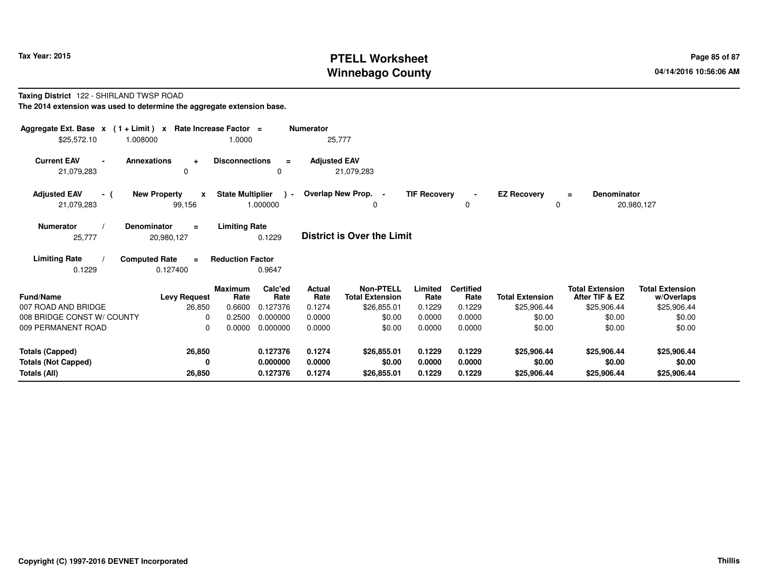# PTELL Worksheet
# Winnebago County

Tax Year: 2015

04/14/2016 10:56:06 AM

**Taxing District** 122 - SHIRLAND TWSP ROAD

**The 2014 extension was used to determine the aggregate extension base.**

| Aggregate Ext. Base | x | (1 + Limit) | x | Rate Increase Factor | = | Numerator |
|---|---|---|---|---|---|---|
| $25,572.10 | | 1.008000 | | 1.0000 | | 25,777 |

| Current EAV | - | Annexations | + | Disconnections | = | Adjusted EAV |
|---|---|---|---|---|---|---|
| 21,079,283 | | 0 | | 0 | | 21,079,283 |

| Adjusted EAV | - ( | New Property | x | State Multiplier | ) - | Overlap New Prop. | - | TIF Recovery | - | EZ Recovery | = | Denominator |
|---|---|---|---|---|---|---|---|---|---|---|---|---|
| 21,079,283 | | 99,156 | | 1.000000 | | 0 | | 0 | | 0 | | 20,980,127 |

| Numerator | / | Denominator | = | Limiting Rate |
|---|---|---|---|---|
| 25,777 | | 20,980,127 | | 0.1229 |

**District is Over the Limit**

| Limiting Rate | / | Computed Rate | = | Reduction Factor |
|---|---|---|---|---|
| 0.1229 | | 0.127400 | | 0.9647 |

| Fund/Name | Levy Request | Maximum Rate | Calc'ed Rate | Actual Rate | Non-PTELL Total Extension | Limited Rate | Certified Rate | Total Extension | Total Extension After TIF & EZ | Total Extension w/Overlaps |
|---|---|---|---|---|---|---|---|---|---|---|
| 007 ROAD AND BRIDGE | 26,850 | 0.6600 | 0.127376 | 0.1274 | $26,855.01 | 0.1229 | 0.1229 | $25,906.44 | $25,906.44 | $25,906.44 |
| 008 BRIDGE CONST W/ COUNTY | 0 | 0.2500 | 0.000000 | 0.0000 | $0.00 | 0.0000 | 0.0000 | $0.00 | $0.00 | $0.00 |
| 009 PERMANENT ROAD | 0 | 0.0000 | 0.000000 | 0.0000 | $0.00 | 0.0000 | 0.0000 | $0.00 | $0.00 | $0.00 |
| **Totals (Capped)** | **26,850** | | **0.127376** | **0.1274** | **$26,855.01** | **0.1229** | **0.1229** | **$25,906.44** | **$25,906.44** | **$25,906.44** |
| **Totals (Not Capped)** | **0** | | **0.000000** | **0.0000** | **$0.00** | **0.0000** | **0.0000** | **$0.00** | **$0.00** | **$0.00** |
| **Totals (All)** | **26,850** | | **0.127376** | **0.1274** | **$26,855.01** | **0.1229** | **0.1229** | **$25,906.44** | **$25,906.44** | **$25,906.44** |

Copyright (C) 1997-2016 DEVNET Incorporated

Thillis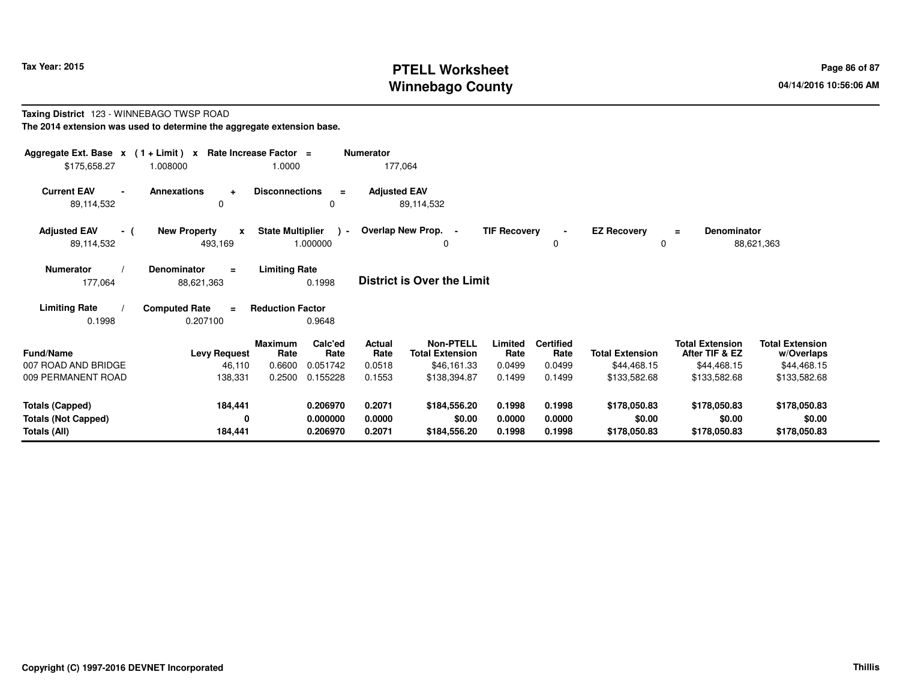# PTELL Worksheet
# Winnebago County

Tax Year: 2015

04/14/2016 10:56:06 AM

**Taxing District** 123 - WINNEBAGO TWSP ROAD

**The 2014 extension was used to determine the aggregate extension base.**

| Aggregate Ext. Base | x | (1 + Limit) | x | Rate Increase Factor | = | Numerator |
|---|---|---|---|---|---|---|
| $175,658.27 | | 1.008000 | | 1.0000 | | 177,064 |

| Current EAV | - | Annexations | + | Disconnections | = | Adjusted EAV |
|---|---|---|---|---|---|---|
| 89,114,532 | | 0 | | 0 | | 89,114,532 |

| Adjusted EAV | - ( | New Property | x | State Multiplier | ) - | Overlap New Prop. | - | TIF Recovery | - | EZ Recovery | = | Denominator |
|---|---|---|---|---|---|---|---|---|---|---|---|---|
| 89,114,532 | | 493,169 | | 1.000000 | | 0 | | 0 | | 0 | | 88,621,363 |

| Numerator | / | Denominator | = | Limiting Rate |
|---|---|---|---|---|
| 177,064 | | 88,621,363 | | 0.1998 |

**District is Over the Limit**

| Limiting Rate | / | Computed Rate | = | Reduction Factor |
|---|---|---|---|---|
| 0.1998 | | 0.207100 | | 0.9648 |

| Fund/Name | Levy Request | Maximum Rate | Calc'ed Rate | Actual Rate | Non-PTELL Total Extension | Limited Rate | Certified Rate | Total Extension | Total Extension After TIF & EZ | Total Extension w/Overlaps |
|---|---|---|---|---|---|---|---|---|---|---|
| 007 ROAD AND BRIDGE | 46,110 | 0.6600 | 0.051742 | 0.0518 | $46,161.33 | 0.0499 | 0.0499 | $44,468.15 | $44,468.15 | $44,468.15 |
| 009 PERMANENT ROAD | 138,331 | 0.2500 | 0.155228 | 0.1553 | $138,394.87 | 0.1499 | 0.1499 | $133,582.68 | $133,582.68 | $133,582.68 |
| **Totals (Capped)** | **184,441** | | **0.206970** | **0.2071** | **$184,556.20** | **0.1998** | **0.1998** | **$178,050.83** | **$178,050.83** | **$178,050.83** |
| **Totals (Not Capped)** | **0** | | **0.000000** | **0.0000** | **$0.00** | **0.0000** | **0.0000** | **$0.00** | **$0.00** | **$0.00** |
| **Totals (All)** | **184,441** | | **0.206970** | **0.2071** | **$184,556.20** | **0.1998** | **0.1998** | **$178,050.83** | **$178,050.83** | **$178,050.83** |

**Copyright (C) 1997-2016 DEVNET Incorporated**

**Thillis**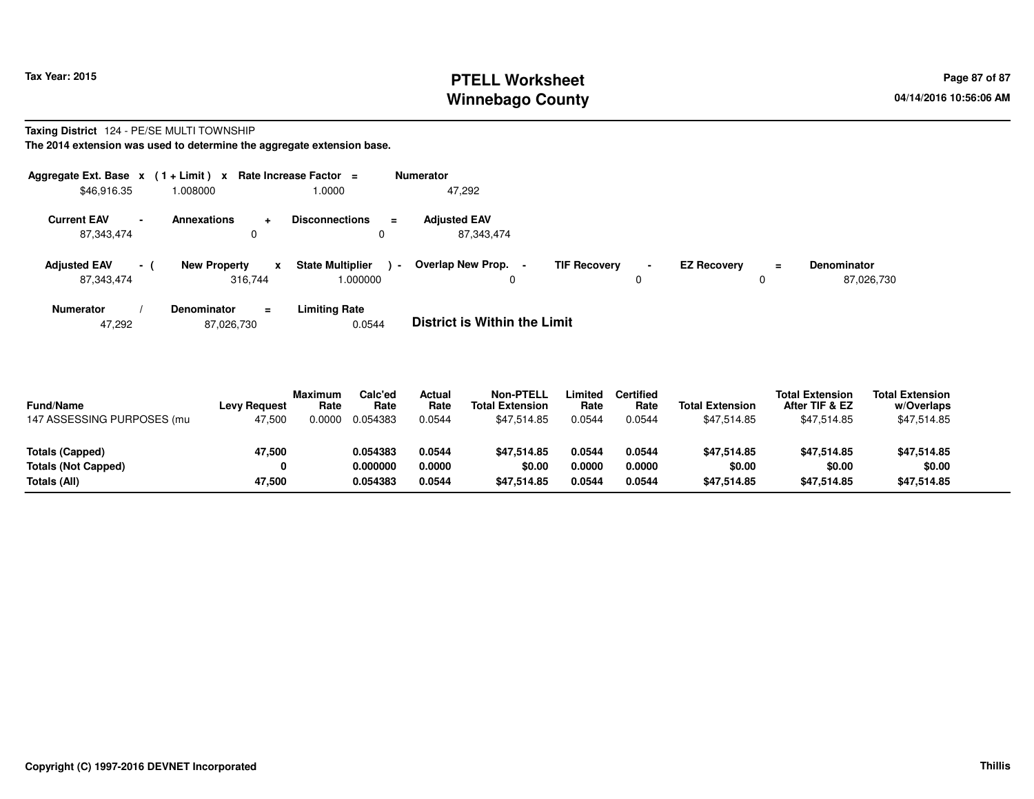**Taxing District** 124 - PE/SE MULTI TOWNSHIP

**The 2014 extension was used to determine the aggregate extension base.**

| Aggregate Ext. Base | x | (1 + Limit) | x | Rate Increase Factor | = | Numerator |
|---|---|---|---|---|---|---|
| $46,916.35 | | 1.008000 | | 1.0000 | | 47,292 |

| Current EAV | - | Annexations | + | Disconnections | = | Adjusted EAV |
|---|---|---|---|---|---|---|
| 87,343,474 | | 0 | | 0 | | 87,343,474 |

| Adjusted EAV | - ( | New Property | x | State Multiplier | ) - | Overlap New Prop. | - | TIF Recovery | - | EZ Recovery | = | Denominator |
|---|---|---|---|---|---|---|---|---|---|---|---|---|
| 87,343,474 | | 316,744 | | 1.000000 | | 0 | | 0 | | 0 | | 87,026,730 |

| Numerator | / | Denominator | = | Limiting Rate |
|---|---|---|---|---|
| 47,292 | | 87,026,730 | | 0.0544 |

**District is Within the Limit**

| Fund/Name | Levy Request | Maximum Rate | Calc'ed Rate | Actual Rate | Non-PTELL Total Extension | Limited Rate | Certified Rate | Total Extension | Total Extension After TIF & EZ | Total Extension w/Overlaps |
|---|---|---|---|---|---|---|---|---|---|---|
| 147 ASSESSING PURPOSES (mu | 47,500 | 0.0000 | 0.054383 | 0.0544 | $47,514.85 | 0.0544 | 0.0544 | $47,514.85 | $47,514.85 | $47,514.85 |
| **Totals (Capped)** | **47,500** | | **0.054383** | **0.0544** | **$47,514.85** | **0.0544** | **0.0544** | **$47,514.85** | **$47,514.85** | **$47,514.85** |
| **Totals (Not Capped)** | **0** | | **0.000000** | **0.0000** | **$0.00** | **0.0000** | **0.0000** | **$0.00** | **$0.00** | **$0.00** |
| **Totals (All)** | **47,500** | | **0.054383** | **0.0544** | **$47,514.85** | **0.0544** | **0.0544** | **$47,514.85** | **$47,514.85** | **$47,514.85** |